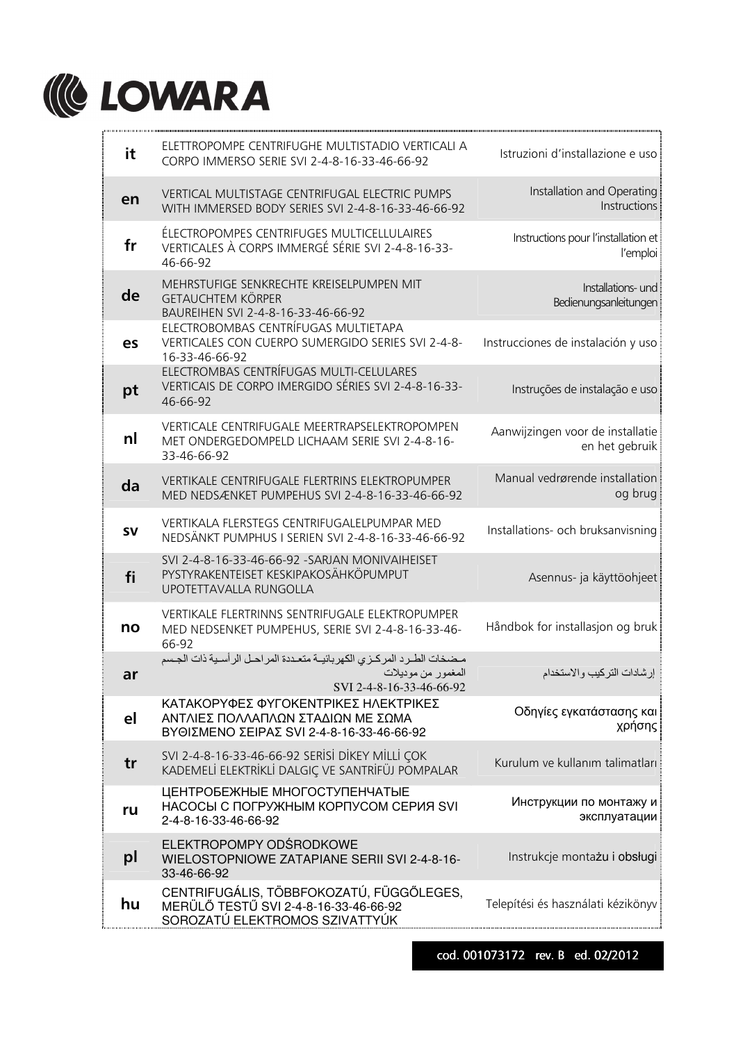# LOWARA

| | | |
|---|---|---|
| **it** | ELETTROPOMPE CENTRIFUGHE MULTISTADIO VERTICALI A CORPO IMMERSO SERIE SVI 2-4-8-16-33-46-66-92 | Istruzioni d'installazione e uso |
| **en** | VERTICAL MULTISTAGE CENTRIFUGAL ELECTRIC PUMPS WITH IMMERSED BODY SERIES SVI 2-4-8-16-33-46-66-92 | Installation and Operating Instructions |
| **fr** | ÉLECTROPOMPES CENTRIFUGES MULTICELLULAIRES VERTICALES À CORPS IMMERGÉ SÉRIE SVI 2-4-8-16-33-46-66-92 | Instructions pour l'installation et l'emploi |
| **de** | MEHRSTUFIGE SENKRECHTE KREISELPUMPEN MIT GETAUCHTEM KÖRPER BAUREIHEN SVI 2-4-8-16-33-46-66-92 | Installations- und Bedienungsanleitungen |
| **es** | ELECTROBOMBAS CENTRÍFUGAS MULTIETAPA VERTICALES CON CUERPO SUMERGIDO SERIES SVI 2-4-8-16-33-46-66-92 | Instrucciones de instalación y uso |
| **pt** | ELECTROMBAS CENTRÍFUGAS MULTI-CELULARES VERTICAIS DE CORPO IMERGIDO SÉRIES SVI 2-4-8-16-33-46-66-92 | Instruções de instalação e uso |
| **nl** | VERTICALE CENTRIFUGALE MEERTRAPSELEKTROPOMPEN MET ONDERGEDOMPELD LICHAAM SERIE SVI 2-4-8-16-33-46-66-92 | Aanwijzingen voor de installatie en het gebruik |
| **da** | VERTIKALE CENTRIFUGALE FLERTRINS ELEKTROPUMPER MED NEDSÆNKET PUMPEHUS SVI 2-4-8-16-33-46-66-92 | Manual vedrørende installation og brug |
| **sv** | VERTIKALA FLERSTEGS CENTRIFUGALELPUMPAR MED NEDSÄNKT PUMPHUS I SERIEN SVI 2-4-8-16-33-46-66-92 | Installations- och bruksanvisning |
| **fi** | SVI 2-4-8-16-33-46-66-92 -SARJAN MONIVAIHEISET PYSTYRAKENTEISET KESKIPAKOSÄHKÖPUMPUT UPOTETTAVALLA RUNGOLLA | Asennus- ja käyttöohjeet |
| **no** | VERTIKALE FLERTRINNS SENTRIFUGALE ELEKTROPUMPER MED NEDSENKET PUMPEHUS, SERIE SVI 2-4-8-16-33-46-66-92 | Håndbok for installasjon og bruk |
| **ar** | مضخات الطرد المركزي الكهربائية متعددة المراحل الرأسية ذات الجسم المغمور من موديلات SVI 2-4-8-16-33-46-66-92 | إرشادات التركيب والاستخدام |
| **el** | ΚΑΤΑΚΟΡΥΦΕΣ ΦΥΓΟΚΕΝΤΡΙΚΕΣ ΗΛΕΚΤΡΙΚΕΣ ΑΝΤΛΙΕΣ ΠΟΛΛΑΠΛΩΝ ΣΤΑΔΙΩΝ ΜΕ ΣΩΜΑ ΒΥΘΙΣΜΕΝΟ ΣΕΙΡΑΣ SVI 2-4-8-16-33-46-66-92 | Οδηγίες εγκατάστασης και χρήσης |
| **tr** | SVI 2-4-8-16-33-46-66-92 SERİSİ DİKEY MİLLİ ÇOK KADEMELİ ELEKTRİKLİ DALGIÇ VE SANTRİFÜJ POMPALAR | Kurulum ve kullanım talimatları |
| **ru** | ЦЕНТРОБЕЖНЫЕ МНОГОСТУПЕНЧАТЫЕ НАСОСЫ С ПОГРУЖНЫМ КОРПУСОМ СЕРИЯ SVI 2-4-8-16-33-46-66-92 | Инструкции по монтажу и эксплуатации |
| **pl** | ELEKTROPOMPY ODŚRODKOWE WIELOSTOPNIOWE ZATAPIANE SERII SVI 2-4-8-16-33-46-66-92 | Instrukcje montażu i obsługi |
| **hu** | CENTRIFUGÁLIS, TÖBBFOKOZATÚ, FÜGGŐLEGES, MERÜLŐ TESTŰ SVI 2-4-8-16-33-46-66-92 SOROZATÚ ELEKTROMOS SZIVATTYÚK | Telepítési és használati kézikönyv |

cod. 001073172 rev. B ed. 02/2012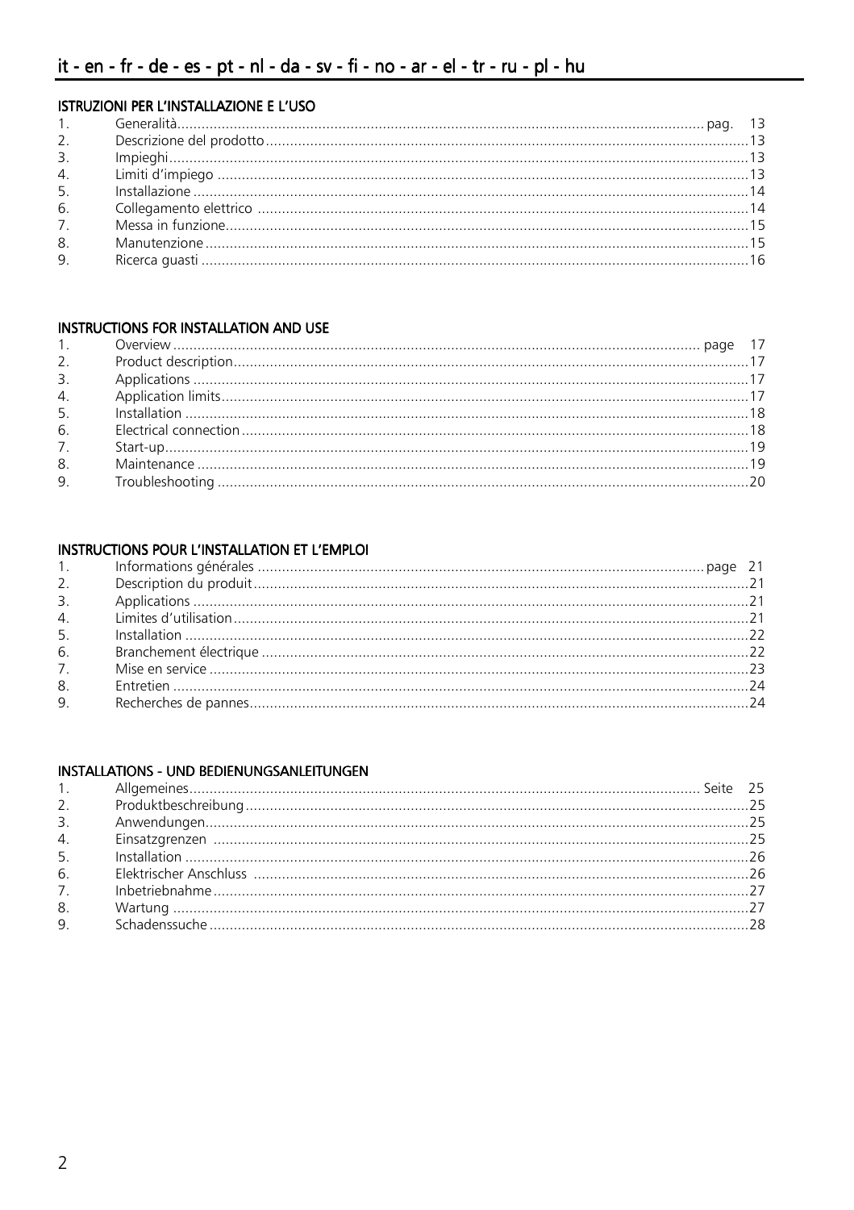# it - en - fr - de - es - pt - nl - da - sv - fi - no - ar - el - tr - ru - pl - hu

## ISTRUZIONI PER L'INSTALLAZIONE E L'USO

1. Generalità ................................................ pag. 13
2. Descrizione del prodotto ................................. 13
3. Impieghi ................................................. 13
4. Limiti d'impiego ......................................... 13
5. Installazione ............................................ 14
6. Collegamento elettrico ................................... 14
7. Messa in funzione ........................................ 15
8. Manutenzione ............................................. 15
9. Ricerca guasti ........................................... 16

## INSTRUCTIONS FOR INSTALLATION AND USE

1. Overview ................................................. page 17
2. Product description ...................................... 17
3. Applications ............................................. 17
4. Application limits ....................................... 17
5. Installation ............................................. 18
6. Electrical connection .................................... 18
7. Start-up ................................................. 19
8. Maintenance .............................................. 19
9. Troubleshooting .......................................... 20

## INSTRUCTIONS POUR L'INSTALLATION ET L'EMPLOI

1. Informations générales ................................... page 21
2. Description du produit ................................... 21
3. Applications ............................................. 21
4. Limites d'utilisation .................................... 21
5. Installation ............................................. 22
6. Branchement électrique ................................... 22
7. Mise en service .......................................... 23
8. Entretien ................................................ 24
9. Recherches de pannes ..................................... 24

## INSTALLATIONS - UND BEDIENUNGSANLEITUNGEN

1. Allgemeines .............................................. Seite 25
2. Produktbeschreibung ...................................... 25
3. Anwendungen .............................................. 25
4. Einsatzgrenzen ........................................... 25
5. Installation ............................................. 26
6. Elektrischer Anschluss ................................... 26
7. Inbetriebnahme ........................................... 27
8. Wartung .................................................. 27
9. Schadenssuche ............................................ 28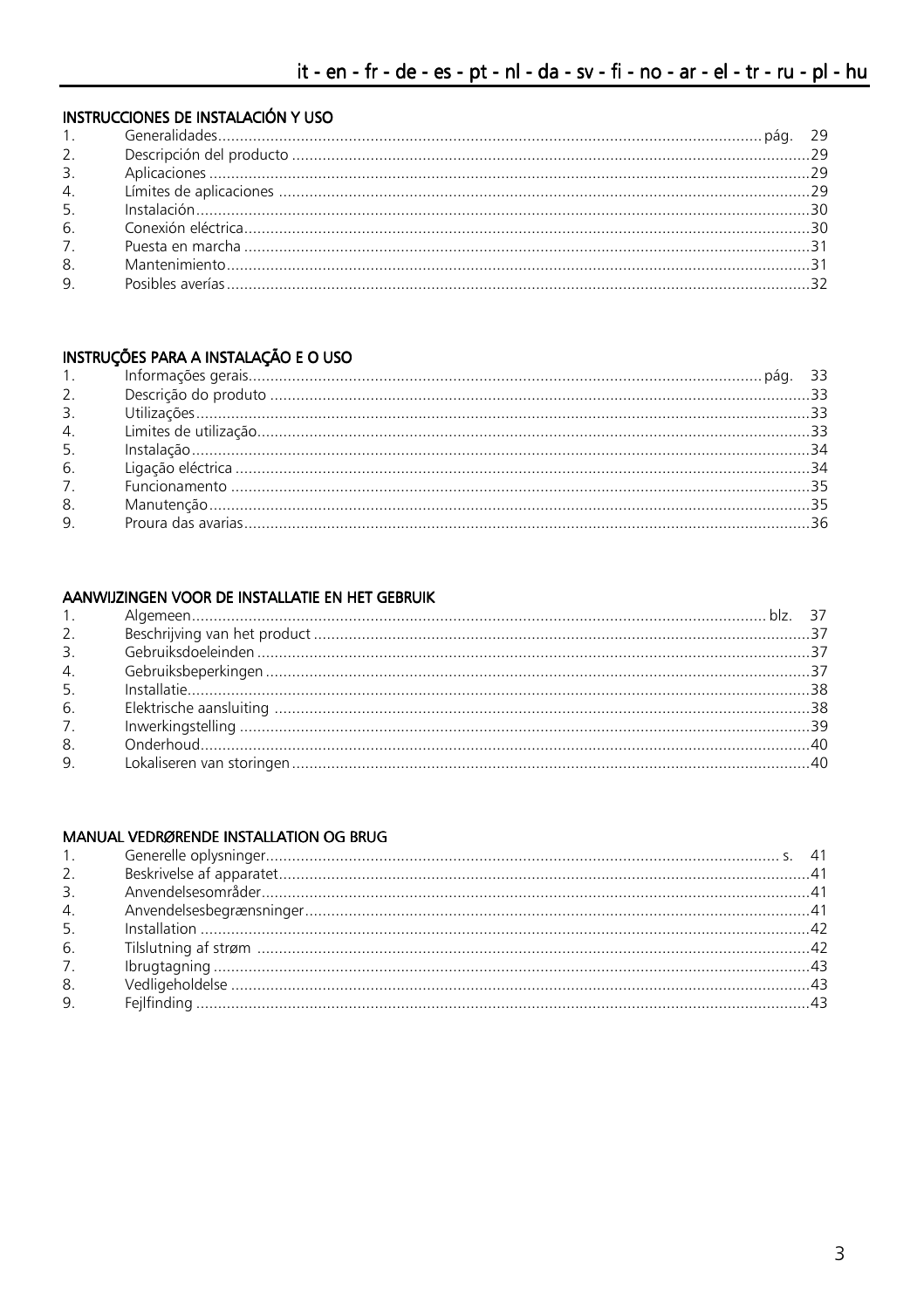it - en - fr - de - es - pt - nl - da - sv - fi - no - ar - el - tr - ru - pl - hu

## INSTRUCCIONES DE INSTALACIÓN Y USO

1. Generalidades ........................................ pág. 29
2. Descripción del producto ........................................ 29
3. Aplicaciones ........................................ 29
4. Límites de aplicaciones ........................................ 29
5. Instalación ........................................ 30
6. Conexión eléctrica ........................................ 30
7. Puesta en marcha ........................................ 31
8. Mantenimiento ........................................ 31
9. Posibles averías ........................................ 32

## INSTRUÇÕES PARA A INSTALAÇÃO E O USO

1. Informações gerais ........................................ pág. 33
2. Descrição do produto ........................................ 33
3. Utilizações ........................................ 33
4. Limites de utilização ........................................ 33
5. Instalação ........................................ 34
6. Ligação eléctrica ........................................ 34
7. Funcionamento ........................................ 35
8. Manutenção ........................................ 35
9. Proura das avarias ........................................ 36

## AANWIJZINGEN VOOR DE INSTALLATIE EN HET GEBRUIK

1. Algemeen ........................................ blz. 37
2. Beschrijving van het product ........................................ 37
3. Gebruiksdoeleinden ........................................ 37
4. Gebruiksbeperkingen ........................................ 37
5. Installatie ........................................ 38
6. Elektrische aansluiting ........................................ 38
7. Inwerkingstelling ........................................ 39
8. Onderhoud ........................................ 40
9. Lokaliseren van storingen ........................................ 40

## MANUAL VEDRØRENDE INSTALLATION OG BRUG

1. Generelle oplysninger ........................................ s. 41
2. Beskrivelse af apparatet ........................................ 41
3. Anvendelsesområder ........................................ 41
4. Anvendelsesbegrænsninger ........................................ 41
5. Installation ........................................ 42
6. Tilslutning af strøm ........................................ 42
7. Ibrugtagning ........................................ 43
8. Vedligeholdelse ........................................ 43
9. Fejlfinding ........................................ 43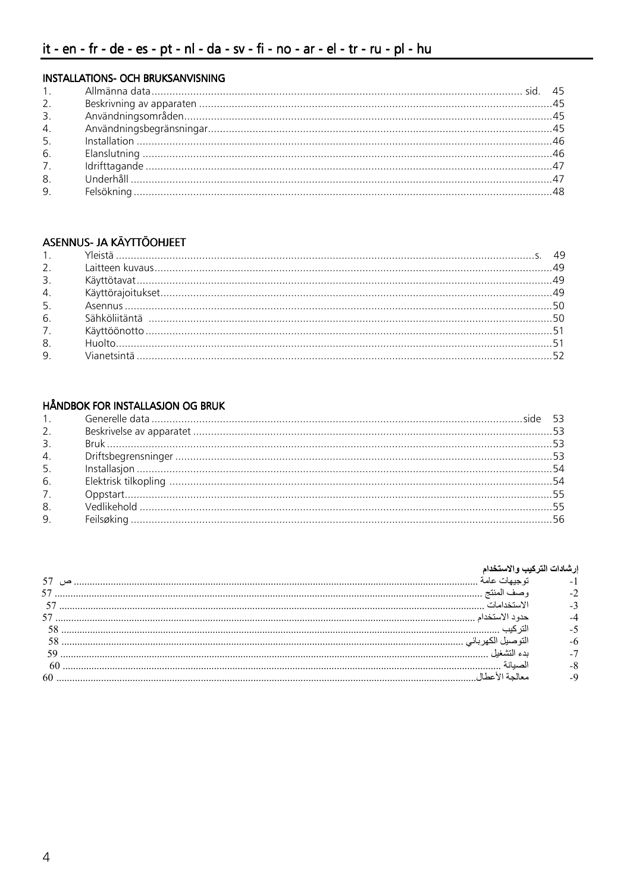it - en - fr - de - es - pt - nl - da - sv - fi - no - ar - el - tr - ru - pl - hu

## INSTALLATIONS- OCH BRUKSANVISNING

1. Allmänna data ........ sid. 45
2. Beskrivning av apparaten ........ 45
3. Användningsområden ........ 45
4. Användningsbegränsningar ........ 45
5. Installation ........ 46
6. Elanslutning ........ 46
7. Idrifttagande ........ 47
8. Underhåll ........ 47
9. Felsökning ........ 48

## ASENNUS- JA KÄYTTÖOHJEET

1. Yleistä ........ s. 49
2. Laitteen kuvaus ........ 49
3. Käyttötavat ........ 49
4. Käyttörajoitukset ........ 49
5. Asennus ........ 50
6. Sähköliitäntä ........ 50
7. Käyttöönotto ........ 51
8. Huolto ........ 51
9. Vianetsintä ........ 52

## HÅNDBOK FOR INSTALLASJON OG BRUK

1. Generelle data ........ side 53
2. Beskrivelse av apparatet ........ 53
3. Bruk ........ 53
4. Driftsbegrensninger ........ 53
5. Installasjon ........ 54
6. Elektrisk tilkopling ........ 54
7. Oppstart ........ 55
8. Vedlikehold ........ 55
9. Feilsøking ........ 56

## إرشادات التركيب والاستخدام

-1 توجيهات عامة ........ ص 57
-2 وصف المنتج ........ 57
-3 الاستخدامات ........ 57
-4 حدود الاستخدام ........ 57
-5 التركيب ........ 58
-6 التوصيل الكهربائي ........ 58
-7 بدء التشغيل ........ 59
-8 الصيانة ........ 60
-9 معالجة الأعطال ........ 60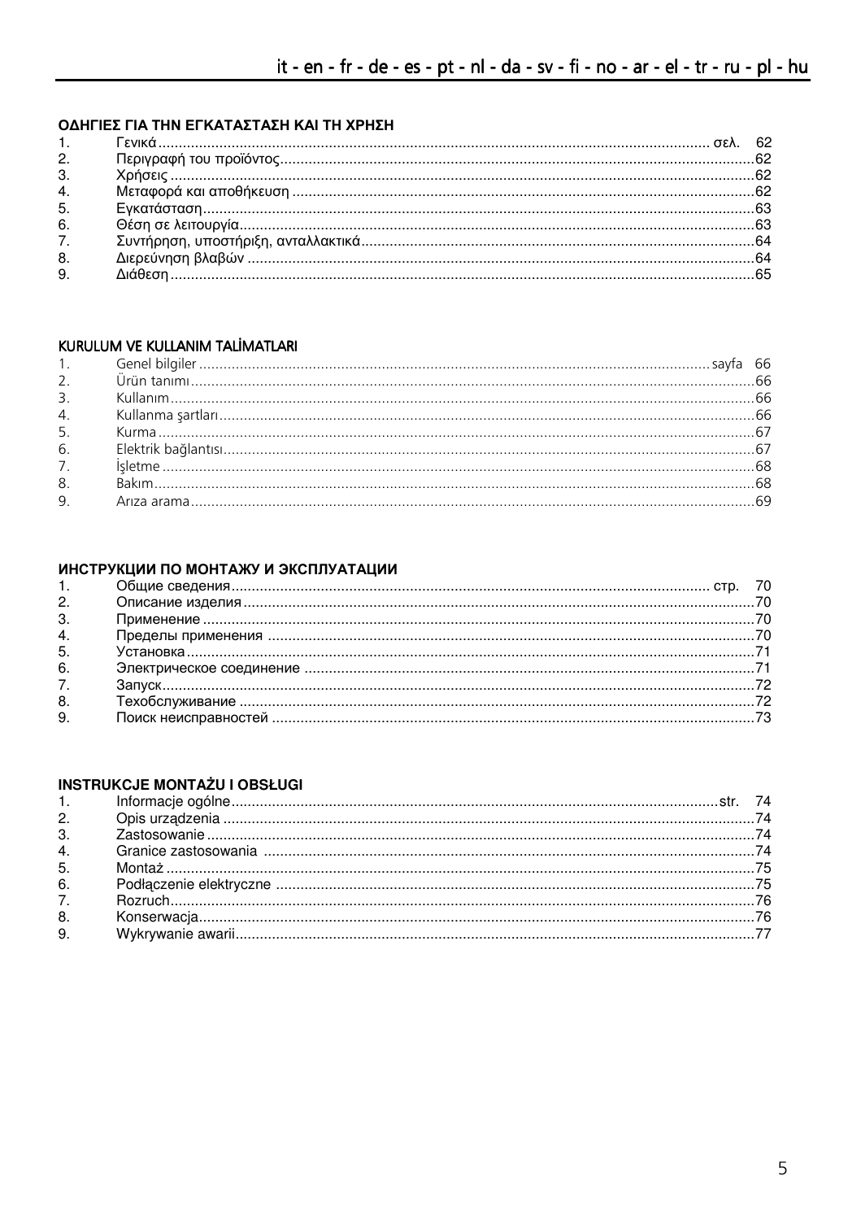## ΟΔΗΓΙΕΣ ΓΙΑ ΤΗΝ ΕΓΚΑΤΑΣΤΑΣΗ ΚΑΙ ΤΗ ΧΡΗΣΗ

1. Γενικά ................ σελ. 62
2. Περιγραφή του προϊόντος ................ 62
3. Χρήσεις ................ 62
4. Μεταφορά και αποθήκευση ................ 62
5. Εγκατάσταση ................ 63
6. Θέση σε λειτουργία ................ 63
7. Συντήρηση, υποστήριξη, ανταλλακτικά ................ 64
8. Διερεύνηση βλαβών ................ 64
9. Διάθεση ................ 65

## KURULUM VE KULLANIM TALİMATLARI

1. Genel bilgiler ................ sayfa 66
2. Ürün tanımı ................ 66
3. Kullanım ................ 66
4. Kullanma şartları ................ 66
5. Kurma ................ 67
6. Elektrik bağlantısı ................ 67
7. İşletme ................ 68
8. Bakım ................ 68
9. Arıza arama ................ 69

## ИНСТРУКЦИИ ПО МОНТАЖУ И ЭКСПЛУАТАЦИИ

1. Общие сведения ................ стр. 70
2. Описание изделия ................ 70
3. Применение ................ 70
4. Пределы применения ................ 70
5. Установка ................ 71
6. Электрическое соединение ................ 71
7. Запуск ................ 72
8. Техобслуживание ................ 72
9. Поиск неисправностей ................ 73

## INSTRUKCJE MONTAŻU I OBSŁUGI

1. Informacje ogólne ................ str. 74
2. Opis urządzenia ................ 74
3. Zastosowanie ................ 74
4. Granice zastosowania ................ 74
5. Montaż ................ 75
6. Podłączenie elektryczne ................ 75
7. Rozruch ................ 76
8. Konserwacja ................ 76
9. Wykrywanie awarii ................ 77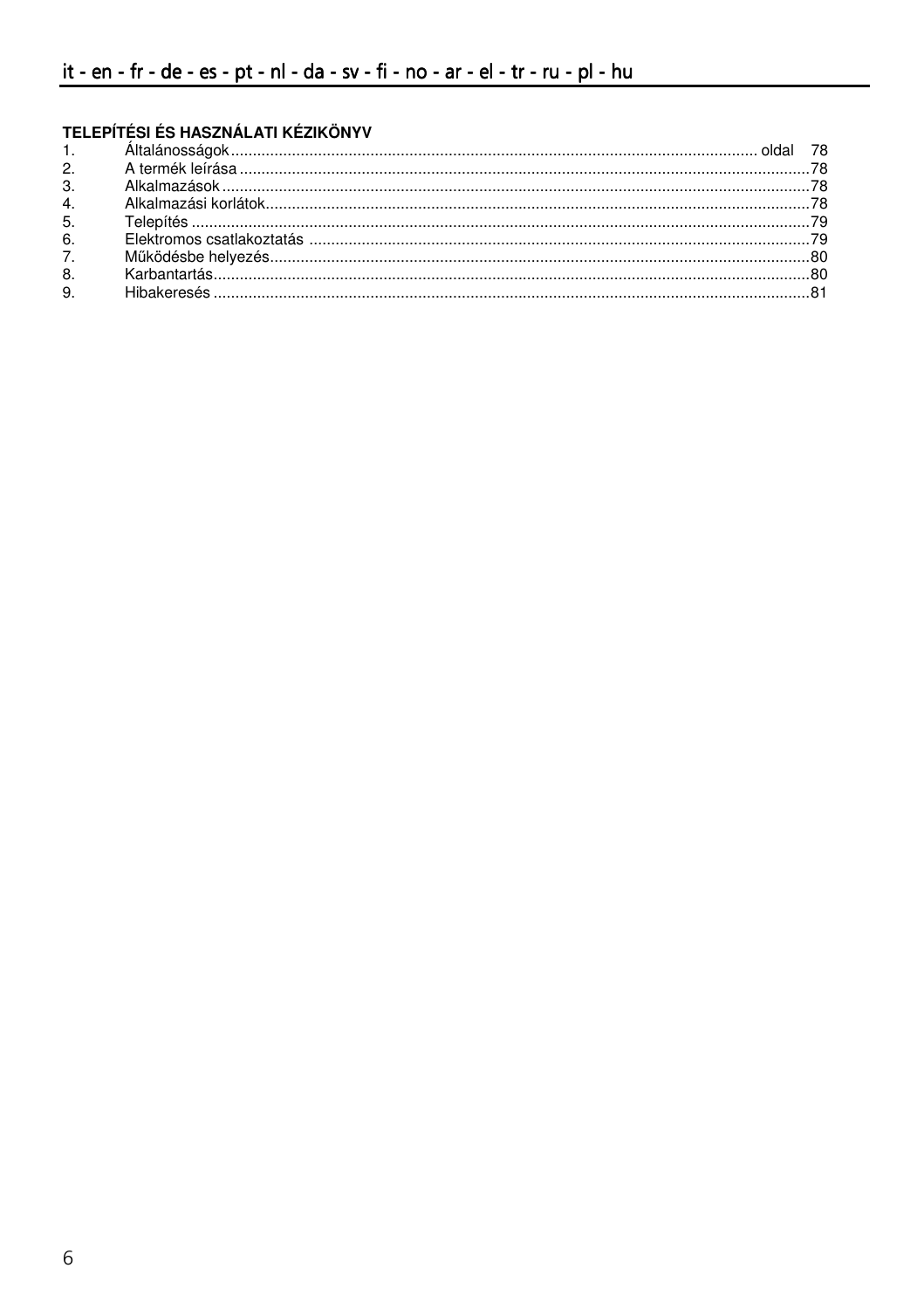## TELEPÍTÉSI ÉS HASZNÁLATI KÉZIKÖNYV

1. Általánosságok ........................................................................ oldal 78
2. A termék leírása ........................................................................ 78
3. Alkalmazások ........................................................................ 78
4. Alkalmazási korlátok ........................................................................ 78
5. Telepítés ........................................................................ 79
6. Elektromos csatlakoztatás ........................................................................ 79
7. Működésbe helyezés ........................................................................ 80
8. Karbantartás ........................................................................ 80
9. Hibakeresés ........................................................................ 81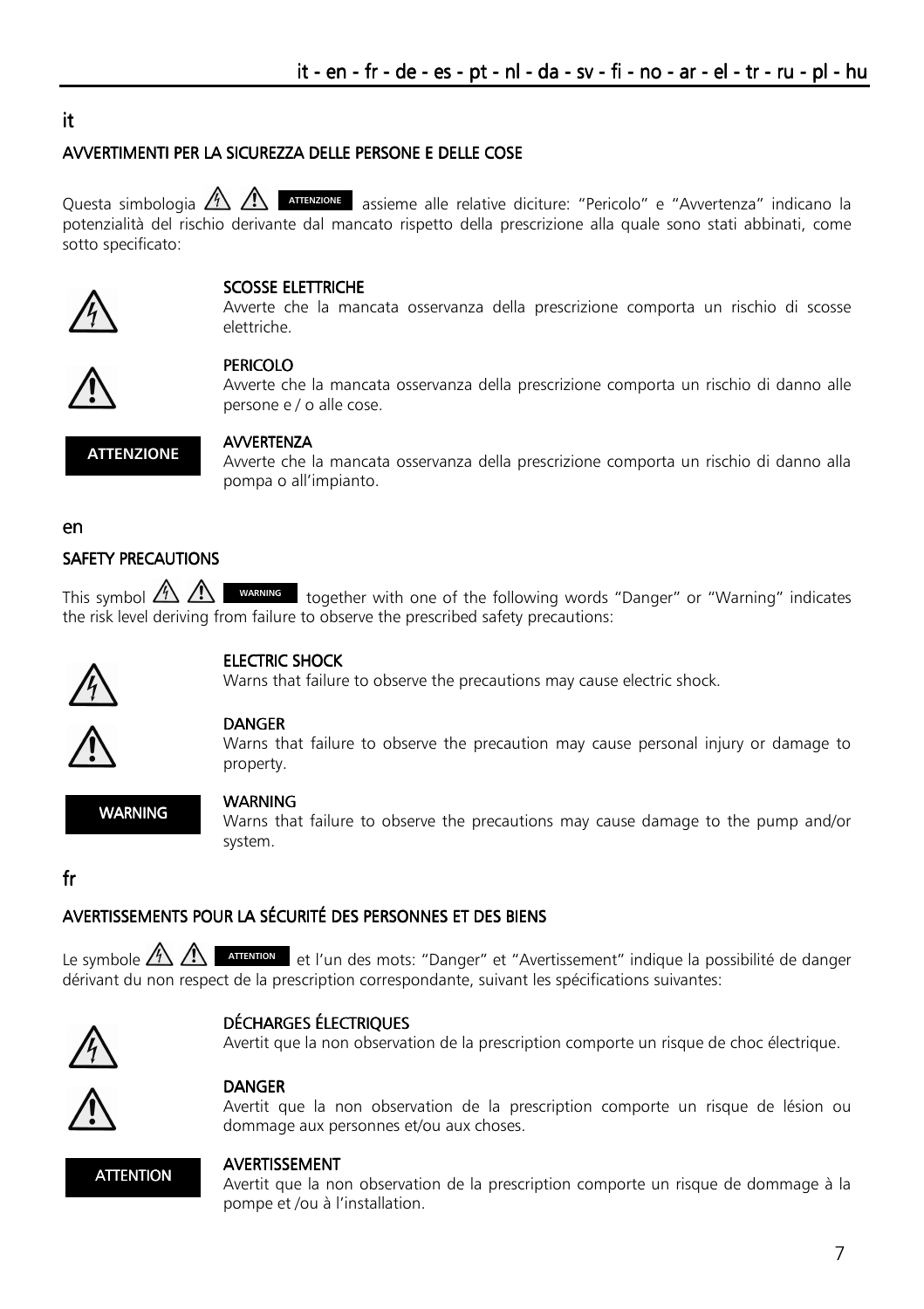## it

### AVVERTIMENTI PER LA SICUREZZA DELLE PERSONE E DELLE COSE

Questa simbologia ATTENZIONE assieme alle relative diciture: "Pericolo" e "Avvertenza" indicano la potenzialità del rischio derivante dal mancato rispetto della prescrizione alla quale sono stati abbinati, come sotto specificato:

**SCOSSE ELETTRICHE**
Avverte che la mancata osservanza della prescrizione comporta un rischio di scosse elettriche.

**PERICOLO**
Avverte che la mancata osservanza della prescrizione comporta un rischio di danno alle persone e / o alle cose.

**ATTENZIONE** — **AVVERTENZA**
Avverte che la mancata osservanza della prescrizione comporta un rischio di danno alla pompa o all'impianto.

## en

### SAFETY PRECAUTIONS

This symbol WARNING together with one of the following words "Danger" or "Warning" indicates the risk level deriving from failure to observe the prescribed safety precautions:

**ELECTRIC SHOCK**
Warns that failure to observe the precautions may cause electric shock.

**DANGER**
Warns that failure to observe the precaution may cause personal injury or damage to property.

**WARNING** — **WARNING**
Warns that failure to observe the precautions may cause damage to the pump and/or system.

## fr

### AVERTISSEMENTS POUR LA SÉCURITÉ DES PERSONNES ET DES BIENS

Le symbole ATTENTION et l'un des mots: "Danger" et "Avertissement" indique la possibilité de danger dérivant du non respect de la prescription correspondante, suivant les spécifications suivantes:

**DÉCHARGES ÉLECTRIQUES**
Avertit que la non observation de la prescription comporte un risque de choc électrique.

**DANGER**
Avertit que la non observation de la prescription comporte un risque de lésion ou dommage aux personnes et/ou aux choses.

**ATTENTION** — **AVERTISSEMENT**
Avertit que la non observation de la prescription comporte un risque de dommage à la pompe et /ou à l'installation.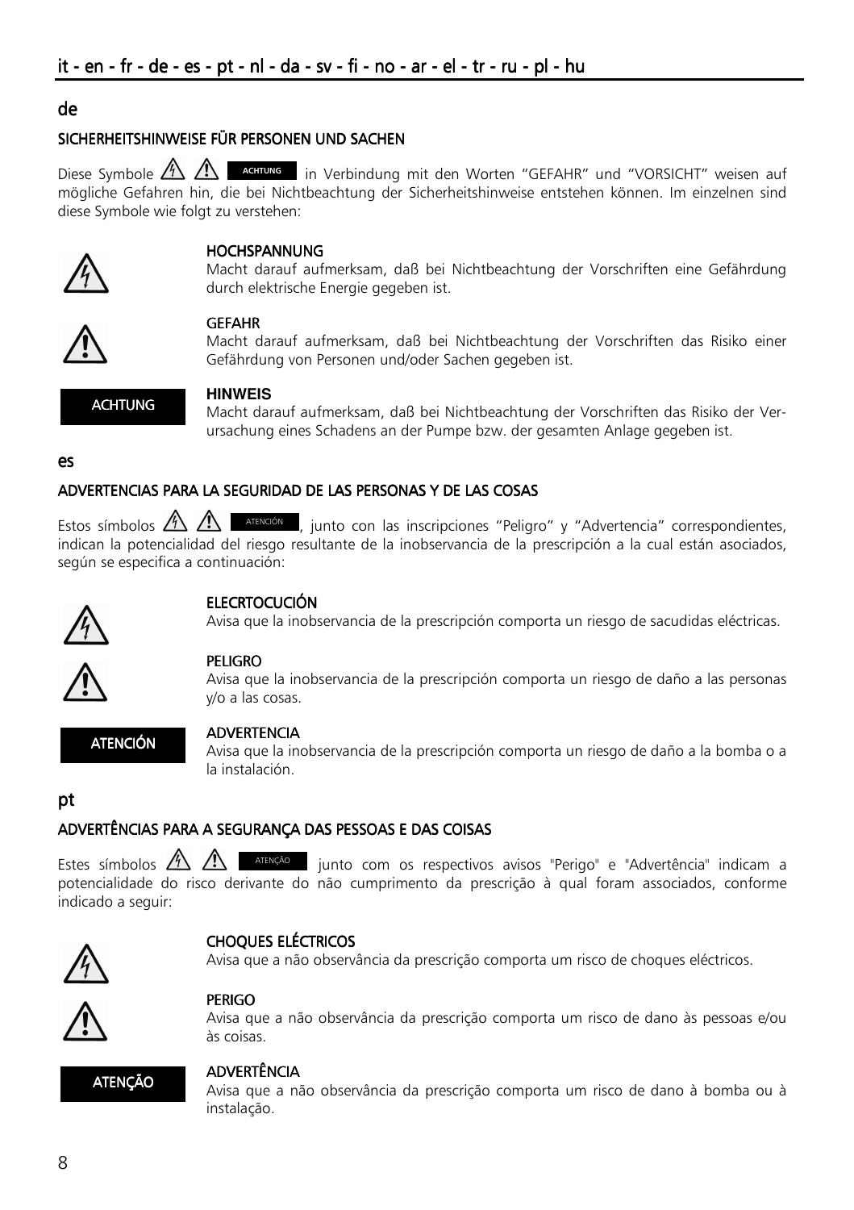## de

### SICHERHEITSHINWEISE FÜR PERSONEN UND SACHEN

Diese Symbole ACHTUNG in Verbindung mit den Worten "GEFAHR" und "VORSICHT" weisen auf mögliche Gefahren hin, die bei Nichtbeachtung der Sicherheitshinweise entstehen können. Im einzelnen sind diese Symbole wie folgt zu verstehen:

**HOCHSPANNUNG**
Macht darauf aufmerksam, daß bei Nichtbeachtung der Vorschriften eine Gefährdung durch elektrische Energie gegeben ist.

**GEFAHR**
Macht darauf aufmerksam, daß bei Nichtbeachtung der Vorschriften das Risiko einer Gefährdung von Personen und/oder Sachen gegeben ist.

ACHTUNG

**HINWEIS**
Macht darauf aufmerksam, daß bei Nichtbeachtung der Vorschriften das Risiko der Verursachung eines Schadens an der Pumpe bzw. der gesamten Anlage gegeben ist.

## es

### ADVERTENCIAS PARA LA SEGURIDAD DE LAS PERSONAS Y DE LAS COSAS

Estos símbolos ATENCIÓN, junto con las inscripciones "Peligro" y "Advertencia" correspondientes, indican la potencialidad del riesgo resultante de la inobservancia de la prescripción a la cual están asociados, según se especifica a continuación:

**ELECRTOCUCIÓN**
Avisa que la inobservancia de la prescripción comporta un riesgo de sacudidas eléctricas.

**PELIGRO**
Avisa que la inobservancia de la prescripción comporta un riesgo de daño a las personas y/o a las cosas.

ATENCIÓN

**ADVERTENCIA**
Avisa que la inobservancia de la prescripción comporta un riesgo de daño a la bomba o a la instalación.

## pt

### ADVERTÊNCIAS PARA A SEGURANÇA DAS PESSOAS E DAS COISAS

Estes símbolos ATENÇÃO junto com os respectivos avisos "Perigo" e "Advertência" indicam a potencialidade do risco derivante do não cumprimento da prescrição à qual foram associados, conforme indicado a seguir:

**CHOQUES ELÉCTRICOS**
Avisa que a não observância da prescrição comporta um risco de choques eléctricos.

**PERIGO**
Avisa que a não observância da prescrição comporta um risco de dano às pessoas e/ou às coisas.

ATENÇÃO

**ADVERTÊNCIA**
Avisa que a não observância da prescrição comporta um risco de dano à bomba ou à instalação.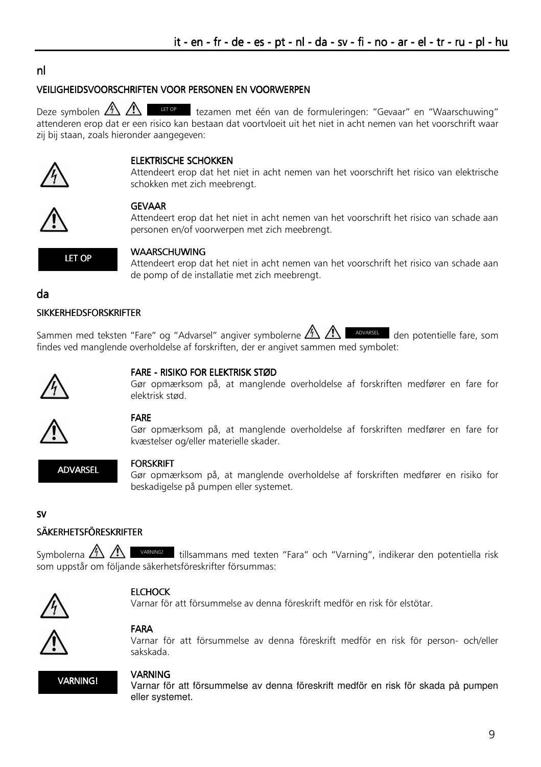## nl

### VEILIGHEIDSVOORSCHRIFTEN VOOR PERSONEN EN VOORWERPEN

Deze symbolen LET OP tezamen met één van de formuleringen: "Gevaar" en "Waarschuwing" attenderen erop dat er een risico kan bestaan dat voortvloeit uit het niet in acht nemen van het voorschrift waar zij bij staan, zoals hieronder aangegeven:

**ELEKTRISCHE SCHOKKEN**
Attendeert erop dat het niet in acht nemen van het voorschrift het risico van elektrische schokken met zich meebrengt.

**GEVAAR**
Attendeert erop dat het niet in acht nemen van het voorschrift het risico van schade aan personen en/of voorwerpen met zich meebrengt.

LET OP

**WAARSCHUWING**
Attendeert erop dat het niet in acht nemen van het voorschrift het risico van schade aan de pomp of de installatie met zich meebrengt.

## da

### SIKKERHEDSFORSKRIFTER

Sammen med teksten "Fare" og "Advarsel" angiver symbolerne ADVARSEL den potentielle fare, som findes ved manglende overholdelse af forskriften, der er angivet sammen med symbolet:

**FARE - RISIKO FOR ELEKTRISK STØD**
Gør opmærksom på, at manglende overholdelse af forskriften medfører en fare for elektrisk stød.

**FARE**
Gør opmærksom på, at manglende overholdelse af forskriften medfører en fare for kvæstelser og/eller materielle skader.

ADVARSEL

**FORSKRIFT**
Gør opmærksom på, at manglende overholdelse af forskriften medfører en risiko for beskadigelse på pumpen eller systemet.

## sv

### SÄKERHETSFÖRESKRIFTER

Symbolerna VARNING! tillsammans med texten "Fara" och "Varning", indikerar den potentiella risk som uppstår om följande säkerhetsföreskrifter försummas:

**ELCHOCK**
Varnar för att försummelse av denna föreskrift medför en risk för elstötar.

**FARA**
Varnar för att försummelse av denna föreskrift medför en risk för person- och/eller sakskada.

VARNING!

**VARNING**
Varnar för att försummelse av denna föreskrift medför en risk för skada på pumpen eller systemet.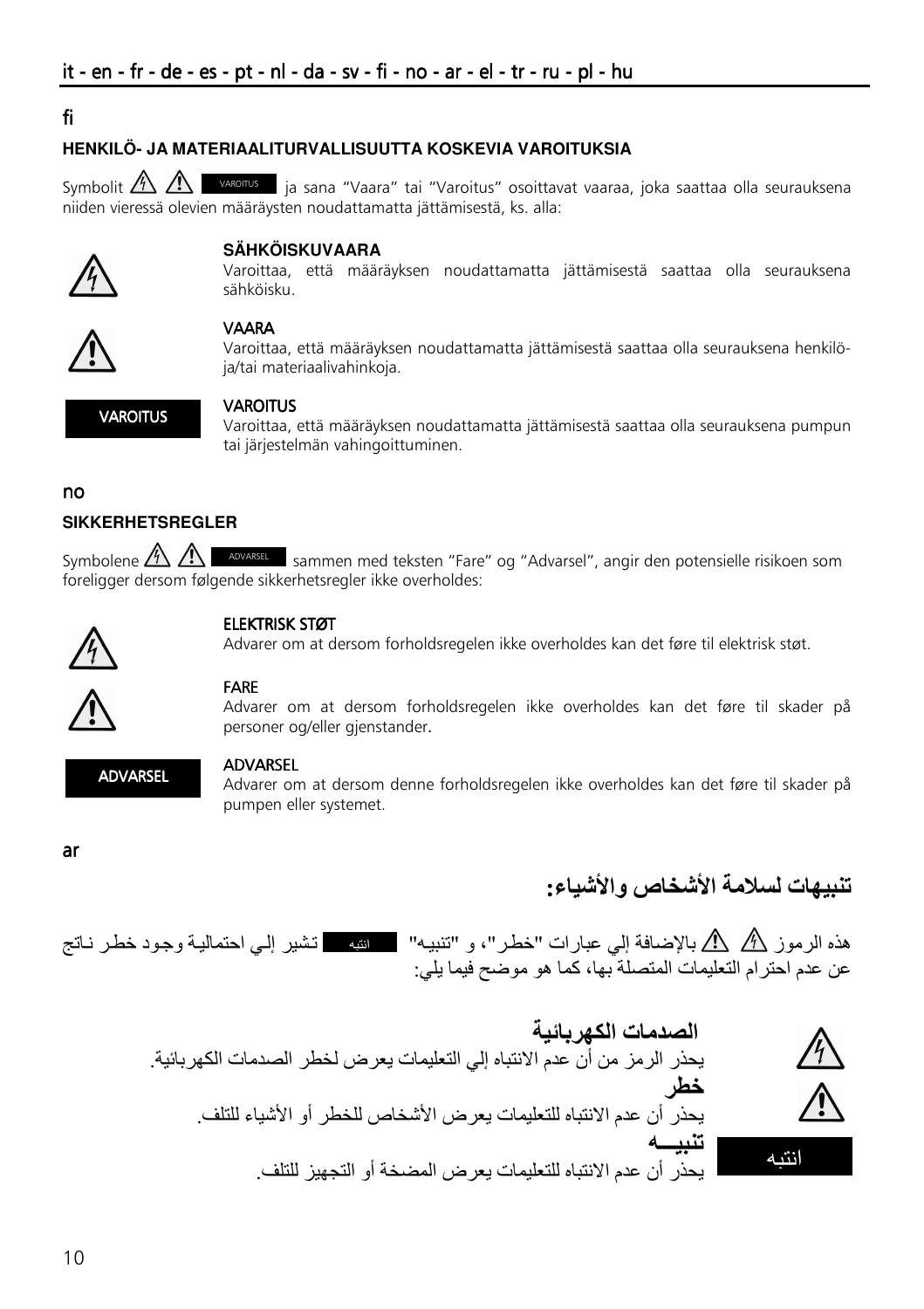it - en - fr - de - es - pt - nl - da - sv - fi - no - ar - el - tr - ru - pl - hu

## fi

### HENKILÖ- JA MATERIAALITURVALLISUUTTA KOSKEVIA VAROITUKSIA

Symbolit ⚡ ⚠ VAROITUS ja sana "Vaara" tai "Varoitus" osoittavat vaaraa, joka saattaa olla seurauksena niiden vieressä olevien määräysten noudattamatta jättämisestä, ks. alla:

**SÄHKÖISKUVAARA**
Varoittaa, että määräyksen noudattamatta jättämisestä saattaa olla seurauksena sähköisku.

**VAARA**
Varoittaa, että määräyksen noudattamatta jättämisestä saattaa olla seurauksena henkilö- ja/tai materiaalivahinkoja.

**VAROITUS**
Varoittaa, että määräyksen noudattamatta jättämisestä saattaa olla seurauksena pumpun tai järjestelmän vahingoittuminen.

## no

### SIKKERHETSREGLER

Symbolene ⚡ ⚠ ADVARSEL sammen med teksten "Fare" og "Advarsel", angir den potensielle risikoen som foreligger dersom følgende sikkerhetsregler ikke overholdes:

**ELEKTRISK STØT**
Advarer om at dersom forholdsregelen ikke overholdes kan det føre til elektrisk støt.

**FARE**
Advarer om at dersom forholdsregelen ikke overholdes kan det føre til skader på personer og/eller gjenstander.

**ADVARSEL**
Advarer om at dersom denne forholdsregelen ikke overholdes kan det føre til skader på pumpen eller systemet.

## ar

### تنبيهات لسلامة الأشخاص والأشياء:

هذه الرموز ⚡ ⚠ بالإضافة إلي عبارات "خطر"، و "تنبيه" انتبه تشير إلي احتمالية وجود خطر ناتج عن عدم احترام التعليمات المتصلة بها، كما هو موضح فيما يلي:

**الصدمات الكهربائية**
يحذر الرمز من أن عدم الانتباه إلي التعليمات يعرض لخطر الصدمات الكهربائية.

**خطر**
يحذر أن عدم الانتباه للتعليمات يعرض الأشخاص للخطر أو الأشياء للتلف.

**تنبيـــه**
يحذر أن عدم الانتباه للتعليمات يعرض المضخة أو التجهيز للتلف.

انتبه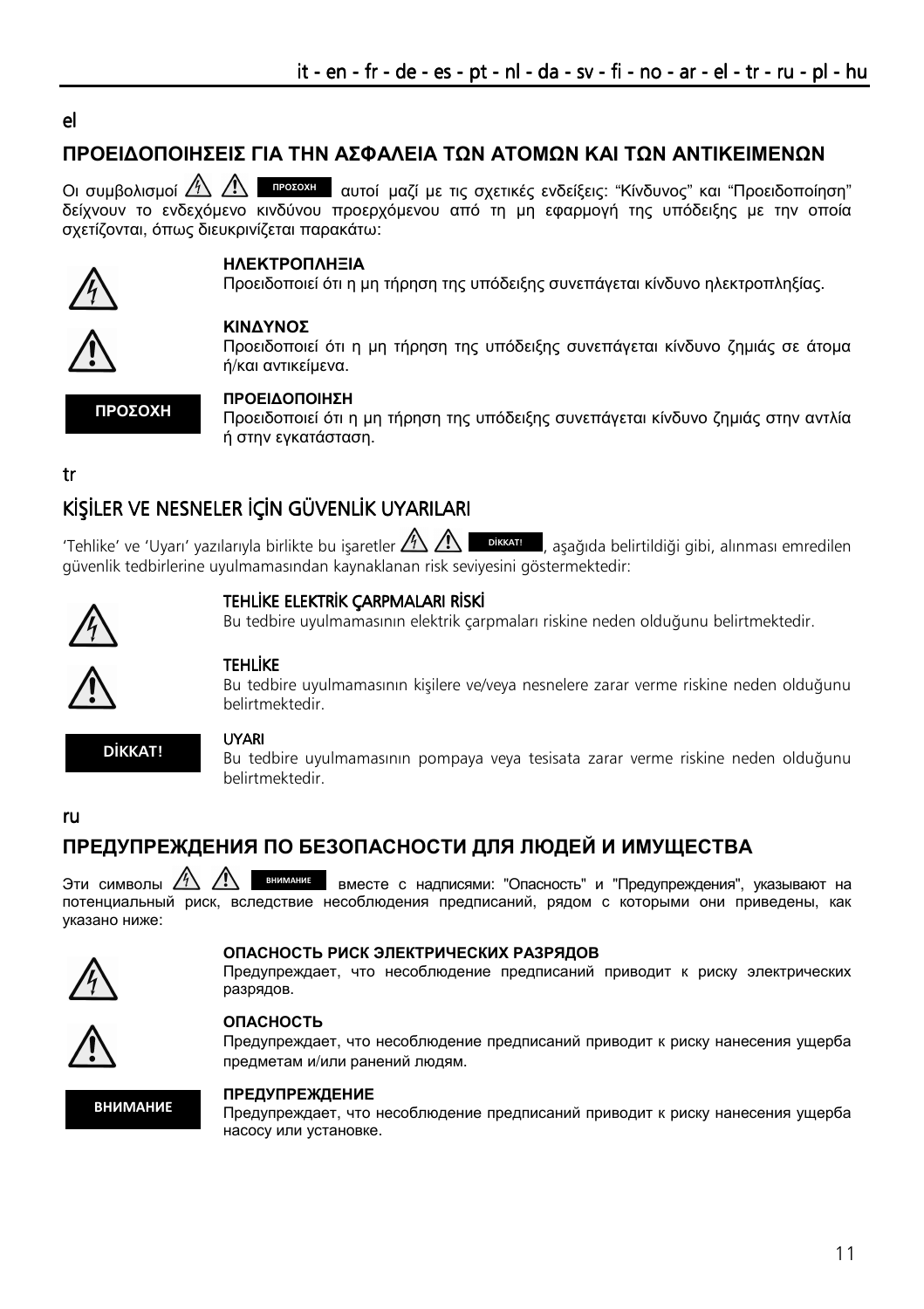el

## ΠΡΟΕΙΔΟΠΟΙΗΣΕΙΣ ΓΙΑ ΤΗΝ ΑΣΦΑΛΕΙΑ ΤΩΝ ΑΤΟΜΩΝ ΚΑΙ ΤΩΝ ΑΝΤΙΚΕΙΜΕΝΩΝ

Οι συμβολισμοί ΠΡΟΣΟΧΗ αυτοί μαζί με τις σχετικές ενδείξεις: "Κίνδυνος" και "Προειδοποίηση" δείχνουν το ενδεχόμενο κινδύνου προερχόμενου από τη μη εφαρμογή της υπόδειξης με την οποία σχετίζονται, όπως διευκρινίζεται παρακάτω:

**ΗΛΕΚΤΡΟΠΛΗΞΙΑ**
Προειδοποιεί ότι η μη τήρηση της υπόδειξης συνεπάγεται κίνδυνο ηλεκτροπληξίας.

**ΚΙΝΔΥΝΟΣ**
Προειδοποιεί ότι η μη τήρηση της υπόδειξης συνεπάγεται κίνδυνο ζημιάς σε άτομα ή/και αντικείμενα.

**ΠΡΟΣΟΧΗ**

**ΠΡΟΕΙΔΟΠΟΙΗΣΗ**
Προειδοποιεί ότι η μη τήρηση της υπόδειξης συνεπάγεται κίνδυνο ζημιάς στην αντλία ή στην εγκατάσταση.

tr

## KİŞİLER VE NESNELER İÇİN GÜVENLİK UYARILARI

'Tehlike' ve 'Uyarı' yazılarıyla birlikte bu işaretler DİKKAT!, aşağıda belirtildiği gibi, alınması emredilen güvenlik tedbirlerine uyulmamasından kaynaklanan risk seviyesini göstermektedir:

**TEHLİKE ELEKTRİK ÇARPMALARI RİSKİ**
Bu tedbire uyulmamasının elektrik çarpmaları riskine neden olduğunu belirtmektedir.

**TEHLİKE**
Bu tedbire uyulmamasının kişilere ve/veya nesnelere zarar verme riskine neden olduğunu belirtmektedir.

**DİKKAT!**

**UYARI**
Bu tedbire uyulmamasının pompaya veya tesisata zarar verme riskine neden olduğunu belirtmektedir.

ru

## ПРЕДУПРЕЖДЕНИЯ ПО БЕЗОПАСНОСТИ ДЛЯ ЛЮДЕЙ И ИМУЩЕСТВА

Эти символы ВНИМАНИЕ вместе с надписями: "Опасность" и "Предупреждения", указывают на потенциальный риск, вследствие несоблюдения предписаний, рядом с которыми они приведены, как указано ниже:

**ОПАСНОСТЬ РИСК ЭЛЕКТРИЧЕСКИХ РАЗРЯДОВ**
Предупреждает, что несоблюдение предписаний приводит к риску электрических разрядов.

**ОПАСНОСТЬ**
Предупреждает, что несоблюдение предписаний приводит к риску нанесения ущерба предметам и/или ранений людям.

**ВНИМАНИЕ**

**ПРЕДУПРЕЖДЕНИЕ**
Предупреждает, что несоблюдение предписаний приводит к риску нанесения ущерба насосу или установке.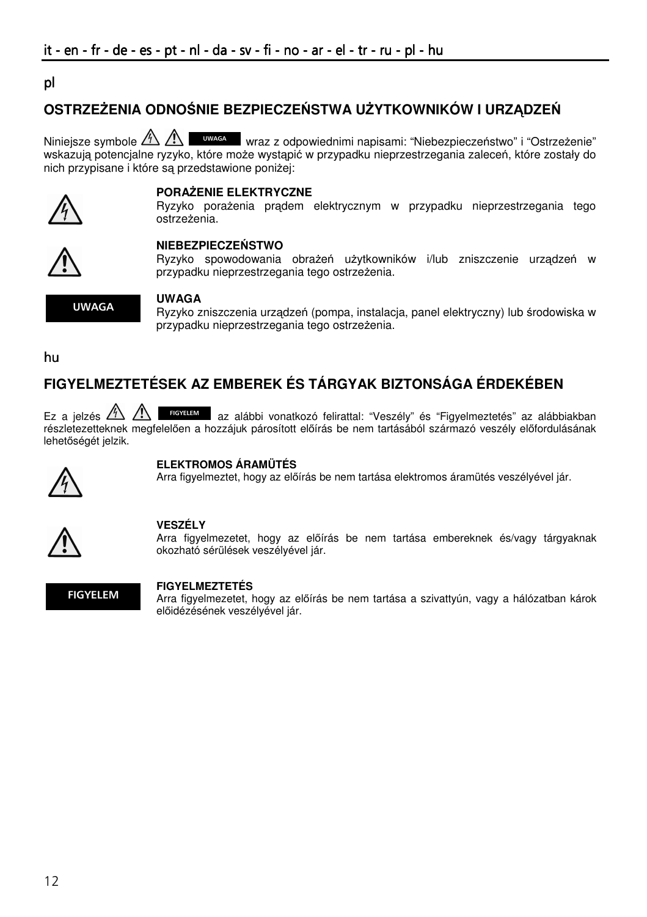pl

## OSTRZEŻENIA ODNOŚNIE BEZPIECZEŃSTWA UŻYTKOWNIKÓW I URZĄDZEŃ

Niniejsze symbole UWAGA wraz z odpowiednimi napisami: "Niebezpieczeństwo" i "Ostrzeżenie" wskazują potencjalne ryzyko, które może wystąpić w przypadku nieprzestrzegania zaleceń, które zostały do nich przypisane i które są przedstawione poniżej:

**PORAŻENIE ELEKTRYCZNE**
Ryzyko porażenia prądem elektrycznym w przypadku nieprzestrzegania tego ostrzeżenia.

**NIEBEZPIECZEŃSTWO**
Ryzyko spowodowania obrażeń użytkowników i/lub zniszczenie urządzeń w przypadku nieprzestrzegania tego ostrzeżenia.

UWAGA

**UWAGA**
Ryzyko zniszczenia urządzeń (pompa, instalacja, panel elektryczny) lub środowiska w przypadku nieprzestrzegania tego ostrzeżenia.

hu

## FIGYELMEZTETÉSEK AZ EMBEREK ÉS TÁRGYAK BIZTONSÁGA ÉRDEKÉBEN

Ez a jelzés FIGYELEM az alábbi vonatkozó felirattal: "Veszély" és "Figyelmeztetés" az alábbiakban részletezetteknek megfelelően a hozzájuk párosított előírás be nem tartásából származó veszély előfordulásának lehetőségét jelzik.

**ELEKTROMOS ÁRAMÜTÉS**
Arra figyelmeztet, hogy az előírás be nem tartása elektromos áramütés veszélyével jár.

**VESZÉLY**
Arra figyelmezetet, hogy az előírás be nem tartása embereknek és/vagy tárgyaknak okozható sérülések veszélyével jár.

FIGYELEM

**FIGYELMEZTETÉS**
Arra figyelmezetet, hogy az előírás be nem tartása a szivattyún, vagy a hálózatban károk előidézésének veszélyével jár.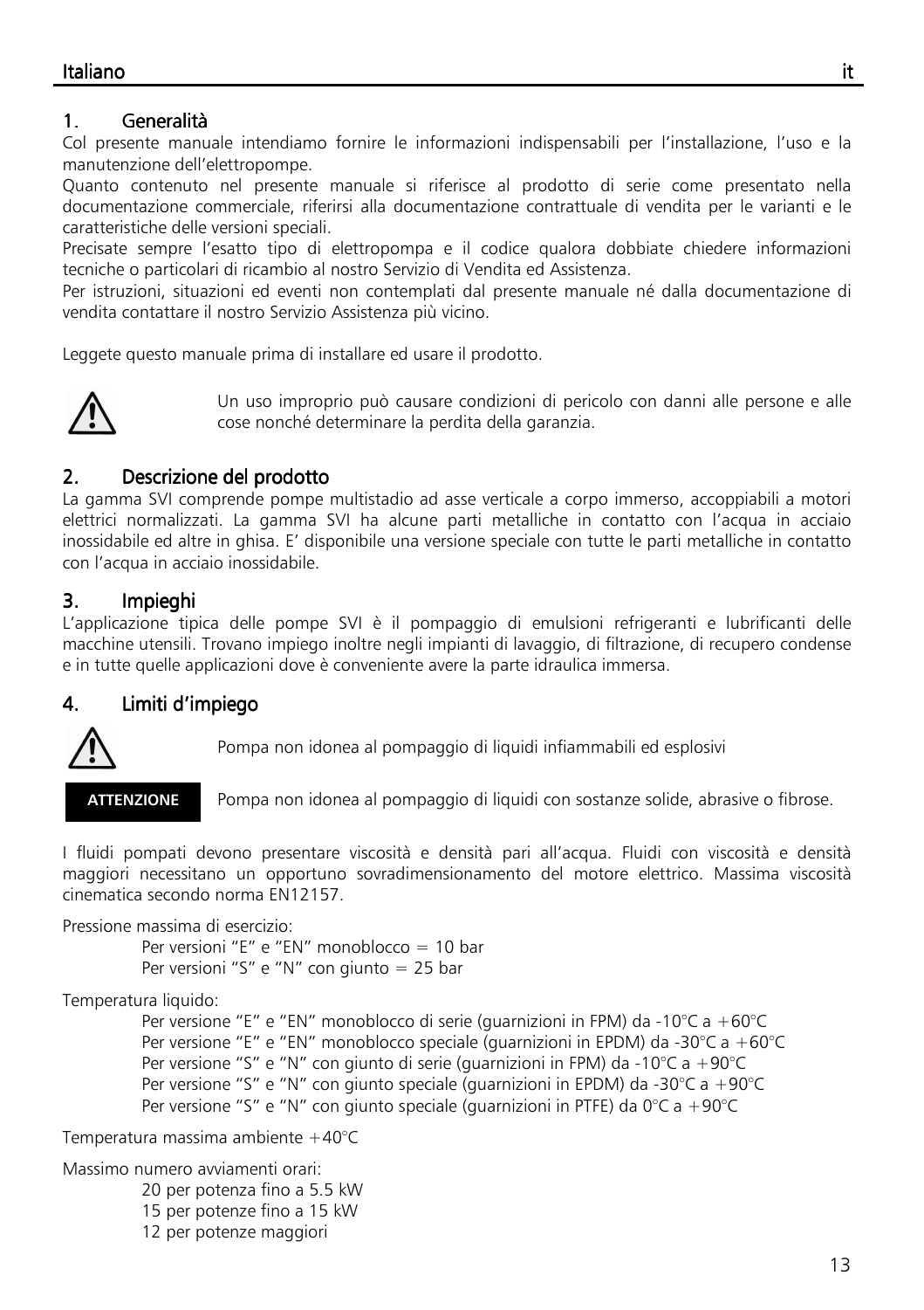## 1. Generalità

Col presente manuale intendiamo fornire le informazioni indispensabili per l'installazione, l'uso e la manutenzione dell'elettropompe.

Quanto contenuto nel presente manuale si riferisce al prodotto di serie come presentato nella documentazione commerciale, riferirsi alla documentazione contrattuale di vendita per le varianti e le caratteristiche delle versioni speciali.

Precisate sempre l'esatto tipo di elettropompa e il codice qualora dobbiate chiedere informazioni tecniche o particolari di ricambio al nostro Servizio di Vendita ed Assistenza.

Per istruzioni, situazioni ed eventi non contemplati dal presente manuale né dalla documentazione di vendita contattare il nostro Servizio Assistenza più vicino.

Leggete questo manuale prima di installare ed usare il prodotto.

⚠ Un uso improprio può causare condizioni di pericolo con danni alle persone e alle cose nonché determinare la perdita della garanzia.

## 2. Descrizione del prodotto

La gamma SVI comprende pompe multistadio ad asse verticale a corpo immerso, accoppiabili a motori elettrici normalizzati. La gamma SVI ha alcune parti metalliche in contatto con l'acqua in acciaio inossidabile ed altre in ghisa. E' disponibile una versione speciale con tutte le parti metalliche in contatto con l'acqua in acciaio inossidabile.

## 3. Impieghi

L'applicazione tipica delle pompe SVI è il pompaggio di emulsioni refrigeranti e lubrificanti delle macchine utensili. Trovano impiego inoltre negli impianti di lavaggio, di filtrazione, di recupero condense e in tutte quelle applicazioni dove è conveniente avere la parte idraulica immersa.

## 4. Limiti d'impiego

⚠ Pompa non idonea al pompaggio di liquidi infiammabili ed esplosivi

**ATTENZIONE** Pompa non idonea al pompaggio di liquidi con sostanze solide, abrasive o fibrose.

I fluidi pompati devono presentare viscosità e densità pari all'acqua. Fluidi con viscosità e densità maggiori necessitano un opportuno sovradimensionamento del motore elettrico. Massima viscosità cinematica secondo norma EN12157.

Pressione massima di esercizio:

- Per versioni "E" e "EN" monoblocco = 10 bar
- Per versioni "S" e "N" con giunto = 25 bar

Temperatura liquido:

- Per versione "E" e "EN" monoblocco di serie (guarnizioni in FPM) da -10°C a +60°C
- Per versione "E" e "EN" monoblocco speciale (guarnizioni in EPDM) da -30°C a +60°C
- Per versione "S" e "N" con giunto di serie (guarnizioni in FPM) da -10°C a +90°C
- Per versione "S" e "N" con giunto speciale (guarnizioni in EPDM) da -30°C a +90°C
- Per versione "S" e "N" con giunto speciale (guarnizioni in PTFE) da 0°C a +90°C

Temperatura massima ambiente +40°C

Massimo numero avviamenti orari:

- 20 per potenza fino a 5.5 kW
- 15 per potenze fino a 15 kW
- 12 per potenze maggiori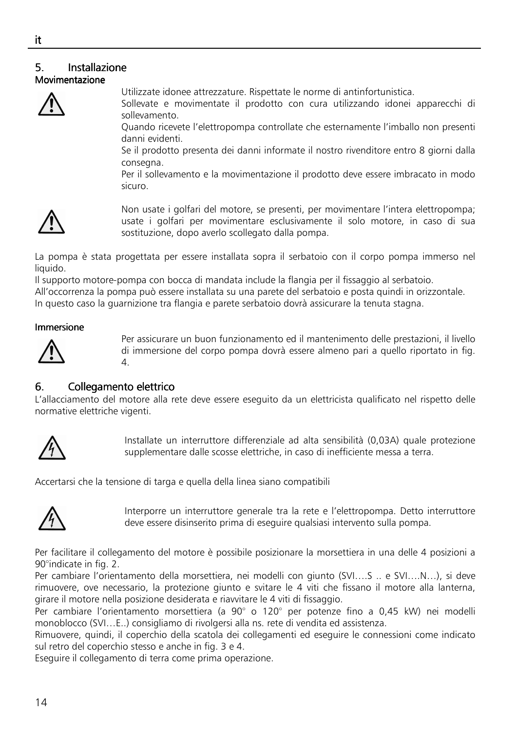## 5. Installazione

### Movimentazione

Utilizzate idonee attrezzature. Rispettate le norme di antinfortunistica.
Sollevate e movimentate il prodotto con cura utilizzando idonei apparecchi di sollevamento.
Quando ricevete l'elettropompa controllate che esternamente l'imballo non presenti danni evidenti.
Se il prodotto presenta dei danni informate il nostro rivenditore entro 8 giorni dalla consegna.
Per il sollevamento e la movimentazione il prodotto deve essere imbracato in modo sicuro.

Non usate i golfari del motore, se presenti, per movimentare l'intera elettropompa; usate i golfari per movimentare esclusivamente il solo motore, in caso di sua sostituzione, dopo averlo scollegato dalla pompa.

La pompa è stata progettata per essere installata sopra il serbatoio con il corpo pompa immerso nel liquido.
Il supporto motore-pompa con bocca di mandata include la flangia per il fissaggio al serbatoio.
All'occorrenza la pompa può essere installata su una parete del serbatoio e posta quindi in orizzontale.
In questo caso la guarnizione tra flangia e parete serbatoio dovrà assicurare la tenuta stagna.

### Immersione

Per assicurare un buon funzionamento ed il mantenimento delle prestazioni, il livello di immersione del corpo pompa dovrà essere almeno pari a quello riportato in fig. 4.

## 6. Collegamento elettrico

L'allacciamento del motore alla rete deve essere eseguito da un elettricista qualificato nel rispetto delle normative elettriche vigenti.

Installate un interruttore differenziale ad alta sensibilità (0,03A) quale protezione supplementare dalle scosse elettriche, in caso di inefficiente messa a terra.

Accertarsi che la tensione di targa e quella della linea siano compatibili

Interporre un interruttore generale tra la rete e l'elettropompa. Detto interruttore deve essere disinserito prima di eseguire qualsiasi intervento sulla pompa.

Per facilitare il collegamento del motore è possibile posizionare la morsettiera in una delle 4 posizioni a 90°indicate in fig. 2.
Per cambiare l'orientamento della morsettiera, nei modelli con giunto (SVI….S .. e SVI….N…), si deve rimuovere, ove necessario, la protezione giunto e svitare le 4 viti che fissano il motore alla lanterna, girare il motore nella posizione desiderata e riavvitare le 4 viti di fissaggio.
Per cambiare l'orientamento morsettiera (a 90° o 120° per potenze fino a 0,45 kW) nei modelli monoblocco (SVI…E..) consigliamo di rivolgersi alla ns. rete di vendita ed assistenza.
Rimuovere, quindi, il coperchio della scatola dei collegamenti ed eseguire le connessioni come indicato sul retro del coperchio stesso e anche in fig. 3 e 4.
Eseguire il collegamento di terra come prima operazione.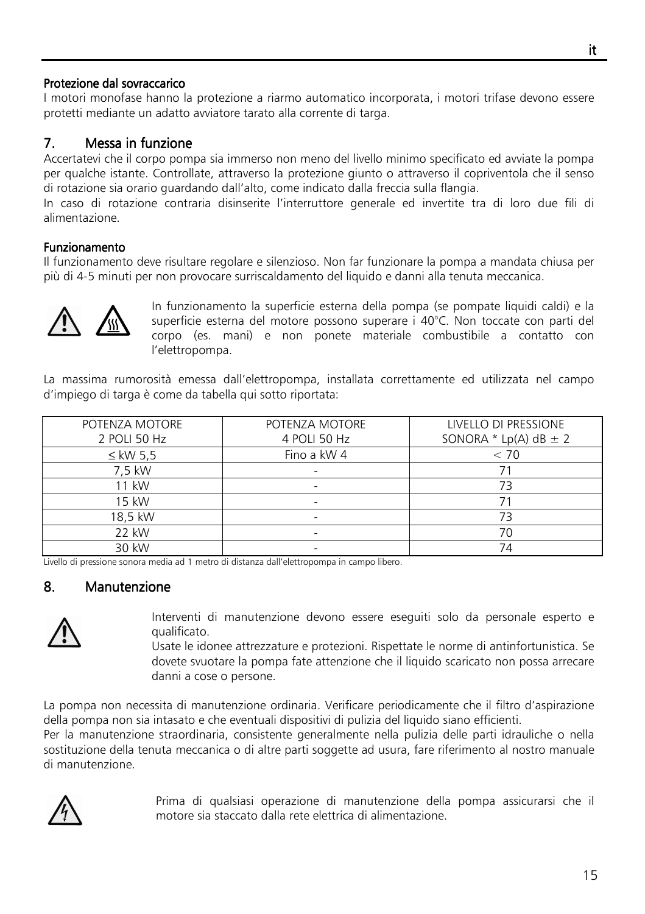#### Protezione dal sovraccarico

I motori monofase hanno la protezione a riarmo automatico incorporata, i motori trifase devono essere protetti mediante un adatto avviatore tarato alla corrente di targa.

## 7. Messa in funzione

Accertatevi che il corpo pompa sia immerso non meno del livello minimo specificato ed avviate la pompa per qualche istante. Controllate, attraverso la protezione giunto o attraverso il copriventola che il senso di rotazione sia orario guardando dall'alto, come indicato dalla freccia sulla flangia.
In caso di rotazione contraria disinserite l'interruttore generale ed invertite tra di loro due fili di alimentazione.

#### Funzionamento

Il funzionamento deve risultare regolare e silenzioso. Non far funzionare la pompa a mandata chiusa per più di 4-5 minuti per non provocare surriscaldamento del liquido e danni alla tenuta meccanica.

In funzionamento la superficie esterna della pompa (se pompate liquidi caldi) e la superficie esterna del motore possono superare i 40°C. Non toccate con parti del corpo (es. mani) e non ponete materiale combustibile a contatto con l'elettropompa.

La massima rumorosità emessa dall'elettropompa, installata correttamente ed utilizzata nel campo d'impiego di targa è come da tabella qui sotto riportata:

| POTENZA MOTORE 2 POLI 50 Hz | POTENZA MOTORE 4 POLI 50 Hz | LIVELLO DI PRESSIONE SONORA * Lp(A) dB ± 2 |
|---|---|---|
| ≤ kW 5,5 | Fino a kW 4 | < 70 |
| 7,5 kW | - | 71 |
| 11 kW | - | 73 |
| 15 kW | - | 71 |
| 18,5 kW | - | 73 |
| 22 kW | - | 70 |
| 30 kW | - | 74 |

Livello di pressione sonora media ad 1 metro di distanza dall'elettropompa in campo libero.

## 8. Manutenzione

Interventi di manutenzione devono essere eseguiti solo da personale esperto e qualificato.
Usate le idonee attrezzature e protezioni. Rispettate le norme di antinfortunistica. Se dovete svuotare la pompa fate attenzione che il liquido scaricato non possa arrecare danni a cose o persone.

La pompa non necessita di manutenzione ordinaria. Verificare periodicamente che il filtro d'aspirazione della pompa non sia intasato e che eventuali dispositivi di pulizia del liquido siano efficienti.
Per la manutenzione straordinaria, consistente generalmente nella pulizia delle parti idrauliche o nella sostituzione della tenuta meccanica o di altre parti soggette ad usura, fare riferimento al nostro manuale di manutenzione.

Prima di qualsiasi operazione di manutenzione della pompa assicurarsi che il motore sia staccato dalla rete elettrica di alimentazione.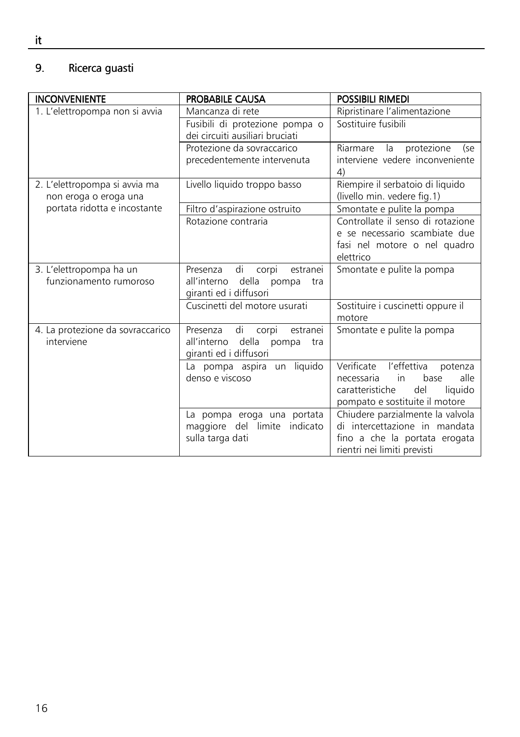## 9. Ricerca guasti

| INCONVENIENTE | PROBABILE CAUSA | POSSIBILI RIMEDI |
|---|---|---|
| 1. L'elettropompa non si avvia | Mancanza di rete | Ripristinare l'alimentazione |
| | Fusibili di protezione pompa o dei circuiti ausiliari bruciati | Sostituire fusibili |
| | Protezione da sovraccarico precedentemente intervenuta | Riarmare la protezione (se interviene vedere inconveniente 4) |
| 2. L'elettropompa si avvia ma non eroga o eroga una portata ridotta e incostante | Livello liquido troppo basso | Riempire il serbatoio di liquido (livello min. vedere fig.1) |
| | Filtro d'aspirazione ostruito | Smontate e pulite la pompa |
| | Rotazione contraria | Controllate il senso di rotazione e se necessario scambiate due fasi nel motore o nel quadro elettrico |
| 3. L'elettropompa ha un funzionamento rumoroso | Presenza di corpi estranei all'interno della pompa tra giranti ed i diffusori | Smontate e pulite la pompa |
| | Cuscinetti del motore usurati | Sostituire i cuscinetti oppure il motore |
| 4. La protezione da sovraccarico interviene | Presenza di corpi estranei all'interno della pompa tra giranti ed i diffusori | Smontate e pulite la pompa |
| | La pompa aspira un liquido denso e viscoso | Verificate l'effettiva potenza necessaria in base alle caratteristiche del liquido pompato e sostituite il motore |
| | La pompa eroga una portata maggiore del limite indicato sulla targa dati | Chiudere parzialmente la valvola di intercettazione in mandata fino a che la portata erogata rientri nei limiti previsti |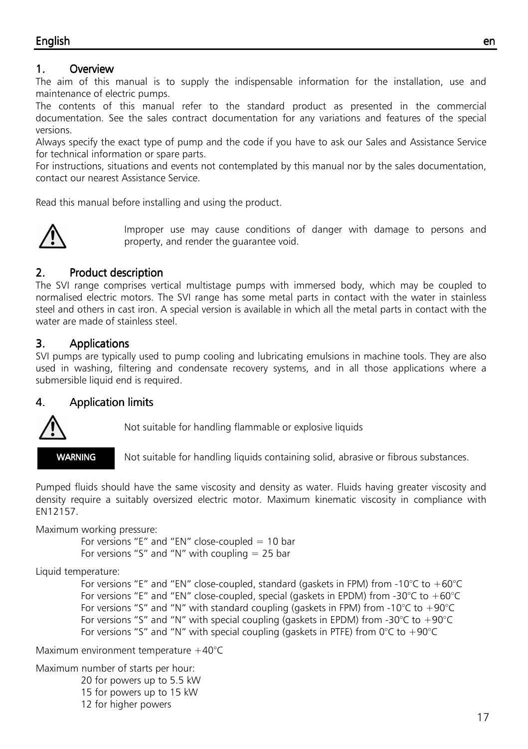## 1. Overview

The aim of this manual is to supply the indispensable information for the installation, use and maintenance of electric pumps.

The contents of this manual refer to the standard product as presented in the commercial documentation. See the sales contract documentation for any variations and features of the special versions.

Always specify the exact type of pump and the code if you have to ask our Sales and Assistance Service for technical information or spare parts.

For instructions, situations and events not contemplated by this manual nor by the sales documentation, contact our nearest Assistance Service.

Read this manual before installing and using the product.

⚠ Improper use may cause conditions of danger with damage to persons and property, and render the guarantee void.

## 2. Product description

The SVI range comprises vertical multistage pumps with immersed body, which may be coupled to normalised electric motors. The SVI range has some metal parts in contact with the water in stainless steel and others in cast iron. A special version is available in which all the metal parts in contact with the water are made of stainless steel.

## 3. Applications

SVI pumps are typically used to pump cooling and lubricating emulsions in machine tools. They are also used in washing, filtering and condensate recovery systems, and in all those applications where a submersible liquid end is required.

## 4. Application limits

⚠ Not suitable for handling flammable or explosive liquids

**WARNING** Not suitable for handling liquids containing solid, abrasive or fibrous substances.

Pumped fluids should have the same viscosity and density as water. Fluids having greater viscosity and density require a suitably oversized electric motor. Maximum kinematic viscosity in compliance with EN12157.

Maximum working pressure:

- For versions "E" and "EN" close-coupled = 10 bar
- For versions "S" and "N" with coupling = 25 bar

Liquid temperature:

- For versions "E" and "EN" close-coupled, standard (gaskets in FPM) from -10°C to +60°C
- For versions "E" and "EN" close-coupled, special (gaskets in EPDM) from -30°C to +60°C
- For versions "S" and "N" with standard coupling (gaskets in FPM) from -10°C to +90°C
- For versions "S" and "N" with special coupling (gaskets in EPDM) from -30°C to +90°C
- For versions "S" and "N" with special coupling (gaskets in PTFE) from 0°C to +90°C

Maximum environment temperature +40°C

Maximum number of starts per hour:

- 20 for powers up to 5.5 kW
- 15 for powers up to 15 kW
- 12 for higher powers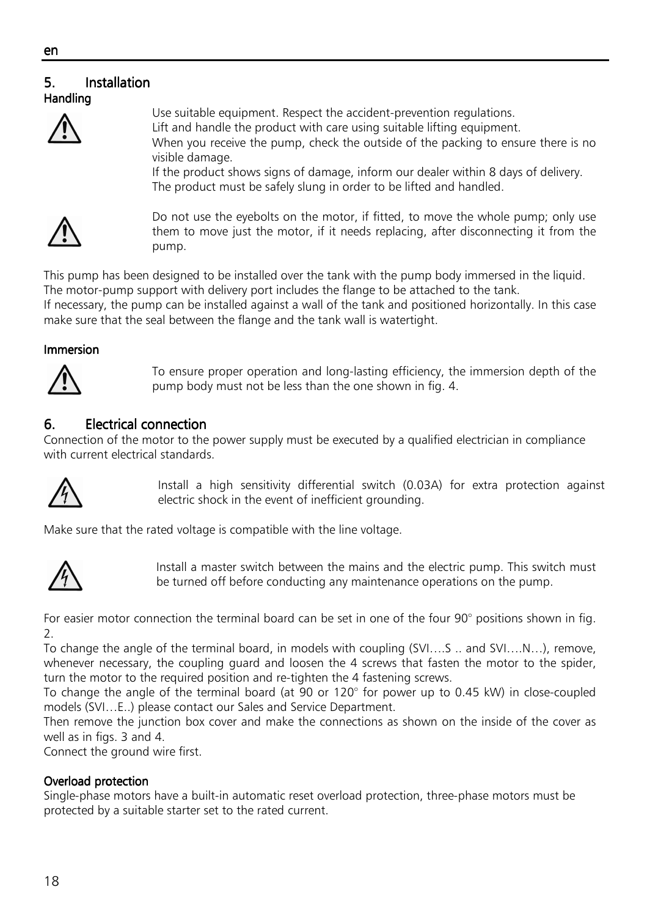## 5. Installation

### Handling

Use suitable equipment. Respect the accident-prevention regulations.
Lift and handle the product with care using suitable lifting equipment.
When you receive the pump, check the outside of the packing to ensure there is no visible damage.
If the product shows signs of damage, inform our dealer within 8 days of delivery.
The product must be safely slung in order to be lifted and handled.

Do not use the eyebolts on the motor, if fitted, to move the whole pump; only use them to move just the motor, if it needs replacing, after disconnecting it from the pump.

This pump has been designed to be installed over the tank with the pump body immersed in the liquid.
The motor-pump support with delivery port includes the flange to be attached to the tank.
If necessary, the pump can be installed against a wall of the tank and positioned horizontally. In this case make sure that the seal between the flange and the tank wall is watertight.

### Immersion

To ensure proper operation and long-lasting efficiency, the immersion depth of the pump body must not be less than the one shown in fig. 4.

## 6. Electrical connection

Connection of the motor to the power supply must be executed by a qualified electrician in compliance with current electrical standards.

Install a high sensitivity differential switch (0.03A) for extra protection against electric shock in the event of inefficient grounding.

Make sure that the rated voltage is compatible with the line voltage.

Install a master switch between the mains and the electric pump. This switch must be turned off before conducting any maintenance operations on the pump.

For easier motor connection the terminal board can be set in one of the four 90° positions shown in fig. 2.
To change the angle of the terminal board, in models with coupling (SVI….S .. and SVI….N…), remove, whenever necessary, the coupling guard and loosen the 4 screws that fasten the motor to the spider, turn the motor to the required position and re-tighten the 4 fastening screws.
To change the angle of the terminal board (at 90 or 120° for power up to 0.45 kW) in close-coupled models (SVI…E..) please contact our Sales and Service Department.
Then remove the junction box cover and make the connections as shown on the inside of the cover as well as in figs. 3 and 4.
Connect the ground wire first.

### Overload protection

Single-phase motors have a built-in automatic reset overload protection, three-phase motors must be protected by a suitable starter set to the rated current.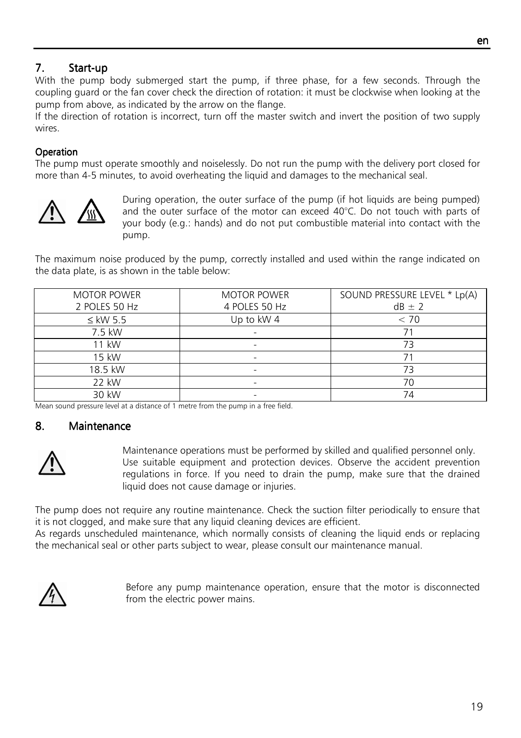## 7. Start-up

With the pump body submerged start the pump, if three phase, for a few seconds. Through the coupling guard or the fan cover check the direction of rotation: it must be clockwise when looking at the pump from above, as indicated by the arrow on the flange.

If the direction of rotation is incorrect, turn off the master switch and invert the position of two supply wires.

### Operation

The pump must operate smoothly and noiselessly. Do not run the pump with the delivery port closed for more than 4-5 minutes, to avoid overheating the liquid and damages to the mechanical seal.

During operation, the outer surface of the pump (if hot liquids are being pumped) and the outer surface of the motor can exceed 40°C. Do not touch with parts of your body (e.g.: hands) and do not put combustible material into contact with the pump.

The maximum noise produced by the pump, correctly installed and used within the range indicated on the data plate, is as shown in the table below:

| MOTOR POWER 2 POLES 50 Hz | MOTOR POWER 4 POLES 50 Hz | SOUND PRESSURE LEVEL * Lp(A) dB ± 2 |
|---|---|---|
| ≤ kW 5.5 | Up to kW 4 | < 70 |
| 7.5 kW | - | 71 |
| 11 kW | - | 73 |
| 15 kW | - | 71 |
| 18.5 kW | - | 73 |
| 22 kW | - | 70 |
| 30 kW | - | 74 |

Mean sound pressure level at a distance of 1 metre from the pump in a free field.

## 8. Maintenance

Maintenance operations must be performed by skilled and qualified personnel only. Use suitable equipment and protection devices. Observe the accident prevention regulations in force. If you need to drain the pump, make sure that the drained liquid does not cause damage or injuries.

The pump does not require any routine maintenance. Check the suction filter periodically to ensure that it is not clogged, and make sure that any liquid cleaning devices are efficient.

As regards unscheduled maintenance, which normally consists of cleaning the liquid ends or replacing the mechanical seal or other parts subject to wear, please consult our maintenance manual.

Before any pump maintenance operation, ensure that the motor is disconnected from the electric power mains.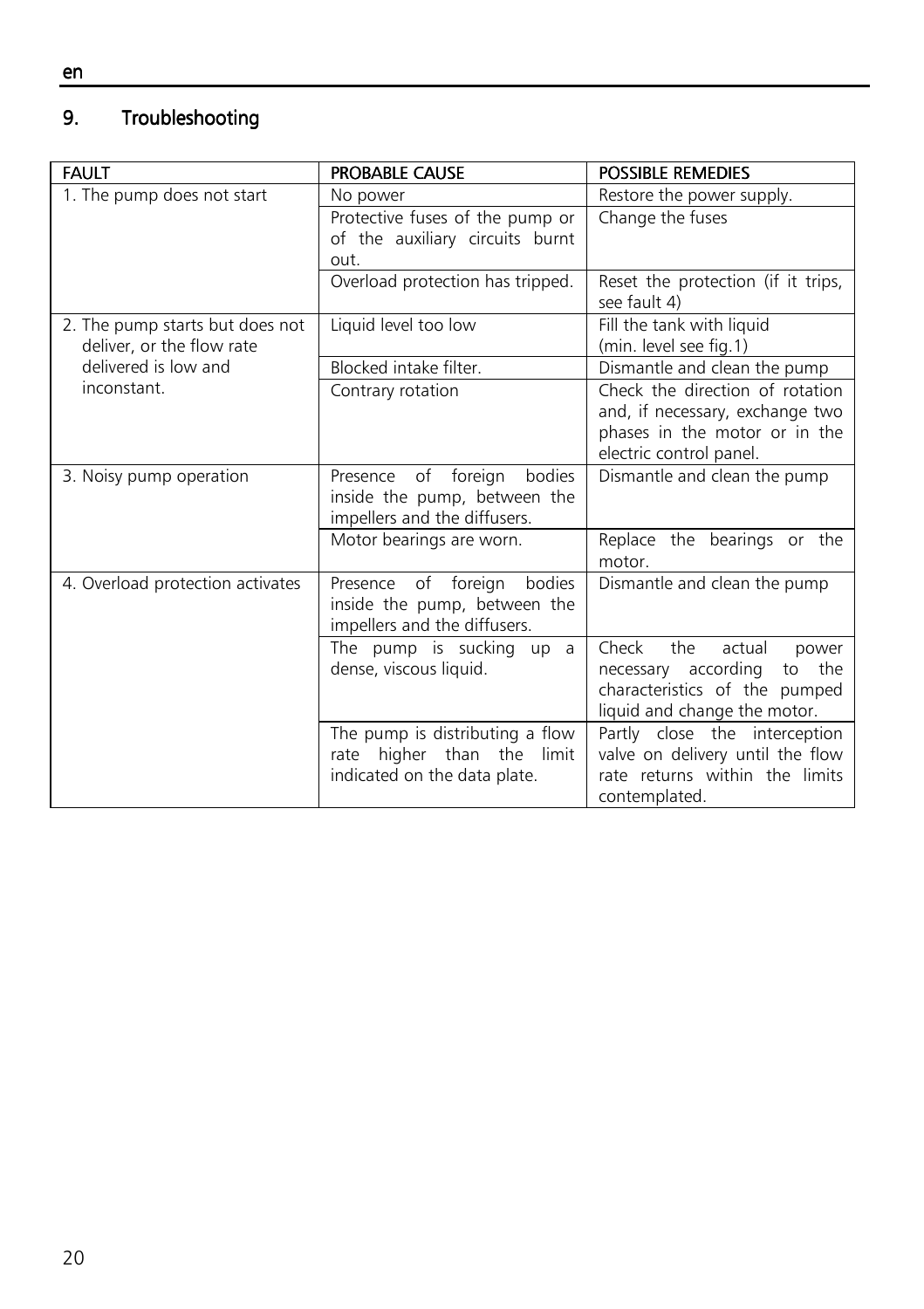## 9. Troubleshooting

| FAULT | PROBABLE CAUSE | POSSIBLE REMEDIES |
| --- | --- | --- |
| 1. The pump does not start | No power | Restore the power supply. |
| | Protective fuses of the pump or of the auxiliary circuits burnt out. | Change the fuses |
| | Overload protection has tripped. | Reset the protection (if it trips, see fault 4) |
| 2. The pump starts but does not deliver, or the flow rate delivered is low and inconstant. | Liquid level too low | Fill the tank with liquid (min. level see fig.1) |
| | Blocked intake filter. | Dismantle and clean the pump |
| | Contrary rotation | Check the direction of rotation and, if necessary, exchange two phases in the motor or in the electric control panel. |
| 3. Noisy pump operation | Presence of foreign bodies inside the pump, between the impellers and the diffusers. | Dismantle and clean the pump |
| | Motor bearings are worn. | Replace the bearings or the motor. |
| 4. Overload protection activates | Presence of foreign bodies inside the pump, between the impellers and the diffusers. | Dismantle and clean the pump |
| | The pump is sucking up a dense, viscous liquid. | Check the actual power necessary according to the characteristics of the pumped liquid and change the motor. |
| | The pump is distributing a flow rate higher than the limit indicated on the data plate. | Partly close the interception valve on delivery until the flow rate returns within the limits contemplated. |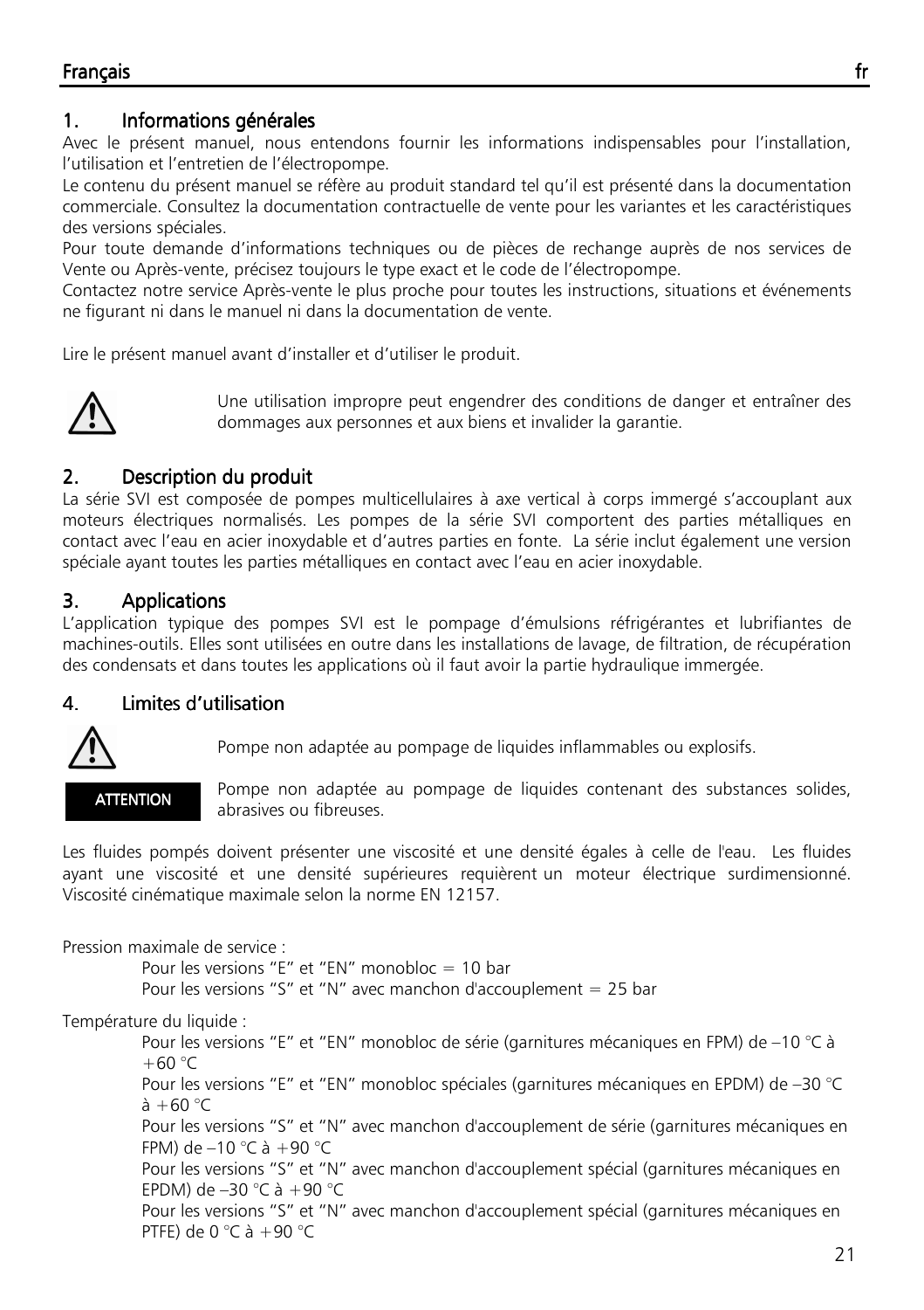## 1. Informations générales

Avec le présent manuel, nous entendons fournir les informations indispensables pour l'installation, l'utilisation et l'entretien de l'électropompe.

Le contenu du présent manuel se réfère au produit standard tel qu'il est présenté dans la documentation commerciale. Consultez la documentation contractuelle de vente pour les variantes et les caractéristiques des versions spéciales.

Pour toute demande d'informations techniques ou de pièces de rechange auprès de nos services de Vente ou Après-vente, précisez toujours le type exact et le code de l'électropompe.

Contactez notre service Après-vente le plus proche pour toutes les instructions, situations et événements ne figurant ni dans le manuel ni dans la documentation de vente.

Lire le présent manuel avant d'installer et d'utiliser le produit.

⚠ Une utilisation impropre peut engendrer des conditions de danger et entraîner des dommages aux personnes et aux biens et invalider la garantie.

## 2. Description du produit

La série SVI est composée de pompes multicellulaires à axe vertical à corps immergé s'accouplant aux moteurs électriques normalisés. Les pompes de la série SVI comportent des parties métalliques en contact avec l'eau en acier inoxydable et d'autres parties en fonte. La série inclut également une version spéciale ayant toutes les parties métalliques en contact avec l'eau en acier inoxydable.

## 3. Applications

L'application typique des pompes SVI est le pompage d'émulsions réfrigérantes et lubrifiantes de machines-outils. Elles sont utilisées en outre dans les installations de lavage, de filtration, de récupération des condensats et dans toutes les applications où il faut avoir la partie hydraulique immergée.

## 4. Limites d'utilisation

⚠ Pompe non adaptée au pompage de liquides inflammables ou explosifs.

**ATTENTION** Pompe non adaptée au pompage de liquides contenant des substances solides, abrasives ou fibreuses.

Les fluides pompés doivent présenter une viscosité et une densité égales à celle de l'eau. Les fluides ayant une viscosité et une densité supérieures requièrent un moteur électrique surdimensionné. Viscosité cinématique maximale selon la norme EN 12157.

Pression maximale de service :

- Pour les versions "E" et "EN" monobloc = 10 bar
- Pour les versions "S" et "N" avec manchon d'accouplement = 25 bar

Température du liquide :

- Pour les versions "E" et "EN" monobloc de série (garnitures mécaniques en FPM) de –10 °C à +60 °C
- Pour les versions "E" et "EN" monobloc spéciales (garnitures mécaniques en EPDM) de –30 °C à +60 °C
- Pour les versions "S" et "N" avec manchon d'accouplement de série (garnitures mécaniques en FPM) de –10 °C à +90 °C
- Pour les versions "S" et "N" avec manchon d'accouplement spécial (garnitures mécaniques en EPDM) de –30 °C à +90 °C
- Pour les versions "S" et "N" avec manchon d'accouplement spécial (garnitures mécaniques en PTFE) de 0 °C à +90 °C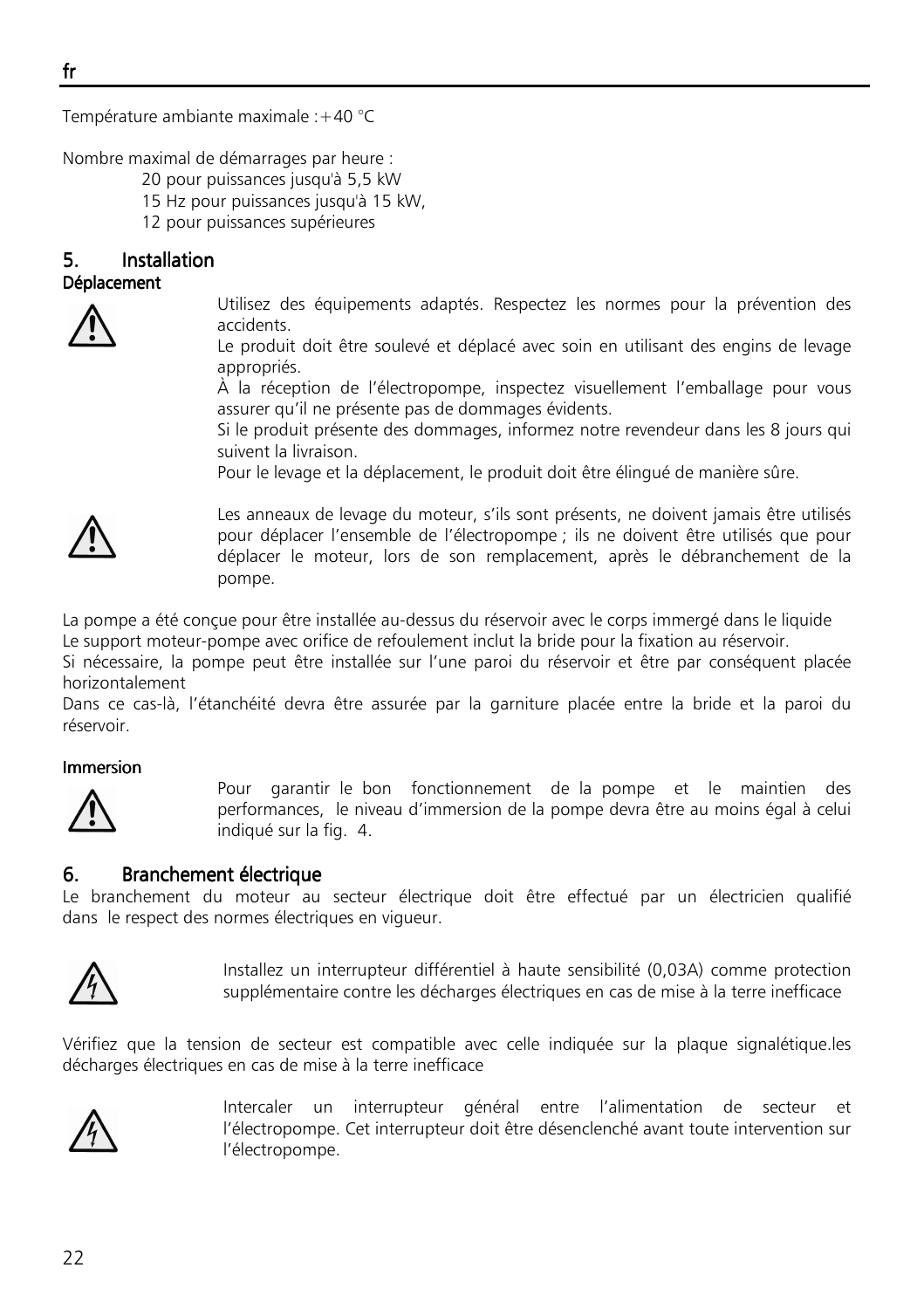Température ambiante maximale :+40 °C

Nombre maximal de démarrages par heure :

20 pour puissances jusqu'à 5,5 kW
15 Hz pour puissances jusqu'à 15 kW,
12 pour puissances supérieures

## 5. Installation

### Déplacement

Utilisez des équipements adaptés. Respectez les normes pour la prévention des accidents.
Le produit doit être soulevé et déplacé avec soin en utilisant des engins de levage appropriés.
À la réception de l'électropompe, inspectez visuellement l'emballage pour vous assurer qu'il ne présente pas de dommages évidents.
Si le produit présente des dommages, informez notre revendeur dans les 8 jours qui suivent la livraison.
Pour le levage et la déplacement, le produit doit être élingué de manière sûre.

Les anneaux de levage du moteur, s'ils sont présents, ne doivent jamais être utilisés pour déplacer l'ensemble de l'électropompe ; ils ne doivent être utilisés que pour déplacer le moteur, lors de son remplacement, après le débranchement de la pompe.

La pompe a été conçue pour être installée au-dessus du réservoir avec le corps immergé dans le liquide
Le support moteur-pompe avec orifice de refoulement inclut la bride pour la fixation au réservoir.
Si nécessaire, la pompe peut être installée sur l'une paroi du réservoir et être par conséquent placée horizontalement
Dans ce cas-là, l'étanchéité devra être assurée par la garniture placée entre la bride et la paroi du réservoir.

### Immersion

Pour garantir le bon fonctionnement de la pompe et le maintien des performances, le niveau d'immersion de la pompe devra être au moins égal à celui indiqué sur la fig. 4.

## 6. Branchement électrique

Le branchement du moteur au secteur électrique doit être effectué par un électricien qualifié dans le respect des normes électriques en vigueur.

Installez un interrupteur différentiel à haute sensibilité (0,03A) comme protection supplémentaire contre les décharges électriques en cas de mise à la terre inefficace

Vérifiez que la tension de secteur est compatible avec celle indiquée sur la plaque signalétique.les décharges électriques en cas de mise à la terre inefficace

Intercaler un interrupteur général entre l'alimentation de secteur et l'électropompe. Cet interrupteur doit être désenclenché avant toute intervention sur l'électropompe.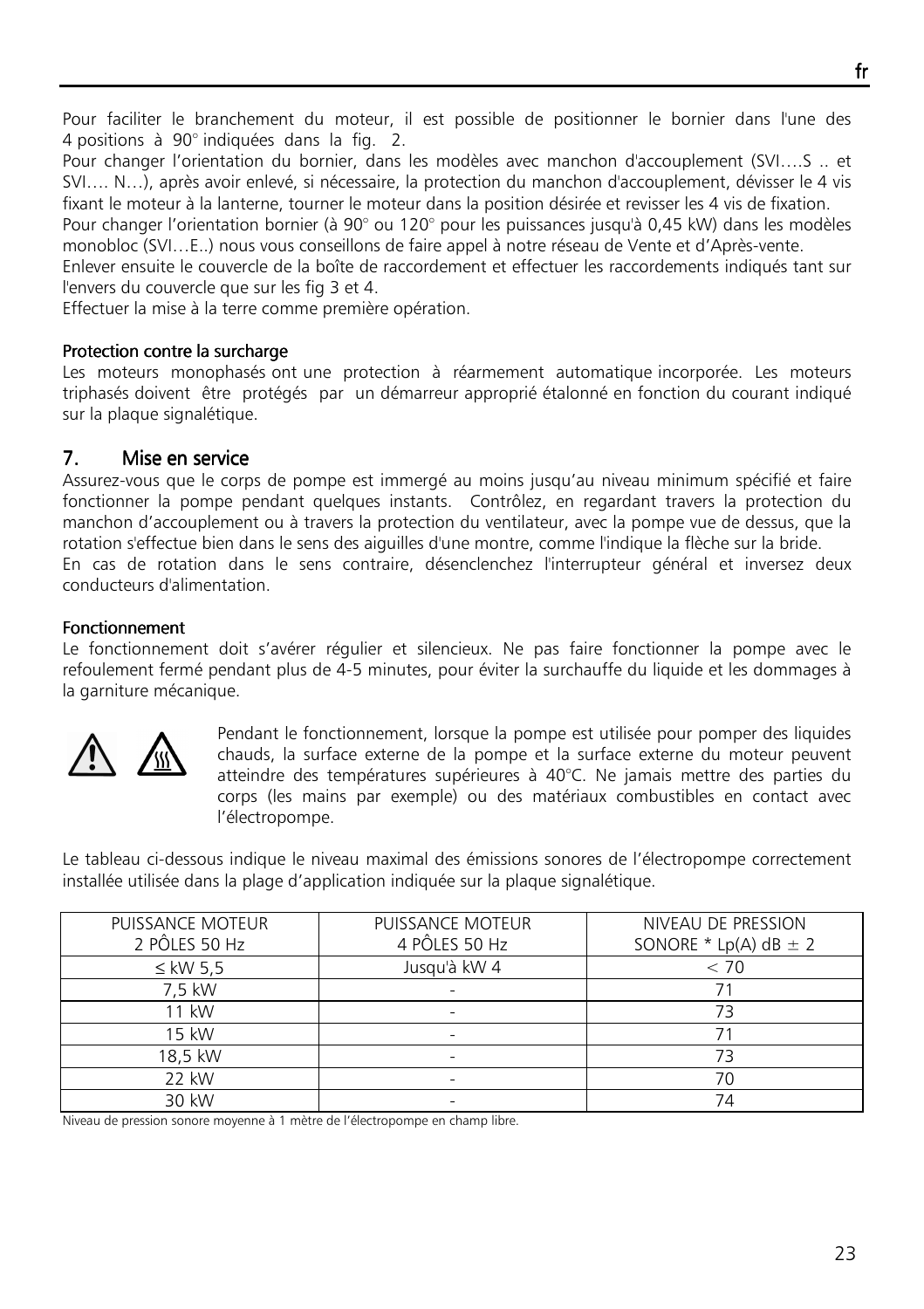Pour faciliter le branchement du moteur, il est possible de positionner le bornier dans l'une des 4 positions à 90° indiquées dans la fig. 2.

Pour changer l'orientation du bornier, dans les modèles avec manchon d'accouplement (SVI….S .. et SVI…. N…), après avoir enlevé, si nécessaire, la protection du manchon d'accouplement, dévisser le 4 vis fixant le moteur à la lanterne, tourner le moteur dans la position désirée et revisser les 4 vis de fixation.

Pour changer l'orientation bornier (à 90° ou 120° pour les puissances jusqu'à 0,45 kW) dans les modèles monobloc (SVI…E..) nous vous conseillons de faire appel à notre réseau de Vente et d'Après-vente.

Enlever ensuite le couvercle de la boîte de raccordement et effectuer les raccordements indiqués tant sur l'envers du couvercle que sur les fig 3 et 4.

Effectuer la mise à la terre comme première opération.

#### Protection contre la surcharge

Les moteurs monophasés ont une protection à réarmement automatique incorporée. Les moteurs triphasés doivent être protégés par un démarreur approprié étalonné en fonction du courant indiqué sur la plaque signalétique.

## 7. Mise en service

Assurez-vous que le corps de pompe est immergé au moins jusqu'au niveau minimum spécifié et faire fonctionner la pompe pendant quelques instants. Contrôlez, en regardant travers la protection du manchon d'accouplement ou à travers la protection du ventilateur, avec la pompe vue de dessus, que la rotation s'effectue bien dans le sens des aiguilles d'une montre, comme l'indique la flèche sur la bride.

En cas de rotation dans le sens contraire, désenclenchez l'interrupteur général et inversez deux conducteurs d'alimentation.

#### Fonctionnement

Le fonctionnement doit s'avérer régulier et silencieux. Ne pas faire fonctionner la pompe avec le refoulement fermé pendant plus de 4-5 minutes, pour éviter la surchauffe du liquide et les dommages à la garniture mécanique.

Pendant le fonctionnement, lorsque la pompe est utilisée pour pomper des liquides chauds, la surface externe de la pompe et la surface externe du moteur peuvent atteindre des températures supérieures à 40°C. Ne jamais mettre des parties du corps (les mains par exemple) ou des matériaux combustibles en contact avec l'électropompe.

Le tableau ci-dessous indique le niveau maximal des émissions sonores de l'électropompe correctement installée utilisée dans la plage d'application indiquée sur la plaque signalétique.

| PUISSANCE MOTEUR 2 PÔLES 50 Hz | PUISSANCE MOTEUR 4 PÔLES 50 Hz | NIVEAU DE PRESSION SONORE * Lp(A) dB ± 2 |
|---|---|---|
| ≤ kW 5,5 | Jusqu'à kW 4 | < 70 |
| 7,5 kW | - | 71 |
| 11 kW | - | 73 |
| 15 kW | - | 71 |
| 18,5 kW | - | 73 |
| 22 kW | - | 70 |
| 30 kW | - | 74 |

Niveau de pression sonore moyenne à 1 mètre de l'électropompe en champ libre.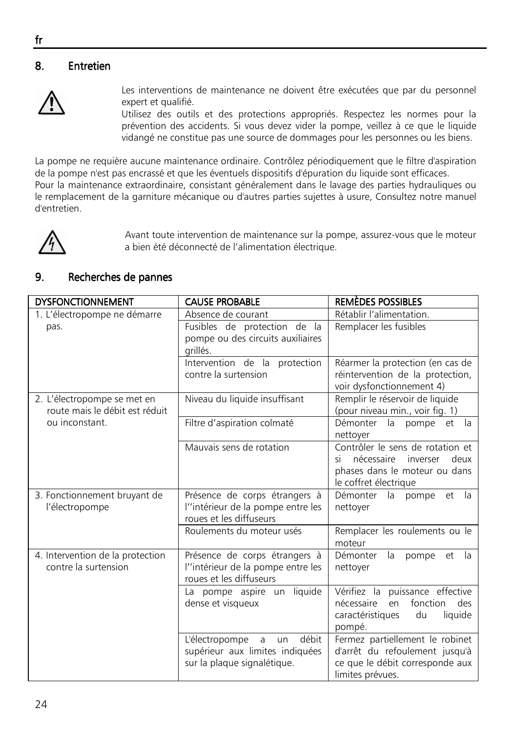## 8. Entretien

Les interventions de maintenance ne doivent être exécutées que par du personnel expert et qualifié.
Utilisez des outils et des protections appropriés. Respectez les normes pour la prévention des accidents. Si vous devez vider la pompe, veillez à ce que le liquide vidangé ne constitue pas une source de dommages pour les personnes ou les biens.

La pompe ne requière aucune maintenance ordinaire. Contrôlez périodiquement que le filtre d'aspiration de la pompe n'est pas encrassé et que les éventuels dispositifs d'épuration du liquide sont efficaces.
Pour la maintenance extraordinaire, consistant généralement dans le lavage des parties hydrauliques ou le remplacement de la garniture mécanique ou d'autres parties sujettes à usure, Consultez notre manuel d'entretien.

Avant toute intervention de maintenance sur la pompe, assurez-vous que le moteur a bien été déconnecté de l'alimentation électrique.

## 9. Recherches de pannes

| DYSFONCTIONNEMENT | CAUSE PROBABLE | REMÈDES POSSIBLES |
|---|---|---|
| 1. L'électropompe ne démarre pas. | Absence de courant | Rétablir l'alimentation. |
| | Fusibles de protection de la pompe ou des circuits auxiliaires grillés. | Remplacer les fusibles |
| | Intervention de la protection contre la surtension | Réarmer la protection (en cas de réintervention de la protection, voir dysfonctionnement 4) |
| 2. L'électropompe se met en route mais le débit est réduit ou inconstant. | Niveau du liquide insuffisant | Remplir le réservoir de liquide (pour niveau min., voir fig. 1) |
| | Filtre d'aspiration colmaté | Démonter la pompe et la nettoyer |
| | Mauvais sens de rotation | Contrôler le sens de rotation et si nécessaire inverser deux phases dans le moteur ou dans le coffret électrique |
| 3. Fonctionnement bruyant de l'électropompe | Présence de corps étrangers à l''intérieur de la pompe entre les roues et les diffuseurs | Démonter la pompe et la nettoyer |
| | Roulements du moteur usés | Remplacer les roulements ou le moteur |
| 4. Intervention de la protection contre la surtension | Présence de corps étrangers à l''intérieur de la pompe entre les roues et les diffuseurs | Démonter la pompe et la nettoyer |
| | La pompe aspire un liquide dense et visqueux | Vérifiez la puissance effective nécessaire en fonction des caractéristiques du liquide pompé. |
| | L'électropompe a un débit supérieur aux limites indiquées sur la plaque signalétique. | Fermez partiellement le robinet d'arrêt du refoulement jusqu'à ce que le débit corresponde aux limites prévues. |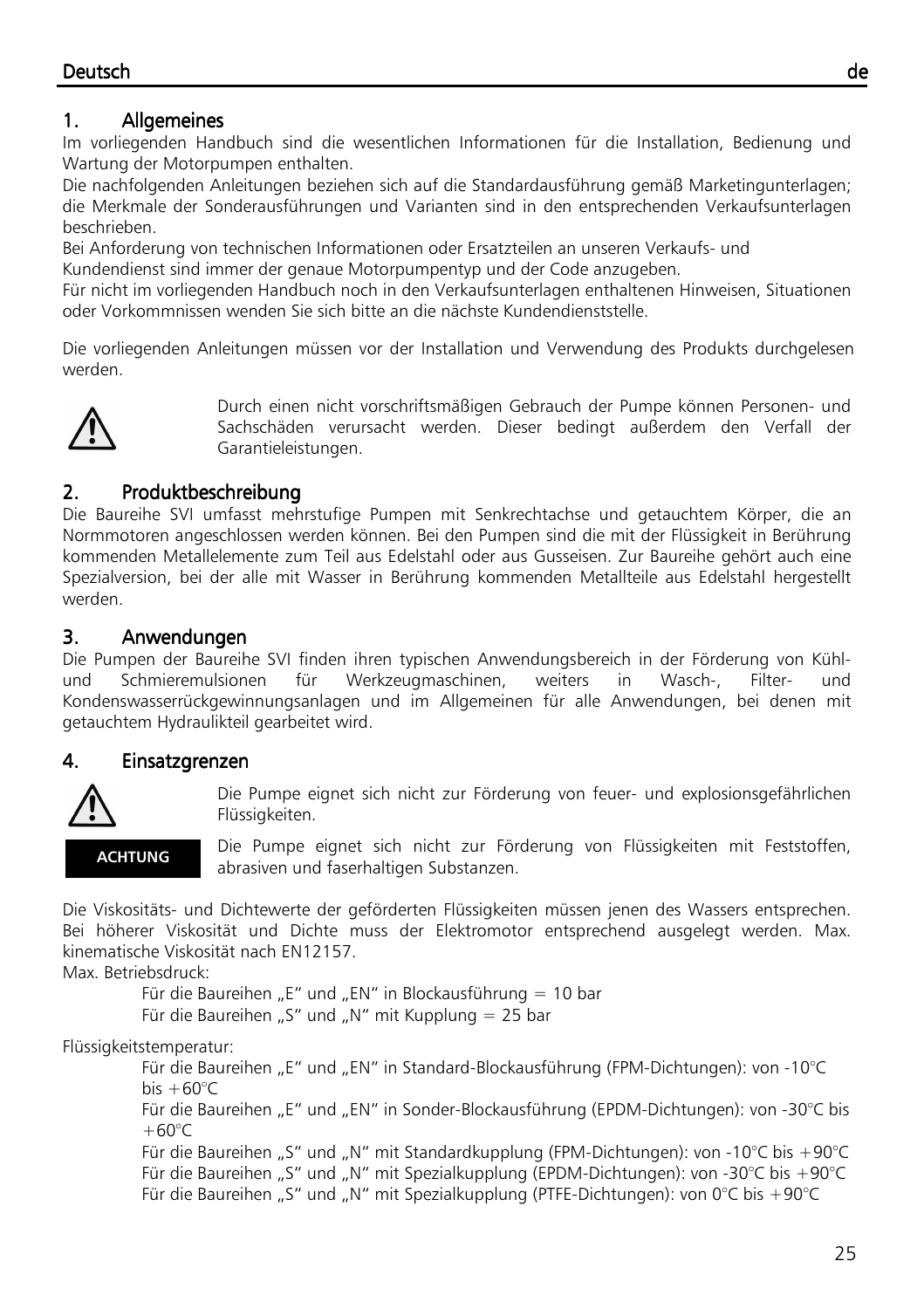## 1. Allgemeines

Im vorliegenden Handbuch sind die wesentlichen Informationen für die Installation, Bedienung und Wartung der Motorpumpen enthalten.

Die nachfolgenden Anleitungen beziehen sich auf die Standardausführung gemäß Marketingunterlagen; die Merkmale der Sonderausführungen und Varianten sind in den entsprechenden Verkaufsunterlagen beschrieben.

Bei Anforderung von technischen Informationen oder Ersatzteilen an unseren Verkaufs- und Kundendienst sind immer der genaue Motorpumpentyp und der Code anzugeben.

Für nicht im vorliegenden Handbuch noch in den Verkaufsunterlagen enthaltenen Hinweisen, Situationen oder Vorkommnissen wenden Sie sich bitte an die nächste Kundendienststelle.

Die vorliegenden Anleitungen müssen vor der Installation und Verwendung des Produkts durchgelesen werden.

Durch einen nicht vorschriftsmäßigen Gebrauch der Pumpe können Personen- und Sachschäden verursacht werden. Dieser bedingt außerdem den Verfall der Garantieleistungen.

## 2. Produktbeschreibung

Die Baureihe SVI umfasst mehrstufige Pumpen mit Senkrechtachse und getauchtem Körper, die an Normmotoren angeschlossen werden können. Bei den Pumpen sind die mit der Flüssigkeit in Berührung kommenden Metallelemente zum Teil aus Edelstahl oder aus Gusseisen. Zur Baureihe gehört auch eine Spezialversion, bei der alle mit Wasser in Berührung kommenden Metallteile aus Edelstahl hergestellt werden.

## 3. Anwendungen

Die Pumpen der Baureihe SVI finden ihren typischen Anwendungsbereich in der Förderung von Kühl- und Schmieremulsionen für Werkzeugmaschinen, weiters in Wasch-, Filter- und Kondenswasserrückgewinnungsanlagen und im Allgemeinen für alle Anwendungen, bei denen mit getauchtem Hydraulikteil gearbeitet wird.

## 4. Einsatzgrenzen

Die Pumpe eignet sich nicht zur Förderung von feuer- und explosionsgefährlichen Flüssigkeiten.

**ACHTUNG**

Die Pumpe eignet sich nicht zur Förderung von Flüssigkeiten mit Feststoffen, abrasiven und faserhaltigen Substanzen.

Die Viskositäts- und Dichtewerte der geförderten Flüssigkeiten müssen jenen des Wassers entsprechen. Bei höherer Viskosität und Dichte muss der Elektromotor entsprechend ausgelegt werden. Max. kinematische Viskosität nach EN12157.

Max. Betriebsdruck:

- Für die Baureihen „E" und „EN" in Blockausführung = 10 bar
- Für die Baureihen „S" und „N" mit Kupplung = 25 bar

Flüssigkeitstemperatur:

- Für die Baureihen „E" und „EN" in Standard-Blockausführung (FPM-Dichtungen): von -10°C bis +60°C
- Für die Baureihen „E" und „EN" in Sonder-Blockausführung (EPDM-Dichtungen): von -30°C bis +60°C
- Für die Baureihen „S" und „N" mit Standardkupplung (FPM-Dichtungen): von -10°C bis +90°C
- Für die Baureihen „S" und „N" mit Spezialkupplung (EPDM-Dichtungen): von -30°C bis +90°C
- Für die Baureihen „S" und „N" mit Spezialkupplung (PTFE-Dichtungen): von 0°C bis +90°C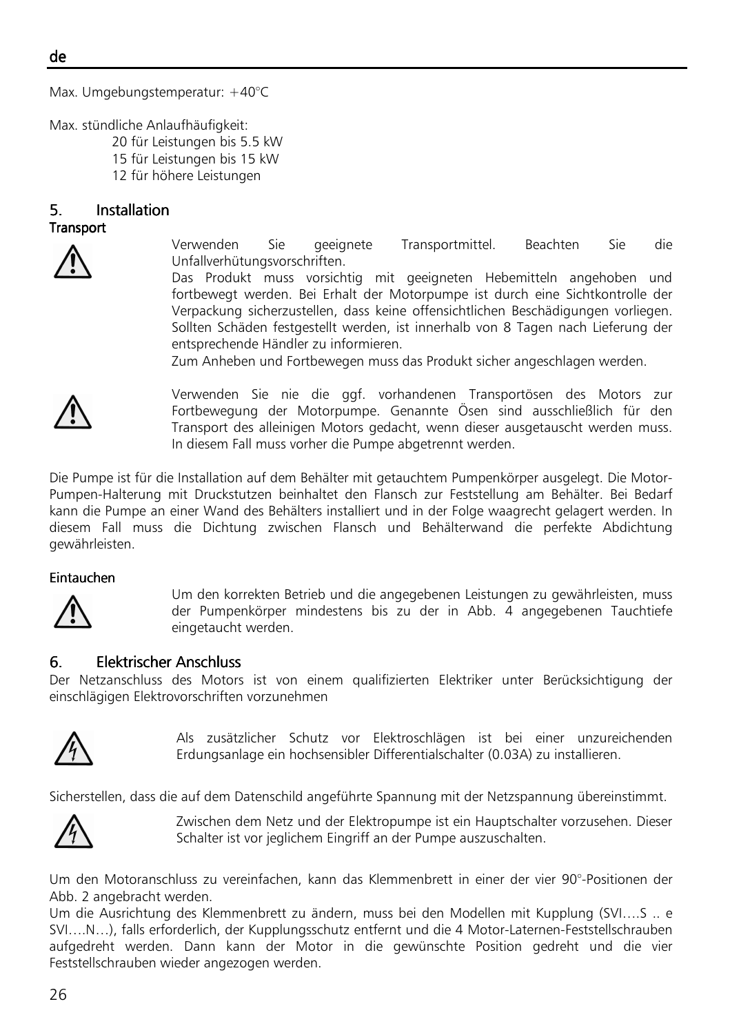Max. Umgebungstemperatur: +40°C

Max. stündliche Anlaufhäufigkeit:
- 20 für Leistungen bis 5.5 kW
- 15 für Leistungen bis 15 kW
- 12 für höhere Leistungen

## 5. Installation

### Transport

Verwenden Sie geeignete Transportmittel. Beachten Sie die Unfallverhütungsvorschriften.
Das Produkt muss vorsichtig mit geeigneten Hebemitteln angehoben und fortbewegt werden. Bei Erhalt der Motorpumpe ist durch eine Sichtkontrolle der Verpackung sicherzustellen, dass keine offensichtlichen Beschädigungen vorliegen. Sollten Schäden festgestellt werden, ist innerhalb von 8 Tagen nach Lieferung der entsprechende Händler zu informieren.
Zum Anheben und Fortbewegen muss das Produkt sicher angeschlagen werden.

Verwenden Sie nie die ggf. vorhandenen Transportösen des Motors zur Fortbewegung der Motorpumpe. Genannte Ösen sind ausschließlich für den Transport des alleinigen Motors gedacht, wenn dieser ausgetauscht werden muss. In diesem Fall muss vorher die Pumpe abgetrennt werden.

Die Pumpe ist für die Installation auf dem Behälter mit getauchtem Pumpenkörper ausgelegt. Die Motor-Pumpen-Halterung mit Druckstutzen beinhaltet den Flansch zur Feststellung am Behälter. Bei Bedarf kann die Pumpe an einer Wand des Behälters installiert und in der Folge waagrecht gelagert werden. In diesem Fall muss die Dichtung zwischen Flansch und Behälterwand die perfekte Abdichtung gewährleisten.

### Eintauchen

Um den korrekten Betrieb und die angegebenen Leistungen zu gewährleisten, muss der Pumpenkörper mindestens bis zu der in Abb. 4 angegebenen Tauchtiefe eingetaucht werden.

## 6. Elektrischer Anschluss

Der Netzanschluss des Motors ist von einem qualifizierten Elektriker unter Berücksichtigung der einschlägigen Elektrovorschriften vorzunehmen

Als zusätzlicher Schutz vor Elektroschlägen ist bei einer unzureichenden Erdungsanlage ein hochsensibler Differentialschalter (0.03A) zu installieren.

Sicherstellen, dass die auf dem Datenschild angeführte Spannung mit der Netzspannung übereinstimmt.

Zwischen dem Netz und der Elektropumpe ist ein Hauptschalter vorzusehen. Dieser Schalter ist vor jeglichem Eingriff an der Pumpe auszuschalten.

Um den Motoranschluss zu vereinfachen, kann das Klemmenbrett in einer der vier 90°-Positionen der Abb. 2 angebracht werden.
Um die Ausrichtung des Klemmenbrett zu ändern, muss bei den Modellen mit Kupplung (SVI….S .. e SVI….N…), falls erforderlich, der Kupplungsschutz entfernt und die 4 Motor-Laternen-Feststellschrauben aufgedreht werden. Dann kann der Motor in die gewünschte Position gedreht und die vier Feststellschrauben wieder angezogen werden.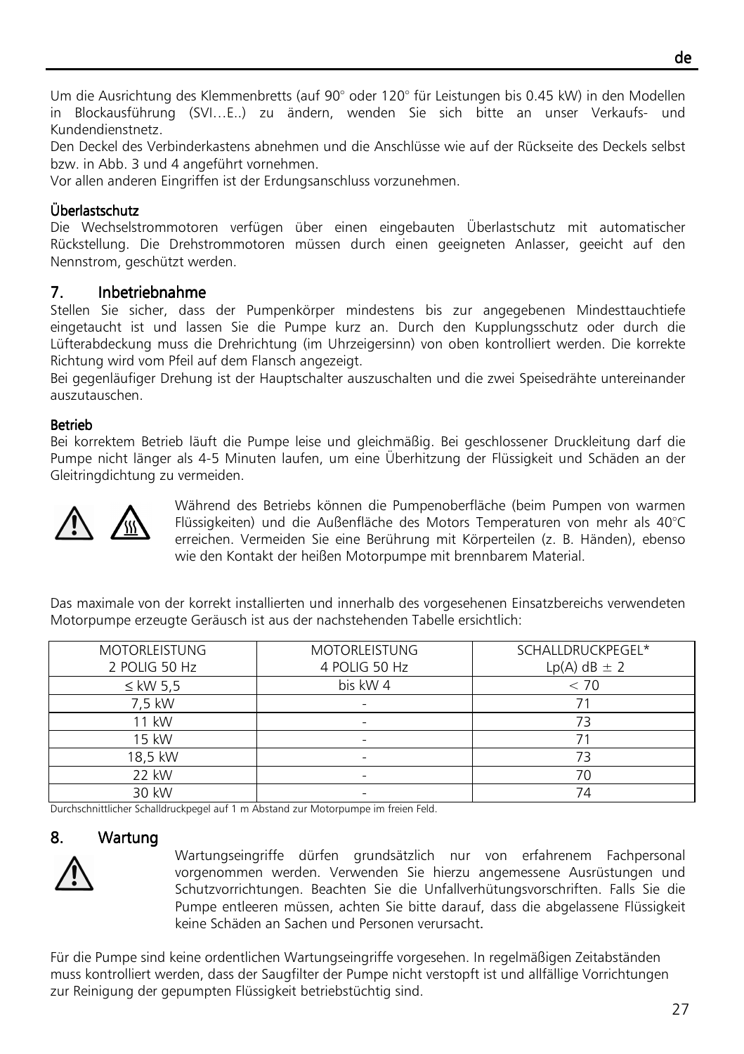Um die Ausrichtung des Klemmenbretts (auf 90° oder 120° für Leistungen bis 0.45 kW) in den Modellen in Blockausführung (SVI…E..) zu ändern, wenden Sie sich bitte an unser Verkaufs- und Kundendienstnetz.
Den Deckel des Verbinderkastens abnehmen und die Anschlüsse wie auf der Rückseite des Deckels selbst bzw. in Abb. 3 und 4 angeführt vornehmen.
Vor allen anderen Eingriffen ist der Erdungsanschluss vorzunehmen.

#### Überlastschutz

Die Wechselstrommotoren verfügen über einen eingebauten Überlastschutz mit automatischer Rückstellung. Die Drehstrommotoren müssen durch einen geeigneten Anlasser, geeicht auf den Nennstrom, geschützt werden.

## 7. Inbetriebnahme

Stellen Sie sicher, dass der Pumpenkörper mindestens bis zur angegebenen Mindesttauchtiefe eingetaucht ist und lassen Sie die Pumpe kurz an. Durch den Kupplungsschutz oder durch die Lüfterabdeckung muss die Drehrichtung (im Uhrzeigersinn) von oben kontrolliert werden. Die korrekte Richtung wird vom Pfeil auf dem Flansch angezeigt.
Bei gegenläufiger Drehung ist der Hauptschalter auszuschalten und die zwei Speisedrähte untereinander auszutauschen.

#### Betrieb

Bei korrektem Betrieb läuft die Pumpe leise und gleichmäßig. Bei geschlossener Druckleitung darf die Pumpe nicht länger als 4-5 Minuten laufen, um eine Überhitzung der Flüssigkeit und Schäden an der Gleitringdichtung zu vermeiden.

Während des Betriebs können die Pumpenoberfläche (beim Pumpen von warmen Flüssigkeiten) und die Außenfläche des Motors Temperaturen von mehr als 40°C erreichen. Vermeiden Sie eine Berührung mit Körperteilen (z. B. Händen), ebenso wie den Kontakt der heißen Motorpumpe mit brennbarem Material.

Das maximale von der korrekt installierten und innerhalb des vorgesehenen Einsatzbereichs verwendeten Motorpumpe erzeugte Geräusch ist aus der nachstehenden Tabelle ersichtlich:

| MOTORLEISTUNG 2 POLIG 50 Hz | MOTORLEISTUNG 4 POLIG 50 Hz | SCHALLDRUCKPEGEL* Lp(A) dB ± 2 |
|---|---|---|
| ≤ kW 5,5 | bis kW 4 | < 70 |
| 7,5 kW | - | 71 |
| 11 kW | - | 73 |
| 15 kW | - | 71 |
| 18,5 kW | - | 73 |
| 22 kW | - | 70 |
| 30 kW | - | 74 |

Durchschnittlicher Schalldruckpegel auf 1 m Abstand zur Motorpumpe im freien Feld.

## 8. Wartung

Wartungseingriffe dürfen grundsätzlich nur von erfahrenem Fachpersonal vorgenommen werden. Verwenden Sie hierzu angemessene Ausrüstungen und Schutzvorrichtungen. Beachten Sie die Unfallverhütungsvorschriften. Falls Sie die Pumpe entleeren müssen, achten Sie bitte darauf, dass die abgelassene Flüssigkeit keine Schäden an Sachen und Personen verursacht.

Für die Pumpe sind keine ordentlichen Wartungseingriffe vorgesehen. In regelmäßigen Zeitabständen muss kontrolliert werden, dass der Saugfilter der Pumpe nicht verstopft ist und allfällige Vorrichtungen zur Reinigung der gepumpten Flüssigkeit betriebstüchtig sind.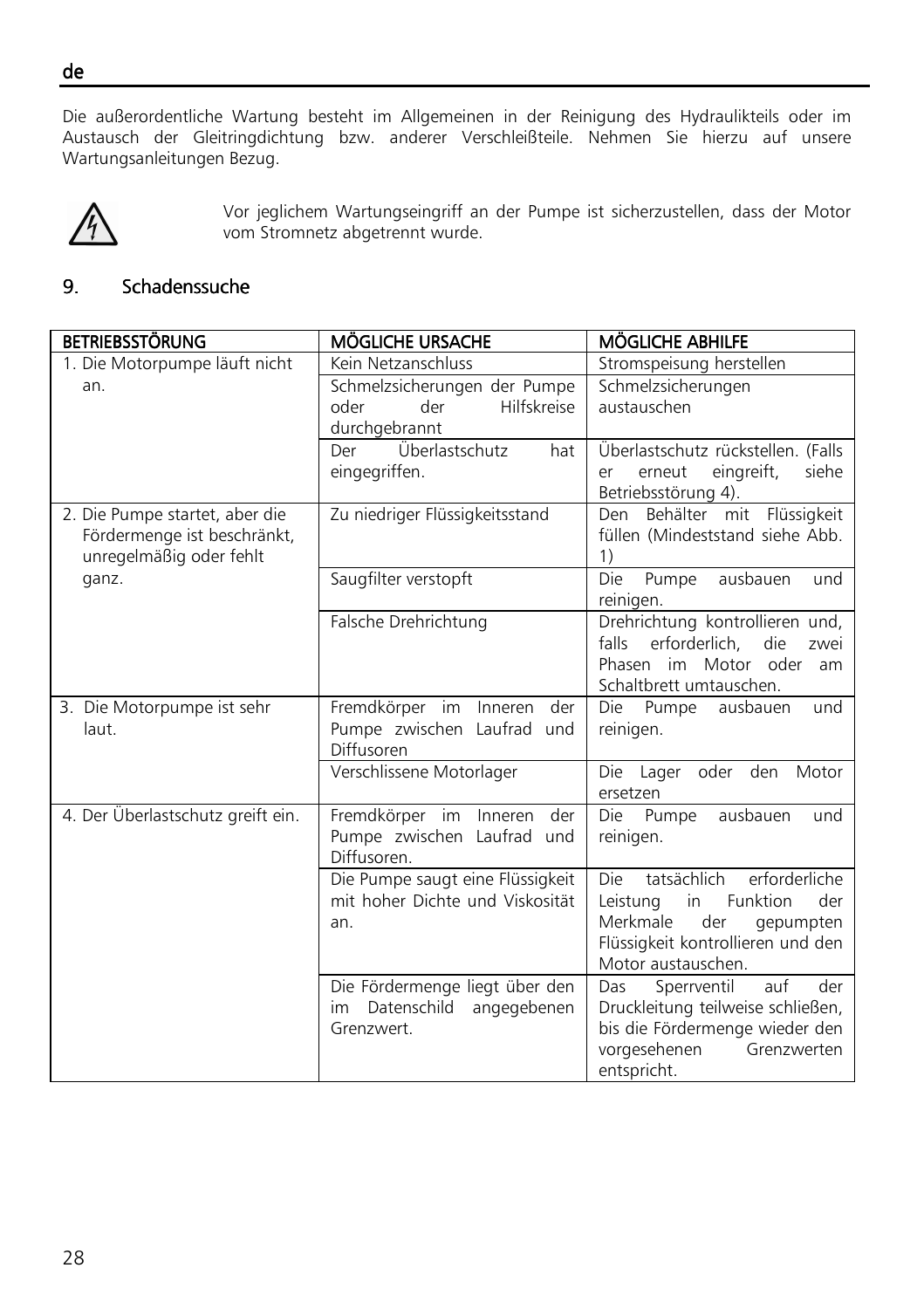Die außerordentliche Wartung besteht im Allgemeinen in der Reinigung des Hydraulikteils oder im Austausch der Gleitringdichtung bzw. anderer Verschleißteile. Nehmen Sie hierzu auf unsere Wartungsanleitungen Bezug.

Vor jeglichem Wartungseingriff an der Pumpe ist sicherzustellen, dass der Motor vom Stromnetz abgetrennt wurde.

## 9. Schadenssuche

| BETRIEBSSTÖRUNG | MÖGLICHE URSACHE | MÖGLICHE ABHILFE |
|---|---|---|
| 1. Die Motorpumpe läuft nicht an. | Kein Netzanschluss | Stromspeisung herstellen |
| | Schmelzsicherungen der Pumpe oder der Hilfskreise durchgebrannt | Schmelzsicherungen austauschen |
| | Der Überlastschutz hat eingegriffen. | Überlastschutz rückstellen. (Falls er erneut eingreift, siehe Betriebsstörung 4). |
| 2. Die Pumpe startet, aber die Fördermenge ist beschränkt, unregelmäßig oder fehlt ganz. | Zu niedriger Flüssigkeitsstand | Den Behälter mit Flüssigkeit füllen (Mindeststand siehe Abb. 1) |
| | Saugfilter verstopft | Die Pumpe ausbauen und reinigen. |
| | Falsche Drehrichtung | Drehrichtung kontrollieren und, falls erforderlich, die zwei Phasen im Motor oder am Schaltbrett umtauschen. |
| 3. Die Motorpumpe ist sehr laut. | Fremdkörper im Inneren der Pumpe zwischen Laufrad und Diffusoren | Die Pumpe ausbauen und reinigen. |
| | Verschlissene Motorlager | Die Lager oder den Motor ersetzen |
| 4. Der Überlastschutz greift ein. | Fremdkörper im Inneren der Pumpe zwischen Laufrad und Diffusoren. | Die Pumpe ausbauen und reinigen. |
| | Die Pumpe saugt eine Flüssigkeit mit hoher Dichte und Viskosität an. | Die tatsächlich erforderliche Leistung in Funktion der Merkmale der gepumpten Flüssigkeit kontrollieren und den Motor austauschen. |
| | Die Fördermenge liegt über den im Datenschild angegebenen Grenzwert. | Das Sperrventil auf der Druckleitung teilweise schließen, bis die Fördermenge wieder den vorgesehenen Grenzwerten entspricht. |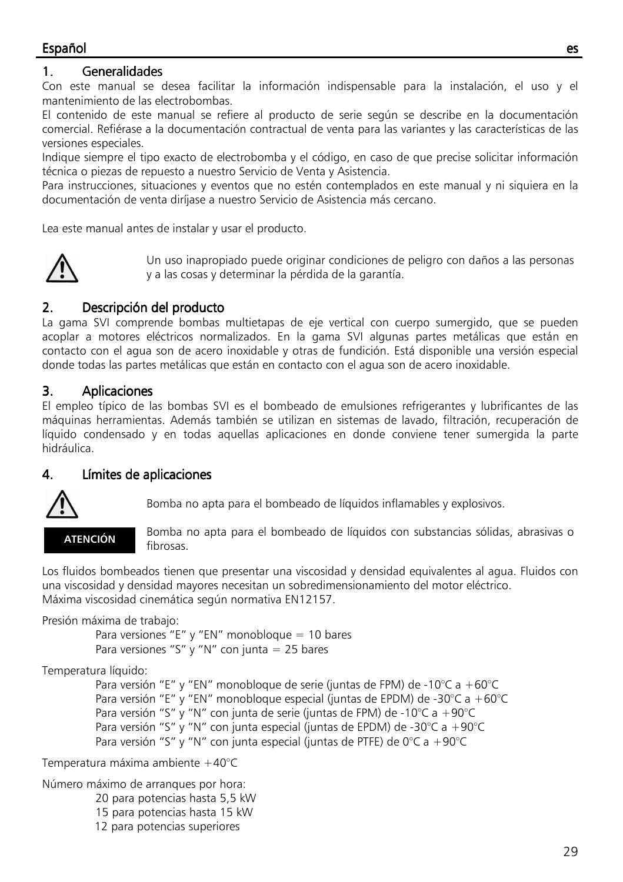## 1. Generalidades

Con este manual se desea facilitar la información indispensable para la instalación, el uso y el mantenimiento de las electrobombas.

El contenido de este manual se refiere al producto de serie según se describe en la documentación comercial. Refiérase a la documentación contractual de venta para las variantes y las características de las versiones especiales.

Indique siempre el tipo exacto de electrobomba y el código, en caso de que precise solicitar información técnica o piezas de repuesto a nuestro Servicio de Venta y Asistencia.

Para instrucciones, situaciones y eventos que no estén contemplados en este manual y ni siquiera en la documentación de venta diríjase a nuestro Servicio de Asistencia más cercano.

Lea este manual antes de instalar y usar el producto.

⚠ Un uso inapropiado puede originar condiciones de peligro con daños a las personas y a las cosas y determinar la pérdida de la garantía.

## 2. Descripción del producto

La gama SVI comprende bombas multietapas de eje vertical con cuerpo sumergido, que se pueden acoplar a motores eléctricos normalizados. En la gama SVI algunas partes metálicas que están en contacto con el agua son de acero inoxidable y otras de fundición. Está disponible una versión especial donde todas las partes metálicas que están en contacto con el agua son de acero inoxidable.

## 3. Aplicaciones

El empleo típico de las bombas SVI es el bombeado de emulsiones refrigerantes y lubrificantes de las máquinas herramientas. Además también se utilizan en sistemas de lavado, filtración, recuperación de líquido condensado y en todas aquellas aplicaciones en donde conviene tener sumergida la parte hidráulica.

## 4. Límites de aplicaciones

⚠ Bomba no apta para el bombeado de líquidos inflamables y explosivos.

**ATENCIÓN** Bomba no apta para el bombeado de líquidos con substancias sólidas, abrasivas o fibrosas.

Los fluidos bombeados tienen que presentar una viscosidad y densidad equivalentes al agua. Fluidos con una viscosidad y densidad mayores necesitan un sobredimensionamiento del motor eléctrico.
Máxima viscosidad cinemática según normativa EN12157.

Presión máxima de trabajo:

- Para versiones "E" y "EN" monobloque = 10 bares
- Para versiones "S" y "N" con junta = 25 bares

Temperatura líquido:

- Para versión "E" y "EN" monobloque de serie (juntas de FPM) de -10°C a +60°C
- Para versión "E" y "EN" monobloque especial (juntas de EPDM) de -30°C a +60°C
- Para versión "S" y "N" con junta de serie (juntas de FPM) de -10°C a +90°C
- Para versión "S" y "N" con junta especial (juntas de EPDM) de -30°C a +90°C
- Para versión "S" y "N" con junta especial (juntas de PTFE) de 0°C a +90°C

Temperatura máxima ambiente +40°C

Número máximo de arranques por hora:

- 20 para potencias hasta 5,5 kW
- 15 para potencias hasta 15 kW
- 12 para potencias superiores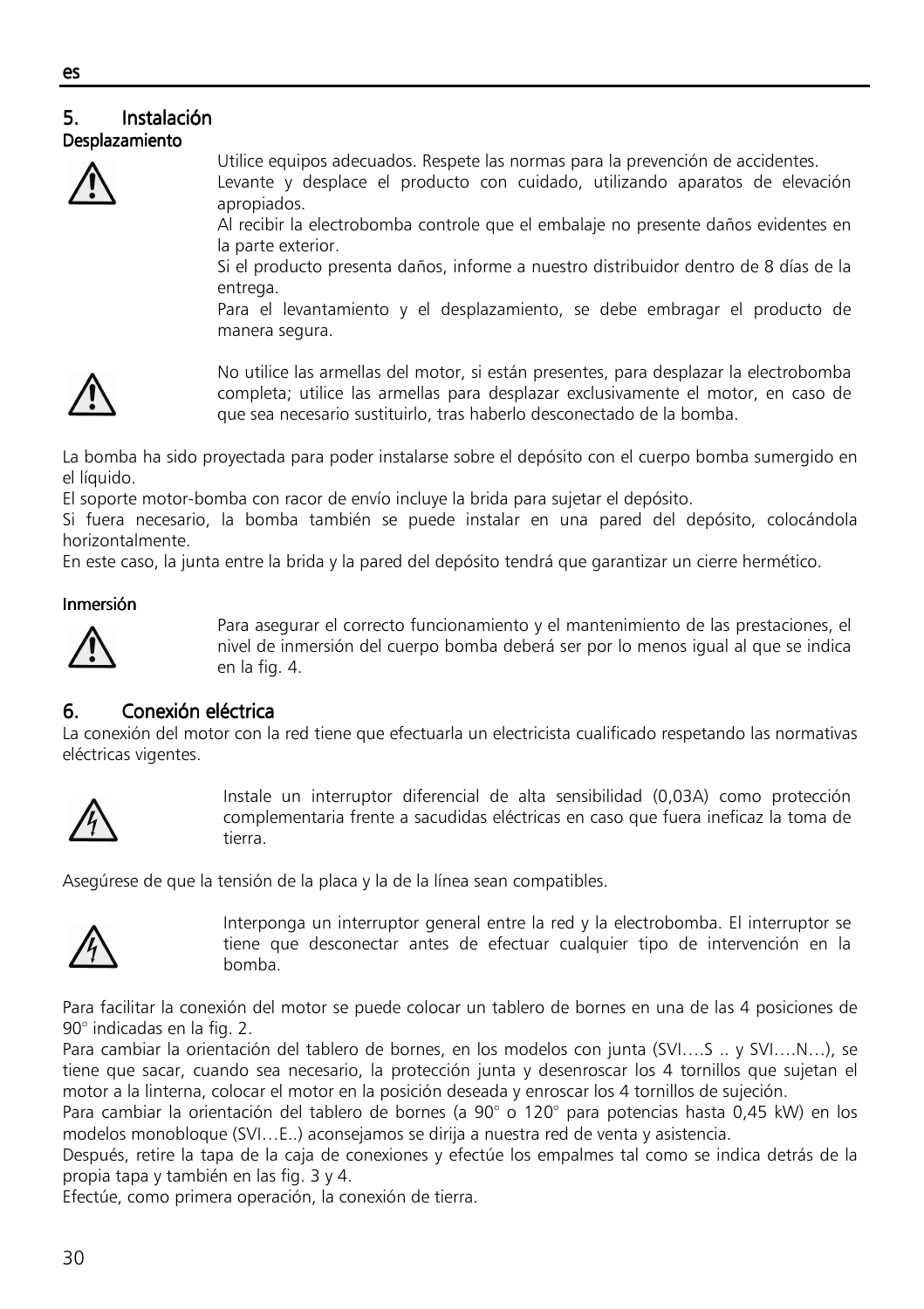## 5. Instalación

### Desplazamiento

Utilice equipos adecuados. Respete las normas para la prevención de accidentes.
Levante y desplace el producto con cuidado, utilizando aparatos de elevación apropiados.
Al recibir la electrobomba controle que el embalaje no presente daños evidentes en la parte exterior.
Si el producto presenta daños, informe a nuestro distribuidor dentro de 8 días de la entrega.
Para el levantamiento y el desplazamiento, se debe embragar el producto de manera segura.

No utilice las armellas del motor, si están presentes, para desplazar la electrobomba completa; utilice las armellas para desplazar exclusivamente el motor, en caso de que sea necesario sustituirlo, tras haberlo desconectado de la bomba.

La bomba ha sido proyectada para poder instalarse sobre el depósito con el cuerpo bomba sumergido en el líquido.
El soporte motor-bomba con racor de envío incluye la brida para sujetar el depósito.
Si fuera necesario, la bomba también se puede instalar en una pared del depósito, colocándola horizontalmente.
En este caso, la junta entre la brida y la pared del depósito tendrá que garantizar un cierre hermético.

### Inmersión

Para asegurar el correcto funcionamiento y el mantenimiento de las prestaciones, el nivel de inmersión del cuerpo bomba deberá ser por lo menos igual al que se indica en la fig. 4.

## 6. Conexión eléctrica

La conexión del motor con la red tiene que efectuarla un electricista cualificado respetando las normativas eléctricas vigentes.

Instale un interruptor diferencial de alta sensibilidad (0,03A) como protección complementaria frente a sacudidas eléctricas en caso que fuera ineficaz la toma de tierra.

Asegúrese de que la tensión de la placa y la de la línea sean compatibles.

Interponga un interruptor general entre la red y la electrobomba. El interruptor se tiene que desconectar antes de efectuar cualquier tipo de intervención en la bomba.

Para facilitar la conexión del motor se puede colocar un tablero de bornes en una de las 4 posiciones de 90° indicadas en la fig. 2.
Para cambiar la orientación del tablero de bornes, en los modelos con junta (SVI….S .. y SVI….N…), se tiene que sacar, cuando sea necesario, la protección junta y desenroscar los 4 tornillos que sujetan el motor a la linterna, colocar el motor en la posición deseada y enroscar los 4 tornillos de sujeción.
Para cambiar la orientación del tablero de bornes (a 90° o 120° para potencias hasta 0,45 kW) en los modelos monobloque (SVI…E..) aconsejamos se dirija a nuestra red de venta y asistencia.
Después, retire la tapa de la caja de conexiones y efectúe los empalmes tal como se indica detrás de la propia tapa y también en las fig. 3 y 4.
Efectúe, como primera operación, la conexión de tierra.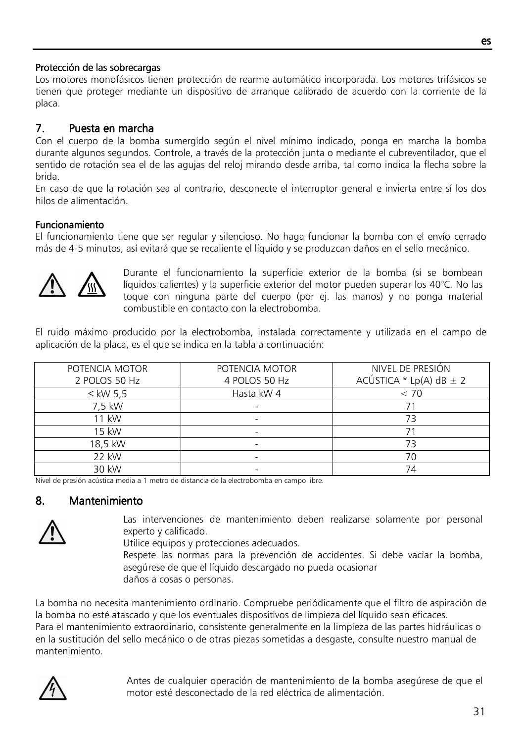#### Protección de las sobrecargas

Los motores monofásicos tienen protección de rearme automático incorporada. Los motores trifásicos se tienen que proteger mediante un dispositivo de arranque calibrado de acuerdo con la corriente de la placa.

## 7. Puesta en marcha

Con el cuerpo de la bomba sumergido según el nivel mínimo indicado, ponga en marcha la bomba durante algunos segundos. Controle, a través de la protección junta o mediante el cubreventilador, que el sentido de rotación sea el de las agujas del reloj mirando desde arriba, tal como indica la flecha sobre la brida.

En caso de que la rotación sea al contrario, desconecte el interruptor general e invierta entre sí los dos hilos de alimentación.

#### Funcionamiento

El funcionamiento tiene que ser regular y silencioso. No haga funcionar la bomba con el envío cerrado más de 4-5 minutos, así evitará que se recaliente el líquido y se produzcan daños en el sello mecánico.

Durante el funcionamiento la superficie exterior de la bomba (si se bombean líquidos calientes) y la superficie exterior del motor pueden superar los 40°C. No las toque con ninguna parte del cuerpo (por ej. las manos) y no ponga material combustible en contacto con la electrobomba.

El ruido máximo producido por la electrobomba, instalada correctamente y utilizada en el campo de aplicación de la placa, es el que se indica en la tabla a continuación:

| POTENCIA MOTOR 2 POLOS 50 Hz | POTENCIA MOTOR 4 POLOS 50 Hz | NIVEL DE PRESIÓN ACÚSTICA * Lp(A) dB ± 2 |
|---|---|---|
| ≤ kW 5,5 | Hasta kW 4 | < 70 |
| 7,5 kW | - | 71 |
| 11 kW | - | 73 |
| 15 kW | - | 71 |
| 18,5 kW | - | 73 |
| 22 kW | - | 70 |
| 30 kW | - | 74 |

Nivel de presión acústica media a 1 metro de distancia de la electrobomba en campo libre.

## 8. Mantenimiento

Las intervenciones de mantenimiento deben realizarse solamente por personal experto y calificado.
Utilice equipos y protecciones adecuados.
Respete las normas para la prevención de accidentes. Si debe vaciar la bomba, asegúrese de que el líquido descargado no pueda ocasionar daños a cosas o personas.

La bomba no necesita mantenimiento ordinario. Compruebe periódicamente que el filtro de aspiración de la bomba no esté atascado y que los eventuales dispositivos de limpieza del líquido sean eficaces.
Para el mantenimiento extraordinario, consistente generalmente en la limpieza de las partes hidráulicas o en la sustitución del sello mecánico o de otras piezas sometidas a desgaste, consulte nuestro manual de mantenimiento.

Antes de cualquier operación de mantenimiento de la bomba asegúrese de que el motor esté desconectado de la red eléctrica de alimentación.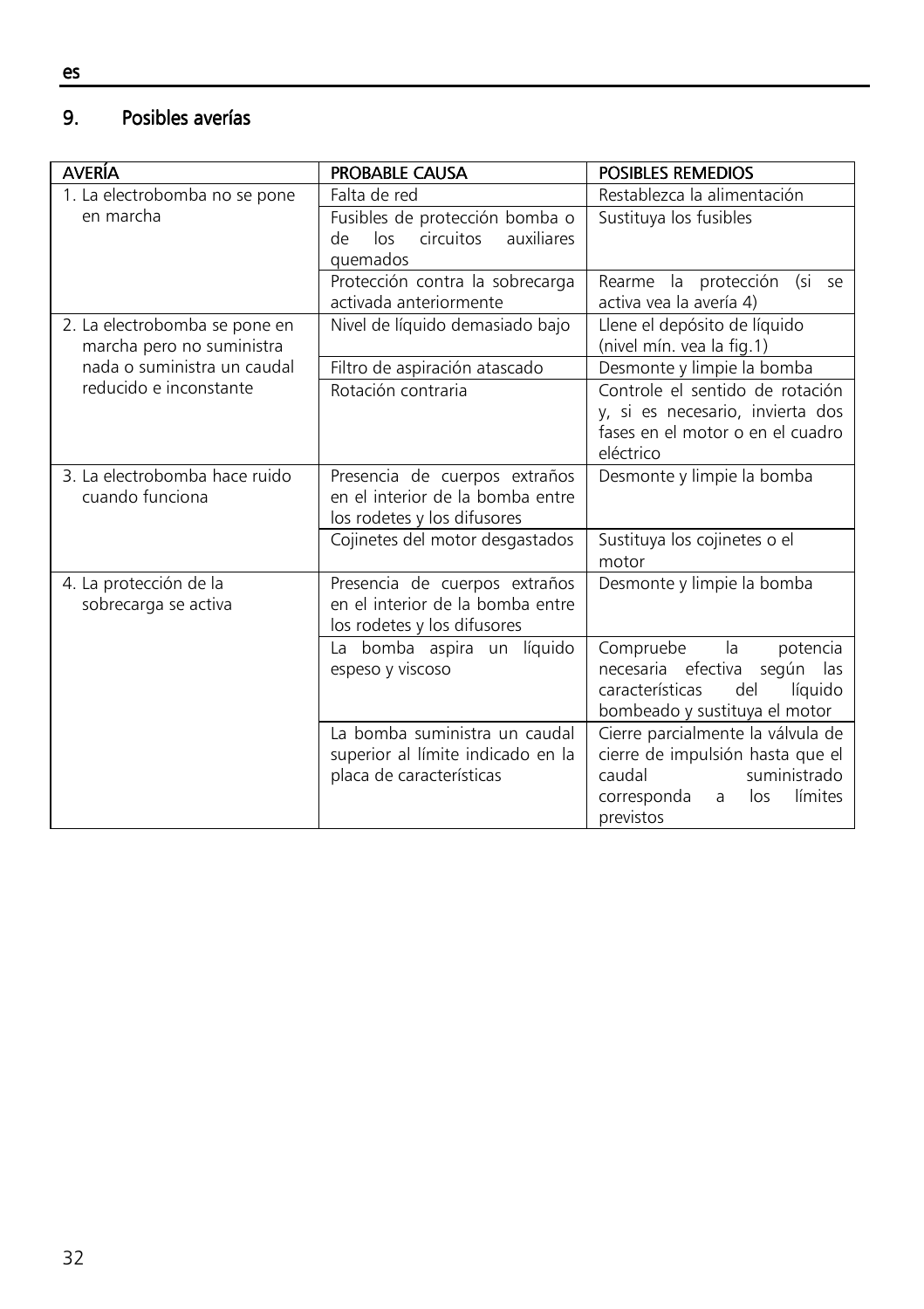## 9. Posibles averías

| AVERÍA | PROBABLE CAUSA | POSIBLES REMEDIOS |
| --- | --- | --- |
| 1. La electrobomba no se pone en marcha | Falta de red | Restablezca la alimentación |
| | Fusibles de protección bomba o de los circuitos auxiliares quemados | Sustituya los fusibles |
| | Protección contra la sobrecarga activada anteriormente | Rearme la protección (si se activa vea la avería 4) |
| 2. La electrobomba se pone en marcha pero no suministra nada o suministra un caudal reducido e inconstante | Nivel de líquido demasiado bajo | Llene el depósito de líquido (nivel mín. vea la fig.1) |
| | Filtro de aspiración atascado | Desmonte y limpie la bomba |
| | Rotación contraria | Controle el sentido de rotación y, si es necesario, invierta dos fases en el motor o en el cuadro eléctrico |
| 3. La electrobomba hace ruido cuando funciona | Presencia de cuerpos extraños en el interior de la bomba entre los rodetes y los difusores | Desmonte y limpie la bomba |
| | Cojinetes del motor desgastados | Sustituya los cojinetes o el motor |
| 4. La protección de la sobrecarga se activa | Presencia de cuerpos extraños en el interior de la bomba entre los rodetes y los difusores | Desmonte y limpie la bomba |
| | La bomba aspira un líquido espeso y viscoso | Compruebe la potencia necesaria efectiva según las características del líquido bombeado y sustituya el motor |
| | La bomba suministra un caudal superior al límite indicado en la placa de características | Cierre parcialmente la válvula de cierre de impulsión hasta que el caudal suministrado corresponda a los límites previstos |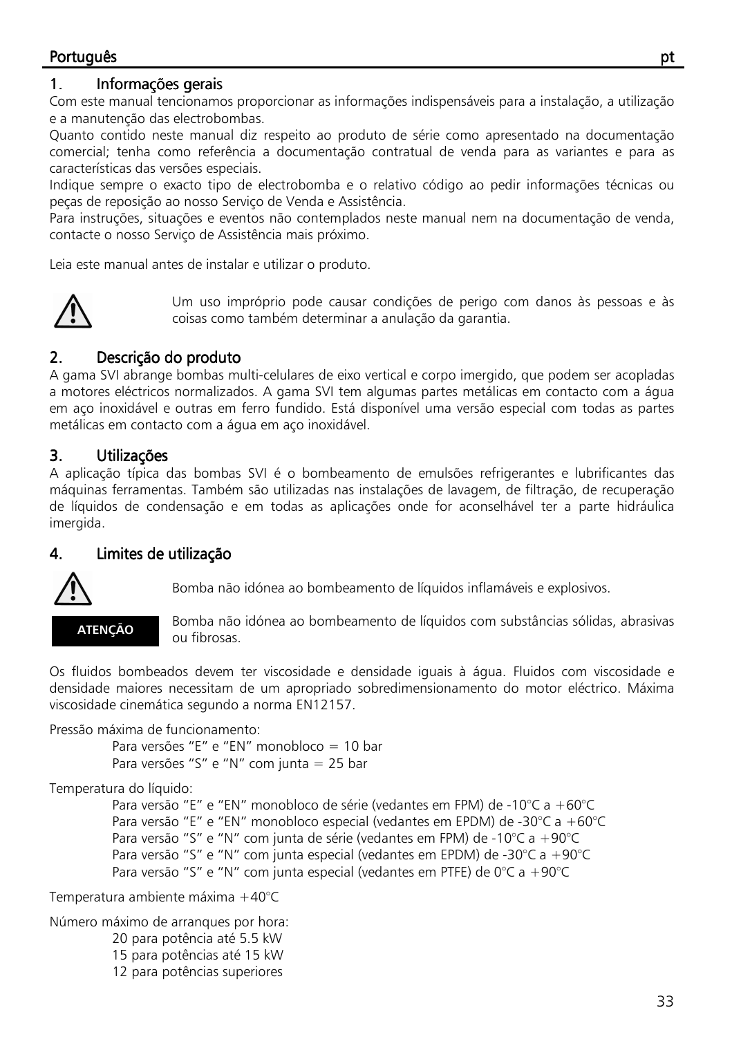## 1. Informações gerais

Com este manual tencionamos proporcionar as informações indispensáveis para a instalação, a utilização e a manutenção das electrobombas.

Quanto contido neste manual diz respeito ao produto de série como apresentado na documentação comercial; tenha como referência a documentação contratual de venda para as variantes e para as características das versões especiais.

Indique sempre o exacto tipo de electrobomba e o relativo código ao pedir informações técnicas ou peças de reposição ao nosso Serviço de Venda e Assistência.

Para instruções, situações e eventos não contemplados neste manual nem na documentação de venda, contacte o nosso Serviço de Assistência mais próximo.

Leia este manual antes de instalar e utilizar o produto.

Um uso impróprio pode causar condições de perigo com danos às pessoas e às coisas como também determinar a anulação da garantia.

## 2. Descrição do produto

A gama SVI abrange bombas multi-celulares de eixo vertical e corpo imergido, que podem ser acopladas a motores eléctricos normalizados. A gama SVI tem algumas partes metálicas em contacto com a água em aço inoxidável e outras em ferro fundido. Está disponível uma versão especial com todas as partes metálicas em contacto com a água em aço inoxidável.

## 3. Utilizações

A aplicação típica das bombas SVI é o bombeamento de emulsões refrigerantes e lubrificantes das máquinas ferramentas. Também são utilizadas nas instalações de lavagem, de filtração, de recuperação de líquidos de condensação e em todas as aplicações onde for aconselhável ter a parte hidráulica imergida.

## 4. Limites de utilização

Bomba não idónea ao bombeamento de líquidos inflamáveis e explosivos.

**ATENÇÃO**

Bomba não idónea ao bombeamento de líquidos com substâncias sólidas, abrasivas ou fibrosas.

Os fluidos bombeados devem ter viscosidade e densidade iguais à água. Fluidos com viscosidade e densidade maiores necessitam de um apropriado sobredimensionamento do motor eléctrico. Máxima viscosidade cinemática segundo a norma EN12157.

Pressão máxima de funcionamento:

- Para versões "E" e "EN" monobloco = 10 bar
- Para versões "S" e "N" com junta = 25 bar

Temperatura do líquido:

- Para versão "E" e "EN" monobloco de série (vedantes em FPM) de -10°C a +60°C
- Para versão "E" e "EN" monobloco especial (vedantes em EPDM) de -30°C a +60°C
- Para versão "S" e "N" com junta de série (vedantes em FPM) de -10°C a +90°C
- Para versão "S" e "N" com junta especial (vedantes em EPDM) de -30°C a +90°C
- Para versão "S" e "N" com junta especial (vedantes em PTFE) de 0°C a +90°C

Temperatura ambiente máxima +40°C

Número máximo de arranques por hora:

- 20 para potência até 5.5 kW
- 15 para potências até 15 kW
- 12 para potências superiores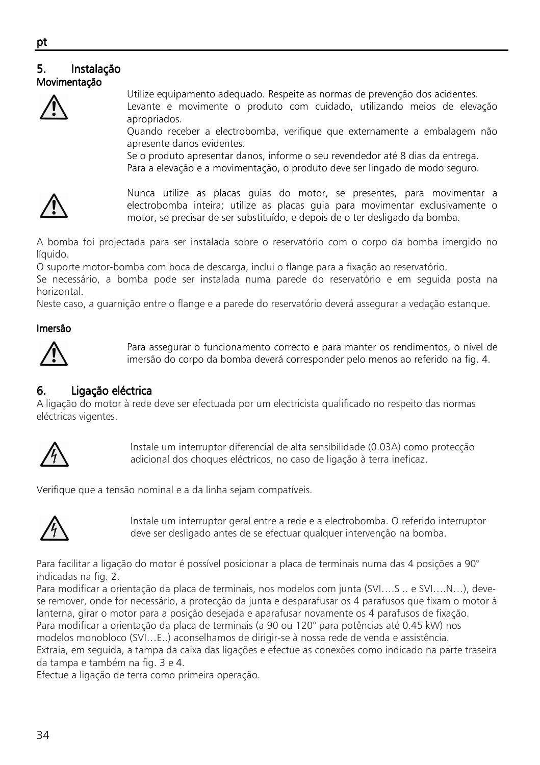## 5. Instalação

### Movimentação

Utilize equipamento adequado. Respeite as normas de prevenção dos acidentes.
Levante e movimente o produto com cuidado, utilizando meios de elevação apropriados.
Quando receber a electrobomba, verifique que externamente a embalagem não apresente danos evidentes.
Se o produto apresentar danos, informe o seu revendedor até 8 dias da entrega.
Para a elevação e a movimentação, o produto deve ser lingado de modo seguro.

Nunca utilize as placas guias do motor, se presentes, para movimentar a electrobomba inteira; utilize as placas guia para movimentar exclusivamente o motor, se precisar de ser substituído, e depois de o ter desligado da bomba.

A bomba foi projectada para ser instalada sobre o reservatório com o corpo da bomba imergido no líquido.
O suporte motor-bomba com boca de descarga, inclui o flange para a fixação ao reservatório.
Se necessário, a bomba pode ser instalada numa parede do reservatório e em seguida posta na horizontal.
Neste caso, a guarnição entre o flange e a parede do reservatório deverá assegurar a vedação estanque.

### Imersão

Para assegurar o funcionamento correcto e para manter os rendimentos, o nível de imersão do corpo da bomba deverá corresponder pelo menos ao referido na fig. 4.

## 6. Ligação eléctrica

A ligação do motor à rede deve ser efectuada por um electricista qualificado no respeito das normas eléctricas vigentes.

Instale um interruptor diferencial de alta sensibilidade (0.03A) como protecção adicional dos choques eléctricos, no caso de ligação à terra ineficaz.

Verifique que a tensão nominal e a da linha sejam compatíveis.

Instale um interruptor geral entre a rede e a electrobomba. O referido interruptor deve ser desligado antes de se efectuar qualquer intervenção na bomba.

Para facilitar a ligação do motor é possível posicionar a placa de terminais numa das 4 posições a 90° indicadas na fig. 2.
Para modificar a orientação da placa de terminais, nos modelos com junta (SVI….S .. e SVI….N…), deve-se remover, onde for necessário, a protecção da junta e desparafusar os 4 parafusos que fixam o motor à lanterna, girar o motor para a posição desejada e aparafusar novamente os 4 parafusos de fixação.
Para modificar a orientação da placa de terminais (a 90 ou 120° para potências até 0.45 kW) nos modelos monobloco (SVI…E..) aconselhamos de dirigir-se à nossa rede de venda e assistência.
Extraia, em seguida, a tampa da caixa das ligações e efectue as conexões como indicado na parte traseira da tampa e também na fig. 3 e 4.
Efectue a ligação de terra como primeira operação.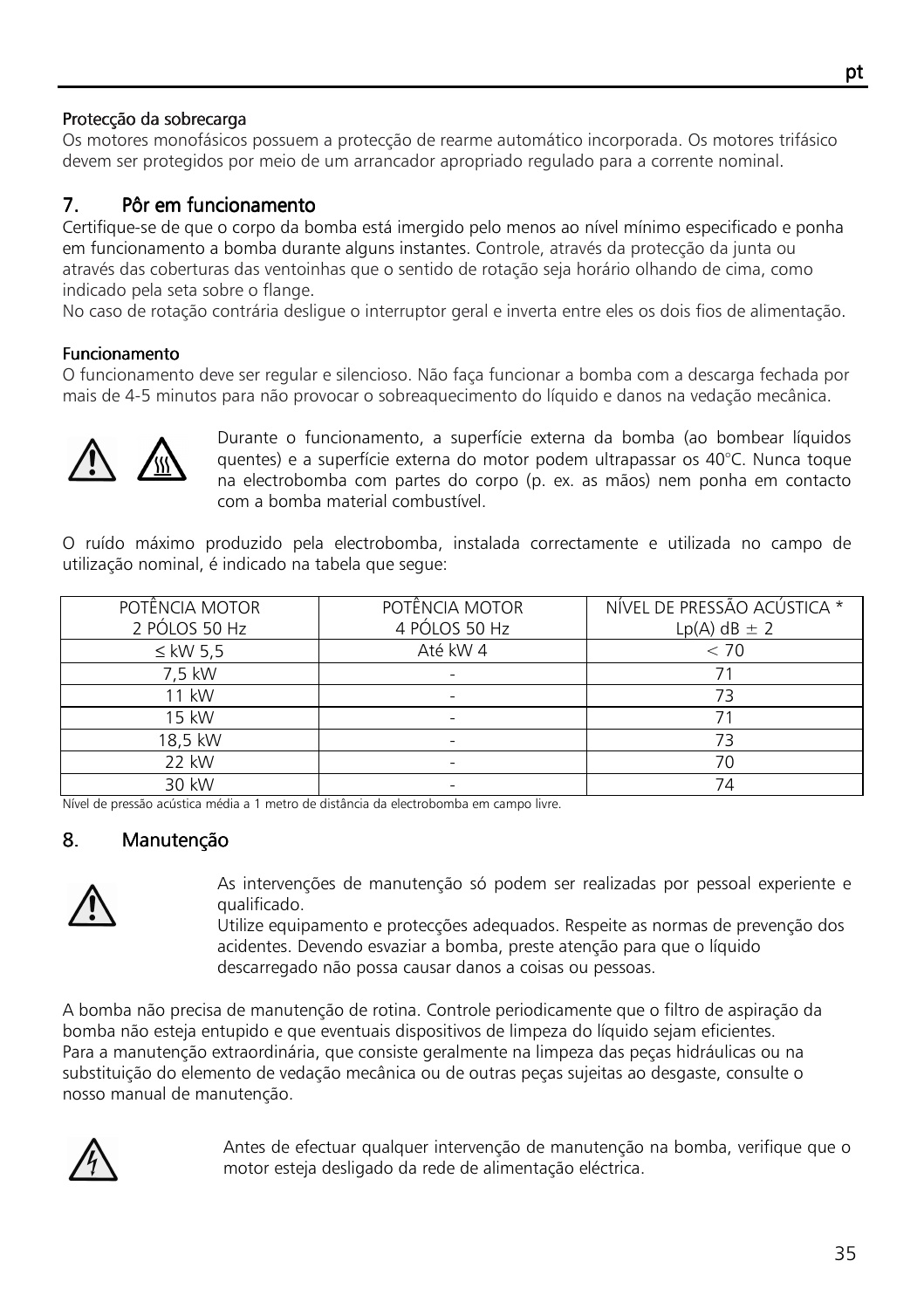**Protecção da sobrecarga**

Os motores monofásicos possuem a protecção de rearme automático incorporada. Os motores trifásico devem ser protegidos por meio de um arrancador apropriado regulado para a corrente nominal.

## 7. Pôr em funcionamento

Certifique-se de que o corpo da bomba está imergido pelo menos ao nível mínimo especificado e ponha em funcionamento a bomba durante alguns instantes. Controle, através da protecção da junta ou através das coberturas das ventoinhas que o sentido de rotação seja horário olhando de cima, como indicado pela seta sobre o flange.

No caso de rotação contrária desligue o interruptor geral e inverta entre eles os dois fios de alimentação.

**Funcionamento**

O funcionamento deve ser regular e silencioso. Não faça funcionar a bomba com a descarga fechada por mais de 4-5 minutos para não provocar o sobreaquecimento do líquido e danos na vedação mecânica.

Durante o funcionamento, a superfície externa da bomba (ao bombear líquidos quentes) e a superfície externa do motor podem ultrapassar os 40°C. Nunca toque na electrobomba com partes do corpo (p. ex. as mãos) nem ponha em contacto com a bomba material combustível.

O ruído máximo produzido pela electrobomba, instalada correctamente e utilizada no campo de utilização nominal, é indicado na tabela que segue:

| POTÊNCIA MOTOR 2 PÓLOS 50 Hz | POTÊNCIA MOTOR 4 PÓLOS 50 Hz | NÍVEL DE PRESSÃO ACÚSTICA * Lp(A) dB ± 2 |
|---|---|---|
| ≤ kW 5,5 | Até kW 4 | < 70 |
| 7,5 kW | - | 71 |
| 11 kW | - | 73 |
| 15 kW | - | 71 |
| 18,5 kW | - | 73 |
| 22 kW | - | 70 |
| 30 kW | - | 74 |

Nível de pressão acústica média a 1 metro de distância da electrobomba em campo livre.

## 8. Manutenção

As intervenções de manutenção só podem ser realizadas por pessoal experiente e qualificado.
Utilize equipamento e protecções adequados. Respeite as normas de prevenção dos acidentes. Devendo esvaziar a bomba, preste atenção para que o líquido descarregado não possa causar danos a coisas ou pessoas.

A bomba não precisa de manutenção de rotina. Controle periodicamente que o filtro de aspiração da bomba não esteja entupido e que eventuais dispositivos de limpeza do líquido sejam eficientes.
Para a manutenção extraordinária, que consiste geralmente na limpeza das peças hidráulicas ou na substituição do elemento de vedação mecânica ou de outras peças sujeitas ao desgaste, consulte o nosso manual de manutenção.

Antes de efectuar qualquer intervenção de manutenção na bomba, verifique que o motor esteja desligado da rede de alimentação eléctrica.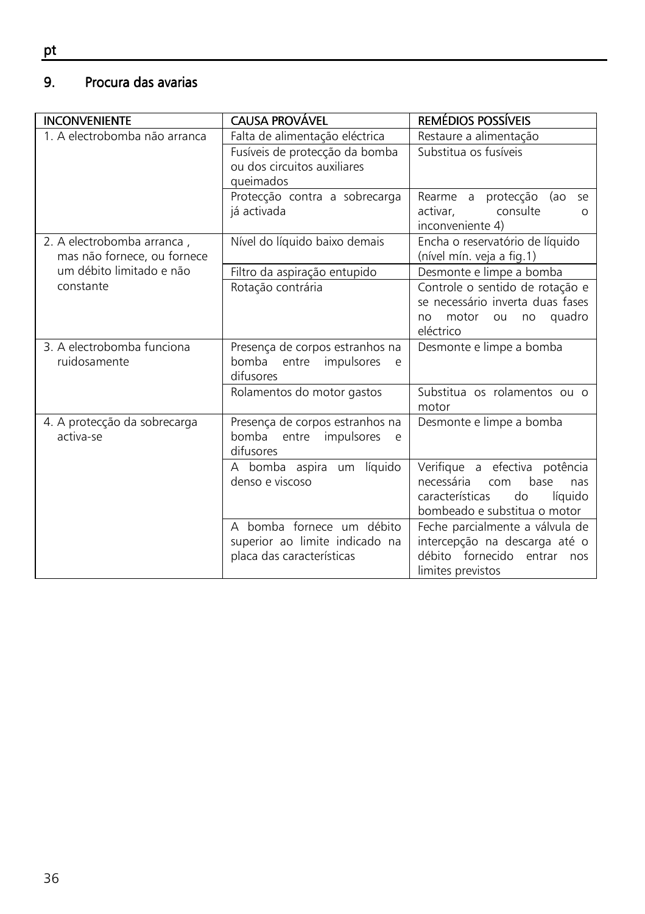## 9. Procura das avarias

| INCONVENIENTE | CAUSA PROVÁVEL | REMÉDIOS POSSÍVEIS |
|---|---|---|
| 1. A electrobomba não arranca | Falta de alimentação eléctrica | Restaure a alimentação |
| | Fusíveis de protecção da bomba ou dos circuitos auxiliares queimados | Substitua os fusíveis |
| | Protecção contra a sobrecarga já activada | Rearme a protecção (ao se activar, consulte o inconveniente 4) |
| 2. A electrobomba arranca , mas não fornece, ou fornece um débito limitado e não constante | Nível do líquido baixo demais | Encha o reservatório de líquido (nível mín. veja a fig.1) |
| | Filtro da aspiração entupido | Desmonte e limpe a bomba |
| | Rotação contrária | Controle o sentido de rotação e se necessário inverta duas fases no motor ou no quadro eléctrico |
| 3. A electrobomba funciona ruidosamente | Presença de corpos estranhos na bomba entre impulsores e difusores | Desmonte e limpe a bomba |
| | Rolamentos do motor gastos | Substitua os rolamentos ou o motor |
| 4. A protecção da sobrecarga activa-se | Presença de corpos estranhos na bomba entre impulsores e difusores | Desmonte e limpe a bomba |
| | A bomba aspira um líquido denso e viscoso | Verifique a efectiva potência necessária com base nas características do líquido bombeado e substitua o motor |
| | A bomba fornece um débito superior ao limite indicado na placa das características | Feche parcialmente a válvula de intercepção na descarga até o débito fornecido entrar nos limites previstos |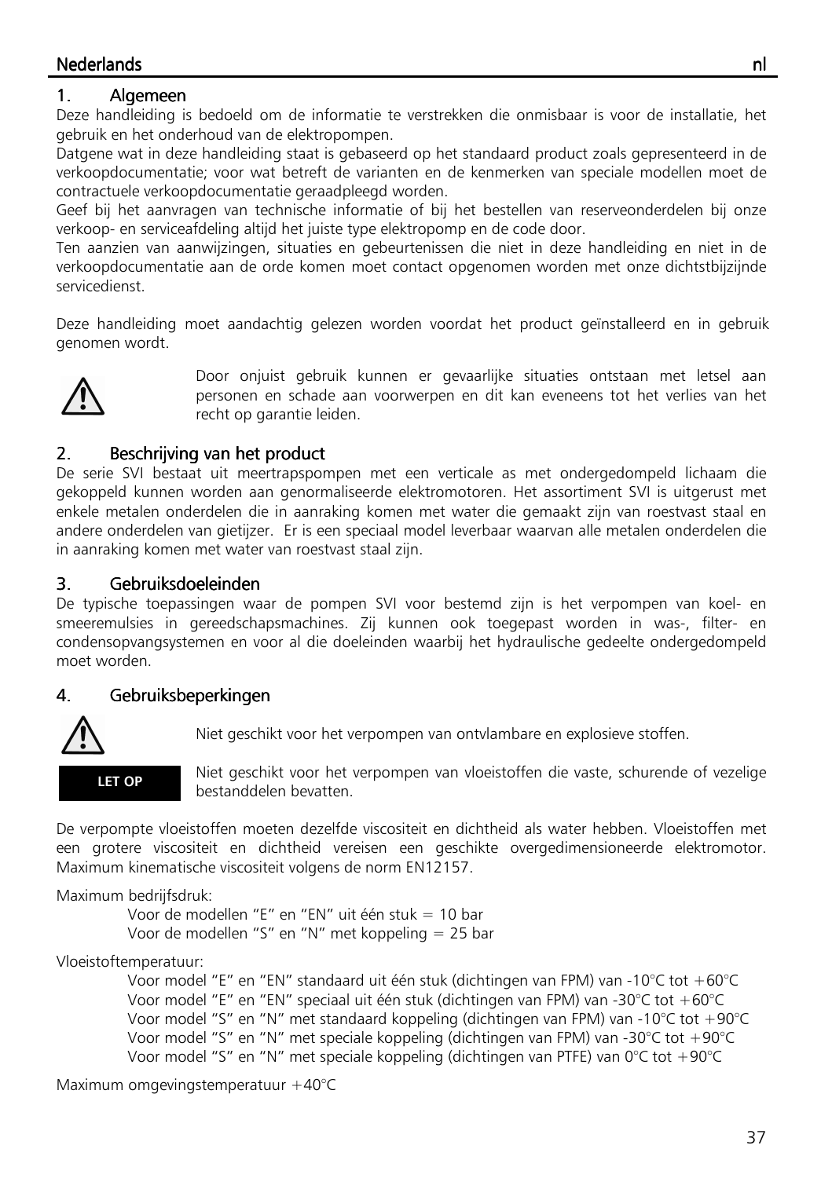## 1. Algemeen

Deze handleiding is bedoeld om de informatie te verstrekken die onmisbaar is voor de installatie, het gebruik en het onderhoud van de elektropompen.

Datgene wat in deze handleiding staat is gebaseerd op het standaard product zoals gepresenteerd in de verkoopdocumentatie; voor wat betreft de varianten en de kenmerken van speciale modellen moet de contractuele verkoopdocumentatie geraadpleegd worden.

Geef bij het aanvragen van technische informatie of bij het bestellen van reserveonderdelen bij onze verkoop- en serviceafdeling altijd het juiste type elektropomp en de code door.

Ten aanzien van aanwijzingen, situaties en gebeurtenissen die niet in deze handleiding en niet in de verkoopdocumentatie aan de orde komen moet contact opgenomen worden met onze dichtstbijzijnde servicedienst.

Deze handleiding moet aandachtig gelezen worden voordat het product geïnstalleerd en in gebruik genomen wordt.

⚠ Door onjuist gebruik kunnen er gevaarlijke situaties ontstaan met letsel aan personen en schade aan voorwerpen en dit kan eveneens tot het verlies van het recht op garantie leiden.

## 2. Beschrijving van het product

De serie SVI bestaat uit meertrapspompen met een verticale as met ondergedompeld lichaam die gekoppeld kunnen worden aan genormaliseerde elektromotoren. Het assortiment SVI is uitgerust met enkele metalen onderdelen die in aanraking komen met water die gemaakt zijn van roestvast staal en andere onderdelen van gietijzer. Er is een speciaal model leverbaar waarvan alle metalen onderdelen die in aanraking komen met water van roestvast staal zijn.

## 3. Gebruiksdoeleinden

De typische toepassingen waar de pompen SVI voor bestemd zijn is het verpompen van koel- en smeeremulsies in gereedschapsmachines. Zij kunnen ook toegepast worden in was-, filter- en condensopvangsystemen en voor al die doeleinden waarbij het hydraulische gedeelte ondergedompeld moet worden.

## 4. Gebruiksbeperkingen

⚠ Niet geschikt voor het verpompen van ontvlambare en explosieve stoffen.

**LET OP** Niet geschikt voor het verpompen van vloeistoffen die vaste, schurende of vezelige bestanddelen bevatten.

De verpompte vloeistoffen moeten dezelfde viscositeit en dichtheid als water hebben. Vloeistoffen met een grotere viscositeit en dichtheid vereisen een geschikte overgedimensioneerde elektromotor. Maximum kinematische viscositeit volgens de norm EN12157.

Maximum bedrijfsdruk:

- Voor de modellen "E" en "EN" uit één stuk = 10 bar
- Voor de modellen "S" en "N" met koppeling = 25 bar

Vloeistoftemperatuur:

- Voor model "E" en "EN" standaard uit één stuk (dichtingen van FPM) van -10°C tot +60°C
- Voor model "E" en "EN" speciaal uit één stuk (dichtingen van FPM) van -30°C tot +60°C
- Voor model "S" en "N" met standaard koppeling (dichtingen van FPM) van -10°C tot +90°C
- Voor model "S" en "N" met speciale koppeling (dichtingen van FPM) van -30°C tot +90°C
- Voor model "S" en "N" met speciale koppeling (dichtingen van PTFE) van 0°C tot +90°C

Maximum omgevingstemperatuur +40°C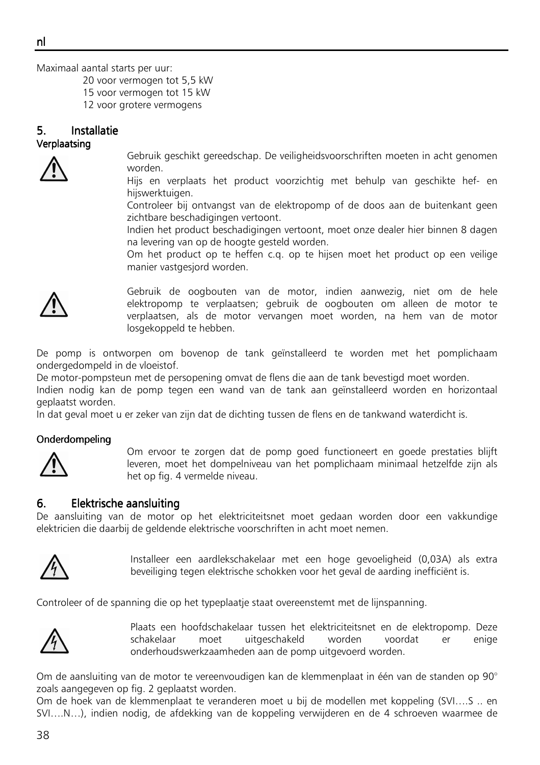Maximaal aantal starts per uur:

20 voor vermogen tot 5,5 kW
15 voor vermogen tot 15 kW
12 voor grotere vermogens

## 5. Installatie

### Verplaatsing

Gebruik geschikt gereedschap. De veiligheidsvoorschriften moeten in acht genomen worden.
Hijs en verplaats het product voorzichtig met behulp van geschikte hef- en hijswerktuigen.
Controleer bij ontvangst van de elektropomp of de doos aan de buitenkant geen zichtbare beschadigingen vertoont.
Indien het product beschadigingen vertoont, moet onze dealer hier binnen 8 dagen na levering van op de hoogte gesteld worden.
Om het product op te heffen c.q. op te hijsen moet het product op een veilige manier vastgesjord worden.

Gebruik de oogbouten van de motor, indien aanwezig, niet om de hele elektropomp te verplaatsen; gebruik de oogbouten om alleen de motor te verplaatsen, als de motor vervangen moet worden, na hem van de motor losgekoppeld te hebben.

De pomp is ontworpen om bovenop de tank geïnstalleerd te worden met het pomplichaam ondergedompeld in de vloeistof.
De motor-pompsteun met de persopening omvat de flens die aan de tank bevestigd moet worden.
Indien nodig kan de pomp tegen een wand van de tank aan geïnstalleerd worden en horizontaal geplaatst worden.
In dat geval moet u er zeker van zijn dat de dichting tussen de flens en de tankwand waterdicht is.

### Onderdompeling

Om ervoor te zorgen dat de pomp goed functioneert en goede prestaties blijft leveren, moet het dompelniveau van het pomplichaam minimaal hetzelfde zijn als het op fig. 4 vermelde niveau.

## 6. Elektrische aansluiting

De aansluiting van de motor op het elektriciteitsnet moet gedaan worden door een vakkundige elektricien die daarbij de geldende elektrische voorschriften in acht moet nemen.

Installeer een aardlekschakelaar met een hoge gevoeligheid (0,03A) als extra beveiliging tegen elektrische schokken voor het geval de aarding inefficiënt is.

Controleer of de spanning die op het typeplaatje staat overeenstemt met de lijnspanning.

Plaats een hoofdschakelaar tussen het elektriciteitsnet en de elektropomp. Deze schakelaar moet uitgeschakeld worden voordat er enige onderhoudswerkzaamheden aan de pomp uitgevoerd worden.

Om de aansluiting van de motor te vereenvoudigen kan de klemmenplaat in één van de standen op 90° zoals aangegeven op fig. 2 geplaatst worden.
Om de hoek van de klemmenplaat te veranderen moet u bij de modellen met koppeling (SVI….S .. en SVI….N…), indien nodig, de afdekking van de koppeling verwijderen en de 4 schroeven waarmee de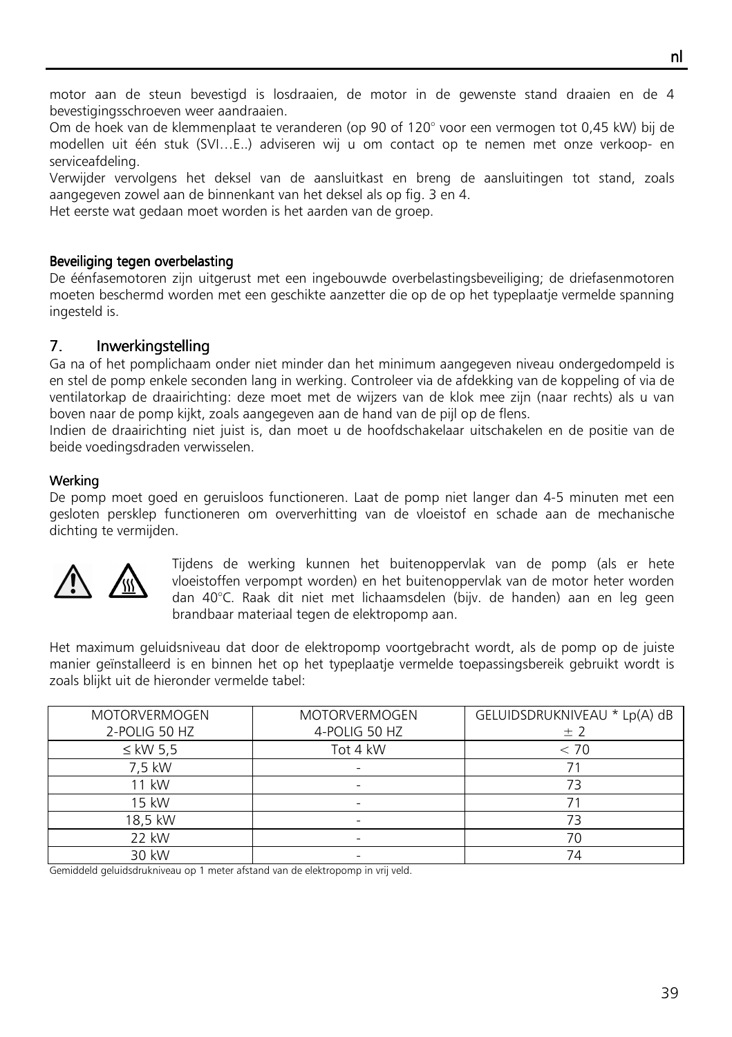motor aan de steun bevestigd is losdraaien, de motor in de gewenste stand draaien en de 4 bevestigingsschroeven weer aandraaien.
Om de hoek van de klemmenplaat te veranderen (op 90 of 120° voor een vermogen tot 0,45 kW) bij de modellen uit één stuk (SVI…E..) adviseren wij u om contact op te nemen met onze verkoop- en serviceafdeling.
Verwijder vervolgens het deksel van de aansluitkast en breng de aansluitingen tot stand, zoals aangegeven zowel aan de binnenkant van het deksel als op fig. 3 en 4.
Het eerste wat gedaan moet worden is het aarden van de groep.

#### Beveiliging tegen overbelasting

De éénfasemotoren zijn uitgerust met een ingebouwde overbelastingsbeveiliging; de driefasenmotoren moeten beschermd worden met een geschikte aanzetter die op de op het typeplaatje vermelde spanning ingesteld is.

## 7. Inwerkingstelling

Ga na of het pomplichaam onder niet minder dan het minimum aangegeven niveau ondergedompeld is en stel de pomp enkele seconden lang in werking. Controleer via de afdekking van de koppeling of via de ventilatorkap de draairichting: deze moet met de wijzers van de klok mee zijn (naar rechts) als u van boven naar de pomp kijkt, zoals aangegeven aan de hand van de pijl op de flens.
Indien de draairichting niet juist is, dan moet u de hoofdschakelaar uitschakelen en de positie van de beide voedingsdraden verwisselen.

#### Werking

De pomp moet goed en geruisloos functioneren. Laat de pomp niet langer dan 4-5 minuten met een gesloten persklep functioneren om oververhitting van de vloeistof en schade aan de mechanische dichting te vermijden.

Tijdens de werking kunnen het buitenoppervlak van de pomp (als er hete vloeistoffen verpompt worden) en het buitenoppervlak van de motor heter worden dan 40°C. Raak dit niet met lichaamsdelen (bijv. de handen) aan en leg geen brandbaar materiaal tegen de elektropomp aan.

Het maximum geluidsniveau dat door de elektropomp voortgebracht wordt, als de pomp op de juiste manier geïnstalleerd is en binnen het op het typeplaatje vermelde toepassingsbereik gebruikt wordt is zoals blijkt uit de hieronder vermelde tabel:

| MOTORVERMOGEN 2-POLIG 50 HZ | MOTORVERMOGEN 4-POLIG 50 HZ | GELUIDSDRUKNIVEAU * Lp(A) dB ± 2 |
|---|---|---|
| ≤ kW 5,5 | Tot 4 kW | < 70 |
| 7,5 kW | - | 71 |
| 11 kW | - | 73 |
| 15 kW | - | 71 |
| 18,5 kW | - | 73 |
| 22 kW | - | 70 |
| 30 kW | - | 74 |

Gemiddeld geluidsdrukniveau op 1 meter afstand van de elektropomp in vrij veld.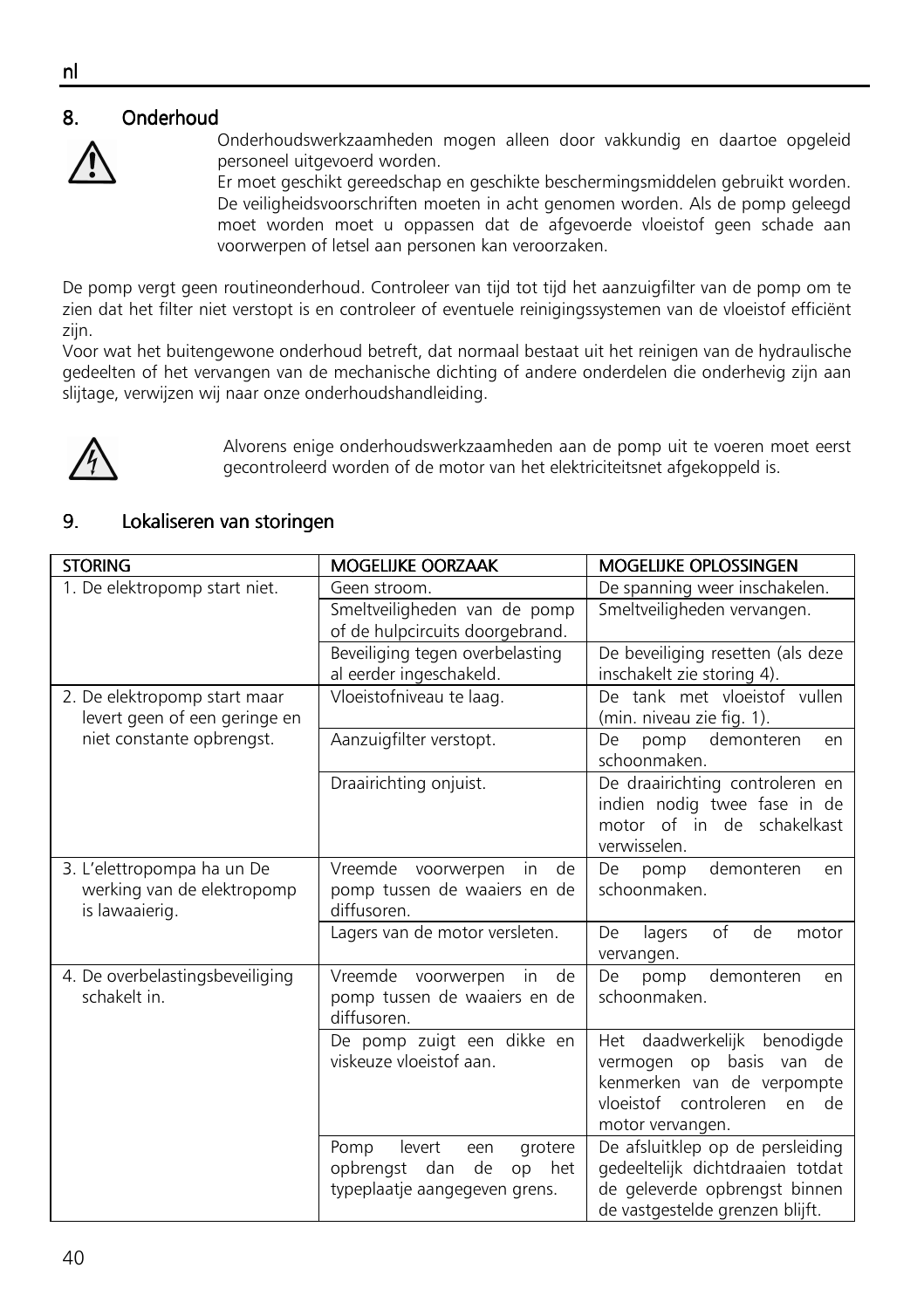## 8. Onderhoud

Onderhoudswerkzaamheden mogen alleen door vakkundig en daartoe opgeleid personeel uitgevoerd worden.
Er moet geschikt gereedschap en geschikte beschermingsmiddelen gebruikt worden. De veiligheidsvoorschriften moeten in acht genomen worden. Als de pomp geleegd moet worden moet u oppassen dat de afgevoerde vloeistof geen schade aan voorwerpen of letsel aan personen kan veroorzaken.

De pomp vergt geen routineonderhoud. Controleer van tijd tot tijd het aanzuigfilter van de pomp om te zien dat het filter niet verstopt is en controleer of eventuele reinigingssystemen van de vloeistof efficiënt zijn.
Voor wat het buitengewone onderhoud betreft, dat normaal bestaat uit het reinigen van de hydraulische gedeelten of het vervangen van de mechanische dichting of andere onderdelen die onderhevig zijn aan slijtage, verwijzen wij naar onze onderhoudshandleiding.

Alvorens enige onderhoudswerkzaamheden aan de pomp uit te voeren moet eerst gecontroleerd worden of de motor van het elektriciteitsnet afgekoppeld is.

## 9. Lokaliseren van storingen

| STORING | MOGELIJKE OORZAAK | MOGELIJKE OPLOSSINGEN |
|---|---|---|
| 1. De elektropomp start niet. | Geen stroom. | De spanning weer inschakelen. |
| | Smeltveiligheden van de pomp of de hulpcircuits doorgebrand. | Smeltveiligheden vervangen. |
| | Beveiliging tegen overbelasting al eerder ingeschakeld. | De beveiliging resetten (als deze inschakelt zie storing 4). |
| 2. De elektropomp start maar levert geen of een geringe en niet constante opbrengst. | Vloeistofniveau te laag. | De tank met vloeistof vullen (min. niveau zie fig. 1). |
| | Aanzuigfilter verstopt. | De pomp demonteren en schoonmaken. |
| | Draairichting onjuist. | De draairichting controleren en indien nodig twee fase in de motor of in de schakelkast verwisselen. |
| 3. L'elettropompa ha un De werking van de elektropomp is lawaaierig. | Vreemde voorwerpen in de pomp tussen de waaiers en de diffusoren. | De pomp demonteren en schoonmaken. |
| | Lagers van de motor versleten. | De lagers of de motor vervangen. |
| 4. De overbelastingsbeveiliging schakelt in. | Vreemde voorwerpen in de pomp tussen de waaiers en de diffusoren. | De pomp demonteren en schoonmaken. |
| | De pomp zuigt een dikke en viskeuze vloeistof aan. | Het daadwerkelijk benodigde vermogen op basis van de kenmerken van de verpompte vloeistof controleren en de motor vervangen. |
| | Pomp levert een grotere opbrengst dan de op het typeplaatje aangegeven grens. | De afsluitklep op de persleiding gedeeltelijk dichtdraaien totdat de geleverde opbrengst binnen de vastgestelde grenzen blijft. |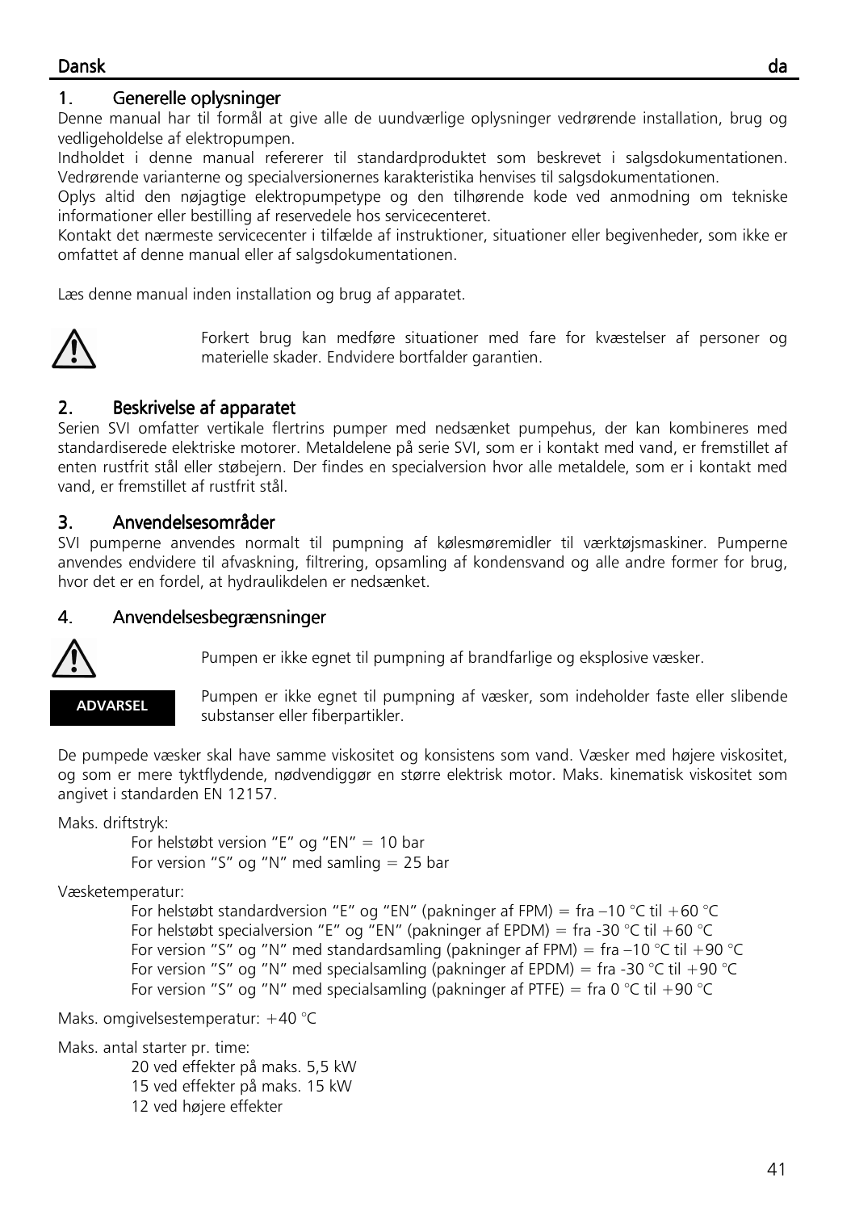## 1. Generelle oplysninger

Denne manual har til formål at give alle de uundværlige oplysninger vedrørende installation, brug og vedligeholdelse af elektropumpen.

Indholdet i denne manual refererer til standardproduktet som beskrevet i salgsdokumentationen. Vedrørende varianterne og specialversionernes karakteristika henvises til salgsdokumentationen.

Oplys altid den nøjagtige elektropumpetype og den tilhørende kode ved anmodning om tekniske informationer eller bestilling af reservedele hos servicecenteret.

Kontakt det nærmeste servicecenter i tilfælde af instruktioner, situationer eller begivenheder, som ikke er omfattet af denne manual eller af salgsdokumentationen.

Læs denne manual inden installation og brug af apparatet.

⚠ Forkert brug kan medføre situationer med fare for kvæstelser af personer og materielle skader. Endvidere bortfalder garantien.

## 2. Beskrivelse af apparatet

Serien SVI omfatter vertikale flertrins pumper med nedsænket pumpehus, der kan kombineres med standardiserede elektriske motorer. Metaldelene på serie SVI, som er i kontakt med vand, er fremstillet af enten rustfrit stål eller støbejern. Der findes en specialversion hvor alle metaldele, som er i kontakt med vand, er fremstillet af rustfrit stål.

## 3. Anvendelsesområder

SVI pumperne anvendes normalt til pumpning af kølesmøremidler til værktøjsmaskiner. Pumperne anvendes endvidere til afvaskning, filtrering, opsamling af kondensvand og alle andre former for brug, hvor det er en fordel, at hydraulikdelen er nedsænket.

## 4. Anvendelsesbegrænsninger

⚠ Pumpen er ikke egnet til pumpning af brandfarlige og eksplosive væsker.

**ADVARSEL** Pumpen er ikke egnet til pumpning af væsker, som indeholder faste eller slibende substanser eller fiberpartikler.

De pumpede væsker skal have samme viskositet og konsistens som vand. Væsker med højere viskositet, og som er mere tyktflydende, nødvendiggør en større elektrisk motor. Maks. kinematisk viskositet som angivet i standarden EN 12157.

Maks. driftstryk:

- For helstøbt version "E" og "EN" = 10 bar
- For version "S" og "N" med samling = 25 bar

Væsketemperatur:

- For helstøbt standardversion "E" og "EN" (pakninger af FPM) = fra –10 °C til +60 °C
- For helstøbt specialversion "E" og "EN" (pakninger af EPDM) = fra -30 °C til +60 °C
- For version "S" og "N" med standardsamling (pakninger af FPM) = fra –10 °C til +90 °C
- For version "S" og "N" med specialsamling (pakninger af EPDM) = fra -30 °C til +90 °C
- For version "S" og "N" med specialsamling (pakninger af PTFE) = fra 0 °C til +90 °C

Maks. omgivelsestemperatur: +40 °C

Maks. antal starter pr. time:

- 20 ved effekter på maks. 5,5 kW
- 15 ved effekter på maks. 15 kW
- 12 ved højere effekter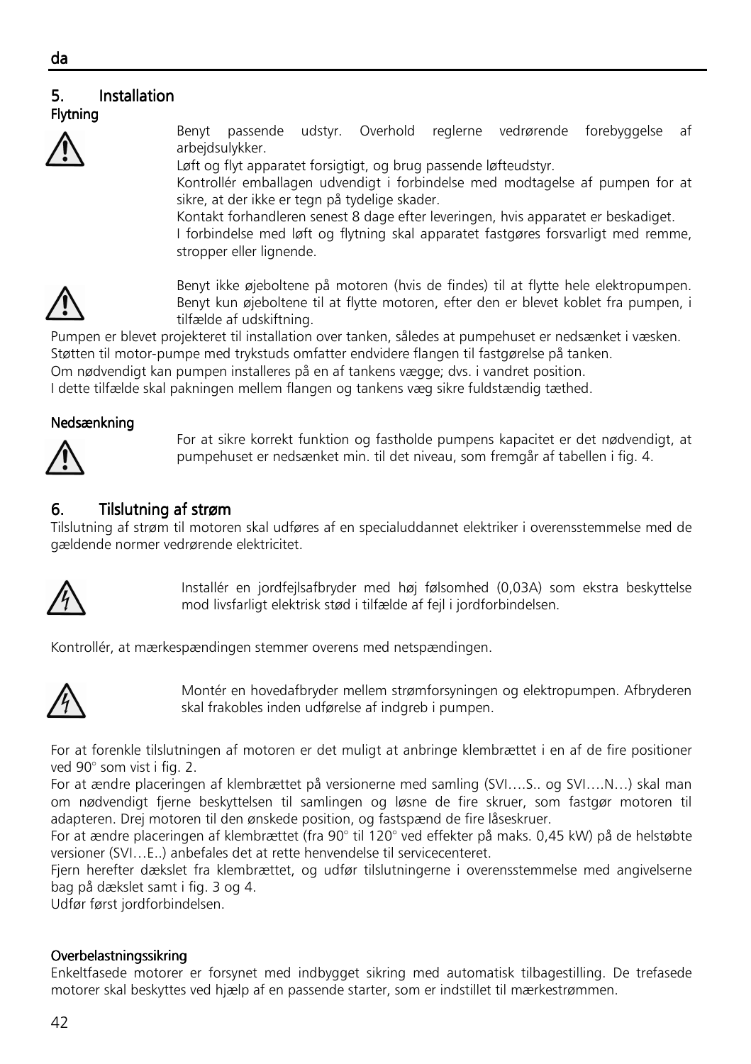## 5. Installation

### Flytning

Benyt passende udstyr. Overhold reglerne vedrørende forebyggelse af arbejdsulykker.
Løft og flyt apparatet forsigtigt, og brug passende løfteudstyr.
Kontrollér emballagen udvendigt i forbindelse med modtagelse af pumpen for at sikre, at der ikke er tegn på tydelige skader.
Kontakt forhandleren senest 8 dage efter leveringen, hvis apparatet er beskadiget.
I forbindelse med løft og flytning skal apparatet fastgøres forsvarligt med remme, stropper eller lignende.

Benyt ikke øjeboltene på motoren (hvis de findes) til at flytte hele elektropumpen. Benyt kun øjeboltene til at flytte motoren, efter den er blevet koblet fra pumpen, i tilfælde af udskiftning.

Pumpen er blevet projekteret til installation over tanken, således at pumpehuset er nedsænket i væsken.
Støtten til motor-pumpe med trykstuds omfatter endvidere flangen til fastgørelse på tanken.
Om nødvendigt kan pumpen installeres på en af tankens vægge; dvs. i vandret position.
I dette tilfælde skal pakningen mellem flangen og tankens væg sikre fuldstændig tæthed.

### Nedsænkning

For at sikre korrekt funktion og fastholde pumpens kapacitet er det nødvendigt, at pumpehuset er nedsænket min. til det niveau, som fremgår af tabellen i fig. 4.

## 6. Tilslutning af strøm

Tilslutning af strøm til motoren skal udføres af en specialuddannet elektriker i overensstemmelse med de gældende normer vedrørende elektricitet.

Installér en jordfejlsafbryder med høj følsomhed (0,03A) som ekstra beskyttelse mod livsfarligt elektrisk stød i tilfælde af fejl i jordforbindelsen.

Kontrollér, at mærkespændingen stemmer overens med netspændingen.

Montér en hovedafbryder mellem strømforsyningen og elektropumpen. Afbryderen skal frakobles inden udførelse af indgreb i pumpen.

For at forenkle tilslutningen af motoren er det muligt at anbringe klembrættet i en af de fire positioner ved 90° som vist i fig. 2.
For at ændre placeringen af klembrættet på versionerne med samling (SVI….S.. og SVI….N…) skal man om nødvendigt fjerne beskyttelsen til samlingen og løsne de fire skruer, som fastgør motoren til adapteren. Drej motoren til den ønskede position, og fastspænd de fire låseskruer.
For at ændre placeringen af klembrættet (fra 90° til 120° ved effekter på maks. 0,45 kW) på de helstøbte versioner (SVI…E..) anbefales det at rette henvendelse til servicecenteret.
Fjern herefter dækslet fra klembrættet, og udfør tilslutningerne i overensstemmelse med angivelserne bag på dækslet samt i fig. 3 og 4.
Udfør først jordforbindelsen.

### Overbelastningssikring

Enkeltfasede motorer er forsynet med indbygget sikring med automatisk tilbagestilling. De trefasede motorer skal beskyttes ved hjælp af en passende starter, som er indstillet til mærkestrømmen.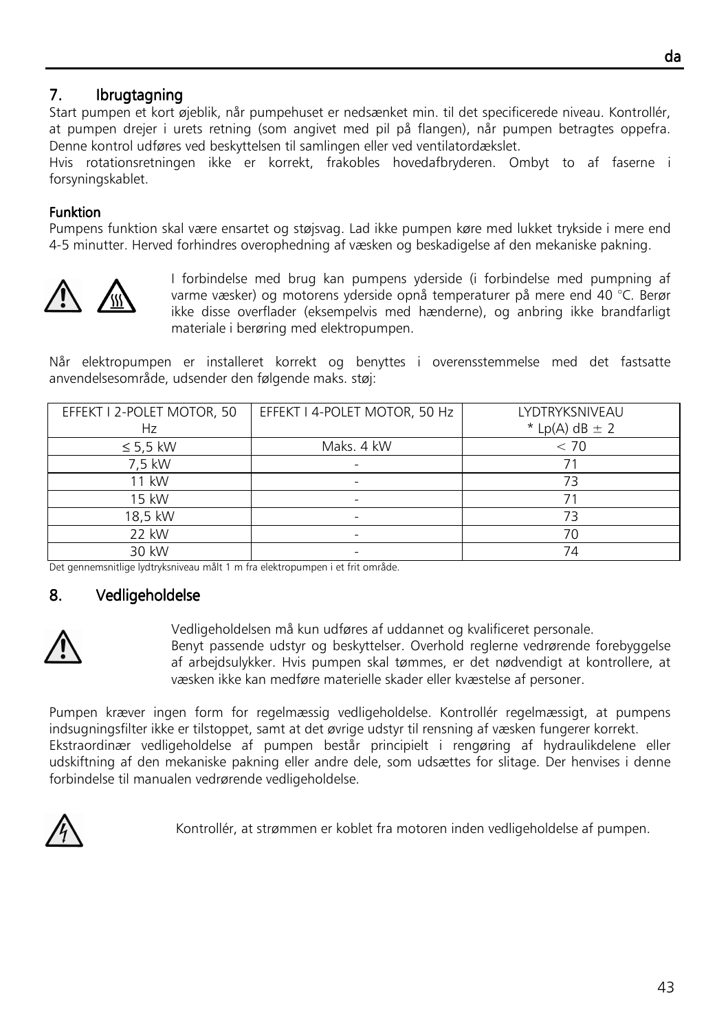## 7. Ibrugtagning

Start pumpen et kort øjeblik, når pumpehuset er nedsænket min. til det specificerede niveau. Kontrollér, at pumpen drejer i urets retning (som angivet med pil på flangen), når pumpen betragtes oppefra. Denne kontrol udføres ved beskyttelsen til samlingen eller ved ventilatordækslet.
Hvis rotationsretningen ikke er korrekt, frakobles hovedafbryderen. Ombyt to af faserne i forsyningskablet.

### Funktion

Pumpens funktion skal være ensartet og støjsvag. Lad ikke pumpen køre med lukket trykside i mere end 4-5 minutter. Herved forhindres overophedning af væsken og beskadigelse af den mekaniske pakning.

I forbindelse med brug kan pumpens yderside (i forbindelse med pumpning af varme væsker) og motorens yderside opnå temperaturer på mere end 40 °C. Berør ikke disse overflader (eksempelvis med hænderne), og anbring ikke brandfarligt materiale i berøring med elektropumpen.

Når elektropumpen er installeret korrekt og benyttes i overensstemmelse med det fastsatte anvendelsesområde, udsender den følgende maks. støj:

| EFFEKT I 2-POLET MOTOR, 50 Hz | EFFEKT I 4-POLET MOTOR, 50 Hz | LYDTRYKSNIVEAU * Lp(A) dB ± 2 |
|---|---|---|
| ≤ 5,5 kW | Maks. 4 kW | < 70 |
| 7,5 kW | - | 71 |
| 11 kW | - | 73 |
| 15 kW | - | 71 |
| 18,5 kW | - | 73 |
| 22 kW | - | 70 |
| 30 kW | - | 74 |

Det gennemsnitlige lydtryksniveau målt 1 m fra elektropumpen i et frit område.

## 8. Vedligeholdelse

Vedligeholdelsen må kun udføres af uddannet og kvalificeret personale.
Benyt passende udstyr og beskyttelser. Overhold reglerne vedrørende forebyggelse af arbejdsulykker. Hvis pumpen skal tømmes, er det nødvendigt at kontrollere, at væsken ikke kan medføre materielle skader eller kvæstelse af personer.

Pumpen kræver ingen form for regelmæssig vedligeholdelse. Kontrollér regelmæssigt, at pumpens indsugningsfilter ikke er tilstoppet, samt at det øvrige udstyr til rensning af væsken fungerer korrekt.
Ekstraordinær vedligeholdelse af pumpen består principielt i rengøring af hydraulikdelene eller udskiftning af den mekaniske pakning eller andre dele, som udsættes for slitage. Der henvises i denne forbindelse til manualen vedrørende vedligeholdelse.

Kontrollér, at strømmen er koblet fra motoren inden vedligeholdelse af pumpen.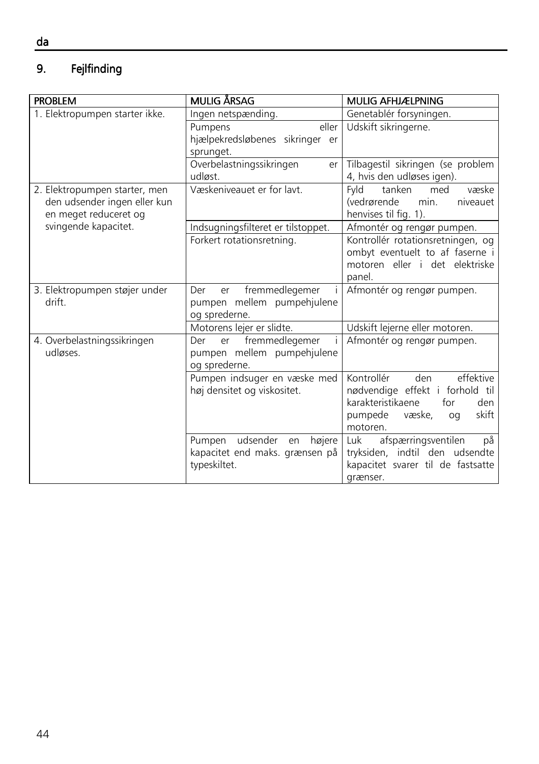## 9. Fejlfinding

| PROBLEM | MULIG ÅRSAG | MULIG AFHJÆLPNING |
|---|---|---|
| 1. Elektropumpen starter ikke. | Ingen netspænding. | Genetablér forsyningen. |
| | Pumpens eller hjælpekredsløbenes sikringer er sprunget. | Udskift sikringerne. |
| | Overbelastningssikringen er udløst. | Tilbagestil sikringen (se problem 4, hvis den udløses igen). |
| 2. Elektropumpen starter, men den udsender ingen eller kun en meget reduceret og svingende kapacitet. | Væskeniveauet er for lavt. | Fyld tanken med væske (vedrørende min. niveauet henvises til fig. 1). |
| | Indsugningsfilteret er tilstoppet. | Afmontér og rengør pumpen. |
| | Forkert rotationsretning. | Kontrollér rotationsretningen, og ombyt eventuelt to af faserne i motoren eller i det elektriske panel. |
| 3. Elektropumpen støjer under drift. | Der er fremmedlegemer i pumpen mellem pumpehjulene og sprederne. | Afmontér og rengør pumpen. |
| | Motorens lejer er slidte. | Udskift lejerne eller motoren. |
| 4. Overbelastningssikringen udløses. | Der er fremmedlegemer i pumpen mellem pumpehjulene og sprederne. | Afmontér og rengør pumpen. |
| | Pumpen indsuger en væske med høj densitet og viskositet. | Kontrollér den effektive nødvendige effekt i forhold til karakteristikaene for den pumpede væske, og skift motoren. |
| | Pumpen udsender en højere kapacitet end maks. grænsen på typeskiltet. | Luk afspærringsventilen på tryksiden, indtil den udsendte kapacitet svarer til de fastsatte grænser. |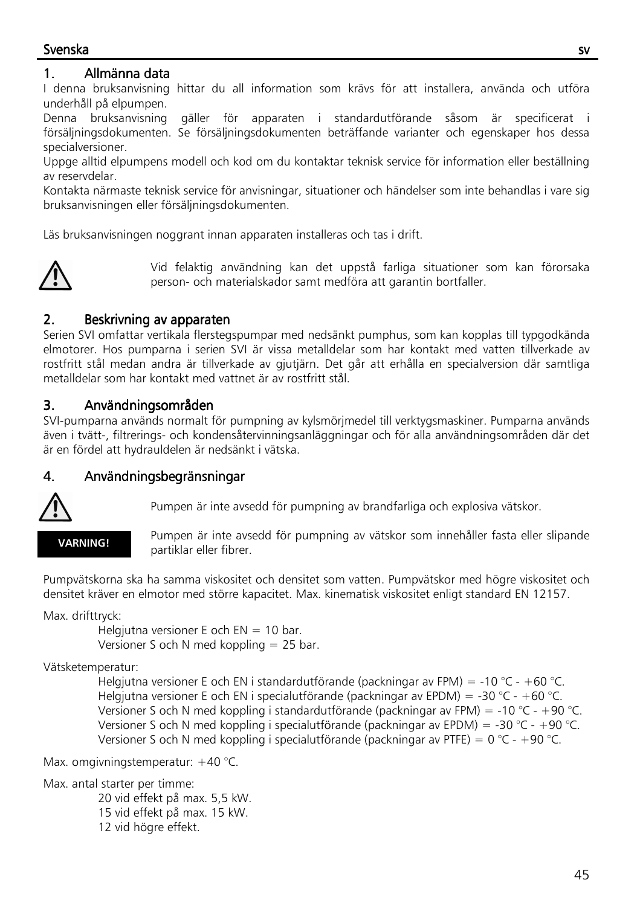## 1. Allmänna data

I denna bruksanvisning hittar du all information som krävs för att installera, använda och utföra underhåll på elpumpen.

Denna bruksanvisning gäller för apparaten i standardutförande såsom är specificerat i försäljningsdokumenten. Se försäljningsdokumenten beträffande varianter och egenskaper hos dessa specialversioner.

Uppge alltid elpumpens modell och kod om du kontaktar teknisk service för information eller beställning av reservdelar.

Kontakta närmaste teknisk service för anvisningar, situationer och händelser som inte behandlas i vare sig bruksanvisningen eller försäljningsdokumenten.

Läs bruksanvisningen noggrant innan apparaten installeras och tas i drift.

Vid felaktig användning kan det uppstå farliga situationer som kan förorsaka person- och materialskador samt medföra att garantin bortfaller.

## 2. Beskrivning av apparaten

Serien SVI omfattar vertikala flerstegspumpar med nedsänkt pumphus, som kan kopplas till typgodkända elmotorer. Hos pumparna i serien SVI är vissa metalldelar som har kontakt med vatten tillverkade av rostfritt stål medan andra är tillverkade av gjutjärn. Det går att erhålla en specialversion där samtliga metalldelar som har kontakt med vattnet är av rostfritt stål.

## 3. Användningsområden

SVI-pumparna används normalt för pumpning av kylsmörjmedel till verktygsmaskiner. Pumparna används även i tvätt-, filtrerings- och kondensåtervinningsanläggningar och för alla användningsområden där det är en fördel att hydrauldelen är nedsänkt i vätska.

## 4. Användningsbegränsningar

Pumpen är inte avsedd för pumpning av brandfarliga och explosiva vätskor.

**VARNING!**

Pumpen är inte avsedd för pumpning av vätskor som innehåller fasta eller slipande partiklar eller fibrer.

Pumpvätskorna ska ha samma viskositet och densitet som vatten. Pumpvätskor med högre viskositet och densitet kräver en elmotor med större kapacitet. Max. kinematisk viskositet enligt standard EN 12157.

Max. drifttryck:

- Helgjutna versioner E och EN = 10 bar.
- Versioner S och N med koppling = 25 bar.

Vätsketemperatur:

- Helgjutna versioner E och EN i standardutförande (packningar av FPM) = -10 °C - +60 °C.
- Helgjutna versioner E och EN i specialutförande (packningar av EPDM) = -30 °C - +60 °C.
- Versioner S och N med koppling i standardutförande (packningar av FPM) = -10 °C - +90 °C.
- Versioner S och N med koppling i specialutförande (packningar av EPDM) = -30 °C - +90 °C.
- Versioner S och N med koppling i specialutförande (packningar av PTFE) = 0 °C - +90 °C.

Max. omgivningstemperatur: +40 °C.

Max. antal starter per timme:

- 20 vid effekt på max. 5,5 kW.
- 15 vid effekt på max. 15 kW.
- 12 vid högre effekt.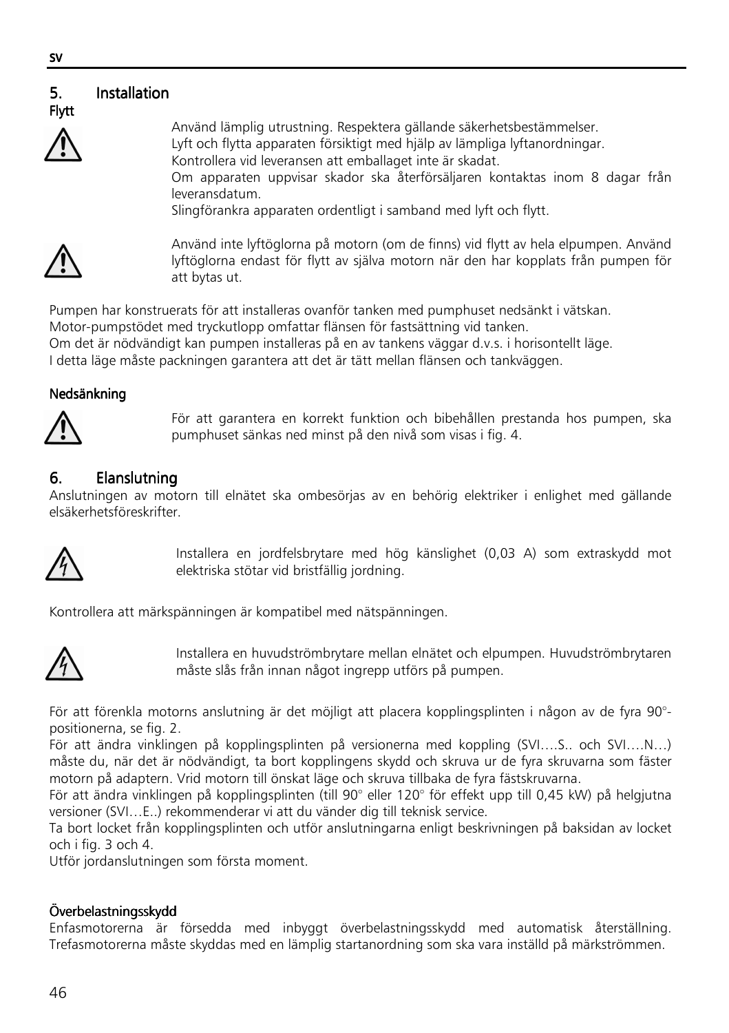## 5. Installation

### Flytt

Använd lämplig utrustning. Respektera gällande säkerhetsbestämmelser.
Lyft och flytta apparaten försiktigt med hjälp av lämpliga lyftanordningar.
Kontrollera vid leveransen att emballaget inte är skadat.
Om apparaten uppvisar skador ska återförsäljaren kontaktas inom 8 dagar från leveransdatum.
Slingförankra apparaten ordentligt i samband med lyft och flytt.

Använd inte lyftöglorna på motorn (om de finns) vid flytt av hela elpumpen. Använd lyftöglorna endast för flytt av själva motorn när den har kopplats från pumpen för att bytas ut.

Pumpen har konstruerats för att installeras ovanför tanken med pumphuset nedsänkt i vätskan.
Motor-pumpstödet med tryckutlopp omfattar flänsen för fastsättning vid tanken.
Om det är nödvändigt kan pumpen installeras på en av tankens väggar d.v.s. i horisontellt läge.
I detta läge måste packningen garantera att det är tätt mellan flänsen och tankväggen.

### Nedsänkning

För att garantera en korrekt funktion och bibehållen prestanda hos pumpen, ska pumphuset sänkas ned minst på den nivå som visas i fig. 4.

## 6. Elanslutning

Anslutningen av motorn till elnätet ska ombesörjas av en behörig elektriker i enlighet med gällande elsäkerhetsföreskrifter.

Installera en jordfelsbrytare med hög känslighet (0,03 A) som extraskydd mot elektriska stötar vid bristfällig jordning.

Kontrollera att märkspänningen är kompatibel med nätspänningen.

Installera en huvudströmbrytare mellan elnätet och elpumpen. Huvudströmbrytaren måste slås från innan något ingrepp utförs på pumpen.

För att förenkla motorns anslutning är det möjligt att placera kopplingsplinten i någon av de fyra 90°-positionerna, se fig. 2.
För att ändra vinklingen på kopplingsplinten på versionerna med koppling (SVI….S.. och SVI….N…) måste du, när det är nödvändigt, ta bort kopplingens skydd och skruva ur de fyra skruvarna som fäster motorn på adaptern. Vrid motorn till önskat läge och skruva tillbaka de fyra fästskruvarna.
För att ändra vinklingen på kopplingsplinten (till 90° eller 120° för effekt upp till 0,45 kW) på helgjutna versioner (SVI…E..) rekommenderar vi att du vänder dig till teknisk service.
Ta bort locket från kopplingsplinten och utför anslutningarna enligt beskrivningen på baksidan av locket och i fig. 3 och 4.
Utför jordanslutningen som första moment.

### Överbelastningsskydd

Enfasmotorerna är försedda med inbyggt överbelastningsskydd med automatisk återställning. Trefasmotorerna måste skyddas med en lämplig startanordning som ska vara inställd på märkströmmen.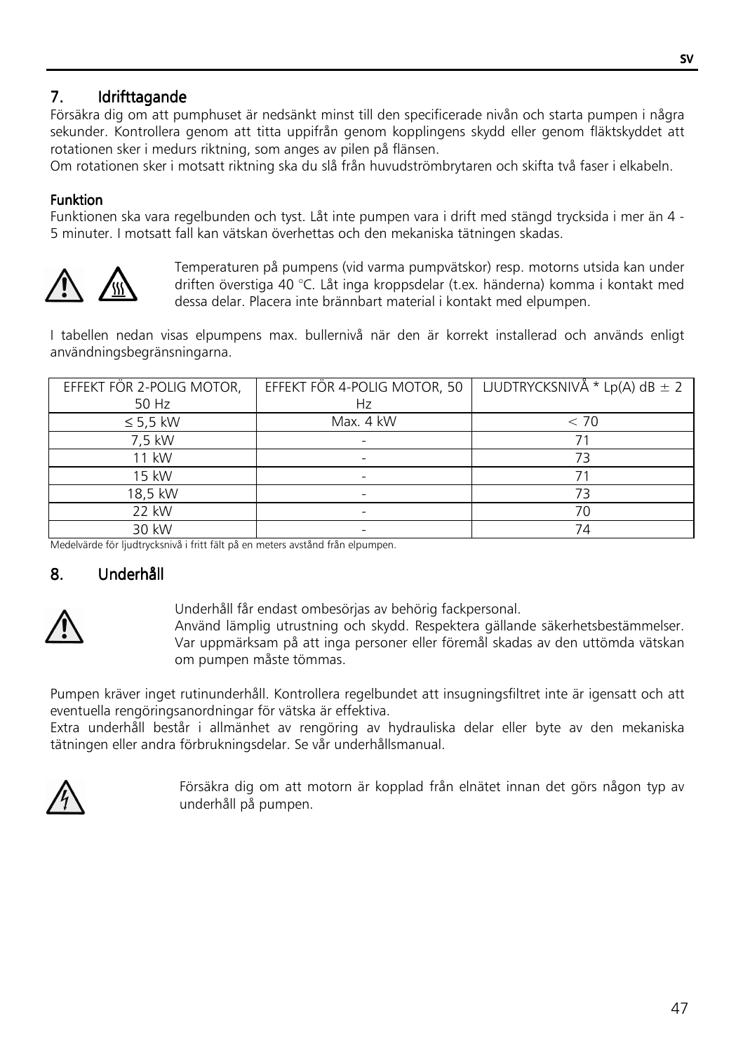## 7. Idrifttagande

Försäkra dig om att pumphuset är nedsänkt minst till den specificerade nivån och starta pumpen i några sekunder. Kontrollera genom att titta uppifrån genom kopplingens skydd eller genom fläktskyddet att rotationen sker i medurs riktning, som anges av pilen på flänsen.
Om rotationen sker i motsatt riktning ska du slå från huvudströmbrytaren och skifta två faser i elkabeln.

### Funktion

Funktionen ska vara regelbunden och tyst. Låt inte pumpen vara i drift med stängd trycksida i mer än 4 - 5 minuter. I motsatt fall kan vätskan överhettas och den mekaniska tätningen skadas.

Temperaturen på pumpens (vid varma pumpvätskor) resp. motorns utsida kan under driften överstiga 40 °C. Låt inga kroppsdelar (t.ex. händerna) komma i kontakt med dessa delar. Placera inte brännbart material i kontakt med elpumpen.

I tabellen nedan visas elpumpens max. bullernivå när den är korrekt installerad och används enligt användningsbegränsningarna.

| EFFEKT FÖR 2-POLIG MOTOR, 50 Hz | EFFEKT FÖR 4-POLIG MOTOR, 50 Hz | LJUDTRYCKSNIVÅ * Lp(A) dB ± 2 |
|---|---|---|
| ≤ 5,5 kW | Max. 4 kW | < 70 |
| 7,5 kW | - | 71 |
| 11 kW | - | 73 |
| 15 kW | - | 71 |
| 18,5 kW | - | 73 |
| 22 kW | - | 70 |
| 30 kW | - | 74 |

Medelvärde för ljudtrycksnivå i fritt fält på en meters avstånd från elpumpen.

## 8. Underhåll

Underhåll får endast ombesörjas av behörig fackpersonal.
Använd lämplig utrustning och skydd. Respektera gällande säkerhetsbestämmelser. Var uppmärksam på att inga personer eller föremål skadas av den uttömda vätskan om pumpen måste tömmas.

Pumpen kräver inget rutinunderhåll. Kontrollera regelbundet att insugningsfiltret inte är igensatt och att eventuella rengöringsanordningar för vätska är effektiva.
Extra underhåll består i allmänhet av rengöring av hydrauliska delar eller byte av den mekaniska tätningen eller andra förbrukningsdelar. Se vår underhållsmanual.

Försäkra dig om att motorn är kopplad från elnätet innan det görs någon typ av underhåll på pumpen.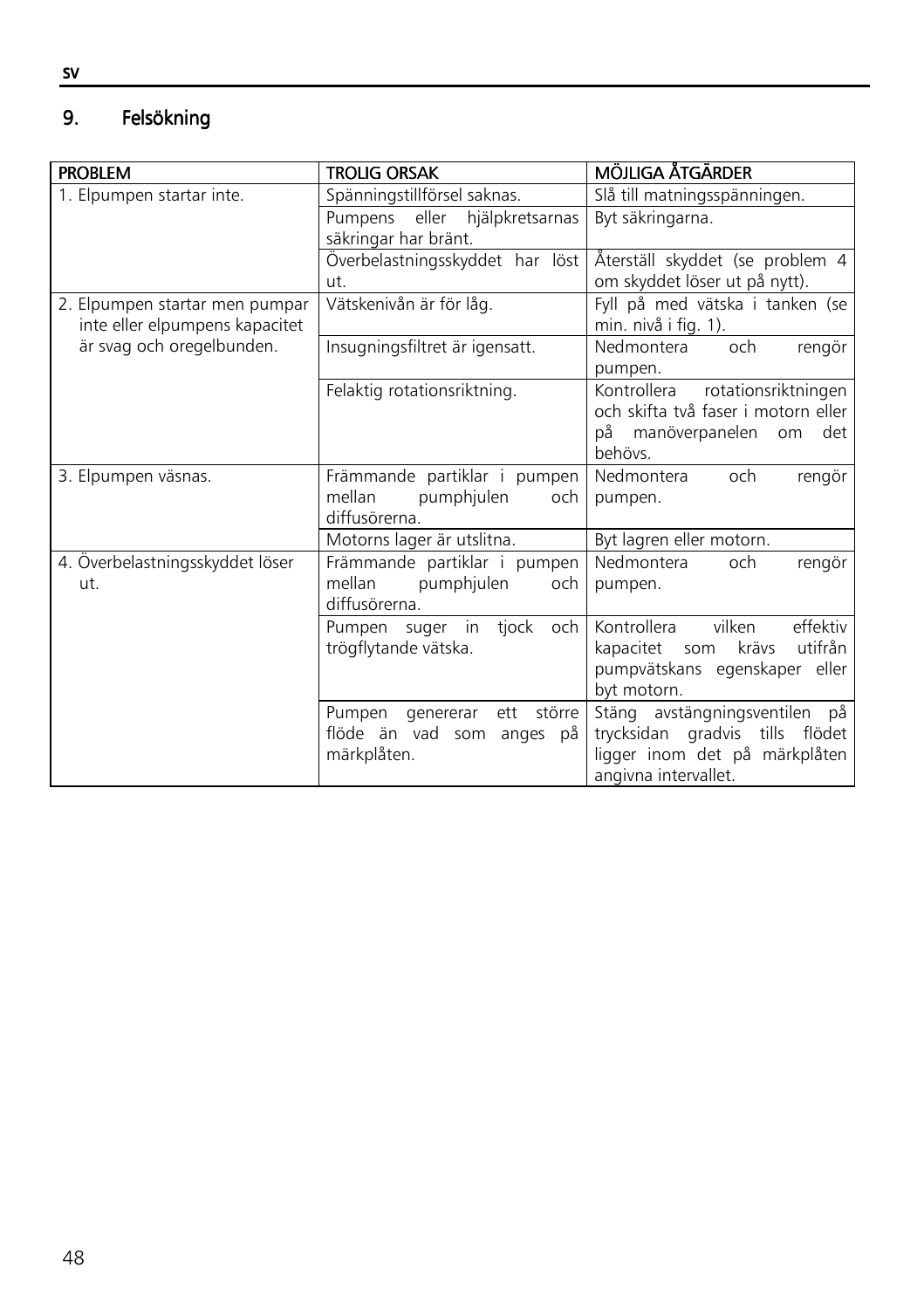## 9. Felsökning

| PROBLEM | TROLIG ORSAK | MÖJLIGA ÅTGÄRDER |
|---|---|---|
| 1. Elpumpen startar inte. | Spänningstillförsel saknas. | Slå till matningsspänningen. |
| | Pumpens eller hjälpkretsarnas säkringar har bränt. | Byt säkringarna. |
| | Överbelastningsskyddet har löst ut. | Återställ skyddet (se problem 4 om skyddet löser ut på nytt). |
| 2. Elpumpen startar men pumpar inte eller elpumpens kapacitet är svag och oregelbunden. | Vätskenivån är för låg. | Fyll på med vätska i tanken (se min. nivå i fig. 1). |
| | Insugningsfiltret är igensatt. | Nedmontera och rengör pumpen. |
| | Felaktig rotationsriktning. | Kontrollera rotationsriktningen och skifta två faser i motorn eller på manöverpanelen om det behövs. |
| 3. Elpumpen väsnas. | Främmande partiklar i pumpen mellan pumphjulen och diffusörerna. | Nedmontera och rengör pumpen. |
| | Motorns lager är utslitna. | Byt lagren eller motorn. |
| 4. Överbelastningsskyddet löser ut. | Främmande partiklar i pumpen mellan pumphjulen och diffusörerna. | Nedmontera och rengör pumpen. |
| | Pumpen suger in tjock och trögflytande vätska. | Kontrollera vilken effektiv kapacitet som krävs utifrån pumpvätskans egenskaper eller byt motorn. |
| | Pumpen genererar ett större flöde än vad som anges på märkplåten. | Stäng avstängningsventilen på trycksidan gradvis tills flödet ligger inom det på märkplåten angivna intervallet. |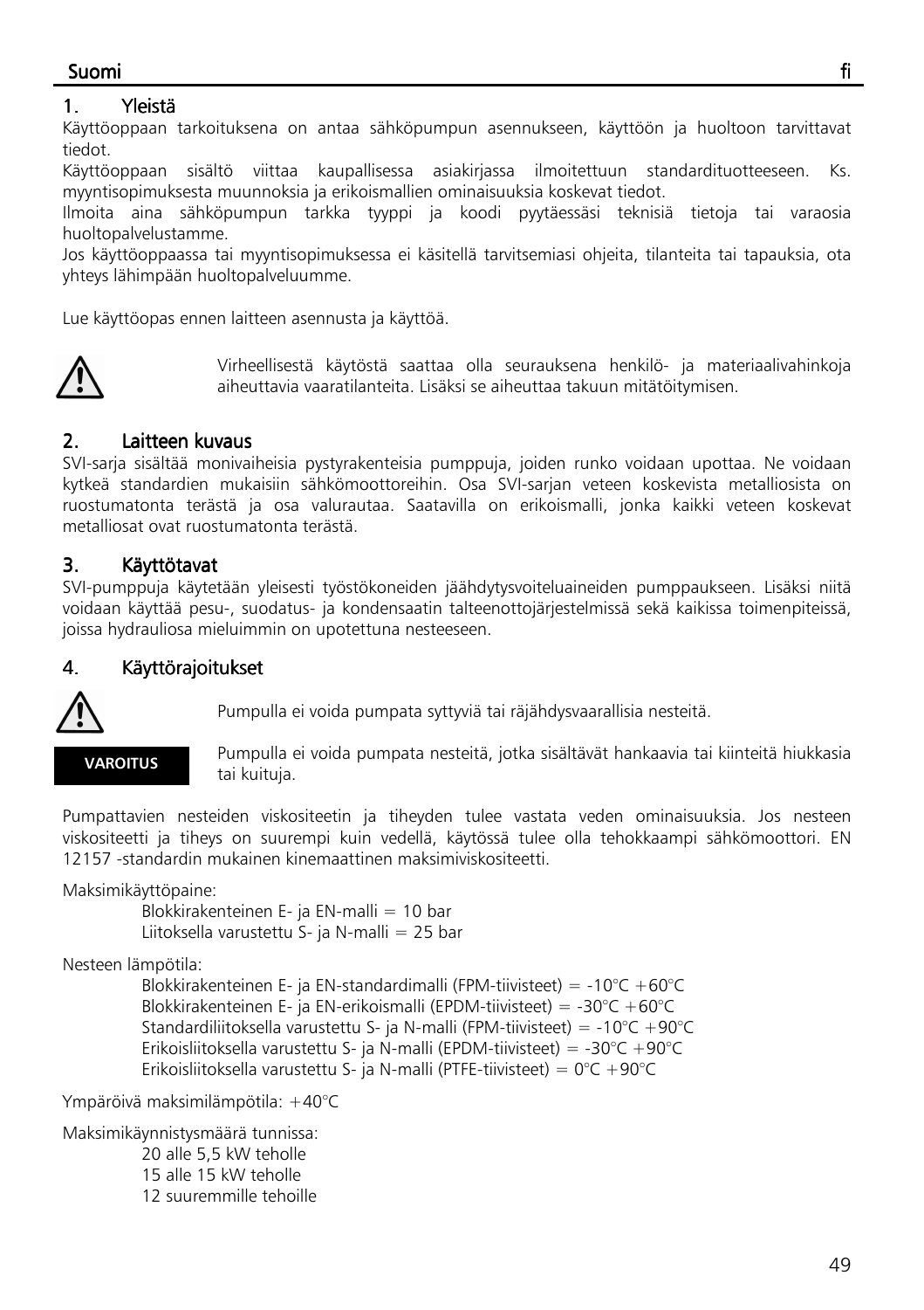## 1. Yleistä

Käyttöoppaan tarkoituksena on antaa sähköpumpun asennukseen, käyttöön ja huoltoon tarvittavat tiedot.

Käyttöoppaan sisältö viittaa kaupallisessa asiakirjassa ilmoitettuun standardituotteeseen. Ks. myyntisopimuksesta muunnoksia ja erikoismallien ominaisuuksia koskevat tiedot.

Ilmoita aina sähköpumpun tarkka tyyppi ja koodi pyytäessäsi teknisiä tietoja tai varaosia huoltopalvelustamme.

Jos käyttöoppaassa tai myyntisopimuksessa ei käsitellä tarvitsemiasi ohjeita, tilanteita tai tapauksia, ota yhteys lähimpään huoltopalveluumme.

Lue käyttöopas ennen laitteen asennusta ja käyttöä.

⚠ Virheellisestä käytöstä saattaa olla seurauksena henkilö- ja materiaalivahinkoja aiheuttavia vaaratilanteita. Lisäksi se aiheuttaa takuun mitätöitymisen.

## 2. Laitteen kuvaus

SVI-sarja sisältää monivaiheisia pystyrakenteisia pumppuja, joiden runko voidaan upottaa. Ne voidaan kytkeä standardien mukaisiin sähkömoottoreihin. Osa SVI-sarjan veteen koskevista metalliosista on ruostumatonta terästä ja osa valurautaa. Saatavilla on erikoismalli, jonka kaikki veteen koskevat metalliosat ovat ruostumatonta terästä.

## 3. Käyttötavat

SVI-pumppuja käytetään yleisesti työstökoneiden jäähdytysvoiteluaineiden pumppaukseen. Lisäksi niitä voidaan käyttää pesu-, suodatus- ja kondensaatin talteenottojärjestelmissä sekä kaikissa toimenpiteissä, joissa hydrauliosa mieluimmin on upotettuna nesteeseen.

## 4. Käyttörajoitukset

⚠ Pumpulla ei voida pumpata syttyviä tai räjähdysvaarallisia nesteitä.

**VAROITUS** Pumpulla ei voida pumpata nesteitä, jotka sisältävät hankaavia tai kiinteitä hiukkasia tai kuituja.

Pumpattavien nesteiden viskositeetin ja tiheyden tulee vastata veden ominaisuuksia. Jos nesteen viskositeetti ja tiheys on suurempi kuin vedellä, käytössä tulee olla tehokkaampi sähkömoottori. EN 12157 -standardin mukainen kinemaattinen maksimiviskositeetti.

Maksimikäyttöpaine:
- Blokkirakenteinen E- ja EN-malli = 10 bar
- Liitoksella varustettu S- ja N-malli = 25 bar

Nesteen lämpötila:
- Blokkirakenteinen E- ja EN-standardimalli (FPM-tiivisteet) = -10°C +60°C
- Blokkirakenteinen E- ja EN-erikoismalli (EPDM-tiivisteet) = -30°C +60°C
- Standardiliitoksella varustettu S- ja N-malli (FPM-tiivisteet) = -10°C +90°C
- Erikoisliitoksella varustettu S- ja N-malli (EPDM-tiivisteet) = -30°C +90°C
- Erikoisliitoksella varustettu S- ja N-malli (PTFE-tiivisteet) = 0°C +90°C

Ympäröivä maksimilämpötila: +40°C

Maksimikäynnistysmäärä tunnissa:
- 20 alle 5,5 kW teholle
- 15 alle 15 kW teholle
- 12 suuremmille tehoille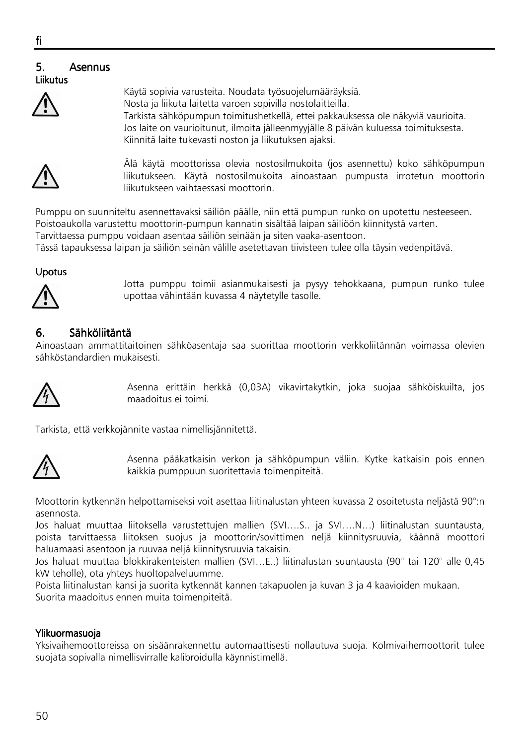## 5. Asennus

### Liikutus

Käytä sopivia varusteita. Noudata työsuojelumääräyksiä.
Nosta ja liikuta laitetta varoen sopivilla nostolaitteilla.
Tarkista sähköpumpun toimitushetkellä, ettei pakkauksessa ole näkyviä vaurioita.
Jos laite on vaurioitunut, ilmoita jälleenmyyjälle 8 päivän kuluessa toimituksesta.
Kiinnitä laite tukevasti noston ja liikutuksen ajaksi.

Älä käytä moottorissa olevia nostosilmukoita (jos asennettu) koko sähköpumpun liikutukseen. Käytä nostosilmukoita ainoastaan pumpusta irrotetun moottorin liikutukseen vaihtaessasi moottorin.

Pumppu on suunniteltu asennettavaksi säiliön päälle, niin että pumpun runko on upotettu nesteeseen.
Poistoaukolla varustettu moottorin-pumpun kannatin sisältää laipan säiliöön kiinnitystä varten.
Tarvittaessa pumppu voidaan asentaa säiliön seinään ja siten vaaka-asentoon.
Tässä tapauksessa laipan ja säiliön seinän välille asetettavan tiivisteen tulee olla täysin vedenpitävä.

### Upotus

Jotta pumppu toimii asianmukaisesti ja pysyy tehokkaana, pumpun runko tulee upottaa vähintään kuvassa 4 näytetylle tasolle.

## 6. Sähköliitäntä

Ainoastaan ammattitaitoinen sähköasentaja saa suorittaa moottorin verkkoliitännän voimassa olevien sähköstandardien mukaisesti.

Asenna erittäin herkkä (0,03A) vikavirtakytkin, joka suojaa sähköiskuilta, jos maadoitus ei toimi.

Tarkista, että verkkojännite vastaa nimellisjännitettä.

Asenna pääkatkaisin verkon ja sähköpumpun väliin. Kytke katkaisin pois ennen kaikkia pumppuun suoritettavia toimenpiteitä.

Moottorin kytkennän helpottamiseksi voit asettaa liitinalustan yhteen kuvassa 2 osoitetusta neljästä 90°:n asennosta.
Jos haluat muuttaa liitoksella varustettujen mallien (SVI….S.. ja SVI….N…) liitinalustan suuntausta, poista tarvittaessa liitoksen suojus ja moottorin/sovittimen neljä kiinnitysruuvia, käännä moottori haluamaasi asentoon ja ruuvaa neljä kiinnitysruuvia takaisin.
Jos haluat muuttaa blokkirakenteisten mallien (SVI…E..) liitinalustan suuntausta (90° tai 120° alle 0,45 kW teholle), ota yhteys huoltopalveluumme.
Poista liitinalustan kansi ja suorita kytkennät kannen takapuolen ja kuvan 3 ja 4 kaavioiden mukaan.
Suorita maadoitus ennen muita toimenpiteitä.

### Ylikuormasuoja

Yksivaihemoottoreissa on sisäänrakennettu automaattisesti nollautuva suoja. Kolmivaihemoottorit tulee suojata sopivalla nimellisvirralle kalibroidulla käynnistimellä.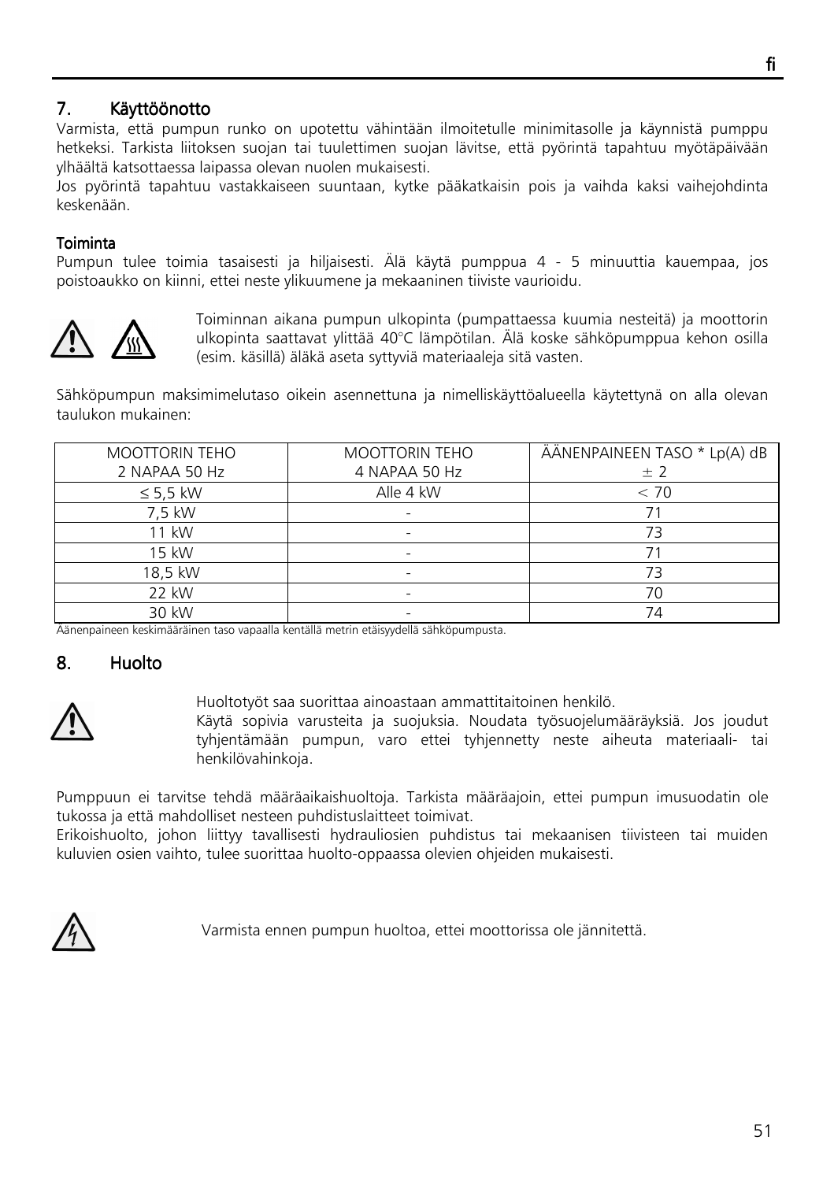## 7. Käyttöönotto

Varmista, että pumpun runko on upotettu vähintään ilmoitetulle minimitasolle ja käynnistä pumppu hetkeksi. Tarkista liitoksen suojan tai tuulettimen suojan lävitse, että pyörintä tapahtuu myötäpäivään ylhäältä katsottaessa laipassa olevan nuolen mukaisesti.
Jos pyörintä tapahtuu vastakkaiseen suuntaan, kytke pääkatkaisin pois ja vaihda kaksi vaihejohdinta keskenään.

### Toiminta

Pumpun tulee toimia tasaisesti ja hiljaisesti. Älä käytä pumppua 4 - 5 minuuttia kauempaa, jos poistoaukko on kiinni, ettei neste ylikuumene ja mekaaninen tiiviste vaurioidu.

Toiminnan aikana pumpun ulkopinta (pumpattaessa kuumia nesteitä) ja moottorin ulkopinta saattavat ylittää 40°C lämpötilan. Älä koske sähköpumppua kehon osilla (esim. käsillä) äläkä aseta syttyviä materiaaleja sitä vasten.

Sähköpumpun maksimimelutaso oikein asennettuna ja nimelliskäyttöalueella käytettynä on alla olevan taulukon mukainen:

| MOOTTORIN TEHO 2 NAPAA 50 Hz | MOOTTORIN TEHO 4 NAPAA 50 Hz | ÄÄNENPAINEEN TASO * Lp(A) dB ± 2 |
|---|---|---|
| ≤ 5,5 kW | Alle 4 kW | < 70 |
| 7,5 kW | - | 71 |
| 11 kW | - | 73 |
| 15 kW | - | 71 |
| 18,5 kW | - | 73 |
| 22 kW | - | 70 |
| 30 kW | - | 74 |

Äänenpaineen keskimääräinen taso vapaalla kentällä metrin etäisyydellä sähköpumpusta.

## 8. Huolto

Huoltotyöt saa suorittaa ainoastaan ammattitaitoinen henkilö.
Käytä sopivia varusteita ja suojuksia. Noudata työsuojelumääräyksiä. Jos joudut tyhjentämään pumpun, varo ettei tyhjennetty neste aiheuta materiaali- tai henkilövahinkoja.

Pumppuun ei tarvitse tehdä määräaikaishuoltoja. Tarkista määräajoin, ettei pumpun imusuodatin ole tukossa ja että mahdolliset nesteen puhdistuslaitteet toimivat.
Erikoishuolto, johon liittyy tavallisesti hydrauliosien puhdistus tai mekaanisen tiivisteen tai muiden kuluvien osien vaihto, tulee suorittaa huolto-oppaassa olevien ohjeiden mukaisesti.

Varmista ennen pumpun huoltoa, ettei moottorissa ole jännitettä.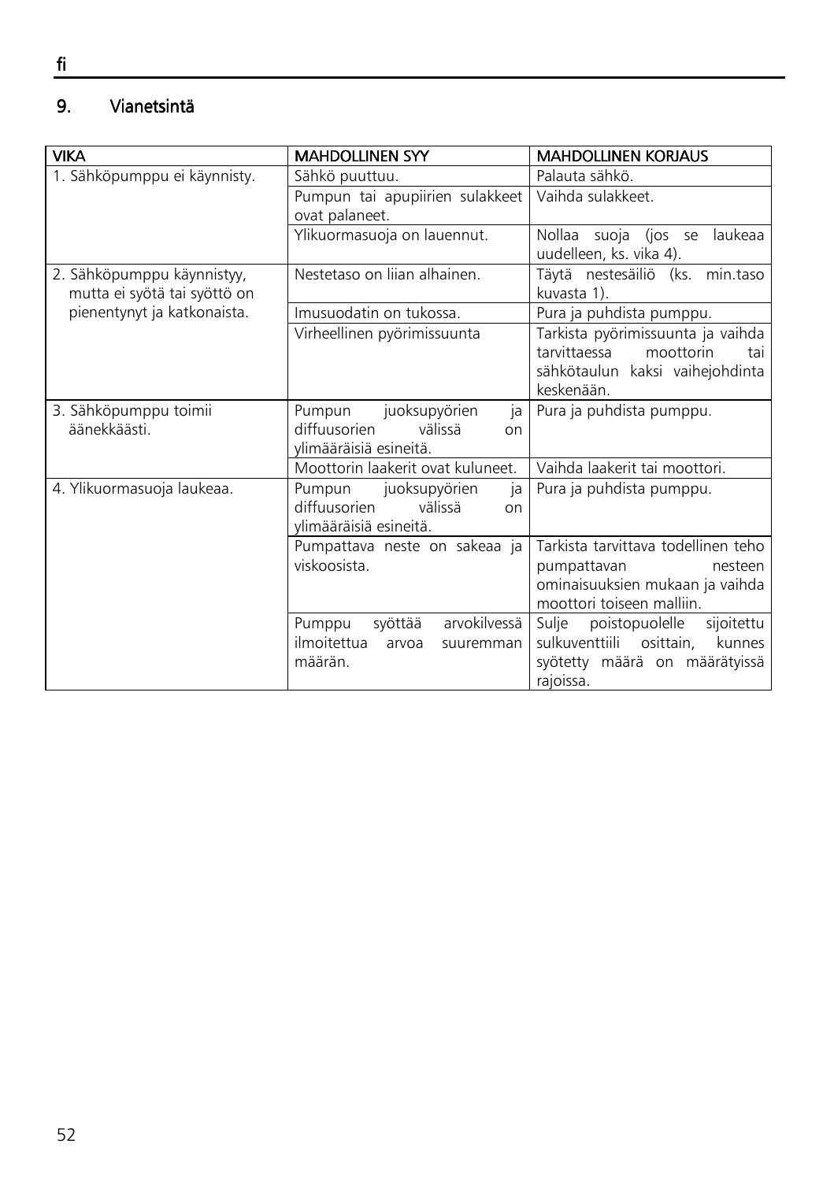## 9. Vianetsintä

| VIKA | MAHDOLLINEN SYY | MAHDOLLINEN KORJAUS |
|---|---|---|
| 1. Sähköpumppu ei käynnisty. | Sähkö puuttuu. | Palauta sähkö. |
| | Pumpun tai apupiirien sulakkeet ovat palaneet. | Vaihda sulakkeet. |
| | Ylikuormasuoja on lauennut. | Nollaa suoja (jos se laukeaa uudelleen, ks. vika 4). |
| 2. Sähköpumppu käynnistyy, mutta ei syötä tai syöttö on pienentynyt ja katkonaista. | Nestetaso on liian alhainen. | Täytä nestesäiliö (ks. min.taso kuvasta 1). |
| | Imusuodatin on tukossa. | Pura ja puhdista pumppu. |
| | Virheellinen pyörimissuunta | Tarkista pyörimissuunta ja vaihda tarvittaessa moottorin tai sähkötaulun kaksi vaihejohdinta keskenään. |
| 3. Sähköpumppu toimii äänekkäästi. | Pumpun juoksupyörien ja diffuusorien välissä on ylimääräisiä esineitä. | Pura ja puhdista pumppu. |
| | Moottorin laakerit ovat kuluneet. | Vaihda laakerit tai moottori. |
| 4. Ylikuormasuoja laukeaa. | Pumpun juoksupyörien ja diffuusorien välissä on ylimääräisiä esineitä. | Pura ja puhdista pumppu. |
| | Pumpattava neste on sakeaa ja viskoosista. | Tarkista tarvittava todellinen teho pumpattavan nesteen ominaisuuksien mukaan ja vaihda moottori toiseen malliin. |
| | Pumppu syöttää arvokilvessä ilmoitettua arvoa suuremman määrän. | Sulje poistopuolelle sijoitettu sulkuventtiili osittain, kunnes syötetty määrä on määrätyissä rajoissa. |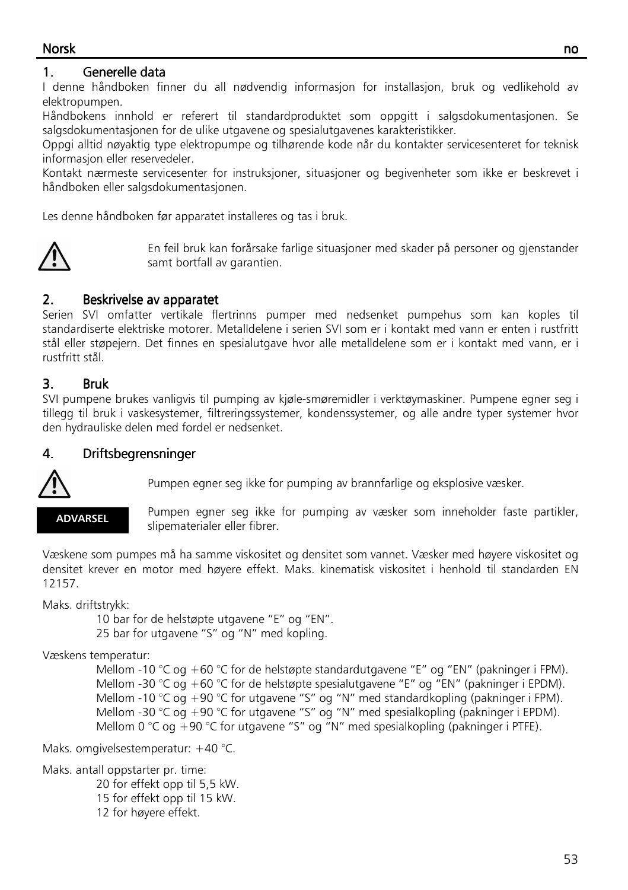## 1. Generelle data

I denne håndboken finner du all nødvendig informasjon for installasjon, bruk og vedlikehold av elektropumpen.

Håndbokens innhold er referert til standardproduktet som oppgitt i salgsdokumentasjonen. Se salgsdokumentasjonen for de ulike utgavene og spesialutgavenes karakteristikker.

Oppgi alltid nøyaktig type elektropumpe og tilhørende kode når du kontakter servicesenteret for teknisk informasjon eller reservedeler.

Kontakt nærmeste servicesenter for instruksjoner, situasjoner og begivenheter som ikke er beskrevet i håndboken eller salgsdokumentasjonen.

Les denne håndboken før apparatet installeres og tas i bruk.

En feil bruk kan forårsake farlige situasjoner med skader på personer og gjenstander samt bortfall av garantien.

## 2. Beskrivelse av apparatet

Serien SVI omfatter vertikale flertrinns pumper med nedsenket pumpehus som kan koples til standardiserte elektriske motorer. Metalldelene i serien SVI som er i kontakt med vann er enten i rustfritt stål eller støpejern. Det finnes en spesialutgave hvor alle metalldelene som er i kontakt med vann, er i rustfritt stål.

## 3. Bruk

SVI pumpene brukes vanligvis til pumping av kjøle-smøremidler i verktøymaskiner. Pumpene egner seg i tillegg til bruk i vaskesystemer, filtreringssystemer, kondenssystemer, og alle andre typer systemer hvor den hydrauliske delen med fordel er nedsenket.

## 4. Driftsbegrensninger

Pumpen egner seg ikke for pumping av brannfarlige og eksplosive væsker.

**ADVARSEL**

Pumpen egner seg ikke for pumping av væsker som inneholder faste partikler, slipematerialer eller fibrer.

Væskene som pumpes må ha samme viskositet og densitet som vannet. Væsker med høyere viskositet og densitet krever en motor med høyere effekt. Maks. kinematisk viskositet i henhold til standarden EN 12157.

Maks. driftstrykk:

- 10 bar for de helstøpte utgavene "E" og "EN".
- 25 bar for utgavene "S" og "N" med kopling.

Væskens temperatur:

- Mellom -10 °C og +60 °C for de helstøpte standardutgavene "E" og "EN" (pakninger i FPM).
- Mellom -30 °C og +60 °C for de helstøpte spesialutgavene "E" og "EN" (pakninger i EPDM).
- Mellom -10 °C og +90 °C for utgavene "S" og "N" med standardkopling (pakninger i FPM).
- Mellom -30 °C og +90 °C for utgavene "S" og "N" med spesialkopling (pakninger i EPDM).
- Mellom 0 °C og +90 °C for utgavene "S" og "N" med spesialkopling (pakninger i PTFE).

Maks. omgivelsestemperatur: +40 °C.

Maks. antall oppstarter pr. time:

- 20 for effekt opp til 5,5 kW.
- 15 for effekt opp til 15 kW.
- 12 for høyere effekt.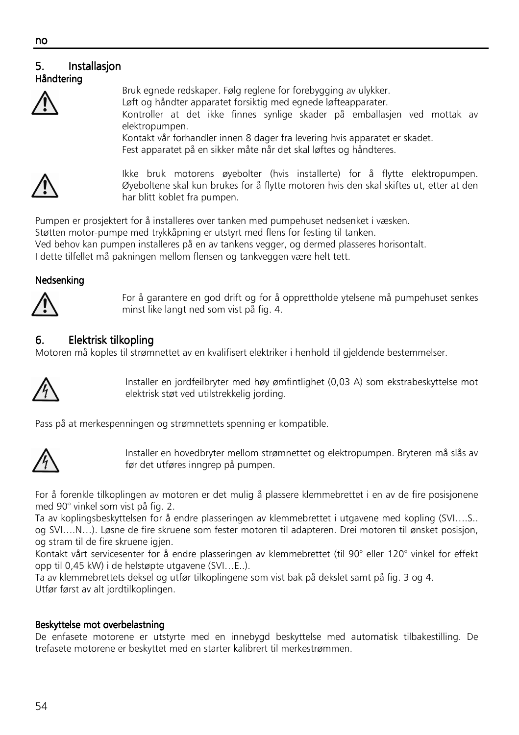## 5. Installasjon

### Håndtering

Bruk egnede redskaper. Følg reglene for forebygging av ulykker.
Løft og håndter apparatet forsiktig med egnede løfteapparater.
Kontroller at det ikke finnes synlige skader på emballasjen ved mottak av elektropumpen.
Kontakt vår forhandler innen 8 dager fra levering hvis apparatet er skadet.
Fest apparatet på en sikker måte når det skal løftes og håndteres.

Ikke bruk motorens øyebolter (hvis installerte) for å flytte elektropumpen. Øyeboltene skal kun brukes for å flytte motoren hvis den skal skiftes ut, etter at den har blitt koblet fra pumpen.

Pumpen er prosjektert for å installeres over tanken med pumpehuset nedsenket i væsken.
Støtten motor-pumpe med trykkåpning er utstyrt med flens for festing til tanken.
Ved behov kan pumpen installeres på en av tankens vegger, og dermed plasseres horisontalt.
I dette tilfellet må pakningen mellom flensen og tankveggen være helt tett.

### Nedsenking

For å garantere en god drift og for å opprettholde ytelsene må pumpehuset senkes minst like langt ned som vist på fig. 4.

## 6. Elektrisk tilkopling

Motoren må koples til strømnettet av en kvalifisert elektriker i henhold til gjeldende bestemmelser.

Installer en jordfeilbryter med høy ømfintlighet (0,03 A) som ekstrabeskyttelse mot elektrisk støt ved utilstrekkelig jording.

Pass på at merkespenningen og strømnettets spenning er kompatible.

Installer en hovedbryter mellom strømnettet og elektropumpen. Bryteren må slås av før det utføres inngrep på pumpen.

For å forenkle tilkoplingen av motoren er det mulig å plassere klemmebrettet i en av de fire posisjonene med 90° vinkel som vist på fig. 2.
Ta av koplingsbeskyttelsen for å endre plasseringen av klemmebrettet i utgavene med kopling (SVI….S.. og SVI….N…). Løsne de fire skruene som fester motoren til adapteren. Drei motoren til ønsket posisjon, og stram til de fire skruene igjen.
Kontakt vårt servicesenter for å endre plasseringen av klemmebrettet (til 90° eller 120° vinkel for effekt opp til 0,45 kW) i de helstøpte utgavene (SVI…E..).
Ta av klemmebrettets deksel og utfør tilkoplingene som vist bak på dekslet samt på fig. 3 og 4.
Utfør først av alt jordtilkoplingen.

### Beskyttelse mot overbelastning

De enfasete motorene er utstyrte med en innebygd beskyttelse med automatisk tilbakestilling. De trefasete motorene er beskyttet med en starter kalibrert til merkestrømmen.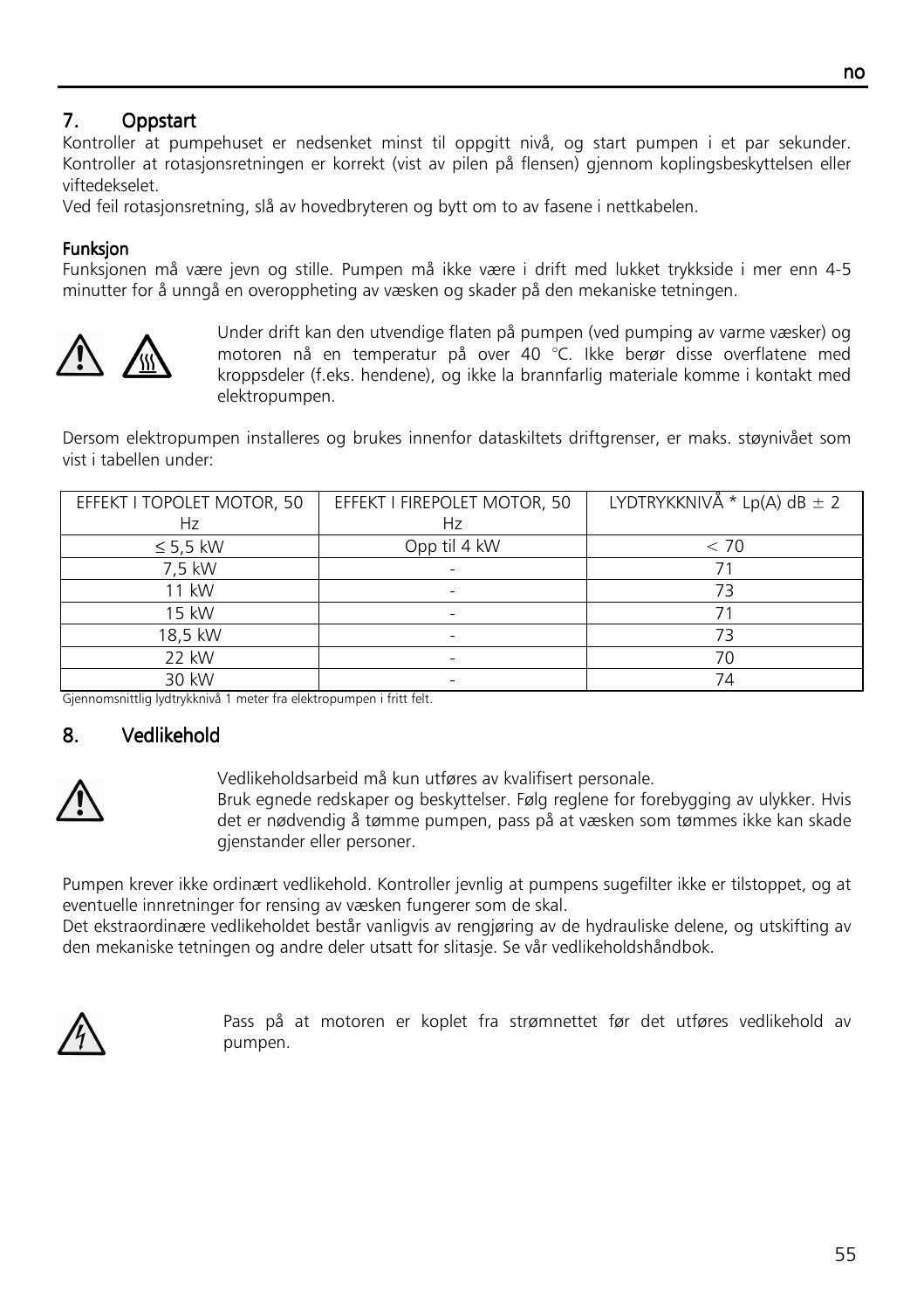## 7. Oppstart

Kontroller at pumpehuset er nedsenket minst til oppgitt nivå, og start pumpen i et par sekunder. Kontroller at rotasjonsretningen er korrekt (vist av pilen på flensen) gjennom koplingsbeskyttelsen eller viftedekselet.
Ved feil rotasjonsretning, slå av hovedbryteren og bytt om to av fasene i nettkabelen.

### Funksjon

Funksjonen må være jevn og stille. Pumpen må ikke være i drift med lukket trykkside i mer enn 4-5 minutter for å unngå en overoppheting av væsken og skader på den mekaniske tetningen.

Under drift kan den utvendige flaten på pumpen (ved pumping av varme væsker) og motoren nå en temperatur på over 40 °C. Ikke berør disse overflatene med kroppsdeler (f.eks. hendene), og ikke la brannfarlig materiale komme i kontakt med elektropumpen.

Dersom elektropumpen installeres og brukes innenfor dataskiltets driftgrenser, er maks. støynivået som vist i tabellen under:

| EFFEKT I TOPOLET MOTOR, 50 Hz | EFFEKT I FIREPOLET MOTOR, 50 Hz | LYDTRYKKNIVÅ * Lp(A) dB ± 2 |
|---|---|---|
| ≤ 5,5 kW | Opp til 4 kW | < 70 |
| 7,5 kW | - | 71 |
| 11 kW | - | 73 |
| 15 kW | - | 71 |
| 18,5 kW | - | 73 |
| 22 kW | - | 70 |
| 30 kW | - | 74 |

Gjennomsnittlig lydtrykknivå 1 meter fra elektropumpen i fritt felt.

## 8. Vedlikehold

Vedlikeholdsarbeid må kun utføres av kvalifisert personale.
Bruk egnede redskaper og beskyttelser. Følg reglene for forebygging av ulykker. Hvis det er nødvendig å tømme pumpen, pass på at væsken som tømmes ikke kan skade gjenstander eller personer.

Pumpen krever ikke ordinært vedlikehold. Kontroller jevnlig at pumpens sugefilter ikke er tilstoppet, og at eventuelle innretninger for rensing av væsken fungerer som de skal.
Det ekstraordinære vedlikeholdet består vanligvis av rengjøring av de hydrauliske delene, og utskifting av den mekaniske tetningen og andre deler utsatt for slitasje. Se vår vedlikeholdshåndbok.

Pass på at motoren er koplet fra strømnettet før det utføres vedlikehold av pumpen.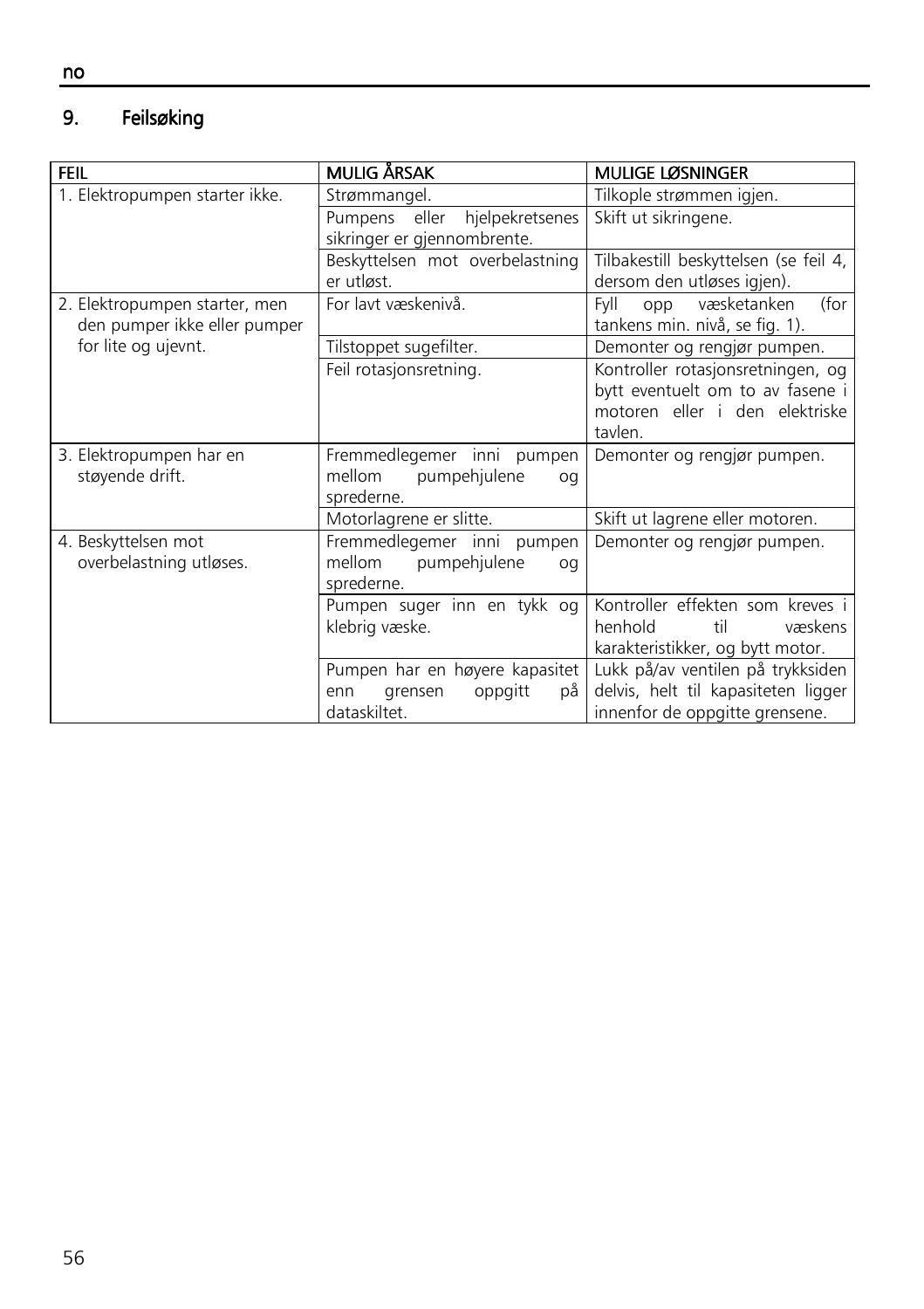## 9. Feilsøking

| FEIL | MULIG ÅRSAK | MULIGE LØSNINGER |
|---|---|---|
| 1. Elektropumpen starter ikke. | Strømmangel. | Tilkople strømmen igjen. |
| | Pumpens eller hjelpekretsenes sikringer er gjennombrente. | Skift ut sikringene. |
| | Beskyttelsen mot overbelastning er utløst. | Tilbakestill beskyttelsen (se feil 4, dersom den utløses igjen). |
| 2. Elektropumpen starter, men den pumper ikke eller pumper for lite og ujevnt. | For lavt væskenivå. | Fyll opp væsketanken (for tankens min. nivå, se fig. 1). |
| | Tilstoppet sugefilter. | Demonter og rengjør pumpen. |
| | Feil rotasjonsretning. | Kontroller rotasjonsretningen, og bytt eventuelt om to av fasene i motoren eller i den elektriske tavlen. |
| 3. Elektropumpen har en støyende drift. | Fremmedlegemer inni pumpen mellom pumpehjulene og sprederne. | Demonter og rengjør pumpen. |
| | Motorlagrene er slitte. | Skift ut lagrene eller motoren. |
| 4. Beskyttelsen mot overbelastning utløses. | Fremmedlegemer inni pumpen mellom pumpehjulene og sprederne. | Demonter og rengjør pumpen. |
| | Pumpen suger inn en tykk og klebrig væske. | Kontroller effekten som kreves i henhold til væskens karakteristikker, og bytt motor. |
| | Pumpen har en høyere kapasitet enn grensen oppgitt på dataskiltet. | Lukk på/av ventilen på trykksiden delvis, helt til kapasiteten ligger innenfor de oppgitte grensene. |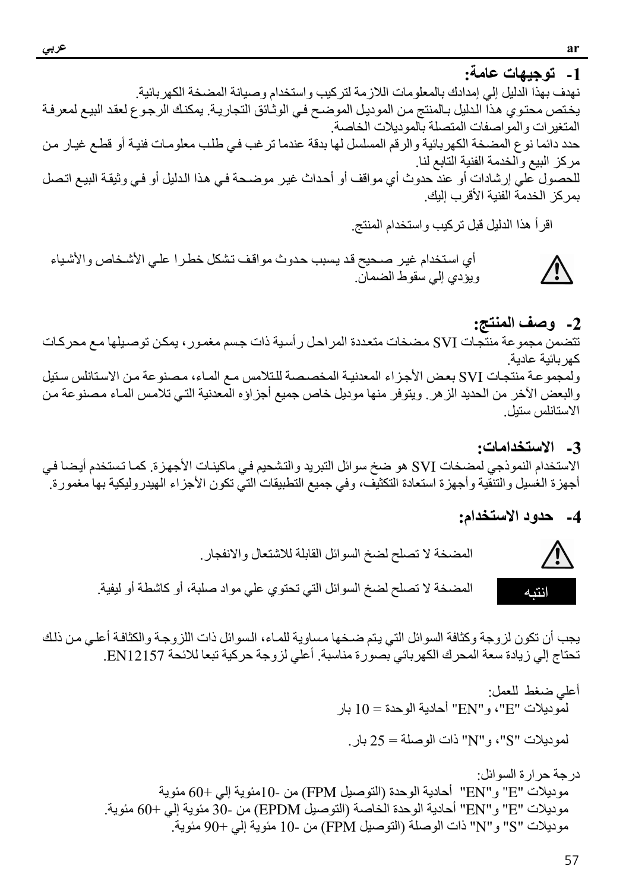## 1- توجيهات عامة:

نهدف بهذا الدليل إلي إمدادك بالمعلومات اللازمة لتركيب واستخدام وصيانة المضخة الكهربائية.

يختص محتوي هذا الدليل بالمنتج من الموديل الموضح في الوثائق التجارية. يمكنك الرجوع لعقد البيع لمعرفة المتغيرات والمواصفات المتصلة بالموديلات الخاصة.

حدد دائما نوع المضخة الكهربائية والرقم المسلسل لها بدقة عندما ترغب في طلب معلومات فنية أو قطع غيار من مركز البيع والخدمة الفنية التابع لنا.

للحصول علي إرشادات أو عند حدوث أي مواقف أو أحداث غير موضحة في هذا الدليل أو في وثيقة البيع اتصل بمركز الخدمة الفنية الأقرب إليك.

اقرأ هذا الدليل قبل تركيب واستخدام المنتج.

⚠ أي استخدام غير صحيح قد يسبب حدوث مواقف تشكل خطرا علي الأشخاص والأشياء ويؤدي إلي سقوط الضمان.

## 2- وصف المنتج:

تتضمن مجموعة منتجات SVI مضخات متعددة المراحل رأسية ذات جسم مغمور، يمكن توصيلها مع محركات كهربائية عادية.

ولمجموعة منتجات SVI بعض الأجزاء المعدنية المخصصة للتلامس مع الماء، مصنوعة من الاستانلس ستيل والبعض الآخر من الحديد الزهر. ويتوفر منها موديل خاص جميع أجزاؤه المعدنية التي تلامس الماء مصنوعة من الاستانلس ستيل.

## 3- الاستخدامات:

الاستخدام النموذجي لمضخات SVI هو ضخ سوائل التبريد والتشحيم في ماكينات الأجهزة. كما تستخدم أيضا في أجهزة الغسيل والتنقية وأجهزة استعادة التكثيف، وفي جميع التطبيقات التي تكون الأجزاء الهيدروليكية بها مغمورة.

## 4- حدود الاستخدام:

⚠ المضخة لا تصلح لضخ السوائل القابلة للاشتعال والانفجار.

**انتبه** المضخة لا تصلح لضخ السوائل التي تحتوي علي مواد صلبة، أو كاشطة أو ليفية.

يجب أن تكون لزوجة وكثافة السوائل التي يتم ضخها مساوية للماء، السوائل ذات اللزوجة والكثافة أعلي من ذلك تحتاج إلي زيادة سعة المحرك الكهربائي بصورة مناسبة. أعلي لزوجة حركية تبعا للائحة EN12157.

أعلي ضغط للعمل:

لموديلات "E"، و"EN" أحادية الوحدة = 10 بار

لموديلات "S"، و"N" ذات الوصلة = 25 بار.

درجة حرارة السوائل:

موديلات "E" و"EN" أحادية الوحدة (التوصيل FPM) من -10مئوية إلي +60 مئوية

موديلات "E" و"EN" أحادية الوحدة الخاصة (التوصيل EPDM) من -30 مئوية إلي +60 مئوية.

موديلات "S" و"N" ذات الوصلة (التوصيل FPM) من -10 مئوية إلي +90 مئوية.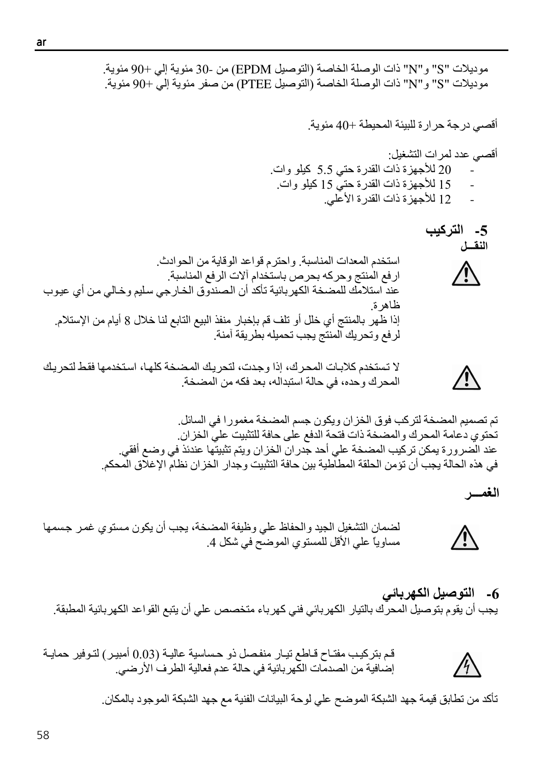موديلات "S" و"N" ذات الوصلة الخاصة (التوصيل EPDM) من -30 مئوية إلي +90 مئوية.
موديلات "S" و"N" ذات الوصلة الخاصة (التوصيل PTEE) من صفر مئوية إلي +90 مئوية.

أقصي درجة حرارة للبيئة المحيطة +40 مئوية.

أقصي عدد لمرات التشغيل:

- 20 للأجهزة ذات القدرة حتي 5.5 كيلو وات.
- 15 للأجهزة ذات القدرة حتي 15 كيلو وات.
- 12 للأجهزة ذات القدرة الأعلي.

## 5- التركيب

**النقــل**

استخدم المعدات المناسبة. واحترم قواعد الوقاية من الحوادث.
ارفع المنتج وحركه بحرص باستخدام آلات الرفع المناسبة.
عند استلامك للمضخة الكهربائية تأكد أن الصندوق الخارجي سليم وخالي من أي عيوب ظاهرة.
إذا ظهر بالمنتج أي خلل أو تلف قم بإخبار منفذ البيع التابع لنا خلال 8 أيام من الإستلام.
لرفع وتحريك المنتج يجب تحميله بطريقة آمنة.

لا تستخدم كلابات المحرك، إذا وجدت، لتحريك المضخة كلها، استخدمها فقط لتحريك المحرك وحده، في حالة استبداله، بعد فكه من المضخة.

تم تصميم المضخة لتركب فوق الخزان ويكون جسم المضخة مغمورا في السائل.
تحتوي دعامة المحرك والمضخة ذات فتحة الدفع على حافة للتثبيت علي الخزان.
عند الضرورة يمكن تركيب المضخة علي أحد جدران الخزان ويتم تثبيتها عندئذ في وضع أفقي.
في هذه الحالة يجب أن تؤمن الحلقة المطاطية بين حافة التثبيت وجدار الخزان نظام الإغلاق المحكم.

**الغمــر**

لضمان التشغيل الجيد والحفاظ علي وظيفة المضخة، يجب أن يكون مستوي غمر جسمها مساوياً علي الأقل للمستوي الموضح في شكل 4.

## 6- التوصيل الكهربائي

يجب أن يقوم بتوصيل المحرك بالتيار الكهربائي فني كهرباء متخصص علي أن يتبع القواعد الكهربائية المطبقة.

قم بتركيب مفتاح قاطع تيار منفصل ذو حساسية عالية (0.03 أمبير) لتوفير حماية إضافية من الصدمات الكهربائية في حالة عدم فعالية الطرف الأرضي.

تأكد من تطابق قيمة جهد الشبكة الموضح علي لوحة البيانات الفنية مع جهد الشبكة الموجود بالمكان.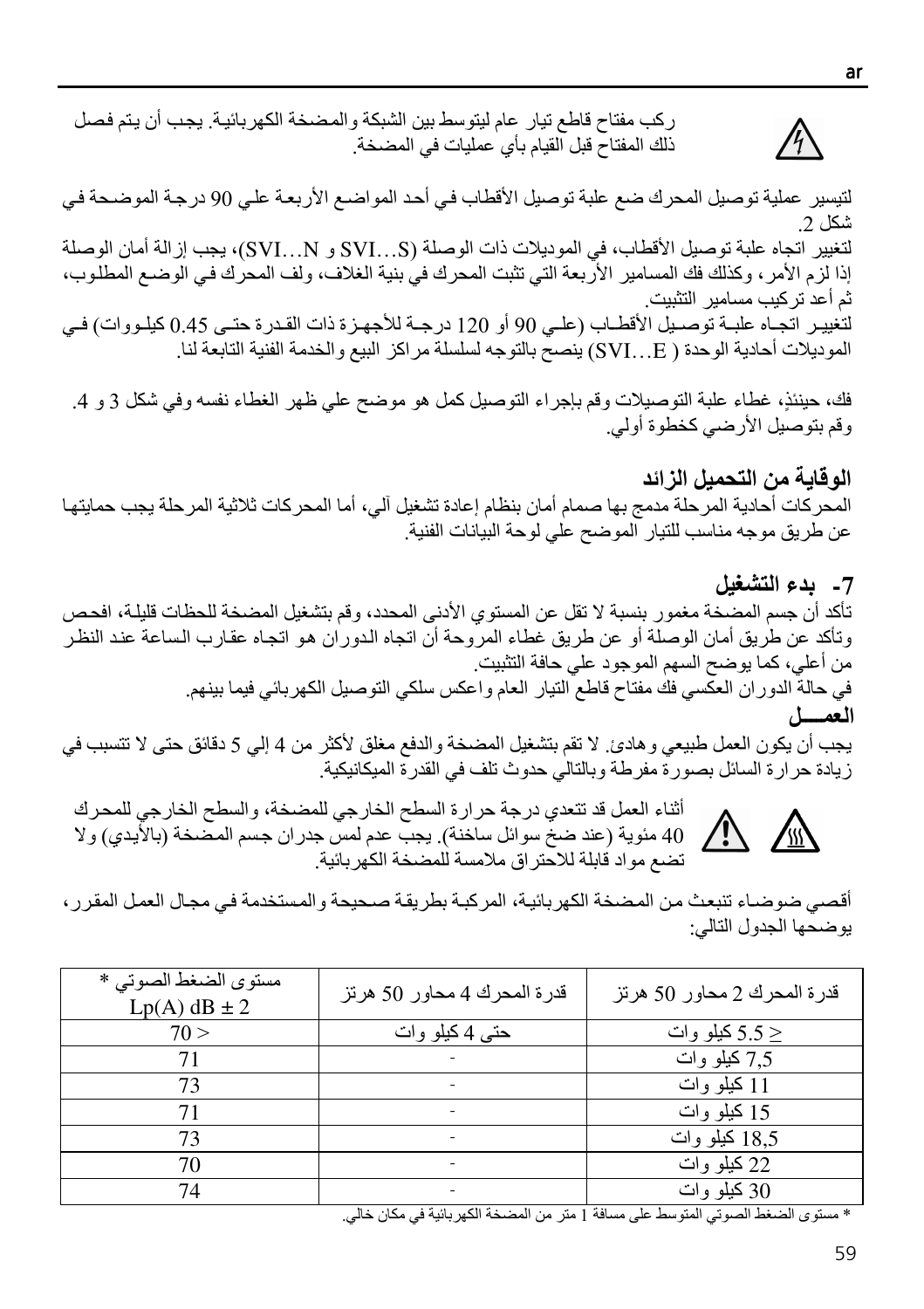ركب مفتاح قاطع تيار عام ليتوسط بين الشبكة والمضخة الكهربائية. يجب أن يتم فصل ذلك المفتاح قبل القيام بأي عمليات في المضخة.

لتيسير عملية توصيل المحرك ضع علبة توصيل الأقطاب في أحد المواضع الأربعة علي 90 درجة الموضحة في شكل 2.
لتغيير اتجاه علبة توصيل الأقطاب، في الموديلات ذات الوصلة (SVI…S و SVI…N)، يجب إزالة أمان الوصلة إذا لزم الأمر، وكذلك فك المسامير الأربعة التي تثبت المحرك في بنية الغلاف، ولف المحرك في الوضع المطلوب، ثم أعد تركيب مسامير التثبيت.
لتغيير اتجاه علبة توصيل الأقطاب (علي 90 أو 120 درجة للأجهزة ذات القدرة حتى 0.45 كيلووات) في الموديلات أحادية الوحدة ( SVI…E) ينصح بالتوجه لسلسلة مراكز البيع والخدمة الفنية التابعة لنا.

فك، حينئذٍ، غطاء علبة التوصيلات وقم بإجراء التوصيل كمل هو موضح علي ظهر الغطاء نفسه وفي شكل 3 و 4.
وقم بتوصيل الأرضي كخطوة أولي.

### الوقاية من التحميل الزائد

المحركات أحادية المرحلة مدمج بها صمام أمان بنظام إعادة تشغيل آلي، أما المحركات ثلاثية المرحلة يجب حمايتها عن طريق موجه مناسب للتيار الموضح علي لوحة البيانات الفنية.

## 7- بدء التشغيل

تأكد أن جسم المضخة مغمور بنسبة لا تقل عن المستوي الأدنى المحدد، وقم بتشغيل المضخة للحظات قليلة، افحص وتأكد عن طريق أمان الوصلة أو عن طريق غطاء المروحة أن اتجاه الدوران هو اتجاه عقارب الساعة عند النظر من أعلي، كما يوضح السهم الموجود علي حافة التثبيت.
في حالة الدوران العكسي فك مفتاح قاطع التيار العام واعكس سلكي التوصيل الكهربائي فيما بينهم.

**العمـــل**

يجب أن يكون العمل طبيعي وهادئ. لا تقم بتشغيل المضخة والدفع مغلق لأكثر من 4 إلي 5 دقائق حتى لا تتسبب في زيادة حرارة السائل بصورة مفرطة وبالتالي حدوث تلف في القدرة الميكانيكية.

أثناء العمل قد تتعدي درجة حرارة السطح الخارجي للمضخة، والسطح الخارجي للمحرك 40 مئوية (عند ضخ سوائل ساخنة). يجب عدم لمس جدران جسم المضخة (بالأيدي) ولا تضع مواد قابلة للاحتراق ملامسة للمضخة الكهربائية.

أقصي ضوضاء تنبعث من المضخة الكهربائية، المركبة بطريقة صحيحة والمستخدمة في مجال العمل المقرر، يوضحها الجدول التالي:

| قدرة المحرك 2 محاور 50 هرتز | قدرة المحرك 4 محاور 50 هرتز | مستوى الضغط الصوتي * Lp(A) dB ± 2 |
|---|---|---|
| ≥ 5.5 كيلو وات | حتى 4 كيلو وات | 70 > |
| 7,5 كيلو وات | - | 71 |
| 11 كيلو وات | - | 73 |
| 15 كيلو وات | - | 71 |
| 18,5 كيلو وات | - | 73 |
| 22 كيلو وات | - | 70 |
| 30 كيلو وات | - | 74 |

* مستوى الضغط الصوتي المتوسط على مسافة 1 متر من المضخة الكهربائية في مكان خالي.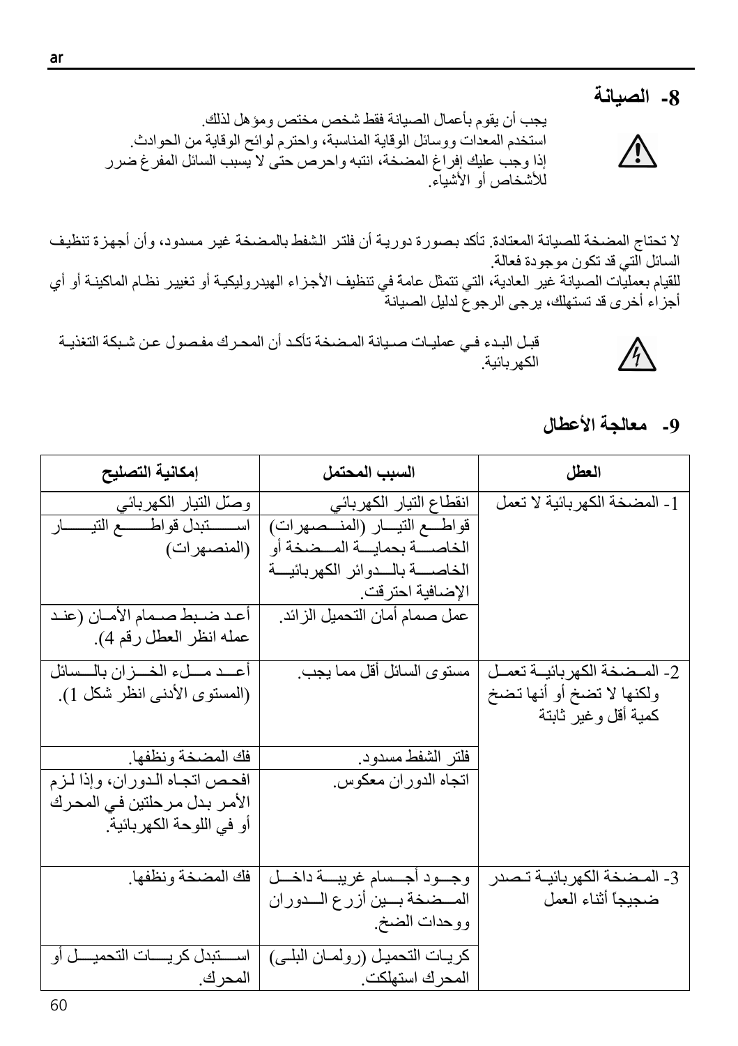## 8- الصيانة

يجب أن يقوم بأعمال الصيانة فقط شخص مختص ومؤهل لذلك.
استخدم المعدات ووسائل الوقاية المناسبة، واحترم لوائح الوقاية من الحوادث.
إذا وجب عليك إفراغ المضخة، انتبه واحرص حتى لا يسبب السائل المفرغ ضرر للأشخاص أو الأشياء.

لا تحتاج المضخة للصيانة المعتادة. تأكد بصورة دورية أن فلتر الشفط بالمضخة غير مسدود، وأن أجهزة تنظيف السائل التي قد تكون موجودة فعالة.
للقيام بعمليات الصيانة غير العادية، التي تتمثل عامة في تنظيف الأجزاء الهيدروليكية أو تغيير نظام الماكينة أو أي أجزاء أخرى قد تستهلك، يرجى الرجوع لدليل الصيانة

قبل البدء في عمليات صيانة المضخة تأكد أن المحرك مفصول عن شبكة التغذية الكهربائية.

## 9- معالجة الأعطال

| العطل | السبب المحتمل | إمكانية التصليح |
|---|---|---|
| 1- المضخة الكهربائية لا تعمل | انقطاع التيار الكهربائي | وصّل التيار الكهربائي |
| | قواطع التيار (المنصهرات) الخاصة بحماية المضخة أو الخاصة بالدوائر الكهربائية الإضافية احترقت. | استبدل قواطع التيار (المنصهرات) |
| | عمل صمام أمان التحميل الزائد. | أعد ضبط صمام الأمان (عند عمله انظر العطل رقم 4). |
| 2- المضخة الكهربائية تعمل ولكنها لا تضخ أو أنها تضخ كمية أقل وغير ثابتة | مستوى السائل أقل مما يجب. | أعد ملء الخزان بالسائل (المستوى الأدنى انظر شكل 1). |
| | فلتر الشفط مسدود. | فك المضخة ونظفها. |
| | اتجاه الدوران معكوس. | افحص اتجاه الدوران، وإذا لزم الأمر بدل مرحلتين في المحرك أو في اللوحة الكهربائية. |
| 3- المضخة الكهربائية تصدر ضجيجاً أثناء العمل | وجود أجسام غريبة داخل المضخة بين أزرع الدوران ووحدات الضخ. | فك المضخة ونظفها. |
| | كريات التحميل (رولمان البلي) المحرك استهلكت. | استبدل كريات التحميل أو المحرك. |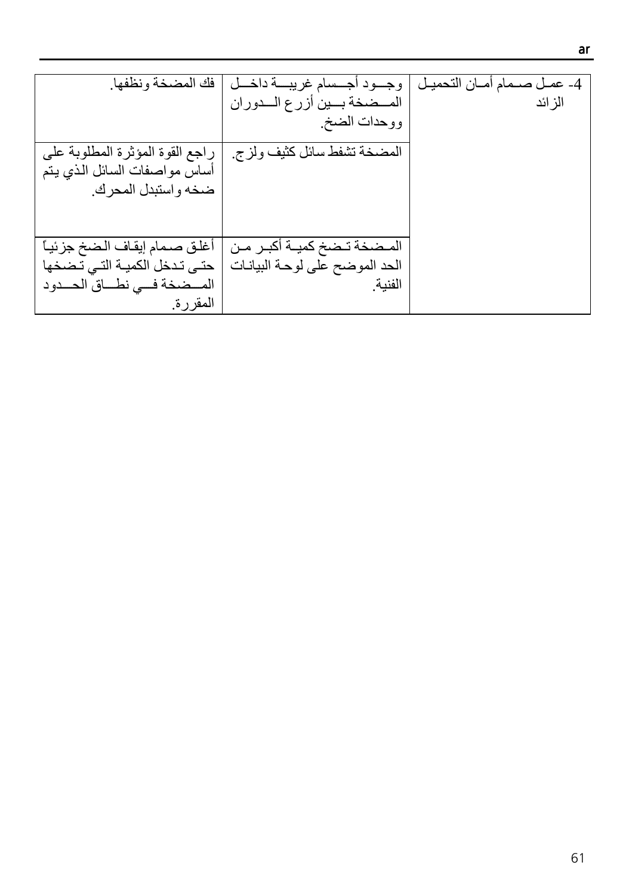| | | |
|---|---|---|
| 4- عمل صمام أمان التحميل الزائد | وجود أجسام غريبة داخل المضخة بين أزرع الدوران ووحدات الضخ. | فك المضخة ونظفها. |
| | المضخة تشفط سائل كثيف ولزج. | راجع القوة المؤثرة المطلوبة على أساس مواصفات السائل الذي يتم ضخه واستبدل المحرك. |
| | المضخة تضخ كمية أكبر من الحد الموضح على لوحة البيانات الفنية. | أغلق صمام إيقاف الضخ جزئياً حتى تدخل الكمية التي تضخها المضخة في نطاق الحدود المقررة. |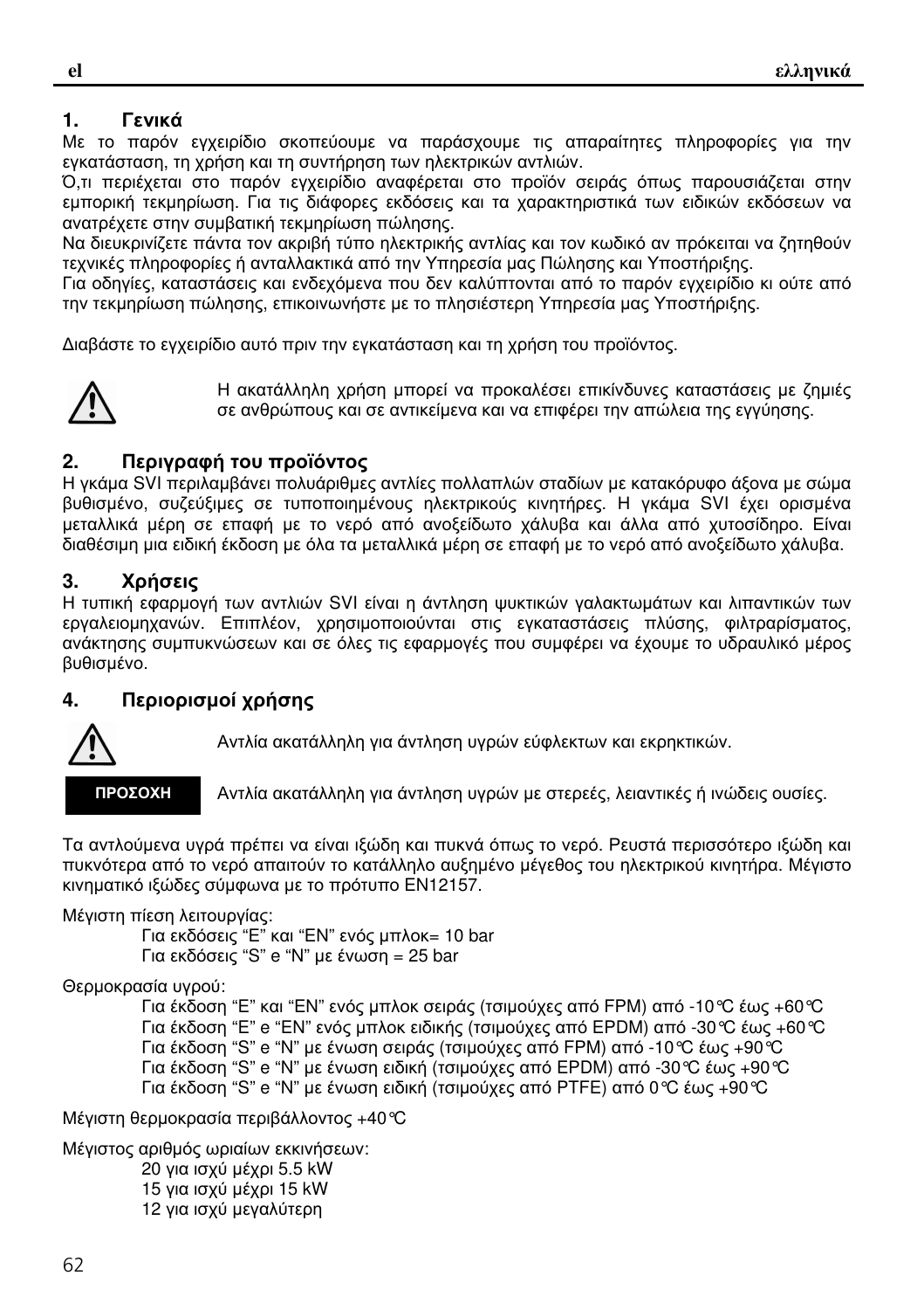## 1. Γενικά

Με το παρόν εγχειρίδιο σκοπεύουμε να παράσχουμε τις απαραίτητες πληροφορίες για την εγκατάσταση, τη χρήση και τη συντήρηση των ηλεκτρικών αντλιών.

Ό,τι περιέχεται στο παρόν εγχειρίδιο αναφέρεται στο προϊόν σειράς όπως παρουσιάζεται στην εμπορική τεκμηρίωση. Για τις διάφορες εκδόσεις και τα χαρακτηριστικά των ειδικών εκδόσεων να ανατρέχετε στην συμβατική τεκμηρίωση πώλησης.

Να διευκρινίζετε πάντα τον ακριβή τύπο ηλεκτρικής αντλίας και τον κωδικό αν πρόκειται να ζητηθούν τεχνικές πληροφορίες ή ανταλλακτικά από την Υπηρεσία μας Πώλησης και Υποστήριξης.

Για οδηγίες, καταστάσεις και ενδεχόμενα που δεν καλύπτονται από το παρόν εγχειρίδιο κι ούτε από την τεκμηρίωση πώλησης, επικοινωνήστε με το πλησιέστερη Υπηρεσία μας Υποστήριξης.

Διαβάστε το εγχειρίδιο αυτό πριν την εγκατάσταση και τη χρήση του προϊόντος.

⚠ Η ακατάλληλη χρήση μπορεί να προκαλέσει επικίνδυνες καταστάσεις με ζημιές σε ανθρώπους και σε αντικείμενα και να επιφέρει την απώλεια της εγγύησης.

## 2. Περιγραφή του προϊόντος

Η γκάμα SVI περιλαμβάνει πολυάριθμες αντλίες πολλαπλών σταδίων με κατακόρυφο άξονα με σώμα βυθισμένο, συζεύξιμες σε τυποποιημένους ηλεκτρικούς κινητήρες. Η γκάμα SVI έχει ορισμένα μεταλλικά μέρη σε επαφή με το νερό από ανοξείδωτο χάλυβα και άλλα από χυτοσίδηρο. Είναι διαθέσιμη μια ειδική έκδοση με όλα τα μεταλλικά μέρη σε επαφή με το νερό από ανοξείδωτο χάλυβα.

## 3. Χρήσεις

Η τυπική εφαρμογή των αντλιών SVI είναι η άντληση ψυκτικών γαλακτωμάτων και λιπαντικών των εργαλειομηχανών. Επιπλέον, χρησιμοποιούνται στις εγκαταστάσεις πλύσης, φιλτραρίσματος, ανάκτησης συμπυκνώσεων και σε όλες τις εφαρμογές που συμφέρει να έχουμε το υδραυλικό μέρος βυθισμένο.

## 4. Περιορισμοί χρήσης

⚠ Αντλία ακατάλληλη για άντληση υγρών εύφλεκτων και εκρηκτικών.

**ΠΡΟΣΟΧΗ** Αντλία ακατάλληλη για άντληση υγρών με στερεές, λειαντικές ή ινώδεις ουσίες.

Τα αντλούμενα υγρά πρέπει να είναι ιξώδη και πυκνά όπως το νερό. Ρευστά περισσότερο ιξώδη και πυκνότερα από το νερό απαιτούν το κατάλληλο αυξημένο μέγεθος του ηλεκτρικού κινητήρα. Μέγιστο κινηματικό ιξώδες σύμφωνα με το πρότυπο EN12157.

Μέγιστη πίεση λειτουργίας:

- Για εκδόσεις "E" και "EN" ενός μπλοκ= 10 bar
- Για εκδόσεις "S" e "N" με ένωση = 25 bar

Θερμοκρασία υγρού:

- Για έκδοση "E" και "EN" ενός μπλοκ σειράς (τσιμούχες από FPM) από -10°C έως +60°C
- Για έκδοση "E" e "EN" ενός μπλοκ ειδικής (τσιμούχες από EPDM) από -30°C έως +60°C
- Για έκδοση "S" e "N" με ένωση σειράς (τσιμούχες από FPM) από -10°C έως +90°C
- Για έκδοση "S" e "N" με ένωση ειδική (τσιμούχες από EPDM) από -30°C έως +90°C
- Για έκδοση "S" e "N" με ένωση ειδική (τσιμούχες από PTFE) από 0°C έως +90°C

Μέγιστη θερμοκρασία περιβάλλοντος +40°C

Μέγιστος αριθμός ωριαίων εκκινήσεων:

- 20 για ισχύ μέχρι 5.5 kW
- 15 για ισχύ μέχρι 15 kW
- 12 για ισχύ μεγαλύτερη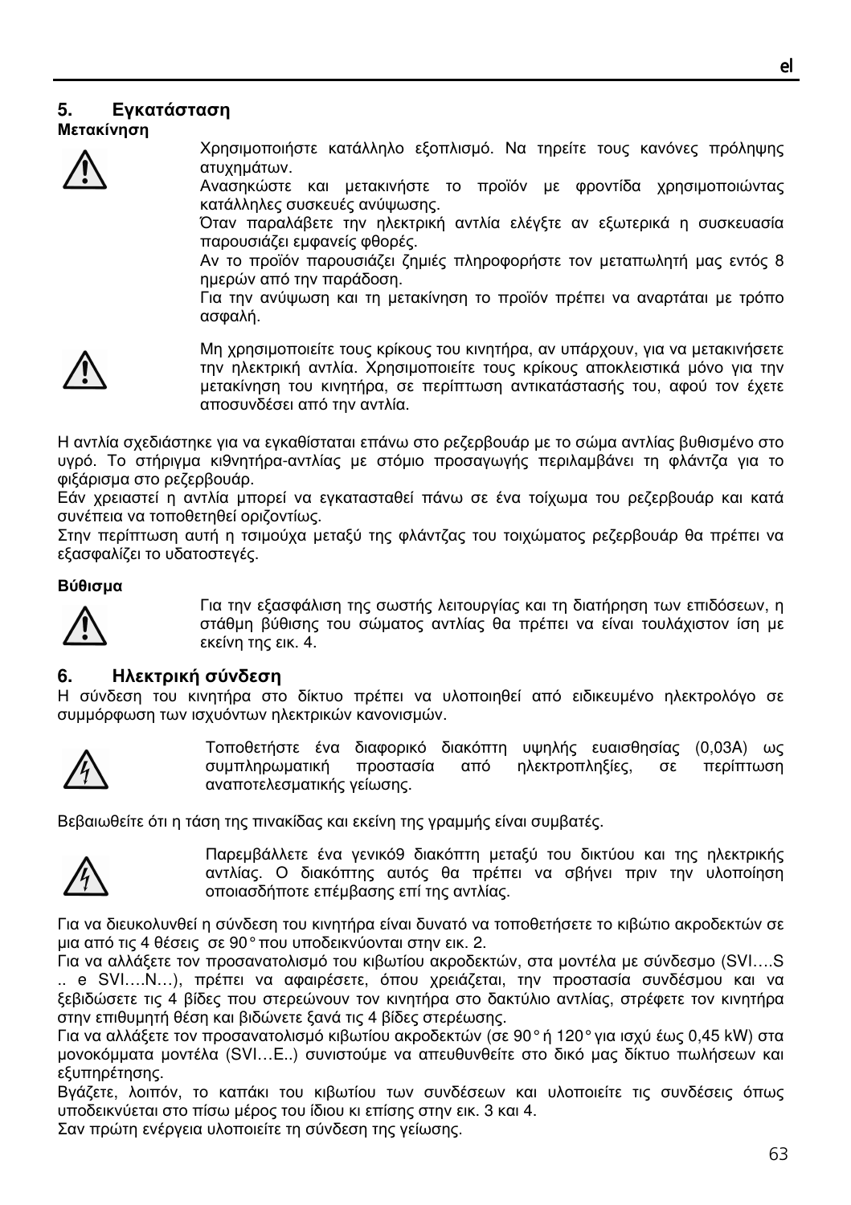## 5. Εγκατάσταση

**Μετακίνηση**

Χρησιμοποιήστε κατάλληλο εξοπλισμό. Να τηρείτε τους κανόνες πρόληψης ατυχημάτων.
Ανασηκώστε και μετακινήστε το προϊόν με φροντίδα χρησιμοποιώντας κατάλληλες συσκευές ανύψωσης.
Όταν παραλάβετε την ηλεκτρική αντλία ελέγξτε αν εξωτερικά η συσκευασία παρουσιάζει εμφανείς φθορές.
Αν το προϊόν παρουσιάζει ζημιές πληροφορήστε τον μεταπωλητή μας εντός 8 ημερών από την παράδοση.
Για την ανύψωση και τη μετακίνηση το προϊόν πρέπει να αναρτάται με τρόπο ασφαλή.

Μη χρησιμοποιείτε τους κρίκους του κινητήρα, αν υπάρχουν, για να μετακινήσετε την ηλεκτρική αντλία. Χρησιμοποιείτε τους κρίκους αποκλειστικά μόνο για την μετακίνηση του κινητήρα, σε περίπτωση αντικατάστασής του, αφού τον έχετε αποσυνδέσει από την αντλία.

Η αντλία σχεδιάστηκε για να εγκαθίσταται επάνω στο ρεζερβουάρ με το σώμα αντλίας βυθισμένο στο υγρό. Το στήριγμα κι9νητήρα-αντλίας με στόμιο προσαγωγής περιλαμβάνει τη φλάντζα για το φιξάρισμα στο ρεζερβουάρ.
Εάν χρειαστεί η αντλία μπορεί να εγκατασταθεί πάνω σε ένα τοίχωμα του ρεζερβουάρ και κατά συνέπεια να τοποθετηθεί οριζοντίως.
Στην περίπτωση αυτή η τσιμούχα μεταξύ της φλάντζας του τοιχώματος ρεζερβουάρ θα πρέπει να εξασφαλίζει το υδατοστεγές.

**Βύθισμα**

Για την εξασφάλιση της σωστής λειτουργίας και τη διατήρηση των επιδόσεων, η στάθμη βύθισης του σώματος αντλίας θα πρέπει να είναι τουλάχιστον ίση με εκείνη της εικ. 4.

## 6. Ηλεκτρική σύνδεση

Η σύνδεση του κινητήρα στο δίκτυο πρέπει να υλοποιηθεί από ειδικευμένο ηλεκτρολόγο σε συμμόρφωση των ισχυόντων ηλεκτρικών κανονισμών.

Τοποθετήστε ένα διαφορικό διακόπτη υψηλής ευαισθησίας (0,03A) ως συμπληρωματική προστασία από ηλεκτροπληξίες, σε περίπτωση αναποτελεσματικής γείωσης.

Βεβαιωθείτε ότι η τάση της πινακίδας και εκείνη της γραμμής είναι συμβατές.

Παρεμβάλλετε ένα γενικό9 διακόπτη μεταξύ του δικτύου και της ηλεκτρικής αντλίας. Ο διακόπτης αυτός θα πρέπει να σβήνει πριν την υλοποίηση οποιασδήποτε επέμβασης επί της αντλίας.

Για να διευκολυνθεί η σύνδεση του κινητήρα είναι δυνατό να τοποθετήσετε το κιβώτιο ακροδεκτών σε μια από τις 4 θέσεις σε 90° που υποδεικνύονται στην εικ. 2.
Για να αλλάξετε τον προσανατολισμό του κιβωτίου ακροδεκτών, στα μοντέλα με σύνδεσμο (SVI….S .. e SVI….N…), πρέπει να αφαιρέσετε, όπου χρειάζεται, την προστασία συνδέσμου και να ξεβιδώσετε τις 4 βίδες που στερεώνουν τον κινητήρα στο δακτύλιο αντλίας, στρέφετε τον κινητήρα στην επιθυμητή θέση και βιδώνετε ξανά τις 4 βίδες στερέωσης.
Για να αλλάξετε τον προσανατολισμό κιβωτίου ακροδεκτών (σε 90° ή 120° για ισχύ έως 0,45 kW) στα μονοκόμματα μοντέλα (SVI…E..) συνιστούμε να απευθυνθείτε στο δικό μας δίκτυο πωλήσεων και εξυπηρέτησης.
Βγάζετε, λοιπόν, το καπάκι του κιβωτίου των συνδέσεων και υλοποιείτε τις συνδέσεις όπως υποδεικνύεται στο πίσω μέρος του ίδιου κι επίσης στην εικ. 3 και 4.
Σαν πρώτη ενέργεια υλοποιείτε τη σύνδεση της γείωσης.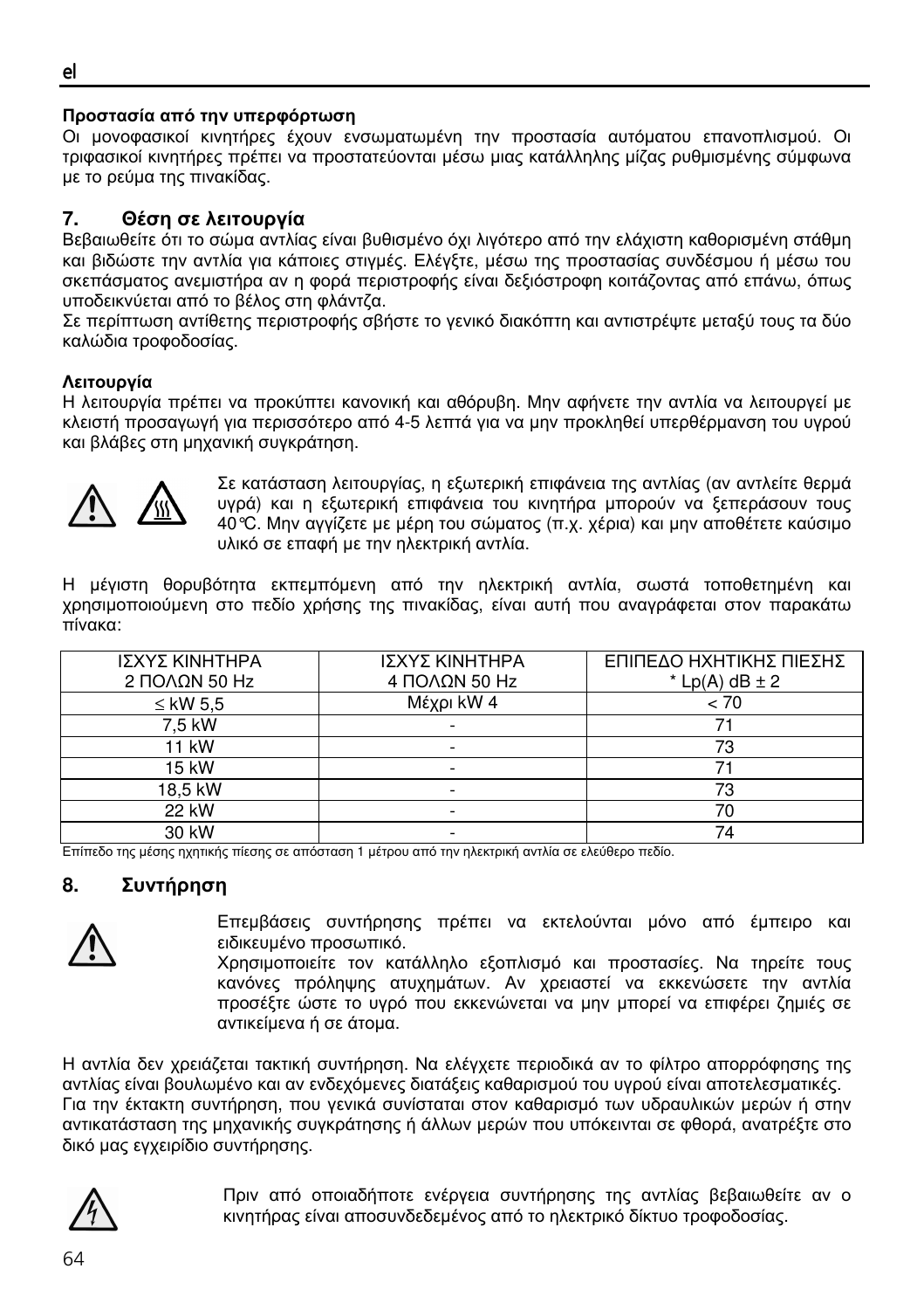**Προστασία από την υπερφόρτωση**

Οι μονοφασικοί κινητήρες έχουν ενσωματωμένη την προστασία αυτόματου επανοπλισμού. Οι τριφασικοί κινητήρες πρέπει να προστατεύονται μέσω μιας κατάλληλης μίζας ρυθμισμένης σύμφωνα με το ρεύμα της πινακίδας.

## 7. Θέση σε λειτουργία

Βεβαιωθείτε ότι το σώμα αντλίας είναι βυθισμένο όχι λιγότερο από την ελάχιστη καθορισμένη στάθμη και βιδώστε την αντλία για κάποιες στιγμές. Ελέγξτε, μέσω της προστασίας συνδέσμου ή μέσω του σκεπάσματος ανεμιστήρα αν η φορά περιστροφής είναι δεξιόστροφη κοιτάζοντας από επάνω, όπως υποδεικνύεται από το βέλος στη φλάντζα.

Σε περίπτωση αντίθετης περιστροφής σβήστε το γενικό διακόπτη και αντιστρέψτε μεταξύ τους τα δύο καλώδια τροφοδοσίας.

**Λειτουργία**

Η λειτουργία πρέπει να προκύπτει κανονική και αθόρυβη. Μην αφήνετε την αντλία να λειτουργεί με κλειστή προσαγωγή για περισσότερο από 4-5 λεπτά για να μην προκληθεί υπερθέρμανση του υγρού και βλάβες στη μηχανική συγκράτηση.

Σε κατάσταση λειτουργίας, η εξωτερική επιφάνεια της αντλίας (αν αντλείτε θερμά υγρά) και η εξωτερική επιφάνεια του κινητήρα μπορούν να ξεπεράσουν τους 40°C. Μην αγγίζετε με μέρη του σώματος (π.χ. χέρια) και μην αποθέτετε καύσιμο υλικό σε επαφή με την ηλεκτρική αντλία.

Η μέγιστη θορυβότητα εκπεμπόμενη από την ηλεκτρική αντλία, σωστά τοποθετημένη και χρησιμοποιούμενη στο πεδίο χρήσης της πινακίδας, είναι αυτή που αναγράφεται στον παρακάτω πίνακα:

| ΙΣΧΥΣ ΚΙΝΗΤΗΡΑ 2 ΠΟΛΩΝ 50 Hz | ΙΣΧΥΣ ΚΙΝΗΤΗΡΑ 4 ΠΟΛΩΝ 50 Hz | ΕΠΙΠΕΔΟ ΗΧΗΤΙΚΗΣ ΠΙΕΣΗΣ * Lp(A) dB ± 2 |
|---|---|---|
| ≤ kW 5,5 | Μέχρι kW 4 | < 70 |
| 7,5 kW | - | 71 |
| 11 kW | - | 73 |
| 15 kW | - | 71 |
| 18,5 kW | - | 73 |
| 22 kW | - | 70 |
| 30 kW | - | 74 |

Επίπεδο της μέσης ηχητικής πίεσης σε απόσταση 1 μέτρου από την ηλεκτρική αντλία σε ελεύθερο πεδίο.

## 8. Συντήρηση

Επεμβάσεις συντήρησης πρέπει να εκτελούνται μόνο από έμπειρο και ειδικευμένο προσωπικό.
Χρησιμοποιείτε τον κατάλληλο εξοπλισμό και προστασίες. Να τηρείτε τους κανόνες πρόληψης ατυχημάτων. Αν χρειαστεί να εκκενώσετε την αντλία προσέξτε ώστε το υγρό που εκκενώνεται να μην μπορεί να επιφέρει ζημιές σε αντικείμενα ή σε άτομα.

Η αντλία δεν χρειάζεται τακτική συντήρηση. Να ελέγχετε περιοδικά αν το φίλτρο απορρόφησης της αντλίας είναι βουλωμένο και αν ενδεχόμενες διατάξεις καθαρισμού του υγρού είναι αποτελεσματικές.
Για την έκτακτη συντήρηση, που γενικά συνίσταται στον καθαρισμό των υδραυλικών μερών ή στην αντικατάσταση της μηχανικής συγκράτησης ή άλλων μερών που υπόκεινται σε φθορά, ανατρέξτε στο δικό μας εγχειρίδιο συντήρησης.

Πριν από οποιαδήποτε ενέργεια συντήρησης της αντλίας βεβαιωθείτε αν ο κινητήρας είναι αποσυνδεδεμένος από το ηλεκτρικό δίκτυο τροφοδοσίας.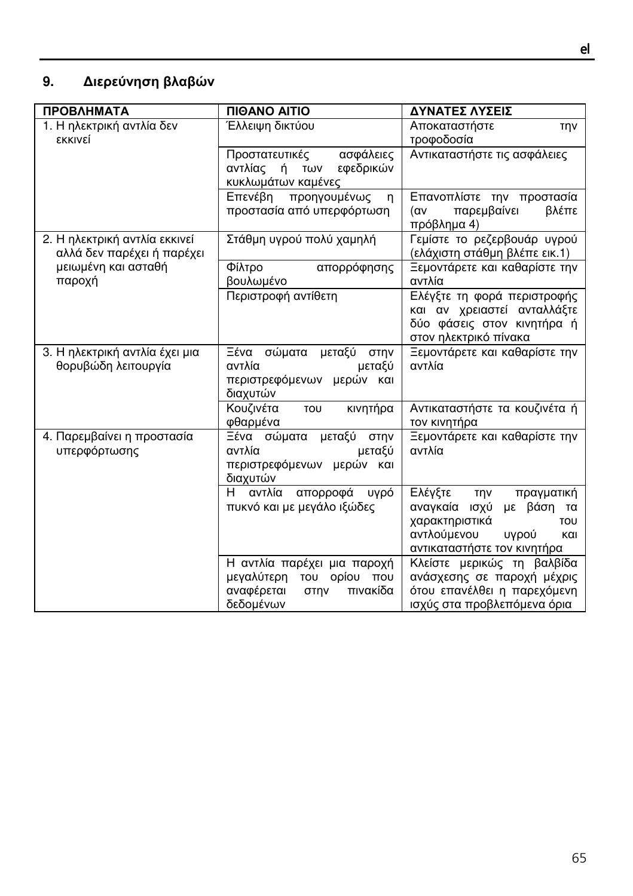## 9. Διερεύνηση βλαβών

| ΠΡΟΒΛΗΜΑΤΑ | ΠΙΘΑΝΟ ΑΙΤΙΟ | ΔΥΝΑΤΕΣ ΛΥΣΕΙΣ |
|---|---|---|
| 1. Η ηλεκτρική αντλία δεν εκκινεί | Έλλειψη δικτύου | Αποκαταστήστε την τροφοδοσία |
| | Προστατευτικές ασφάλειες αντλίας ή των εφεδρικών κυκλωμάτων καμένες | Αντικαταστήστε τις ασφάλειες |
| | Επενέβη προηγουμένως η προστασία από υπερφόρτωση | Επανοπλίστε την προστασία (αν παρεμβαίνει βλέπε πρόβλημα 4) |
| 2. Η ηλεκτρική αντλία εκκινεί αλλά δεν παρέχει ή παρέχει μειωμένη και ασταθή παροχή | Στάθμη υγρού πολύ χαμηλή | Γεμίστε το ρεζερβουάρ υγρού (ελάχιστη στάθμη βλέπε εικ.1) |
| | Φίλτρο απορρόφησης βουλωμένο | Ξεμοντάρετε και καθαρίστε την αντλία |
| | Περιστροφή αντίθετη | Ελέγξτε τη φορά περιστροφής και αν χρειαστεί ανταλλάξτε δύο φάσεις στον κινητήρα ή στον ηλεκτρικό πίνακα |
| 3. Η ηλεκτρική αντλία έχει μια θορυβώδη λειτουργία | Ξένα σώματα μεταξύ στην αντλία μεταξύ περιστρεφόμενων μερών και διαχυτών | Ξεμοντάρετε και καθαρίστε την αντλία |
| | Κουζινέτα του κινητήρα φθαρμένα | Αντικαταστήστε τα κουζινέτα ή τον κινητήρα |
| 4. Παρεμβαίνει η προστασία υπερφόρτωσης | Ξένα σώματα μεταξύ στην αντλία μεταξύ περιστρεφόμενων μερών και διαχυτών | Ξεμοντάρετε και καθαρίστε την αντλία |
| | Η αντλία απορροφά υγρό πυκνό και με μεγάλο ιξώδες | Ελέγξτε την πραγματική αναγκαία ισχύ με βάση τα χαρακτηριστικά του αντλούμενου υγρού και αντικαταστήστε τον κινητήρα |
| | Η αντλία παρέχει μια παροχή μεγαλύτερη του ορίου που αναφέρεται στην πινακίδα δεδομένων | Κλείστε μερικώς τη βαλβίδα ανάσχεσης σε παροχή μέχρις ότου επανέλθει η παρεχόμενη ισχύς στα προβλεπόμενα όρια |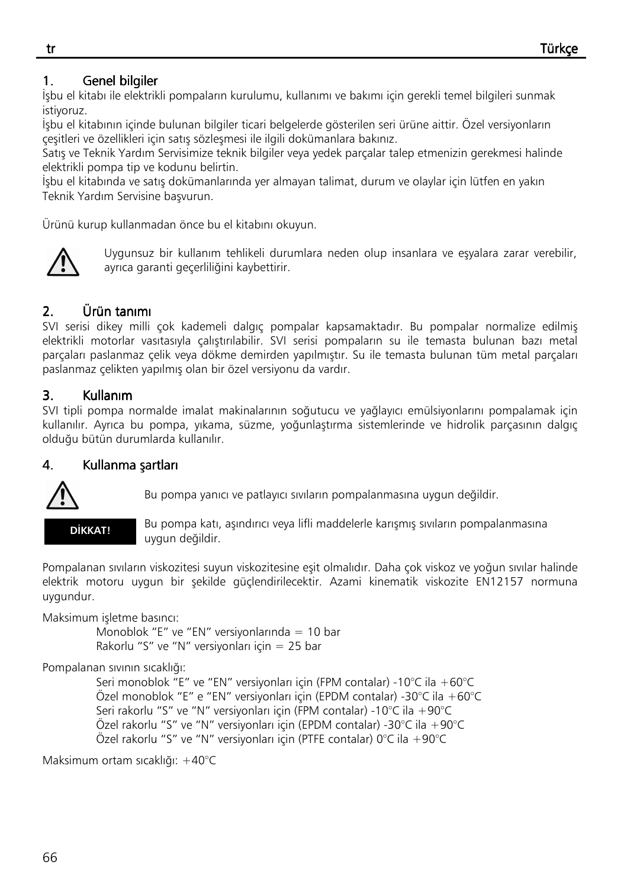## 1. Genel bilgiler

İşbu el kitabı ile elektrikli pompaların kurulumu, kullanımı ve bakımı için gerekli temel bilgileri sunmak istiyoruz.

İşbu el kitabının içinde bulunan bilgiler ticari belgelerde gösterilen seri ürüne aittir. Özel versiyonların çeşitleri ve özellikleri için satış sözleşmesi ile ilgili dokümanlara bakınız.

Satış ve Teknik Yardım Servisimize teknik bilgiler veya yedek parçalar talep etmenizin gerekmesi halinde elektrikli pompa tip ve kodunu belirtin.

İşbu el kitabında ve satış dokümanlarında yer almayan talimat, durum ve olaylar için lütfen en yakın Teknik Yardım Servisine başvurun.

Ürünü kurup kullanmadan önce bu el kitabını okuyun.

Uygunsuz bir kullanım tehlikeli durumlara neden olup insanlara ve eşyalara zarar verebilir, ayrıca garanti geçerliliğini kaybettirir.

## 2. Ürün tanımı

SVI serisi dikey milli çok kademeli dalgıç pompalar kapsamaktadır. Bu pompalar normalize edilmiş elektrikli motorlar vasıtasıyla çalıştırılabilir. SVI serisi pompaların su ile temasta bulunan bazı metal parçaları paslanmaz çelik veya dökme demirden yapılmıştır. Su ile temasta bulunan tüm metal parçaları paslanmaz çelikten yapılmış olan bir özel versiyonu da vardır.

## 3. Kullanım

SVI tipli pompa normalde imalat makinalarının soğutucu ve yağlayıcı emülsiyonlarını pompalamak için kullanılır. Ayrıca bu pompa, yıkama, süzme, yoğunlaştırma sistemlerinde ve hidrolik parçasının dalgıç olduğu bütün durumlarda kullanılır.

## 4. Kullanma şartları

Bu pompa yanıcı ve patlayıcı sıvıların pompalanmasına uygun değildir.

**DİKKAT!** Bu pompa katı, aşındırıcı veya lifli maddelerle karışmış sıvıların pompalanmasına uygun değildir.

Pompalanan sıvıların viskozitesi suyun viskozitesine eşit olmalıdır. Daha çok viskoz ve yoğun sıvılar halinde elektrik motoru uygun bir şekilde güçlendirilecektir. Azami kinematik viskozite EN12157 normuna uygundur.

Maksimum işletme basıncı:

Monoblok "E" ve "EN" versiyonlarında = 10 bar
Rakorlu "S" ve "N" versiyonları için = 25 bar

Pompalanan sıvının sıcaklığı:

Seri monoblok "E" ve "EN" versiyonları için (FPM contalar) -10°C ila +60°C
Özel monoblok "E" e "EN" versiyonları için (EPDM contalar) -30°C ila +60°C
Seri rakorlu "S" ve "N" versiyonları için (FPM contalar) -10°C ila +90°C
Özel rakorlu "S" ve "N" versiyonları için (EPDM contalar) -30°C ila +90°C
Özel rakorlu "S" ve "N" versiyonları için (PTFE contalar) 0°C ila +90°C

Maksimum ortam sıcaklığı: +40°C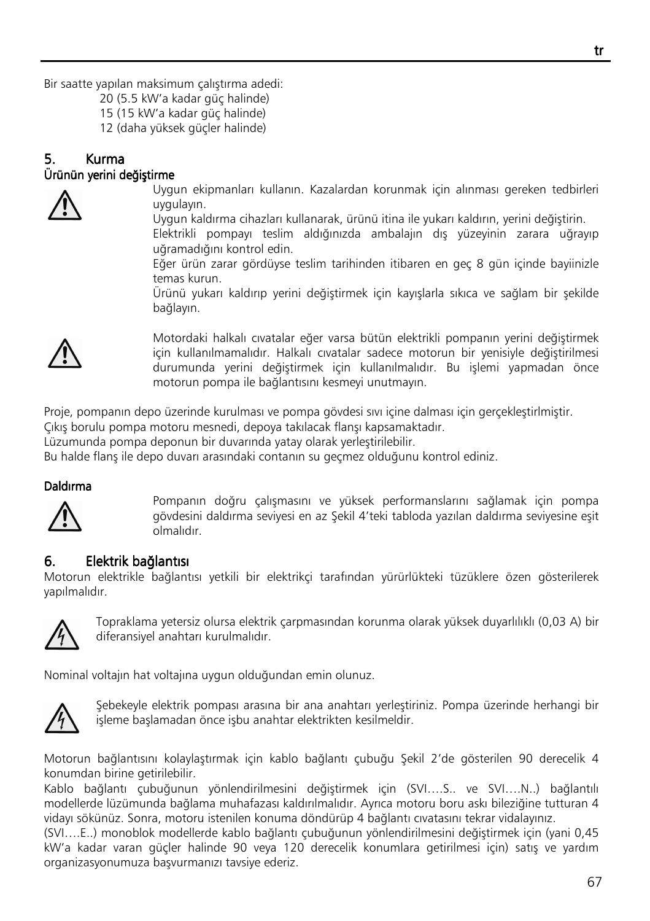Bir saatte yapılan maksimum çalıştırma adedi:

20 (5.5 kW'a kadar güç halinde)
15 (15 kW'a kadar güç halinde)
12 (daha yüksek güçler halinde)

## 5. Kurma

### Ürünün yerini değiştirme

Uygun ekipmanları kullanın. Kazalardan korunmak için alınması gereken tedbirleri uygulayın.
Uygun kaldırma cihazları kullanarak, ürünü itina ile yukarı kaldırın, yerini değiştirin.
Elektrikli pompayı teslim aldığınızda ambalajın dış yüzeyinin zarara uğrayıp uğramadığını kontrol edin.
Eğer ürün zarar gördüyse teslim tarihinden itibaren en geç 8 gün içinde bayiinizle temas kurun.
Ürünü yukarı kaldırıp yerini değiştirmek için kayışlarla sıkıca ve sağlam bir şekilde bağlayın.

Motordaki halkalı cıvatalar eğer varsa bütün elektrikli pompanın yerini değiştirmek için kullanılmamalıdır. Halkalı cıvatalar sadece motorun bir yenisiyle değiştirilmesi durumunda yerini değiştirmek için kullanılmalıdır. Bu işlemi yapmadan önce motorun pompa ile bağlantısını kesmeyi unutmayın.

Proje, pompanın depo üzerinde kurulması ve pompa gövdesi sıvı içine dalması için gerçekleştirlmiştir.
Çıkış borulu pompa motoru mesnedi, depoya takılacak flanşı kapsamaktadır.
Lüzumunda pompa deponun bir duvarında yatay olarak yerleştirilebilir.
Bu halde flanş ile depo duvarı arasındaki contanın su geçmez olduğunu kontrol ediniz.

### Daldırma

Pompanın doğru çalışmasını ve yüksek performansları sağlamak için pompa gövdesini daldırma seviyesi en az Şekil 4'teki tabloda yazılan daldırma seviyesine eşit olmalıdır.

## 6. Elektrik bağlantısı

Motorun elektrikle bağlantısı yetkili bir elektrikçi tarafından yürürlükteki tüzüklere özen gösterilerek yapılmalıdır.

Topraklama yetersiz olursa elektrik çarpmasından korunma olarak yüksek duyarlılıklı (0,03 A) bir diferansiyel anahtarı kurulmalıdır.

Nominal voltajın hat voltajına uygun olduğundan emin olunuz.

Şebekeyle elektrik pompası arasına bir ana anahtarı yerleştiriniz. Pompa üzerinde herhangi bir işleme başlamadan önce işbu anahtar elektrikten kesilmeldir.

Motorun bağlantısını kolaylaştırmak için kablo bağlantı çubuğu Şekil 2'de gösterilen 90 derecelik 4 konumdan birine getirilebilir.
Kablo bağlantı çubuğunun yönlendirilmesini değiştirmek için (SVI….S.. ve SVI….N..) bağlantılı modellerde lüzümunda bağlama muhafazası kaldırılmalıdır. Ayrıca motoru boru askı bileziğine tutturan 4 vidayı sökünüz. Sonra, motoru istenilen konuma döndürüp 4 bağlantı cıvatasını tekrar vidalayınız.
(SVI….E..) monoblok modellerde kablo bağlantı çubuğunun yönlendirilmesini değiştirmek için (yani 0,45 kW'a kadar varan güçler halinde 90 veya 120 derecelik konumlara getirilmesi için) satış ve yardım organizasyonumuza başvurmanızı tavsiye ederiz.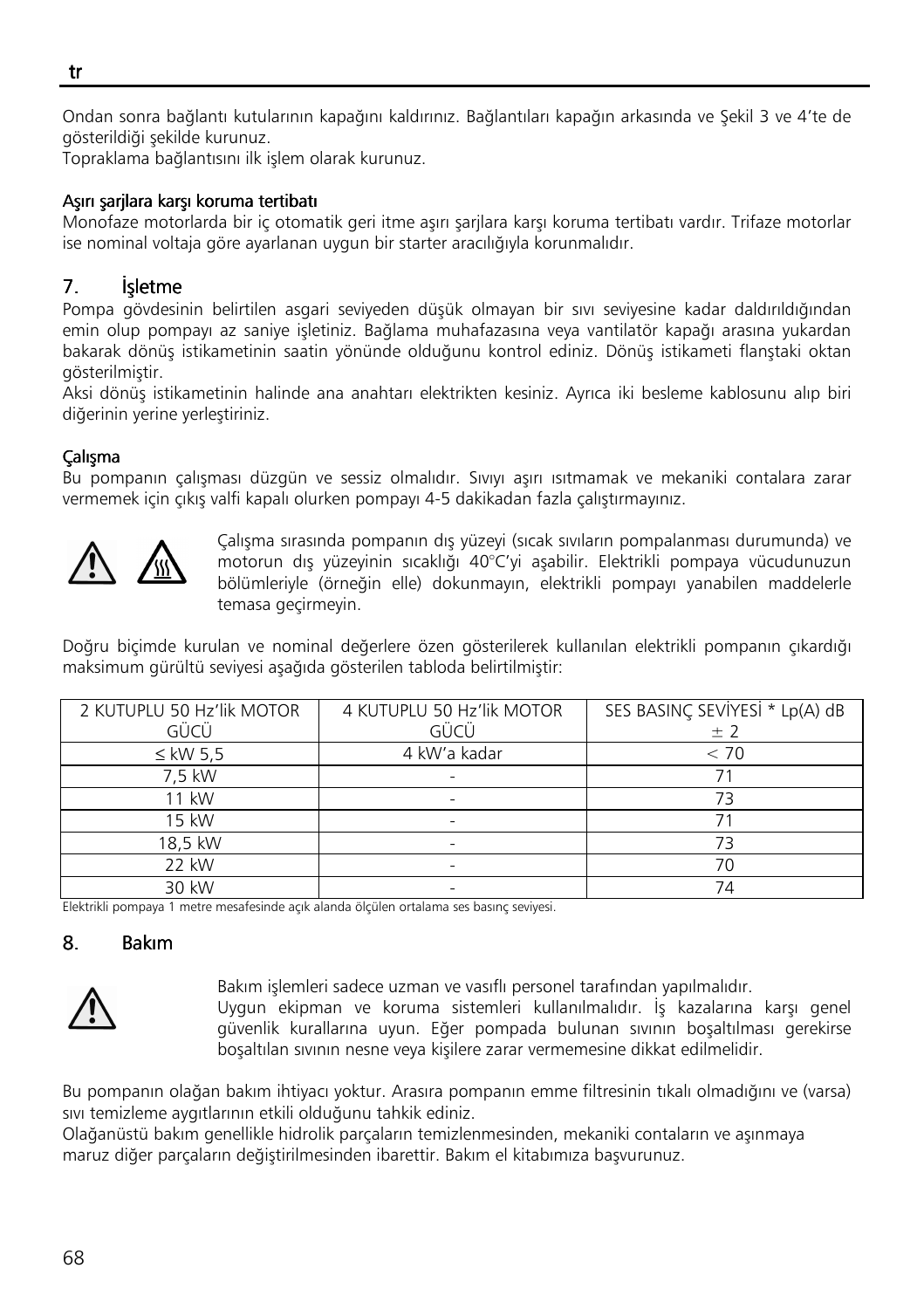Ondan sonra bağlantı kutularının kapağını kaldırınız. Bağlantıları kapağın arkasında ve Şekil 3 ve 4'te de gösterildiği şekilde kurunuz.
Topraklama bağlantısını ilk işlem olarak kurunuz.

**Aşırı şarjlara karşı koruma tertibatı**
Monofaze motorlarda bir iç otomatik geri itme aşırı şarjlara karşı koruma tertibatı vardır. Trifaze motorlar ise nominal voltaja göre ayarlanan uygun bir starter aracılığıyla korunmalıdır.

## 7. İşletme

Pompa gövdesinin belirtilen asgari seviyeden düşük olmayan bir sıvı seviyesine kadar daldırıldığından emin olup pompayı az saniye işletiniz. Bağlama muhafazasına veya vantilatör kapağı arasına yukardan bakarak dönüş istikametinin saatin yönünde olduğunu kontrol ediniz. Dönüş istikameti flanştaki oktan gösterilmiştir.
Aksi dönüş istikametinin halinde ana anahtarı elektrikten kesiniz. Ayrıca iki besleme kablosunu alıp biri diğerinin yerine yerleştiriniz.

**Çalışma**
Bu pompanın çalışması düzgün ve sessiz olmalıdır. Sıvıyı aşırı ısıtmamak ve mekaniki contalara zarar vermemek için çıkış valfi kapalı olurken pompayı 4-5 dakikadan fazla çalıştırmayınız.

Çalışma sırasında pompanın dış yüzeyi (sıcak sıvıların pompalanması durumunda) ve motorun dış yüzeyinin sıcaklığı 40°C'yi aşabilir. Elektrikli pompaya vücudunuzun bölümleriyle (örneğin elle) dokunmayın, elektrikli pompayı yanabilen maddelerle temasa geçirmeyin.

Doğru biçimde kurulan ve nominal değerlere özen gösterilerek kullanılan elektrikli pompanın çıkardığı maksimum gürültü seviyesi aşağıda gösterilen tabloda belirtilmiştir:

| 2 KUTUPLU 50 Hz'lik MOTOR GÜCÜ | 4 KUTUPLU 50 Hz'lik MOTOR GÜCÜ | SES BASINÇ SEVİYESİ * Lp(A) dB ± 2 |
|---|---|---|
| ≤ kW 5,5 | 4 kW'a kadar | < 70 |
| 7,5 kW | - | 71 |
| 11 kW | - | 73 |
| 15 kW | - | 71 |
| 18,5 kW | - | 73 |
| 22 kW | - | 70 |
| 30 kW | - | 74 |

Elektrikli pompaya 1 metre mesafesinde açık alanda ölçülen ortalama ses basınç seviyesi.

## 8. Bakım

Bakım işlemleri sadece uzman ve vasıflı personel tarafından yapılmalıdır.
Uygun ekipman ve koruma sistemleri kullanılmalıdır. İş kazalarına karşı genel güvenlik kurallarına uyun. Eğer pompada bulunan sıvının boşaltılması gerekirse boşaltılan sıvının nesne veya kişilere zarar vermemesine dikkat edilmelidir.

Bu pompanın olağan bakım ihtiyacı yoktur. Arasıra pompanın emme filtresinin tıkalı olmadığını ve (varsa) sıvı temizleme aygıtlarının etkili olduğunu tahkik ediniz.
Olağanüstü bakım genellikle hidrolik parçaların temizlenmesinden, mekaniki contaların ve aşınmaya maruz diğer parçaların değiştirilmesinden ibarettir. Bakım el kitabımıza başvurunuz.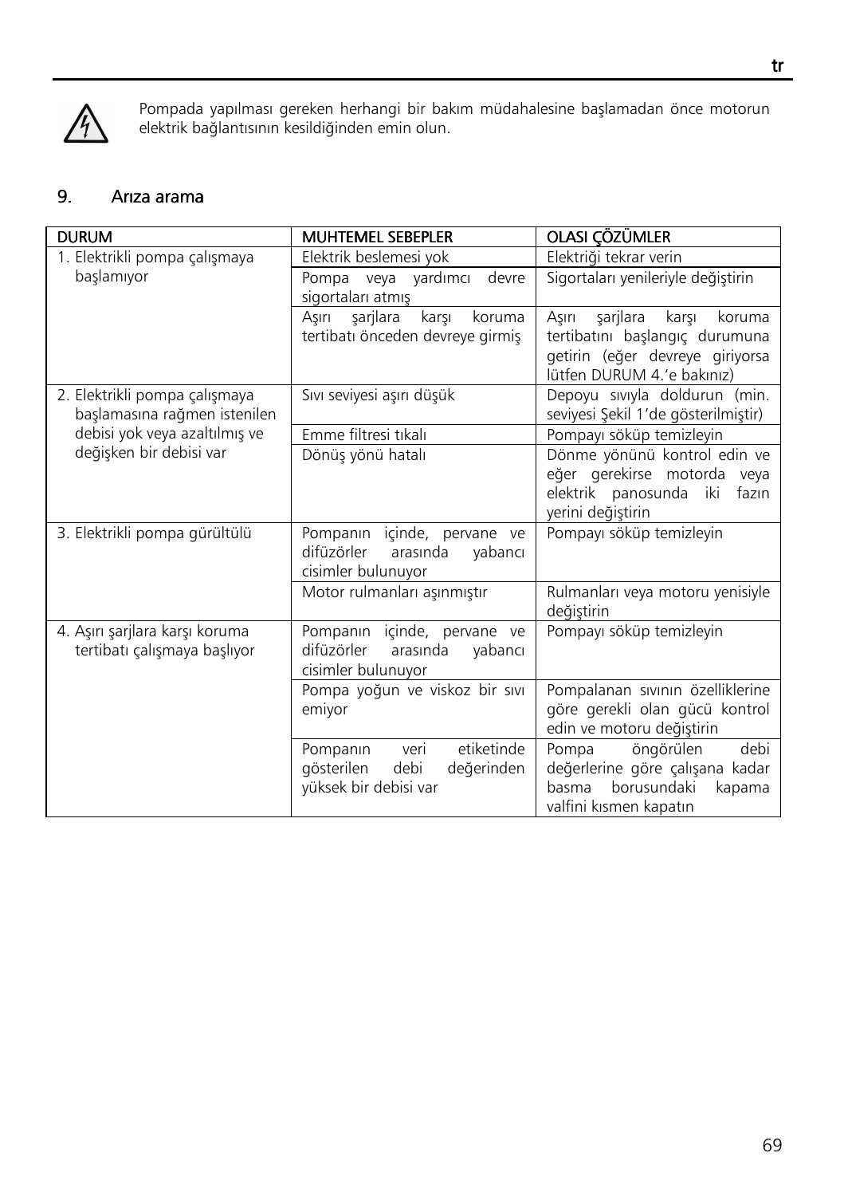Pompada yapılması gereken herhangi bir bakım müdahalesine başlamadan önce motorun elektrik bağlantısının kesildiğinden emin olun.

## 9. Arıza arama

| DURUM | MUHTEMEL SEBEPLER | OLASI ÇÖZÜMLER |
|---|---|---|
| 1. Elektrikli pompa çalışmaya başlamıyor | Elektrik beslemesi yok | Elektriği tekrar verin |
| | Pompa veya yardımcı devre sigortaları atmış | Sigortaları yenileriyle değiştirin |
| | Aşırı şarjlara karşı koruma tertibatı önceden devreye girmiş | Aşırı şarjlara karşı koruma tertibatını başlangıç durumuna getirin (eğer devreye giriyorsa lütfen DURUM 4.'e bakınız) |
| 2. Elektrikli pompa çalışmaya başlamasına rağmen istenilen debisi yok veya azaltılmış ve değişken bir debisi var | Sıvı seviyesi aşırı düşük | Depoyu sıvıyla doldurun (min. seviyesi Şekil 1'de gösterilmiştir) |
| | Emme filtresi tıkalı | Pompayı söküp temizleyin |
| | Dönüş yönü hatalı | Dönme yönünü kontrol edin ve eğer gerekirse motorda veya elektrik panosunda iki fazın yerini değiştirin |
| 3. Elektrikli pompa gürültülü | Pompanın içinde, pervane ve difüzörler arasında yabancı cisimler bulunuyor | Pompayı söküp temizleyin |
| | Motor rulmanları aşınmıştır | Rulmanları veya motoru yenisiyle değiştirin |
| 4. Aşırı şarjlara karşı koruma tertibatı çalışmaya başlıyor | Pompanın içinde, pervane ve difüzörler arasında yabancı cisimler bulunuyor | Pompayı söküp temizleyin |
| | Pompa yoğun ve viskoz bir sıvı emiyor | Pompalanan sıvının özelliklerine göre gerekli olan gücü kontrol edin ve motoru değiştirin |
| | Pompanın veri etiketinde gösterilen debi değerinden yüksek bir debisi var | Pompa öngörülen debi değerlerine göre çalışana kadar basma borusundaki kapama valfini kısmen kapatın |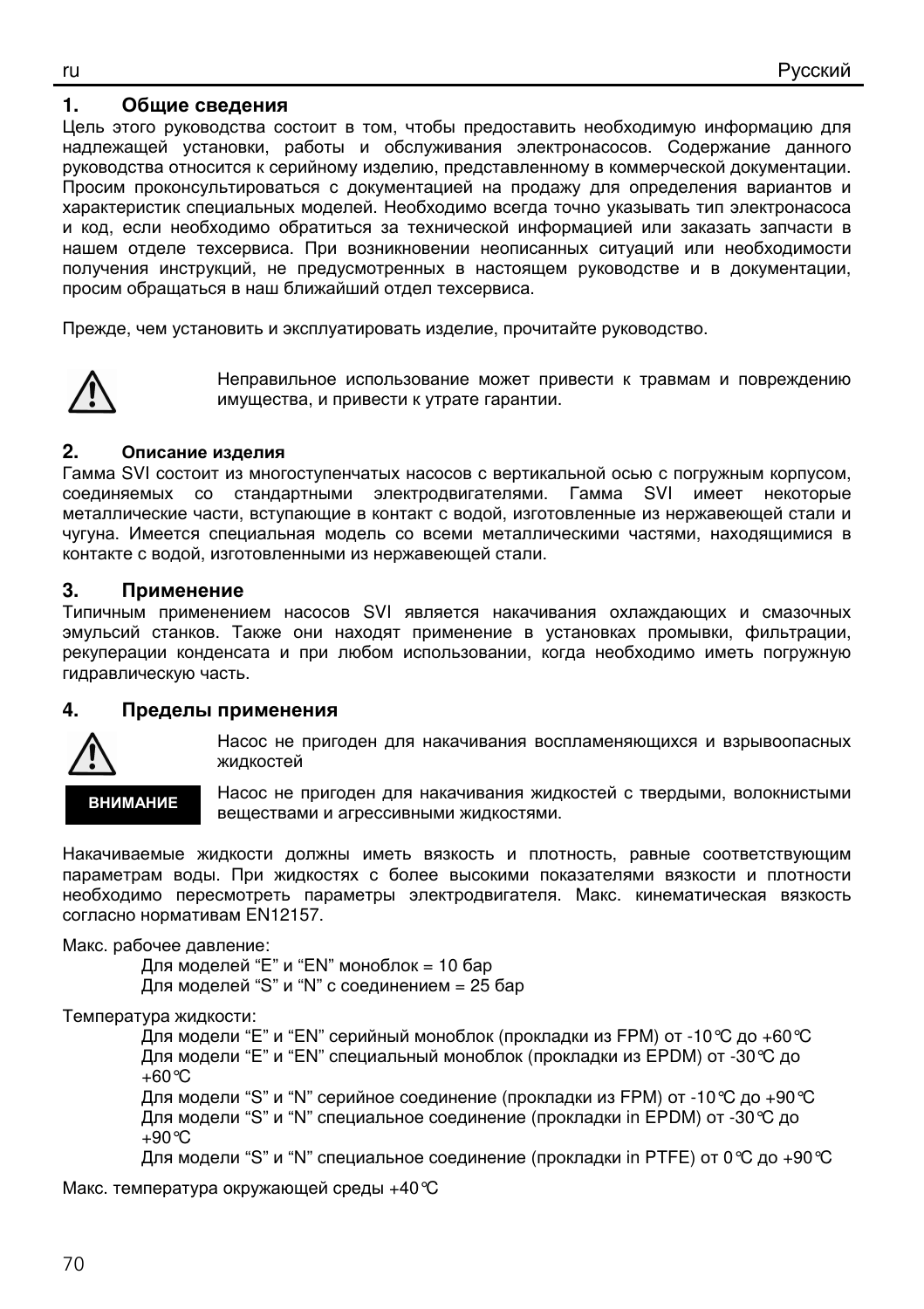## 1. Общие сведения

Цель этого руководства состоит в том, чтобы предоставить необходимую информацию для надлежащей установки, работы и обслуживания электронасосов. Содержание данного руководства относится к серийному изделию, представленному в коммерческой документации. Просим проконсультироваться с документацией на продажу для определения вариантов и характеристик специальных моделей. Необходимо всегда точно указывать тип электронасоса и код, если необходимо обратиться за технической информацией или заказать запчасти в нашем отделе техсервиса. При возникновении неописанных ситуаций или необходимости получения инструкций, не предусмотренных в настоящем руководстве и в документации, просим обращаться в наш ближайший отдел техсервиса.

Прежде, чем установить и эксплуатировать изделие, прочитайте руководство.

⚠ Неправильное использование может привести к травмам и повреждению имущества, и привести к утрате гарантии.

## 2. Описание изделия

Гамма SVI состоит из многоступенчатых насосов с вертикальной осью с погружным корпусом, соединяемых со стандартными электродвигателями. Гамма SVI имеет некоторые металлические части, вступающие в контакт с водой, изготовленные из нержавеющей стали и чугуна. Имеется специальная модель со всеми металлическими частями, находящимися в контакте с водой, изготовленными из нержавеющей стали.

## 3. Применение

Типичным применением насосов SVI является накачивания охлаждающих и смазочных эмульсий станков. Также они находят применение в установках промывки, фильтрации, рекуперации конденсата и при любом использовании, когда необходимо иметь погружную гидравлическую часть.

## 4. Пределы применения

⚠ Насос не пригоден для накачивания воспламеняющихся и взрывоопасных жидкостей

**ВНИМАНИЕ** Насос не пригоден для накачивания жидкостей с твердыми, волокнистыми веществами и агрессивными жидкостями.

Накачиваемые жидкости должны иметь вязкость и плотность, равные соответствующим параметрам воды. При жидкостях с более высокими показателями вязкости и плотности необходимо пересмотреть параметры электродвигателя. Макс. кинематическая вязкость согласно нормативам EN12157.

Макс. рабочее давление:

Для моделей “E” и “EN” моноблок = 10 бар
Для моделей “S” и “N” с соединением = 25 бар

Температура жидкости:

Для модели “E” и “EN” серийный моноблок (прокладки из FPM) от -10°C до +60°C
Для модели “E” и “EN” специальный моноблок (прокладки из EPDM) от -30°C до +60°C
Для модели “S” и “N” серийное соединение (прокладки из FPM) от -10°C до +90°C
Для модели “S” и “N” специальное соединение (прокладки in EPDM) от -30°C до +90°C
Для модели “S” и “N” специальное соединение (прокладки in PTFE) от 0°C до +90°C

Макс. температура окружающей среды +40°C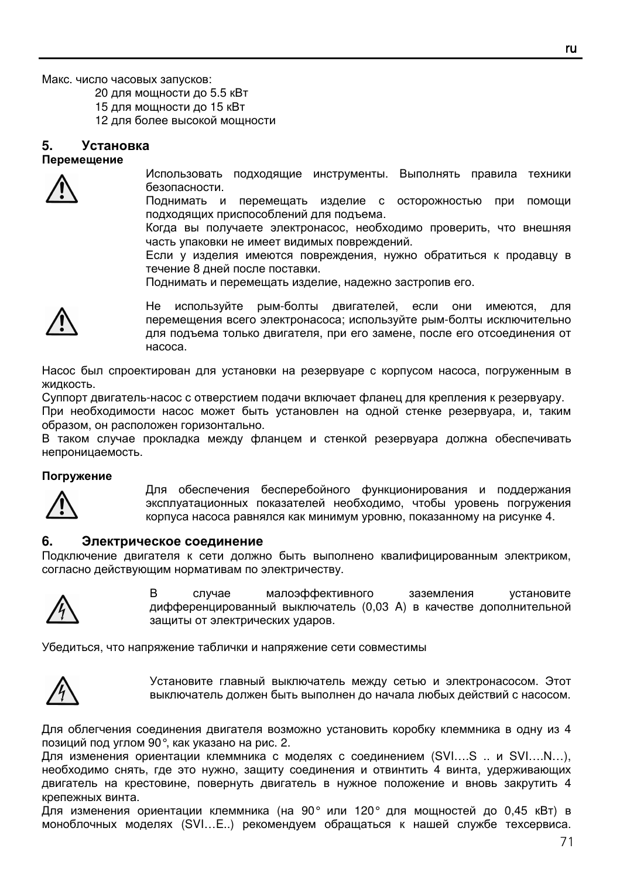Макс. число часовых запусков:

20 для мощности до 5.5 кВт
15 для мощности до 15 кВт
12 для более высокой мощности

## 5. Установка

**Перемещение**

Использовать подходящие инструменты. Выполнять правила техники безопасности.
Поднимать и перемещать изделие с осторожностью при помощи подходящих приспособлений для подъема.
Когда вы получаете электронасос, необходимо проверить, что внешняя часть упаковки не имеет видимых повреждений.
Если у изделия имеются повреждения, нужно обратиться к продавцу в течение 8 дней после поставки.
Поднимать и перемещать изделие, надежно застропив его.

Не используйте рым-болты двигателей, если они имеются, для перемещения всего электронасоса; используйте рым-болты исключительно для подъема только двигателя, при его замене, после его отсоединения от насоса.

Насос был спроектирован для установки на резервуаре с корпусом насоса, погруженным в жидкость.
Суппорт двигатель-насос с отверстием подачи включает фланец для крепления к резервуару.
При необходимости насос может быть установлен на одной стенке резервуара, и, таким образом, он расположен горизонтально.
В таком случае прокладка между фланцем и стенкой резервуара должна обеспечивать непроницаемость.

**Погружение**

Для обеспечения бесперебойного функционирования и поддержания эксплуатационных показателей необходимо, чтобы уровень погружения корпуса насоса равнялся как минимум уровню, показанному на рисунке 4.

## 6. Электрическое соединение

Подключение двигателя к сети должно быть выполнено квалифицированным электриком, согласно действующим нормативам по электричеству.

В случае малоэффективного заземления установите дифференцированный выключатель (0,03 А) в качестве дополнительной защиты от электрических ударов.

Убедиться, что напряжение таблички и напряжение сети совместимы

Установите главный выключатель между сетью и электронасосом. Этот выключатель должен быть выполнен до начала любых действий с насосом.

Для облегчения соединения двигателя возможно установить коробку клеммника в одну из 4 позиций под углом 90°, как указано на рис. 2.
Для изменения ориентации клеммника с моделях с соединением (SVI….S .. и SVI….N…), необходимо снять, где это нужно, защиту соединения и отвинтить 4 винта, удерживающих двигатель на крестовине, повернуть двигатель в нужное положение и вновь закрутить 4 крепежных винта.
Для изменения ориентации клеммника (на 90° или 120° для мощностей до 0,45 кВт) в моноблочных моделях (SVI…E..) рекомендуем обращаться к нашей службе техсервиса.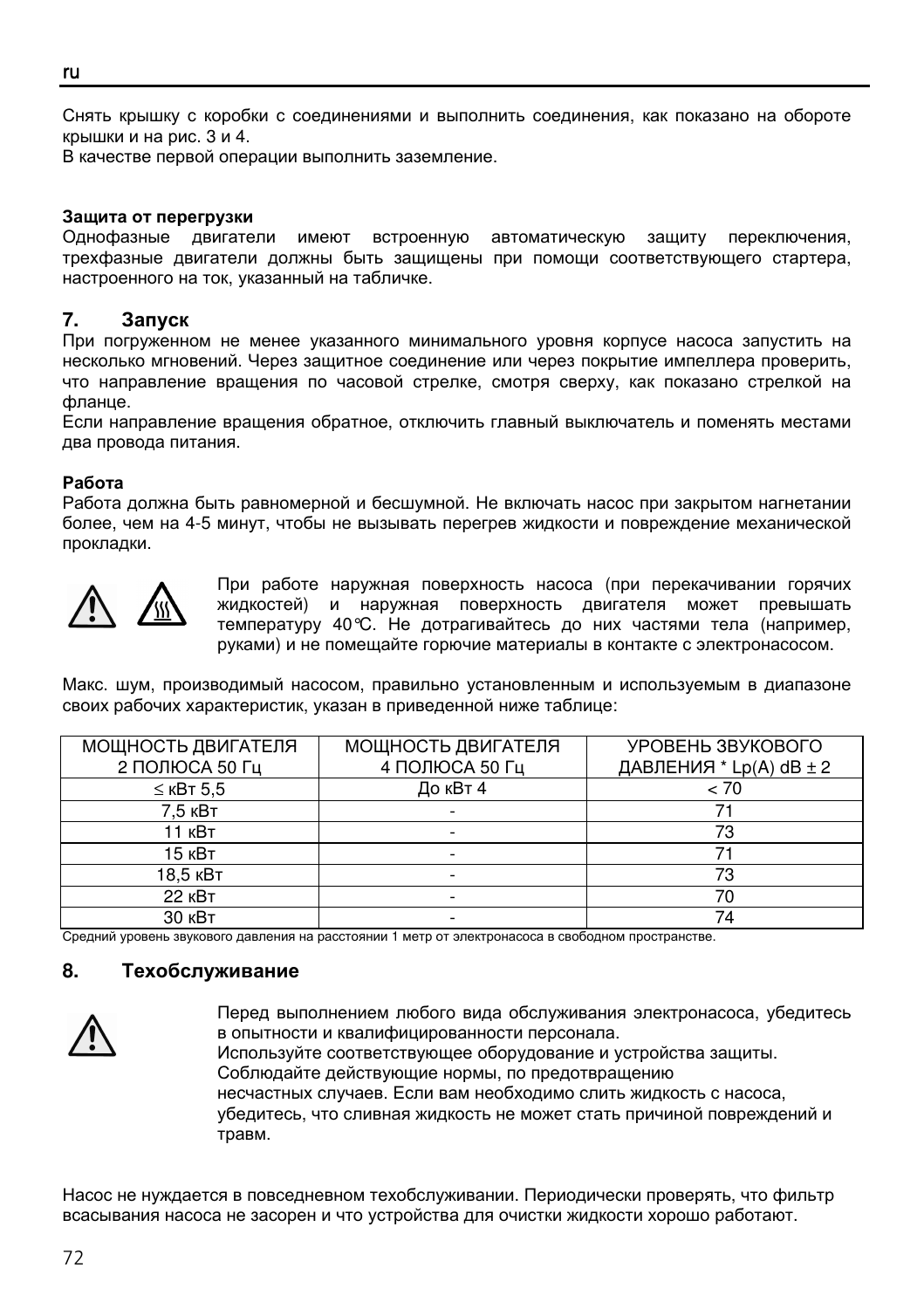Снять крышку с коробки с соединениями и выполнить соединения, как показано на обороте крышки и на рис. 3 и 4.
В качестве первой операции выполнить заземление.

**Защита от перегрузки**
Однофазные двигатели имеют встроенную автоматическую защиту переключения, трехфазные двигатели должны быть защищены при помощи соответствующего стартера, настроенного на ток, указанный на табличке.

## 7. Запуск

При погруженном не менее указанного минимального уровня корпусе насоса запустить на несколько мгновений. Через защитное соединение или через покрытие импеллера проверить, что направление вращения по часовой стрелке, смотря сверху, как показано стрелкой на фланце.
Если направление вращения обратное, отключить главный выключатель и поменять местами два провода питания.

**Работа**
Работа должна быть равномерной и бесшумной. Не включать насос при закрытом нагнетании более, чем на 4-5 минут, чтобы не вызывать перегрев жидкости и повреждение механической прокладки.

При работе наружная поверхность насоса (при перекачивании горячих жидкостей) и наружная поверхность двигателя может превышать температуру 40°C. Не дотрагивайтесь до них частями тела (например, руками) и не помещайте горючие материалы в контакте с электронасосом.

Макс. шум, производимый насосом, правильно установленным и используемым в диапазоне своих рабочих характеристик, указан в приведенной ниже таблице:

| МОЩНОСТЬ ДВИГАТЕЛЯ 2 ПОЛЮСА 50 Гц | МОЩНОСТЬ ДВИГАТЕЛЯ 4 ПОЛЮСА 50 Гц | УРОВЕНЬ ЗВУКОВОГО ДАВЛЕНИЯ * Lp(A) dB ± 2 |
|---|---|---|
| ≤ кВт 5,5 | До кВт 4 | < 70 |
| 7,5 кВт | - | 71 |
| 11 кВт | - | 73 |
| 15 кВт | - | 71 |
| 18,5 кВт | - | 73 |
| 22 кВт | - | 70 |
| 30 кВт | - | 74 |

Средний уровень звукового давления на расстоянии 1 метр от электронасоса в свободном пространстве.

## 8. Техобслуживание

Перед выполнением любого вида обслуживания электронасоса, убедитесь в опытности и квалифицированности персонала.
Используйте соответствующее оборудование и устройства защиты.
Соблюдайте действующие нормы, по предотвращению несчастных случаев. Если вам необходимо слить жидкость с насоса, убедитесь, что сливная жидкость не может стать причиной повреждений и травм.

Насос не нуждается в повседневном техобслуживании. Периодически проверять, что фильтр всасывания насоса не засорен и что устройства для очистки жидкости хорошо работают.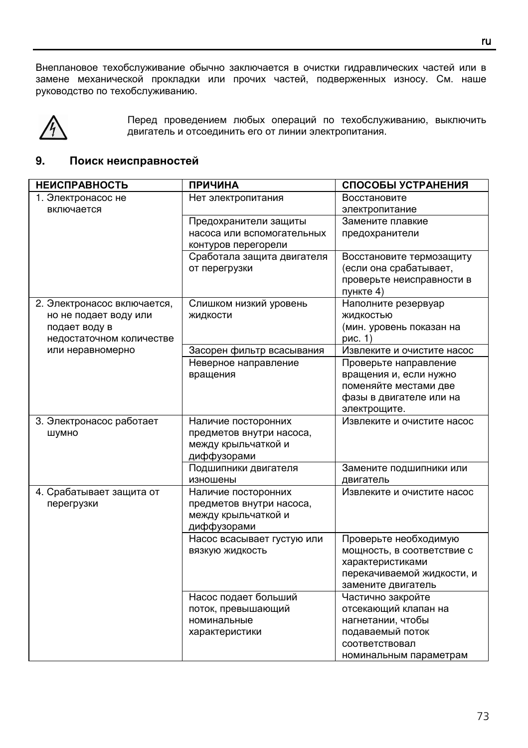Внеплановое техобслуживание обычно заключается в очистки гидравлических частей или в замене механической прокладки или прочих частей, подверженных износу. См. наше руководство по техобслуживанию.

Перед проведением любых операций по техобслуживанию, выключить двигатель и отсоединить его от линии электропитания.

## 9. Поиск неисправностей

| НЕИСПРАВНОСТЬ | ПРИЧИНА | СПОСОБЫ УСТРАНЕНИЯ |
|---|---|---|
| 1. Электронасос не включается | Нет электропитания | Восстановите электропитание |
| | Предохранители защиты насоса или вспомогательных контуров перегорели | Замените плавкие предохранители |
| | Сработала защита двигателя от перегрузки | Восстановите термозащиту (если она срабатывает, проверьте неисправности в пункте 4) |
| 2. Электронасос включается, но не подает воду или подает воду в недостаточном количестве или неравномерно | Слишком низкий уровень жидкости | Наполните резервуар жидкостью (мин. уровень показан на рис. 1) |
| | Засорен фильтр всасывания | Извлеките и очистите насос |
| | Неверное направление вращения | Проверьте направление вращения и, если нужно поменяйте местами две фазы в двигателе или на электрощите. |
| 3. Электронасос работает шумно | Наличие посторонних предметов внутри насоса, между крыльчаткой и диффузорами | Извлеките и очистите насос |
| | Подшипники двигателя изношены | Замените подшипники или двигатель |
| 4. Срабатывает защита от перегрузки | Наличие посторонних предметов внутри насоса, между крыльчаткой и диффузорами | Извлеките и очистите насос |
| | Насос всасывает густую или вязкую жидкость | Проверьте необходимую мощность, в соответствие с характеристиками перекачиваемой жидкости, и замените двигатель |
| | Насос подает больший поток, превышающий номинальные характеристики | Частично закройте отсекающий клапан на нагнетании, чтобы подаваемый поток соответствовал номинальным параметрам |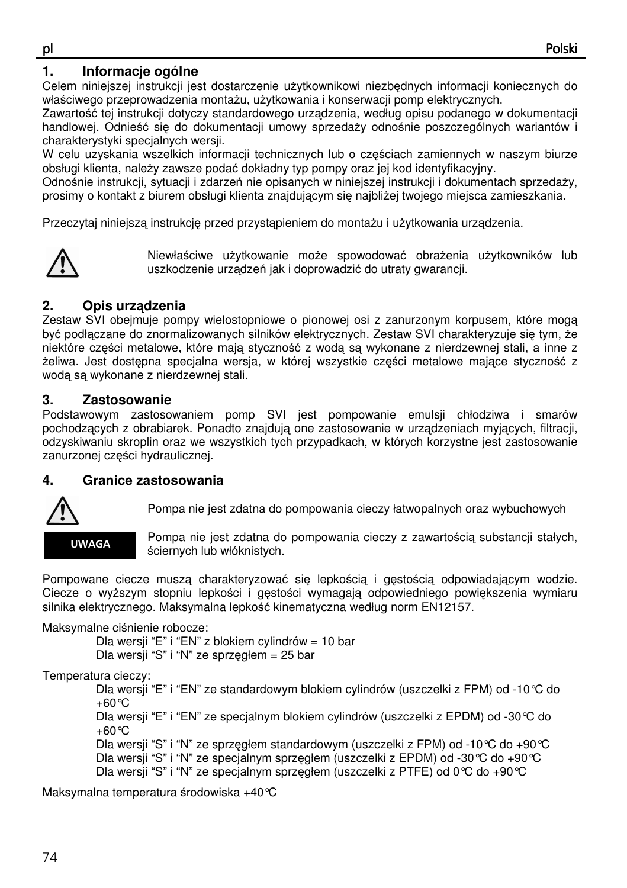## 1. Informacje ogólne

Celem niniejszej instrukcji jest dostarczenie użytkownikowi niezbędnych informacji koniecznych do właściwego przeprowadzenia montażu, użytkowania i konserwacji pomp elektrycznych.

Zawartość tej instrukcji dotyczy standardowego urządzenia, według opisu podanego w dokumentacji handlowej. Odnieść się do dokumentacji umowy sprzedaży odnośnie poszczególnych wariantów i charakterystyki specjalnych wersji.

W celu uzyskania wszelkich informacji technicznych lub o częściach zamiennych w naszym biurze obsługi klienta, należy zawsze podać dokładny typ pompy oraz jej kod identyfikacyjny.

Odnośnie instrukcji, sytuacji i zdarzeń nie opisanych w niniejszej instrukcji i dokumentach sprzedaży, prosimy o kontakt z biurem obsługi klienta znajdującym się najbliżej twojego miejsca zamieszkania.

Przeczytaj niniejszą instrukcję przed przystąpieniem do montażu i użytkowania urządzenia.

Niewłaściwe użytkowanie może spowodować obrażenia użytkowników lub uszkodzenie urządzeń jak i doprowadzić do utraty gwarancji.

## 2. Opis urządzenia

Zestaw SVI obejmuje pompy wielostopniowe o pionowej osi z zanurzonym korpusem, które mogą być podłączane do znormalizowanych silników elektrycznych. Zestaw SVI charakteryzuje się tym, że niektóre części metalowe, które mają styczność z wodą są wykonane z nierdzewnej stali, a inne z żeliwa. Jest dostępna specjalna wersja, w której wszystkie części metalowe mające styczność z wodą są wykonane z nierdzewnej stali.

## 3. Zastosowanie

Podstawowym zastosowaniem pomp SVI jest pompowanie emulsji chłodziwa i smarów pochodzących z obrabiarek. Ponadto znajdują one zastosowanie w urządzeniach myjących, filtracji, odzyskiwaniu skroplin oraz we wszystkich tych przypadkach, w których korzystne jest zastosowanie zanurzonej części hydraulicznej.

## 4. Granice zastosowania

Pompa nie jest zdatna do pompowania cieczy łatwopalnych oraz wybuchowych

**UWAGA**

Pompa nie jest zdatna do pompowania cieczy z zawartością substancji stałych, ściernych lub włóknistych.

Pompowane ciecze muszą charakteryzować się lepkością i gęstością odpowiadającym wodzie. Ciecze o wyższym stopniu lepkości i gęstości wymagają odpowiedniego powiększenia wymiaru silnika elektrycznego. Maksymalna lepkość kinematyczna według norm EN12157.

Maksymalne ciśnienie robocze:

- Dla wersji "E" i "EN" z blokiem cylindrów = 10 bar
- Dla wersji "S" i "N" ze sprzęgłem = 25 bar

Temperatura cieczy:

- Dla wersji "E" i "EN" ze standardowym blokiem cylindrów (uszczelki z FPM) od -10°C do +60°C
- Dla wersji "E" i "EN" ze specjalnym blokiem cylindrów (uszczelki z EPDM) od -30°C do +60°C
- Dla wersji "S" i "N" ze sprzęgłem standardowym (uszczelki z FPM) od -10°C do +90°C
- Dla wersji "S" i "N" ze specjalnym sprzęgłem (uszczelki z EPDM) od -30°C do +90°C
- Dla wersji "S" i "N" ze specjalnym sprzęgłem (uszczelki z PTFE) od 0°C do +90°C

Maksymalna temperatura środowiska +40°C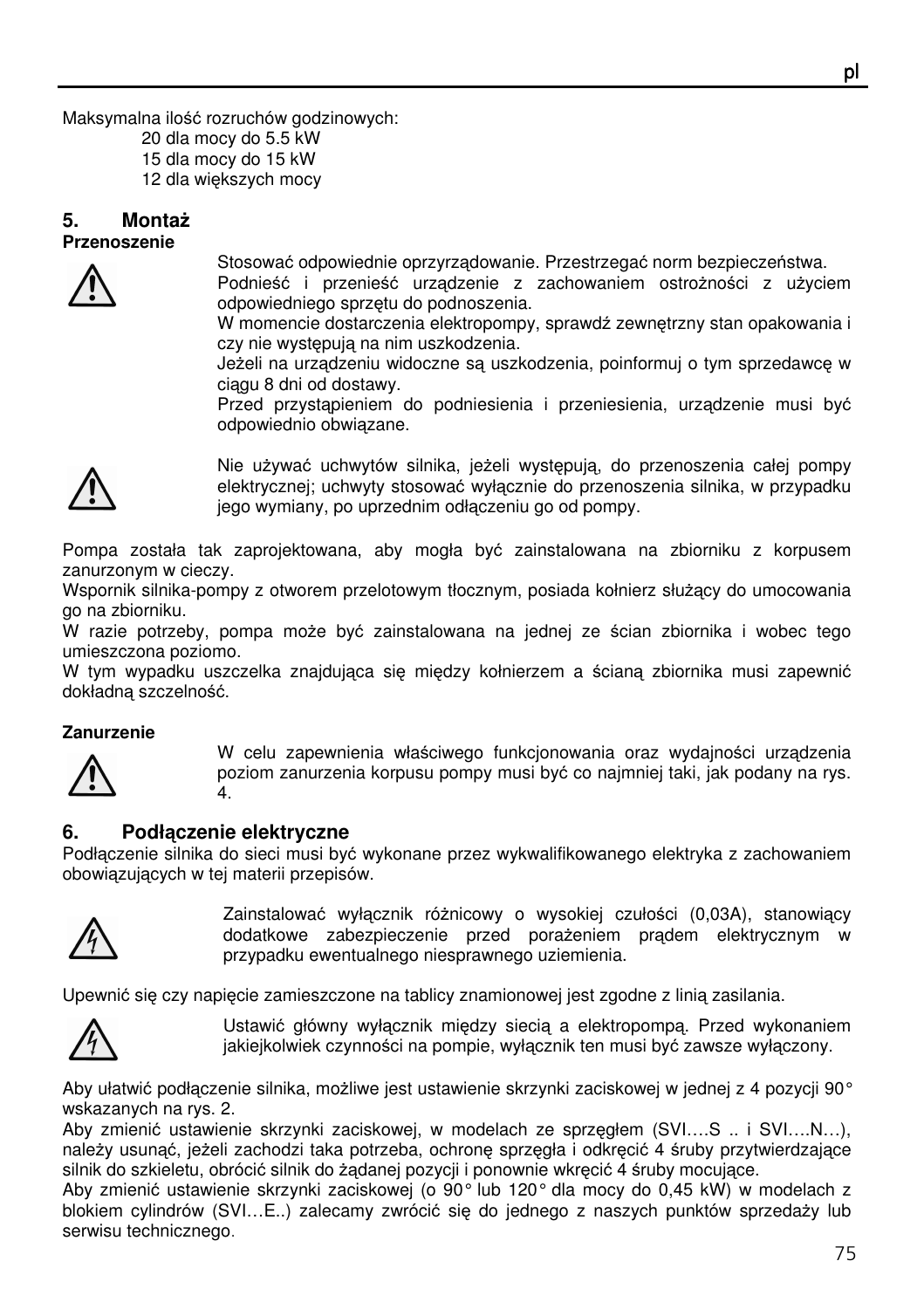Maksymalna ilość rozruchów godzinowych:

20 dla mocy do 5.5 kW
15 dla mocy do 15 kW
12 dla większych mocy

## 5. Montaż

**Przenoszenie**

Stosować odpowiednie oprzyrządowanie. Przestrzegać norm bezpieczeństwa.
Podnieść i przenieść urządzenie z zachowaniem ostrożności z użyciem odpowiedniego sprzętu do podnoszenia.
W momencie dostarczenia elektropompy, sprawdź zewnętrzny stan opakowania i czy nie występują na nim uszkodzenia.
Jeżeli na urządzeniu widoczne są uszkodzenia, poinformuj o tym sprzedawcę w ciągu 8 dni od dostawy.
Przed przystąpieniem do podniesienia i przeniesienia, urządzenie musi być odpowiednio obwiązane.

Nie używać uchwytów silnika, jeżeli występują, do przenoszenia całej pompy elektrycznej; uchwyty stosować wyłącznie do przenoszenia silnika, w przypadku jego wymiany, po uprzednim odłączeniu go od pompy.

Pompa została tak zaprojektowana, aby mogła być zainstalowana na zbiorniku z korpusem zanurzonym w cieczy.
Wspornik silnika-pompy z otworem przelotowym tłocznym, posiada kołnierz służący do umocowania go na zbiorniku.
W razie potrzeby, pompa może być zainstalowana na jednej ze ścian zbiornika i wobec tego umieszczona poziomo.
W tym wypadku uszczelka znajdująca się między kołnierzem a ścianą zbiornika musi zapewnić dokładną szczelność.

**Zanurzenie**

W celu zapewnienia właściwego funkcjonowania oraz wydajności urządzenia poziom zanurzenia korpusu pompy musi być co najmniej taki, jak podany na rys. 4.

## 6. Podłączenie elektryczne

Podłączenie silnika do sieci musi być wykonane przez wykwalifikowanego elektryka z zachowaniem obowiązujących w tej materii przepisów.

Zainstalować wyłącznik różnicowy o wysokiej czułości (0,03A), stanowiący dodatkowe zabezpieczenie przed porażeniem prądem elektrycznym w przypadku ewentualnego niesprawnego uziemienia.

Upewnić się czy napięcie zamieszczone na tablicy znamionowej jest zgodne z linią zasilania.

Ustawić główny wyłącznik między siecią a elektropompą. Przed wykonaniem jakiejkolwiek czynności na pompie, wyłącznik ten musi być zawsze wyłączony.

Aby ułatwić podłączenie silnika, możliwe jest ustawienie skrzynki zaciskowej w jednej z 4 pozycji 90° wskazanych na rys. 2.
Aby zmienić ustawienie skrzynki zaciskowej, w modelach ze sprzęgłem (SVI….S .. i SVI….N…), należy usunąć, jeżeli zachodzi taka potrzeba, ochronę sprzęgła i odkręcić 4 śruby przytwierdzające silnik do szkieletu, obrócić silnik do żądanej pozycji i ponownie wkręcić 4 śruby mocujące.
Aby zmienić ustawienie skrzynki zaciskowej (o 90° lub 120° dla mocy do 0,45 kW) w modelach z blokiem cylindrów (SVI…E..) zalecamy zwrócić się do jednego z naszych punktów sprzedaży lub serwisu technicznego.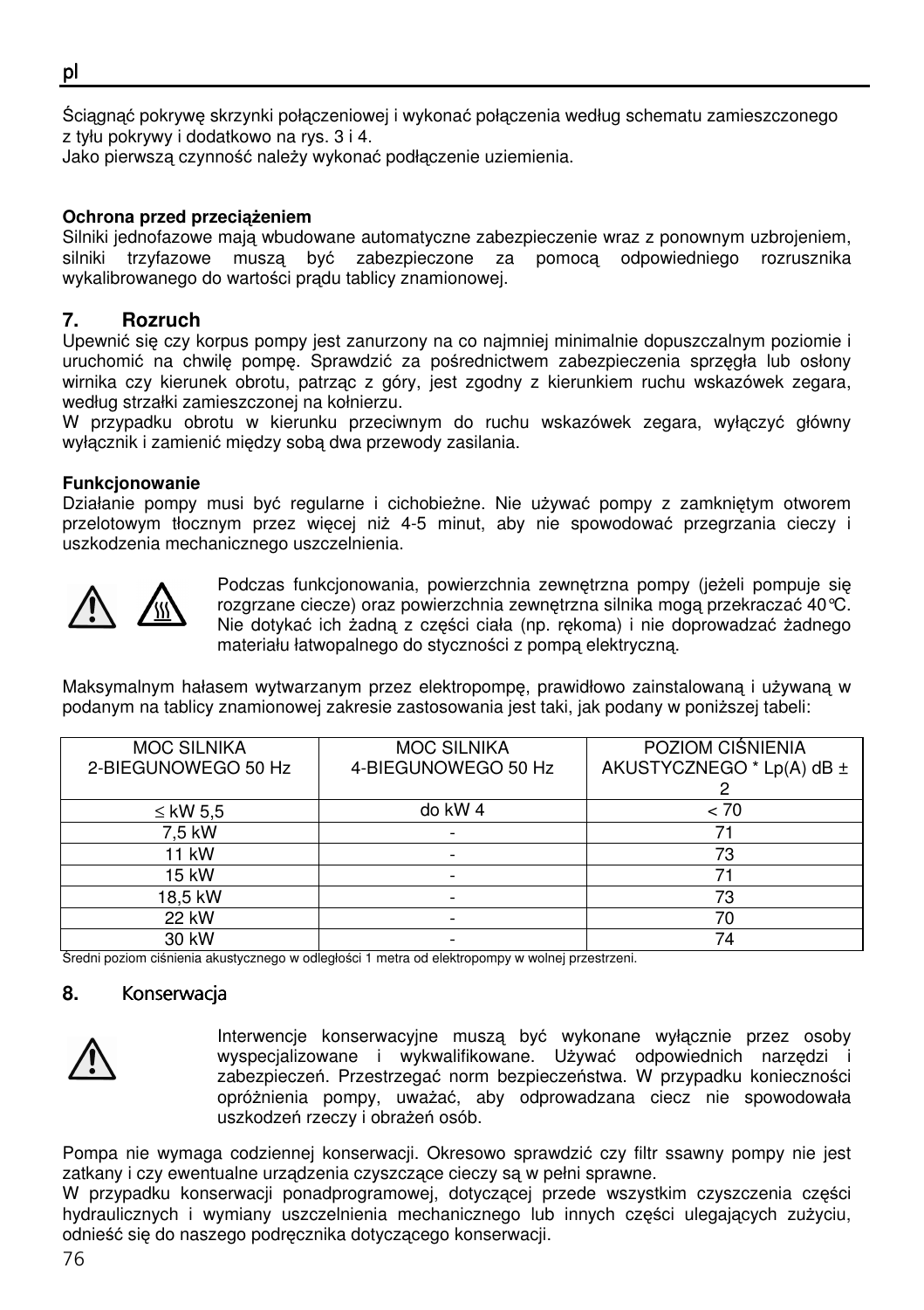Ściągnąć pokrywę skrzynki połączeniowej i wykonać połączenia według schematu zamieszczonego z tyłu pokrywy i dodatkowo na rys. 3 i 4.
Jako pierwszą czynność należy wykonać podłączenie uziemienia.

**Ochrona przed przeciążeniem**
Silniki jednofazowe mają wbudowane automatyczne zabezpieczenie wraz z ponownym uzbrojeniem, silniki trzyfazowe muszą być zabezpieczone za pomocą odpowiedniego rozrusznika wykalibrowanego do wartości prądu tablicy znamionowej.

## 7. Rozruch

Upewnić się czy korpus pompy jest zanurzony na co najmniej minimalnie dopuszczalnym poziomie i uruchomić na chwilę pompę. Sprawdzić za pośrednictwem zabezpieczenia sprzęgła lub osłony wirnika czy kierunek obrotu, patrząc z góry, jest zgodny z kierunkiem ruchu wskazówek zegara, według strzałki zamieszczonej na kołnierzu.
W przypadku obrotu w kierunku przeciwnym do ruchu wskazówek zegara, wyłączyć główny wyłącznik i zamienić między sobą dwa przewody zasilania.

**Funkcjonowanie**
Działanie pompy musi być regularne i cichobieżne. Nie używać pompy z zamkniętym otworem przelotowym tłocznym przez więcej niż 4-5 minut, aby nie spowodować przegrzania cieczy i uszkodzenia mechanicznego uszczelnienia.

Podczas funkcjonowania, powierzchnia zewnętrzna pompy (jeżeli pompuje się rozgrzane ciecze) oraz powierzchnia zewnętrzna silnika mogą przekraczać 40°C. Nie dotykać ich żadną z części ciała (np. rękoma) i nie doprowadzać żadnego materiału łatwopalnego do styczności z pompą elektryczną.

Maksymalnym hałasem wytwarzanym przez elektropompę, prawidłowo zainstalowaną i używaną w podanym na tablicy znamionowej zakresie zastosowania jest taki, jak podany w poniższej tabeli:

| MOC SILNIKA 2-BIEGUNOWEGO 50 Hz | MOC SILNIKA 4-BIEGUNOWEGO 50 Hz | POZIOM CIŚNIENIA AKUSTYCZNEGO * Lp(A) dB ± 2 |
|---|---|---|
| ≤ kW 5,5 | do kW 4 | < 70 |
| 7,5 kW | - | 71 |
| 11 kW | - | 73 |
| 15 kW | - | 71 |
| 18,5 kW | - | 73 |
| 22 kW | - | 70 |
| 30 kW | - | 74 |

Średni poziom ciśnienia akustycznego w odległości 1 metra od elektropompy w wolnej przestrzeni.

## 8. Konserwacja

Interwencje konserwacyjne muszą być wykonane wyłącznie przez osoby wyspecjalizowane i wykwalifikowane. Używać odpowiednich narzędzi i zabezpieczeń. Przestrzegać norm bezpieczeństwa. W przypadku konieczności opróżnienia pompy, uważać, aby odprowadzana ciecz nie spowodowała uszkodzeń rzeczy i obrażeń osób.

Pompa nie wymaga codziennej konserwacji. Okresowo sprawdzić czy filtr ssawny pompy nie jest zatkany i czy ewentualne urządzenia czyszczące cieczy są w pełni sprawne.
W przypadku konserwacji ponadprogramowej, dotyczącej przede wszystkim czyszczenia części hydraulicznych i wymiany uszczelnienia mechanicznego lub innych części ulegających zużyciu, odnieść się do naszego podręcznika dotyczącego konserwacji.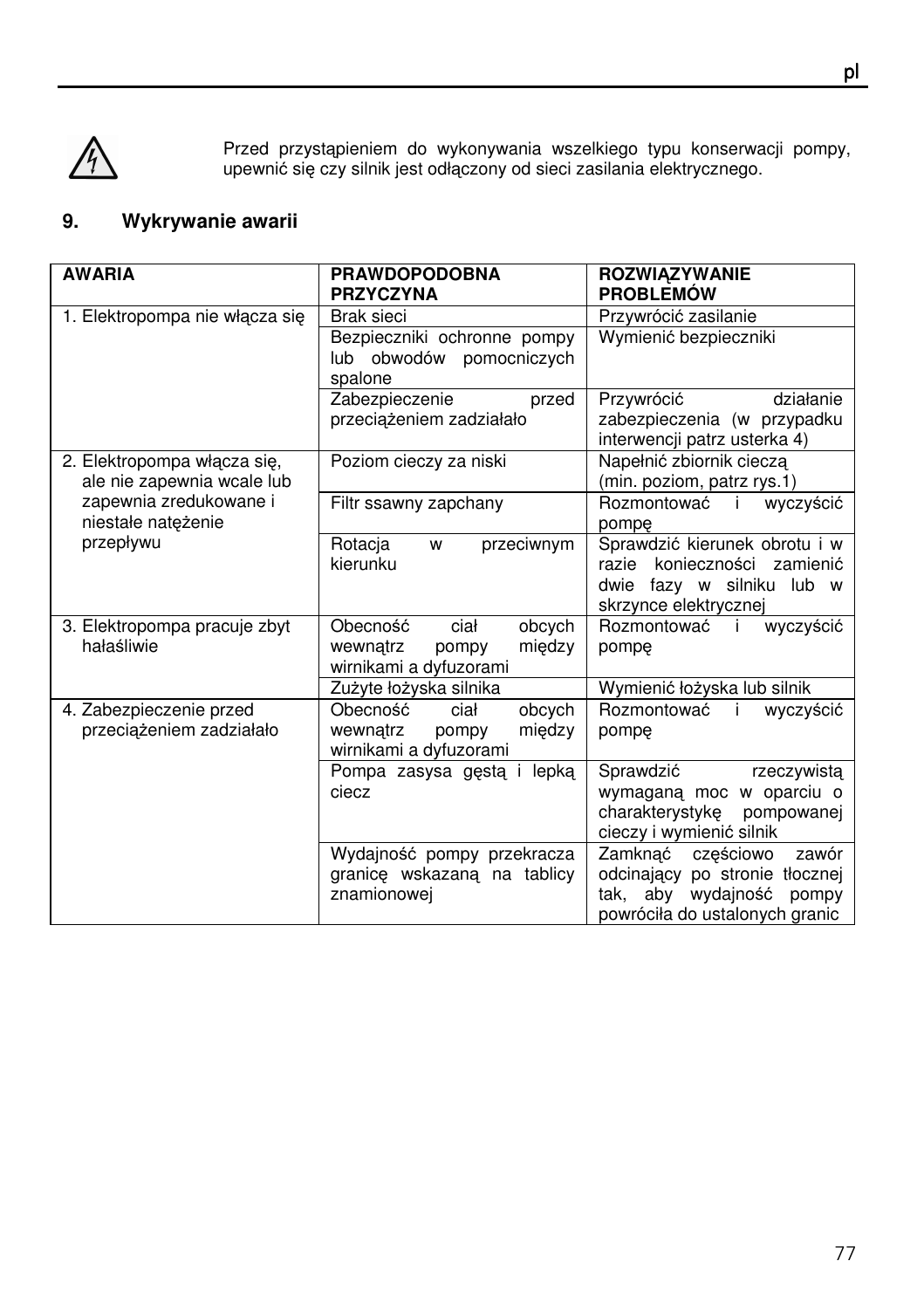Przed przystąpieniem do wykonywania wszelkiego typu konserwacji pompy, upewnić się czy silnik jest odłączony od sieci zasilania elektrycznego.

## 9. Wykrywanie awarii

| AWARIA | PRAWDOPODOBNA PRZYCZYNA | ROZWIĄZYWANIE PROBLEMÓW |
|---|---|---|
| 1. Elektropompa nie włącza się | Brak sieci | Przywrócić zasilanie |
| | Bezpieczniki ochronne pompy lub obwodów pomocniczych spalone | Wymienić bezpieczniki |
| | Zabezpieczenie przed przeciążeniem zadziałało | Przywrócić działanie zabezpieczenia (w przypadku interwencji patrz usterka 4) |
| 2. Elektropompa włącza się, ale nie zapewnia wcale lub zapewnia zredukowane i niestałe natężenie przepływu | Poziom cieczy za niski | Napełnić zbiornik cieczą (min. poziom, patrz rys.1) |
| | Filtr ssawny zapchany | Rozmontować i wyczyścić pompę |
| | Rotacja w przeciwnym kierunku | Sprawdzić kierunek obrotu i w razie konieczności zamienić dwie fazy w silniku lub w skrzynce elektrycznej |
| 3. Elektropompa pracuje zbyt hałaśliwie | Obecność ciał obcych wewnątrz pompy między wirnikami a dyfuzorami | Rozmontować i wyczyścić pompę |
| | Zużyte łożyska silnika | Wymienić łożyska lub silnik |
| 4. Zabezpieczenie przed przeciążeniem zadziałało | Obecność ciał obcych wewnątrz pompy między wirnikami a dyfuzorami | Rozmontować i wyczyścić pompę |
| | Pompa zasysa gęstą i lepką ciecz | Sprawdzić rzeczywistą wymaganą moc w oparciu o charakterystykę pompowanej cieczy i wymienić silnik |
| | Wydajność pompy przekracza granicę wskazaną na tablicy znamionowej | Zamknąć częściowo zawór odcinający po stronie tłocznej tak, aby wydajność pompy powróciła do ustalonych granic |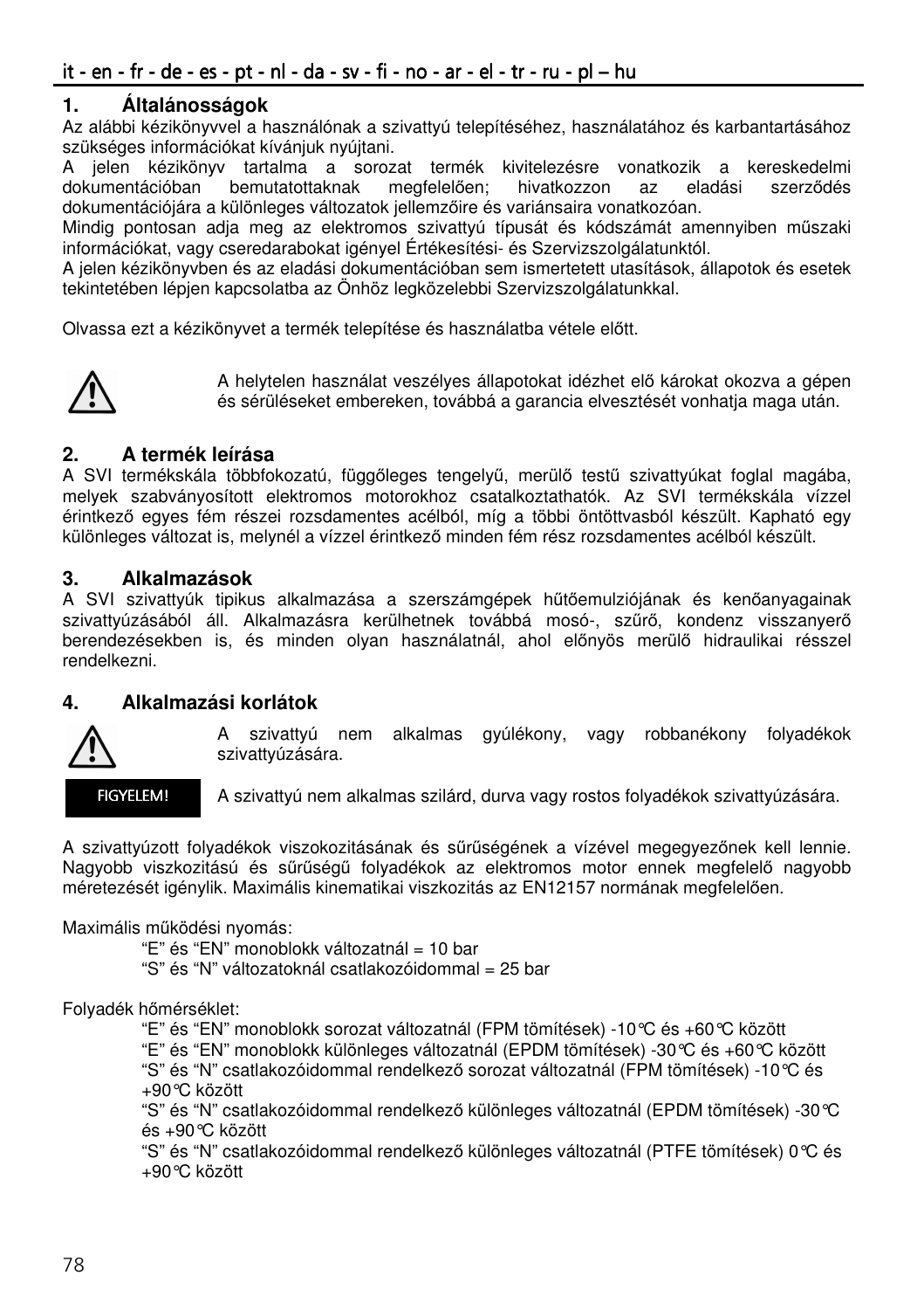it - en - fr - de - es - pt - nl - da - sv - fi - no - ar - el - tr - ru - pl – hu

## 1. Általánosságok

Az alábbi kézikönyvvel a használónak a szivattyú telepítéséhez, használatához és karbantartásához szükséges információkat kívánjuk nyújtani.

A jelen kézikönyv tartalma a sorozat termék kivitelezésre vonatkozik a kereskedelmi dokumentációban bemutatottaknak megfelelően; hivatkozzon az eladási szerződés dokumentációjára a különleges változatok jellemzőire és variánsaira vonatkozóan.

Mindig pontosan adja meg az elektromos szivattyú típusát és kódszámát amennyiben műszaki információkat, vagy cseredarabokat igényel Értékesítési- és Szervizszolgálatunktól.

A jelen kézikönyvben és az eladási dokumentációban sem ismertetett utasítások, állapotok és esetek tekintetében lépjen kapcsolatba az Önhöz legközelebbi Szervizszolgálatunkkal.

Olvassa ezt a kézikönyvet a termék telepítése és használatba vétele előtt.

⚠ A helytelen használat veszélyes állapotokat idézhet elő károkat okozva a gépen és sérüléseket embereken, továbbá a garancia elvesztését vonhatja maga után.

## 2. A termék leírása

A SVI termékskála többfokozatú, függőleges tengelyű, merülő testű szivattyúkat foglal magába, melyek szabványosított elektromos motorokhoz csatalkoztathatók. Az SVI termékskála vízzel érintkező egyes fém részei rozsdamentes acélból, míg a többi öntöttvasból készült. Kapható egy különleges változat is, melynél a vízzel érintkező minden fém rész rozsdamentes acélból készült.

## 3. Alkalmazások

A SVI szivattyúk tipikus alkalmazása a szerszámgépek hűtőemulziójának és kenőanyagainak szivattyúzásából áll. Alkalmazásra kerülhetnek továbbá mosó-, szűrő, kondenz visszanyerő berendezésekben is, és minden olyan használatnál, ahol előnyös merülő hidraulikai résszel rendelkezni.

## 4. Alkalmazási korlátok

⚠ A szivattyú nem alkalmas gyúlékony, vagy robbanékony folyadékok szivattyúzására.

**FIGYELEM!** A szivattyú nem alkalmas szilárd, durva vagy rostos folyadékok szivattyúzására.

A szivattyúzott folyadékok viszokozitásának és sűrűségének a vízével megegyezőnek kell lennie. Nagyobb viszkozitású és sűrűségű folyadékok az elektromos motor ennek megfelelő nagyobb méretezését igénylik. Maximális kinematikai viszkozitás az EN12157 normának megfelelően.

Maximális működési nyomás:

- “E” és “EN” monoblokk változatnál = 10 bar
- “S” és “N” változatoknál csatlakozóidommal = 25 bar

Folyadék hőmérséklet:

- “E” és “EN” monoblokk sorozat változatnál (FPM tömítések) -10°C és +60°C között
- “E” és “EN” monoblokk különleges változatnál (EPDM tömítések) -30°C és +60°C között
- “S” és “N” csatlakozóidommal rendelkező sorozat változatnál (FPM tömítések) -10°C és +90°C között
- “S” és “N” csatlakozóidommal rendelkező különleges változatnál (EPDM tömítések) -30°C és +90°C között
- “S” és “N” csatlakozóidommal rendelkező különleges változatnál (PTFE tömítések) 0°C és +90°C között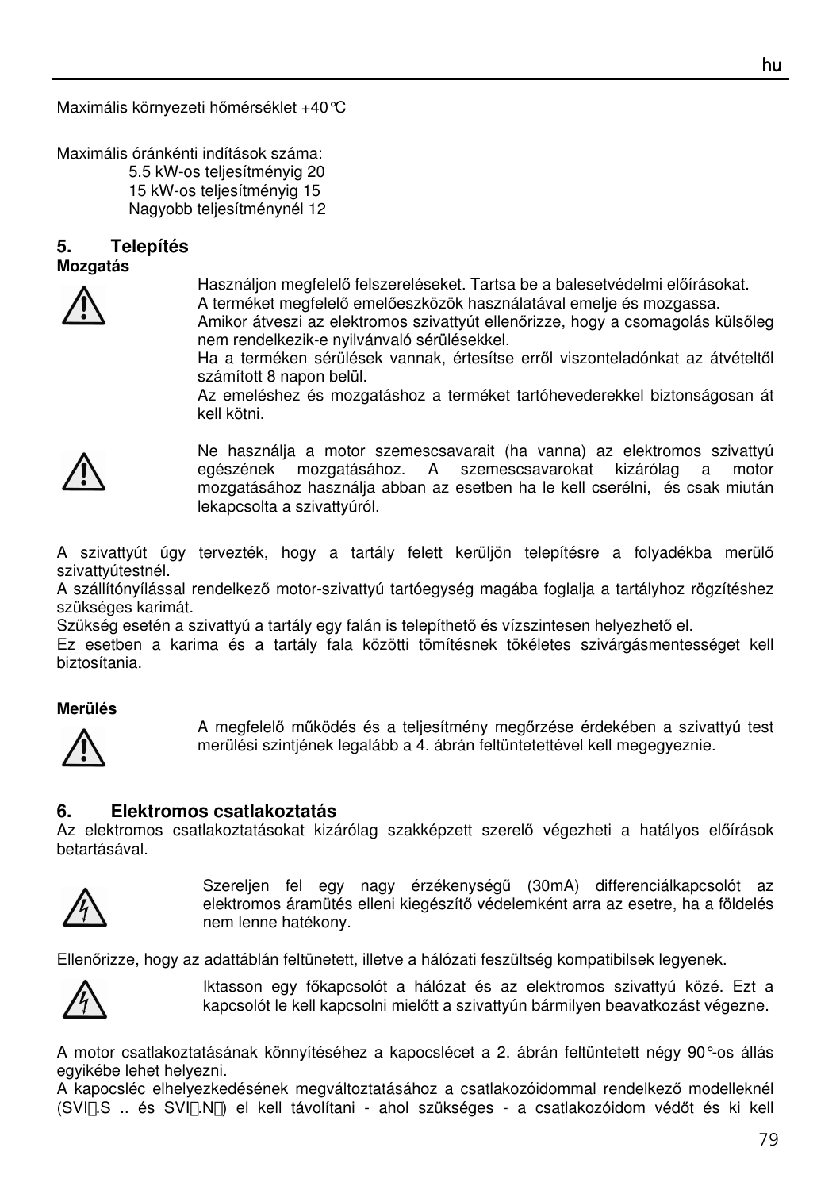Maximális környezeti hőmérséklet +40°C

Maximális óránkénti indítások száma:

5.5 kW-os teljesítményig 20
15 kW-os teljesítményig 15
Nagyobb teljesítménynél 12

## 5. Telepítés

**Mozgatás**

Használjon megfelelő felszereléseket. Tartsa be a balesetvédelmi előírásokat.
A terméket megfelelő emelőeszközök használatával emelje és mozgassa.
Amikor átveszi az elektromos szivattyút ellenőrizze, hogy a csomagolás külsőleg nem rendelkezik-e nyilvánvaló sérülésekkel.
Ha a terméken sérülések vannak, értesítse erről viszonteladónkat az átvételtől számított 8 napon belül.
Az emeléshez és mozgatáshoz a terméket tartóhevederekkel biztonságosan át kell kötni.

Ne használja a motor szemescsavarait (ha vanna) az elektromos szivattyú egészének mozgatásához. A szemescsavarokat kizárólag a motor mozgatásához használja abban az esetben ha le kell cserélni, és csak miután lekapcsolta a szivattyúról.

A szivattyút úgy tervezték, hogy a tartály felett kerüljön telepítésre a folyadékba merülő szivattyútestnél.
A szállítónyílással rendelkező motor-szivattyú tartóegység magába foglalja a tartályhoz rögzítéshez szükséges karimát.
Szükség esetén a szivattyú a tartály egy falán is telepíthető és vízszintesen helyezhető el.
Ez esetben a karima és a tartály fala közötti tömítésnek tökéletes szivárgásmentességet kell biztosítania.

**Merülés**

A megfelelő működés és a teljesítmény megőrzése érdekében a szivattyú test merülési szintjének legalább a 4. ábrán feltüntetettével kell megegyeznie.

## 6. Elektromos csatlakoztatás

Az elektromos csatlakoztatásokat kizárólag szakképzett szerelő végezheti a hatályos előírások betartásával.

Szereljen fel egy nagy érzékenységű (30mA) differenciálkapcsolót az elektromos áramütés elleni kiegészítő védelemként arra az esetre, ha a földelés nem lenne hatékony.

Ellenőrizze, hogy az adattáblán feltünetett, illetve a hálózati feszültség kompatibilsek legyenek.

Iktasson egy főkapcsolót a hálózat és az elektromos szivattyú közé. Ezt a kapcsolót le kell kapcsolni mielőtt a szivattyún bármilyen beavatkozást végezne.

A motor csatlakoztatásának könnyítéséhez a kapocslécet a 2. ábrán feltüntetett négy 90°-os állás egyikébe lehet helyezni.
A kapocsléc elhelyezkedésének megváltoztatásához a csatlakozóidommal rendelkező modelleknél (SVI .S .. és SVI .N ) el kell távolítani - ahol szükséges - a csatlakozóidom védőt és ki kell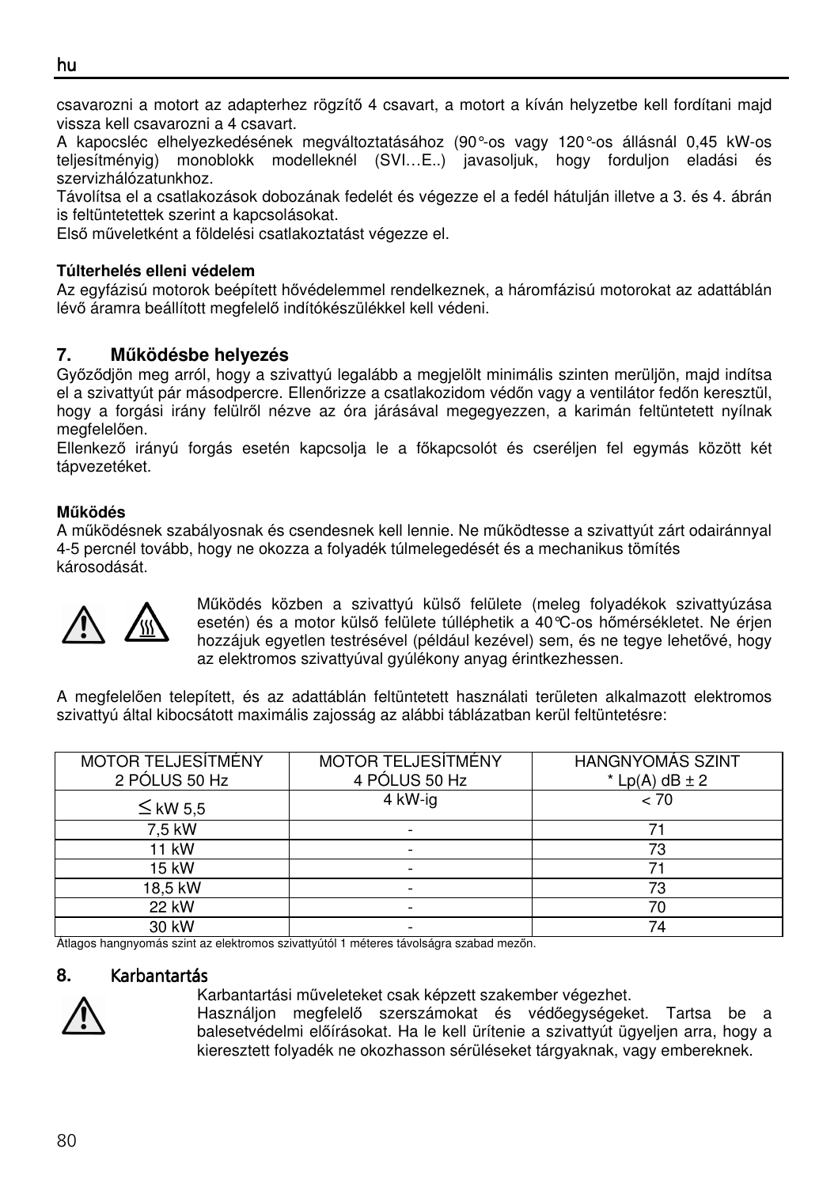csavarozni a motort az adapterhez rögzítő 4 csavart, a motort a kíván helyzetbe kell fordítani majd vissza kell csavarozni a 4 csavart.
A kapocsléc elhelyezkedésének megváltoztatásához (90°-os vagy 120°-os állásnál 0,45 kW-os teljesítményig) monoblokk modelleknél (SVI…E..) javasoljuk, hogy forduljon eladási és szervizhálózatunkhoz.
Távolítsa el a csatlakozások dobozának fedelét és végezze el a fedél hátulján illetve a 3. és 4. ábrán is feltüntetettek szerint a kapcsolásokat.
Első műveletként a földelési csatlakoztatást végezze el.

**Túlterhelés elleni védelem**
Az egyfázisú motorok beépített hővédelemmel rendelkeznek, a háromfázisú motorokat az adattáblán lévő áramra beállított megfelelő indítókészülékkel kell védeni.

## 7. Működésbe helyezés

Győződjön meg arról, hogy a szivattyú legalább a megjelölt minimális szinten merüljön, majd indítsa el a szivattyút pár másodpercre. Ellenőrizze a csatlakozidom védőn vagy a ventilátor fedőn keresztül, hogy a forgási irány felülről nézve az óra járásával megegyezzen, a karimán feltüntetett nyílnak megfelelően.
Ellenkező irányú forgás esetén kapcsolja le a főkapcsolót és cseréljen fel egymás között két tápvezetéket.

**Működés**
A működésnek szabályosnak és csendesnek kell lennie. Ne működtesse a szivattyút zárt odairánnyal 4-5 percnél tovább, hogy ne okozza a folyadék túlmelegedését és a mechanikus tömítés károsodását.

Működés közben a szivattyú külső felülete (meleg folyadékok szivattyúzása esetén) és a motor külső felülete túlléphetik a 40°C-os hőmérsékletet. Ne érjen hozzájuk egyetlen testrészével (például kezével) sem, és ne tegye lehetővé, hogy az elektromos szivattyúval gyúlékony anyag érintkezhessen.

A megfelelően telepített, és az adattáblán feltüntetett használati területen alkalmazott elektromos szivattyú által kibocsátott maximális zajosság az alábbi táblázatban kerül feltüntetésre:

| MOTOR TELJESÍTMÉNY 2 PÓLUS 50 Hz | MOTOR TELJESÍTMÉNY 4 PÓLUS 50 Hz | HANGNYOMÁS SZINT * Lp(A) dB ± 2 |
|---|---|---|
| ≤ kW 5,5 | 4 kW-ig | < 70 |
| 7,5 kW | - | 71 |
| 11 kW | - | 73 |
| 15 kW | - | 71 |
| 18,5 kW | - | 73 |
| 22 kW | - | 70 |
| 30 kW | - | 74 |

Átlagos hangnyomás szint az elektromos szivattyútól 1 méteres távolságra szabad mezőn.

## 8. Karbantartás

Karbantartási műveleteket csak képzett szakember végezhet.
Használjon megfelelő szerszámokat és védőegységeket. Tartsa be a balesetvédelmi előírásokat. Ha le kell ürítenie a szivattyút ügyeljen arra, hogy a kieresztett folyadék ne okozhasson sérüléseket tárgyaknak, vagy embereknek.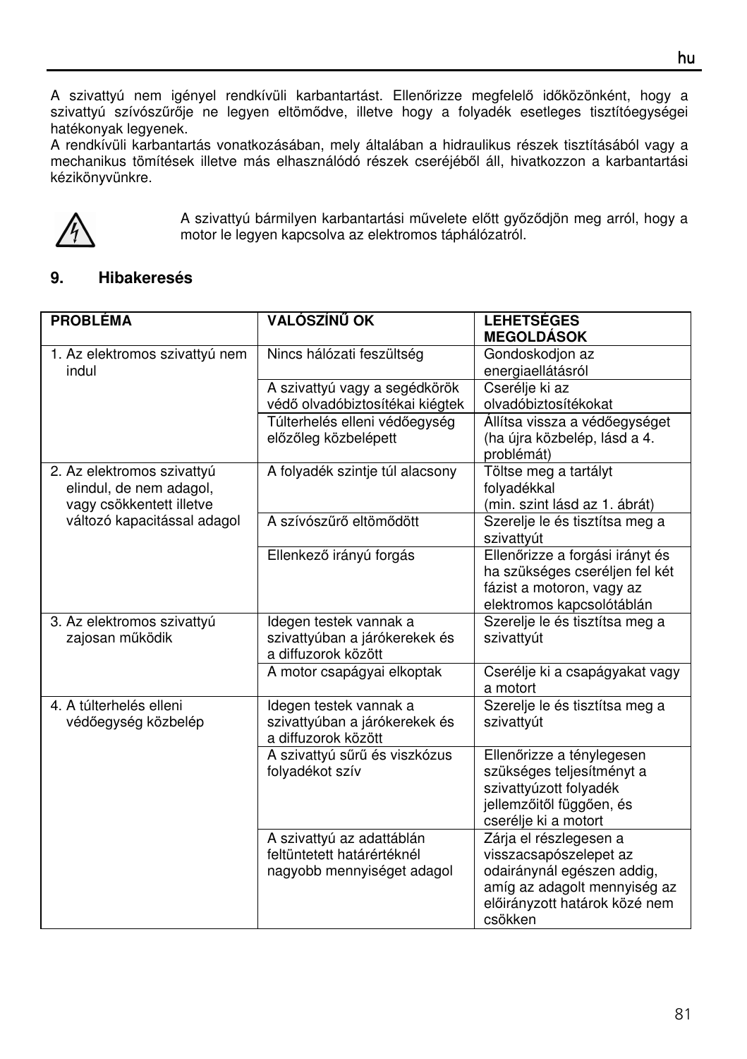A szivattyú nem igényel rendkívüli karbantartást. Ellenőrizze megfelelő időközönként, hogy a szivattyú szívószűrője ne legyen eltömődve, illetve hogy a folyadék esetleges tisztítóegységei hatékonyak legyenek.
A rendkívüli karbantartás vonatkozásában, mely általában a hidraulikus részek tisztításából vagy a mechanikus tömítések illetve más elhasználódó részek cseréjéből áll, hivatkozzon a karbantartási kézikönyvünkre.

A szivattyú bármilyen karbantartási művelete előtt győződjön meg arról, hogy a motor le legyen kapcsolva az elektromos táphálózatról.

## 9. Hibakeresés

| PROBLÉMA | VALÓSZÍNŰ OK | LEHETSÉGES MEGOLDÁSOK |
|---|---|---|
| 1. Az elektromos szivattyú nem indul | Nincs hálózati feszültség | Gondoskodjon az energiaellátásról |
| | A szivattyú vagy a segédkörök védő olvadóbiztosítékai kiégtek | Cserélje ki az olvadóbiztosítékokat |
| | Túlterhelés elleni védőegység előzőleg közbelépett | Állítsa vissza a védőegységet (ha újra közbelép, lásd a 4. problémát) |
| 2. Az elektromos szivattyú elindul, de nem adagol, vagy csökkentett illetve változó kapacitással adagol | A folyadék szintje túl alacsony | Töltse meg a tartályt folyadékkal (min. szint lásd az 1. ábrát) |
| | A szívószűrő eltömődött | Szerelje le és tisztítsa meg a szivattyút |
| | Ellenkező irányú forgás | Ellenőrizze a forgási irányt és ha szükséges cseréljen fel két fázist a motoron, vagy az elektromos kapcsolótáblán |
| 3. Az elektromos szivattyú zajosan működik | Idegen testek vannak a szivattyúban a járókerekek és a diffuzorok között | Szerelje le és tisztítsa meg a szivattyút |
| | A motor csapágyai elkoptak | Cserélje ki a csapágyakat vagy a motort |
| 4. A túlterhelés elleni védőegység közbelép | Idegen testek vannak a szivattyúban a járókerekek és a diffuzorok között | Szerelje le és tisztítsa meg a szivattyút |
| | A szivattyú sűrű és viszkózus folyadékot szív | Ellenőrizze a ténylegesen szükséges teljesítményt a szivattyúzott folyadék jellemzőitől függően, és cserélje ki a motort |
| | A szivattyú az adattáblán feltüntetett határértéknél nagyobb mennyiséget adagol | Zárja el részlegesen a visszacsapószelepet az odairánynál egészen addig, amíg az adagolt mennyiség az előirányzott határok közé nem csökken |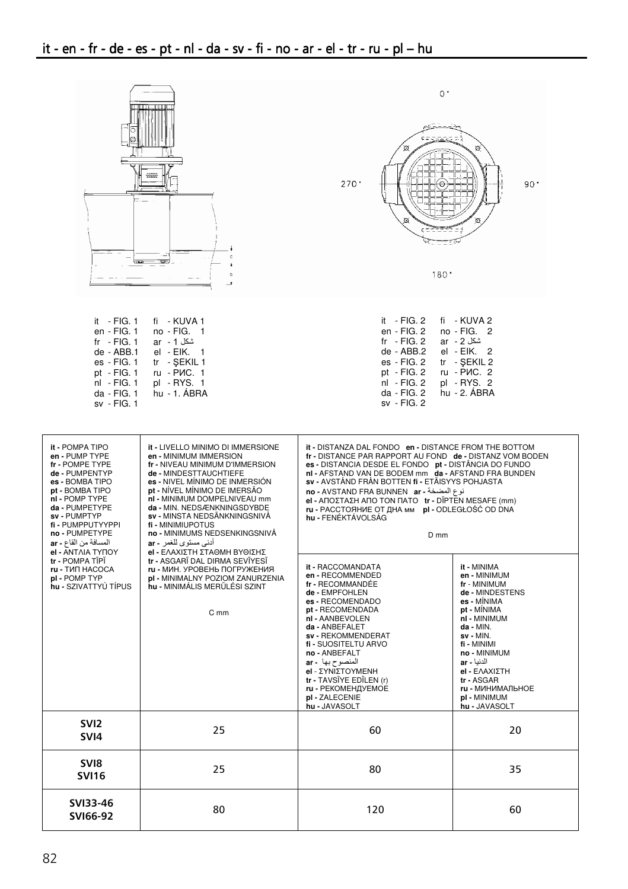## it - en - fr - de - es - pt - nl - da - sv - fi - no - ar - el - tr - ru - pl – hu

0°

270° 90°

180°

it - FIG. 1 fi - KUVA 1
en - FIG. 1 no - FIG. 1
fr - FIG. 1 ar - شكل 1
de - ABB.1 el - EIK. 1
es - FIG. 1 tr - ŞEKIL 1
pt - FIG. 1 ru - РИС. 1
nl - FIG. 1 pl - RYS. 1
da - FIG. 1 hu - 1. ÁBRA
sv - FIG. 1

it - FIG. 2 fi - KUVA 2
en - FIG. 2 no - FIG. 2
fr - FIG. 2 ar - شكل 2
de - ABB.2 el - EIK. 2
es - FIG. 2 tr - ŞEKIL 2
pt - FIG. 2 ru - РИС. 2
nl - FIG. 2 pl - RYS. 2
da - FIG. 2 hu - 2. ÁBRA
sv - FIG. 2

| **it -** POMPA TIPO<br>**en -** PUMP TYPE<br>**fr -** POMPE TYPE<br>**de -** PUMPENTYP<br>**es -** BOMBA TIPO<br>**pt -** BOMBA TIPO<br>**nl -** POMP TYPE<br>**da -** PUMPETYPE<br>**sv -** PUMPTYP<br>**fi -** PUMPPUTYYPPI<br>**no -** PUMPETYPE<br>**ar -** المسافة من القاع<br>**el -** ΑΝΤΛΙΑ ΤΥΠΟΥ<br>**tr -** POMPA TİPİ<br>**ru -** ТИП НАСОСА<br>**pl -** POMP TYP<br>**hu -** SZIVATTYÚ TÍPUS | **it -** LIVELLO MINIMO DI IMMERSIONE<br>**en -** MINIMUM IMMERSION<br>**fr -** NIVEAU MINIMUM D'IMMERSION<br>**de -** MINDESTTAUCHTIEFE<br>**es -** NIVEL MÍNIMO DE INMERSIÓN<br>**pt -** NÍVEL MÍNIMO DE IMERSÃO<br>**nl -** MINIMUM DOMPELNIVEAU mm<br>**da -** MIN. NEDSÆNKNINGSDYBDE<br>**sv -** MINSTA NEDSÄNKNINGSNIVÅ<br>**fi -** MINIMIUPOTUS<br>**no -** MINIMUMS NEDSENKINGSNIVÅ<br>**ar -** أدنى مستوى للغمر<br>**el -** ΕΛΑΧΙΣΤΗ ΣΤΑΘΜΗ ΒΥΘΙΣΗΣ<br>**tr -** ASGARÎ DAL DIRMA SEVİYESİ<br>**ru -** МИН. УРОВЕНЬ ПОГРУЖЕНИЯ<br>**pl -** MINIMALNY POZIOM ZANURZENIA<br>**hu -** MINIMÁLIS MERÜLÉSI SZINT<br><br>C mm | **it -** DISTANZA DAL FONDO **en -** DISTANCE FROM THE BOTTOM **fr -** DISTANCE PAR RAPPORT AU FOND **de -** DISTANZ VOM BODEN **es -** DISTANCIA DESDE EL FONDO **pt -** DISTÂNCIA DO FUNDO **nl -** AFSTAND VAN DE BODEM mm **da -** AFSTAND FRA BUNDEN **sv -** AVSTÅND FRÅN BOTTEN **fi -** ETÄISYYS POHJASTA **no -** AVSTAND FRA BUNNEN **ar -** نوع المضخة **el -** ΑΠΟΣΤΑΣΗ ΑΠΟ ΤΟΝ ΠΑΤΟ **tr -** DİPTEN MESAFE (mm) **ru -** РАССТОЯНИЕ ОТ ДНА мм **pl -** ODLEGŁOŚĆ OD DNA **hu -** FENÉKTÁVOLSÁG<br><br>D mm | |
|---|---|---|---|
| | | **it -** RACCOMANDATA<br>**en -** RECOMMENDED<br>**fr -** RECOMMANDÉE<br>**de -** EMPFOHLEN<br>**es -** RECOMENDADO<br>**pt -** RECOMENDADA<br>**nl -** AANBEVOLEN<br>**da -** ANBEFALET<br>**sv -** REKOMMENDERAT<br>**fi -** SUOSITELTU ARVO<br>**no -** ANBEFALT<br>**ar -** المنصوح بها<br>**el -** ΣΥΝΙΣΤΟΥΜΕΝΗ<br>**tr -** TAVSİYE EDİLEN (r)<br>**ru -** РЕКОМЕНДУЕМОЕ<br>**pl -** ZALECENIE<br>**hu -** JAVASOLT | **it -** MINIMA<br>**en -** MINIMUM<br>**fr -** MINIMUM<br>**de -** MINDESTENS<br>**es -** MÍNIMA<br>**pt -** MÍNIMA<br>**nl -** MINIMUM<br>**da -** MIN.<br>**sv -** MIN.<br>**fi -** MINIMI<br>**no -** MINIMUM<br>**ar -** الدنيا<br>**el -** ΕΛΑΧΙΣΤΗ<br>**tr -** ASGAR<br>**ru -** МИНИМАЛЬНОЕ<br>**pl -** MINIMUM<br>**hu -** JAVASOLT |
| **SVI2<br>SVI4** | 25 | 60 | 20 |
| **SVI8<br>SVI16** | 25 | 80 | 35 |
| **SVI33-46<br>SVI66-92** | 80 | 120 | 60 |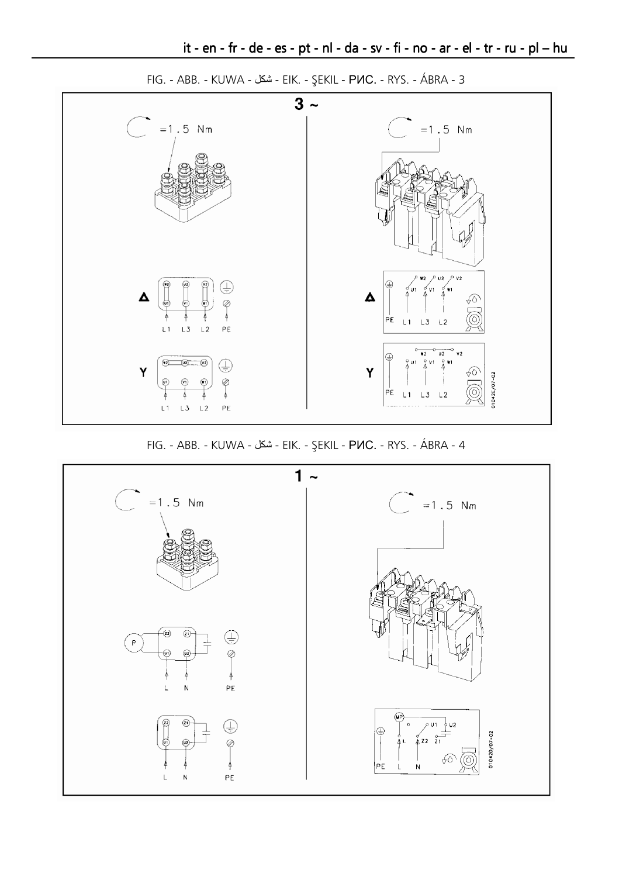FIG. - ABB. - KUWA - شكل - EIK. - ŞEKIL - РИС. - RYS. - ÁBRA - 3

3 ~

=1.5 Nm

=1.5 Nm

Δ

W2 U2 V2
U1 V1 W1
L1 L3 L2 PE

Y

W2 U2 V2
U1 V1 W1
L1 L3 L2 PE

01042E/07-02

FIG. - ABB. - KUWA - شكل - EIK. - ŞEKIL - РИС. - RYS. - ÁBRA - 4

1 ~

=1.5 Nm

=1.5 Nm

P

Z2 Z1
U1 U2
L N PE

Z2 Z1
U1 U2
L N PE

MP
U1 U2
L Z2 Z1
PE L N

01042D/07-02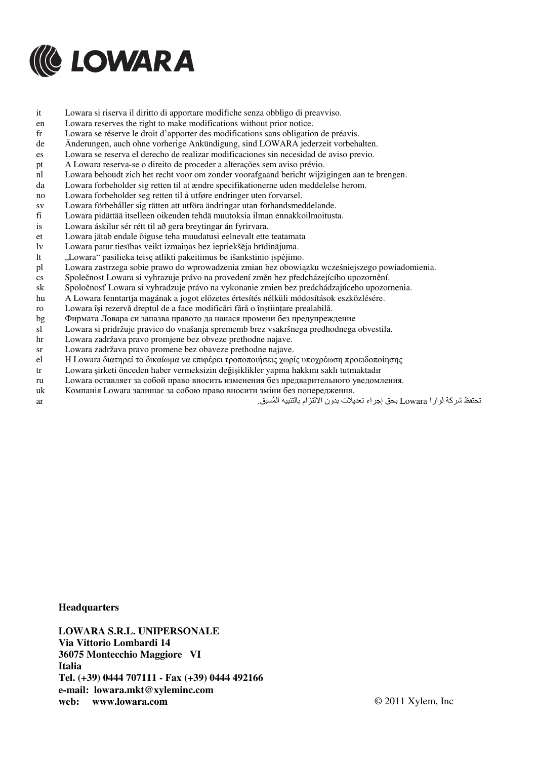# LOWARA

| | |
|---|---|
| it | Lowara si riserva il diritto di apportare modifiche senza obbligo di preavviso. |
| en | Lowara reserves the right to make modifications without prior notice. |
| fr | Lowara se réserve le droit d'apporter des modifications sans obligation de préavis. |
| de | Änderungen, auch ohne vorherige Ankündigung, sind LOWARA jederzeit vorbehalten. |
| es | Lowara se reserva el derecho de realizar modificaciones sin necesidad de aviso previo. |
| pt | A Lowara reserva-se o direito de proceder a alterações sem aviso prévio. |
| nl | Lowara behoudt zich het recht voor om zonder voorafgaand bericht wijzigingen aan te brengen. |
| da | Lowara forbeholder sig retten til at ændre specifikationerne uden meddelelse herom. |
| no | Lowara forbeholder seg retten til å utføre endringer uten forvarsel. |
| sv | Lowara förbehåller sig rätten att utföra ändringar utan förhandsmeddelande. |
| fi | Lowara pidättää itselleen oikeuden tehdä muutoksia ilman ennakkoilmoitusta. |
| is | Lowara áskilur sér rétt til að gera breytingar án fyrirvara. |
| et | Lowara jätab endale õiguse teha muudatusi eelnevalt ette teatamata |
| lv | Lowara patur tiesības veikt izmaiņas bez iepriekšēja brīdinājuma. |
| lt | „Lowara" pasilieka teisę atlikti pakeitimus be išankstinio įspėjimo. |
| pl | Lowara zastrzega sobie prawo do wprowadzenia zmian bez obowiązku wcześniejszego powiadomienia. |
| cs | Společnost Lowara si vyhrazuje právo na provedení změn bez předcházejícího upozornění. |
| sk | Spoločnosť Lowara si vyhradzuje právo na vykonanie zmien bez predchádzajúceho upozornenia. |
| hu | A Lowara fenntartja magának a jogot előzetes értesítés nélküli módosítások eszközlésére. |
| ro | Lowara își rezervă dreptul de a face modificări fără o înștiințare prealabilă. |
| bg | Фирмата Ловара си запазва правото да нанася промени без предупреждение |
| sl | Lowara si pridržuje pravico do vnašanja sprememb brez vsakršnega predhodnega obvestila. |
| hr | Lowara zadržava pravo promjene bez obveze prethodne najave. |
| sr | Lowara zadržava pravo promene bez obaveze prethodne najave. |
| el | Η Lowara διατηρεί το δικαίωμα να επιφέρει τροποποιήσεις χωρίς υποχρέωση προειδοποίησης |
| tr | Lowara şirketi önceden haber vermeksizin değişiklikler yapma hakkını saklı tutmaktadır |
| ru | Lowara оставляет за собой право вносить изменения без предварительного уведомления. |
| uk | Компанія Lowara залишає за собою право вносити зміни без попередження. |
| ar | تحتفظ شركة لوارا Lowara بحق إجراء تعديلات بدون الالتزام بالتنبيه المُسبق. |

**Headquarters**

**LOWARA S.R.L. UNIPERSONALE**
**Via Vittorio Lombardi 14**
**36075 Montecchio Maggiore VI**
**Italia**
**Tel. (+39) 0444 707111 - Fax (+39) 0444 492166**
**e-mail: lowara.mkt@xyleminc.com**
**web: www.lowara.com**

© 2011 Xylem, Inc